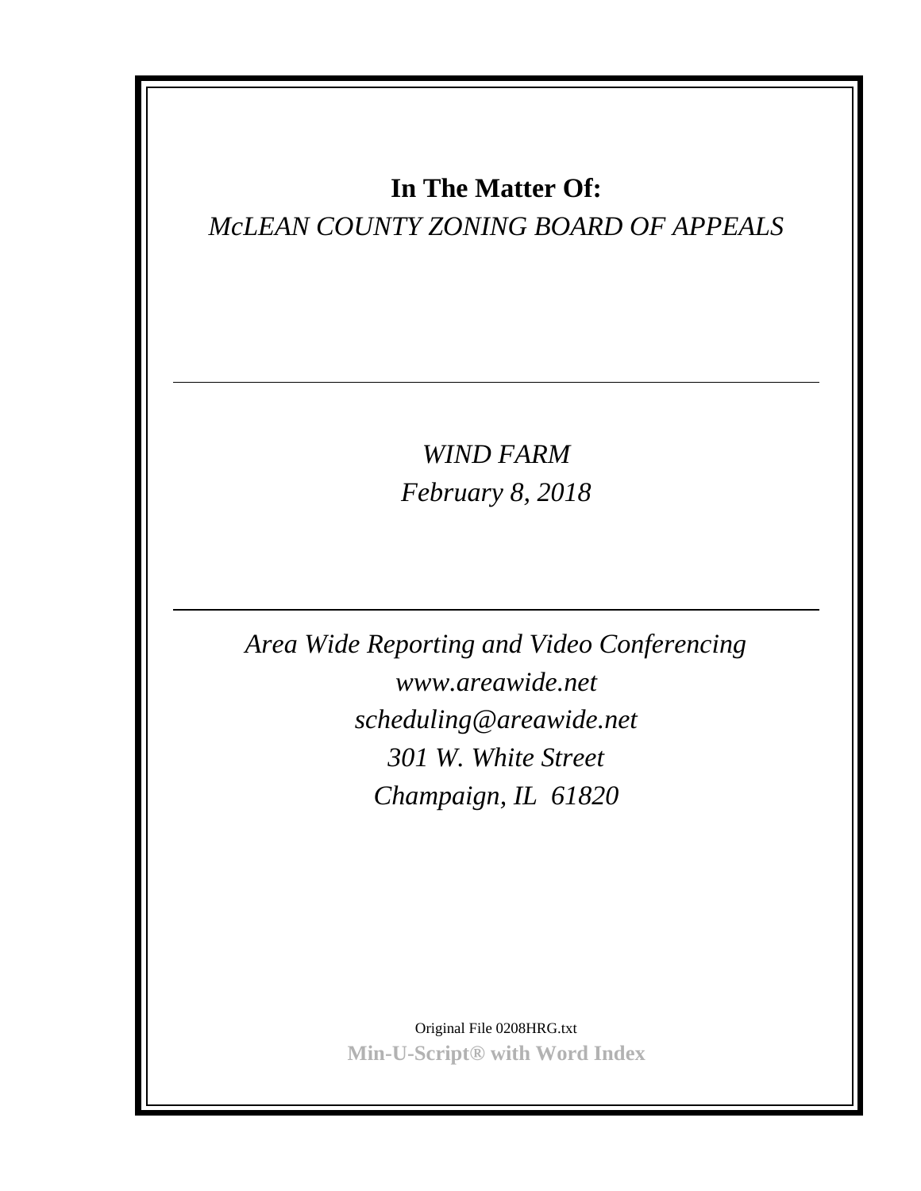# In The Matter Of:

*McLEAN COUNTY ZONING BOARD OF APPEALS*

---

*WIND FARM*

*February 8, 2018*

---

*Area Wide Reporting and Video Conferencing*

*www.areawide.net*

*scheduling@areawide.net*

*301 W. White Street*

*Champaign, IL 61820*

Original File 0208HRG.txt

**Min-U-Script® with Word Index**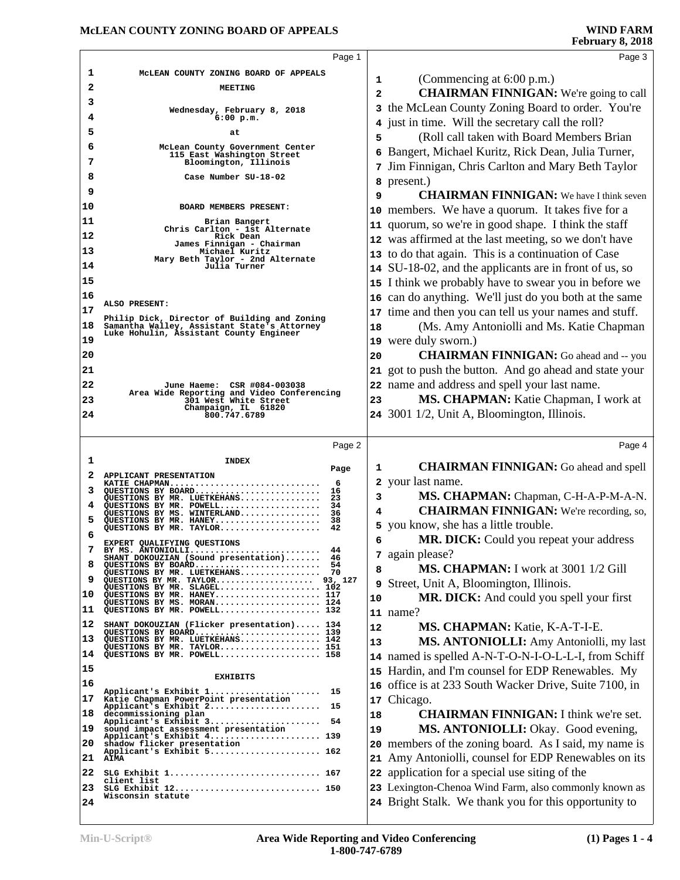## Page 1

McLEAN COUNTY ZONING BOARD OF APPEALS

MEETING

Wednesday, February 8, 2018
6:00 p.m.

at

McLean County Government Center
115 East Washington Street
Bloomington, Illinois

Case Number SU-18-02

BOARD MEMBERS PRESENT:

Brian Bangert
Chris Carlton - 1st Alternate
Rick Dean
James Finnigan - Chairman
Michael Kuritz
Mary Beth Taylor - 2nd Alternate
Julia Turner

ALSO PRESENT:

Philip Dick, Director of Building and Zoning
Samantha Walley, Assistant State's Attorney
Luke Hohulin, Assistant County Engineer

June Haeme: CSR #084-003038
Area Wide Reporting and Video Conferencing
301 West White Street
Champaign, IL 61820
800.747.6789

## Page 2

INDEX

| | Page |
|---|---|
| APPLICANT PRESENTATION | |
| KATIE CHAPMAN | 6 |
| QUESTIONS BY BOARD | 16 |
| QUESTIONS BY MR. LUETKEHANS | 23 |
| QUESTIONS BY MR. POWELL | 34 |
| QUESTIONS BY MS. WINTERLAND | 36 |
| QUESTIONS BY MR. HANEY | 38 |
| QUESTIONS BY MR. TAYLOR | 42 |
| EXPERT QUALIFYING QUESTIONS | |
| BY MS. ANTONIOLLI | 44 |
| SHANT DOKOUZIAN (Sound presentation) | 46 |
| QUESTIONS BY BOARD | 54 |
| QUESTIONS BY MR. LUETKEHANS | 70 |
| QUESTIONS BY MR. TAYLOR | 93, 127 |
| QUESTIONS BY MR. SLAGEL | 102 |
| QUESTIONS BY MR. HANEY | 117 |
| QUESTIONS BY MS. MORAN | 124 |
| QUESTIONS BY MR. POWELL | 132 |
| SHANT DOKOUZIAN (Flicker presentation) | 134 |
| QUESTIONS BY BOARD | 139 |
| QUESTIONS BY MR. LUETKEHANS | 142 |
| QUESTIONS BY MR. TAYLOR | 151 |
| QUESTIONS BY MR. POWELL | 158 |

EXHIBITS

| | |
|---|---|
| Applicant's Exhibit 1 | 15 |
| Katie Chapman PowerPoint presentation | |
| Applicant's Exhibit 2 | 15 |
| decommissioning plan | |
| Applicant's Exhibit 3 | 54 |
| sound impact assessment presentation | |
| Applicant's Exhibit 4 | 139 |
| shadow flicker presentation | |
| Applicant's Exhibit 5 | 162 |
| AIMA | |
| SLG Exhibit 1 | 167 |
| client list | |
| SLG Exhibit 12 | 150 |
| Wisconsin statute | |

## Page 3

(Commencing at 6:00 p.m.)

**CHAIRMAN FINNIGAN:** We're going to call the McLean County Zoning Board to order. You're just in time. Will the secretary call the roll?

(Roll call taken with Board Members Brian Bangert, Michael Kuritz, Rick Dean, Julia Turner, Jim Finnigan, Chris Carlton and Mary Beth Taylor present.)

**CHAIRMAN FINNIGAN:** We have I think seven members. We have a quorum. It takes five for a quorum, so we're in good shape. I think the staff was affirmed at the last meeting, so we don't have to do that again. This is a continuation of Case SU-18-02, and the applicants are in front of us, so I think we probably have to swear you in before we can do anything. We'll just do you both at the same time and then you can tell us your names and stuff.

(Ms. Amy Antoniolli and Ms. Katie Chapman were duly sworn.)

**CHAIRMAN FINNIGAN:** Go ahead and -- you got to push the button. And go ahead and state your name and address and spell your last name.

**MS. CHAPMAN:** Katie Chapman, I work at 3001 1/2, Unit A, Bloomington, Illinois.

## Page 4

**CHAIRMAN FINNIGAN:** Go ahead and spell your last name.

**MS. CHAPMAN:** Chapman, C-H-A-P-M-A-N.

**CHAIRMAN FINNIGAN:** We're recording, so, you know, she has a little trouble.

**MR. DICK:** Could you repeat your address again please?

**MS. CHAPMAN:** I work at 3001 1/2 Gill Street, Unit A, Bloomington, Illinois.

**MR. DICK:** And could you spell your first name?

**MS. CHAPMAN:** Katie, K-A-T-I-E.

**MS. ANTONIOLLI:** Amy Antoniolli, my last named is spelled A-N-T-O-N-I-O-L-L-I, from Schiff Hardin, and I'm counsel for EDP Renewables. My office is at 233 South Wacker Drive, Suite 7100, in Chicago.

**CHAIRMAN FINNIGAN:** I think we're set.

**MS. ANTONIOLLI:** Okay. Good evening, members of the zoning board. As I said, my name is Amy Antoniolli, counsel for EDP Renewables on its application for a special use siting of the Lexington-Chenoa Wind Farm, also commonly known as Bright Stalk. We thank you for this opportunity to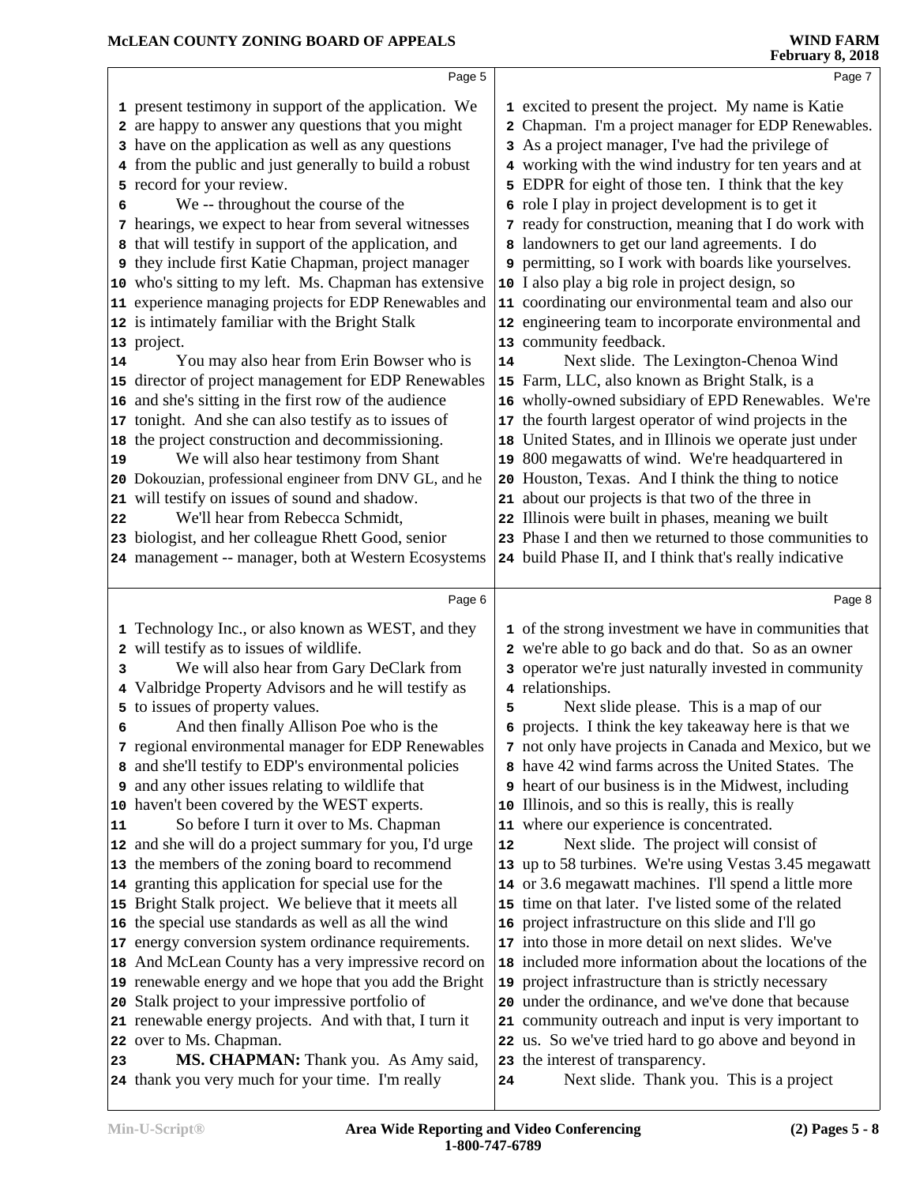present testimony in support of the application. We are happy to answer any questions that you might have on the application as well as any questions from the public and just generally to build a robust record for your review.

We -- throughout the course of the hearings, we expect to hear from several witnesses that will testify in support of the application, and they include first Katie Chapman, project manager who's sitting to my left. Ms. Chapman has extensive experience managing projects for EDP Renewables and is intimately familiar with the Bright Stalk project.

You may also hear from Erin Bowser who is director of project management for EDP Renewables and she's sitting in the first row of the audience tonight. And she can also testify as to issues of the project construction and decommissioning.

We will also hear testimony from Shant Dokouzian, professional engineer from DNV GL, and he will testify on issues of sound and shadow.

We'll hear from Rebecca Schmidt, biologist, and her colleague Rhett Good, senior management -- manager, both at Western Ecosystems Technology Inc., or also known as WEST, and they will testify as to issues of wildlife.

We will also hear from Gary DeClark from Valbridge Property Advisors and he will testify as to issues of property values.

And then finally Allison Poe who is the regional environmental manager for EDP Renewables and she'll testify to EDP's environmental policies and any other issues relating to wildlife that haven't been covered by the WEST experts.

So before I turn it over to Ms. Chapman and she will do a project summary for you, I'd urge the members of the zoning board to recommend granting this application for special use for the Bright Stalk project. We believe that it meets all the special use standards as well as all the wind energy conversion system ordinance requirements. And McLean County has a very impressive record on renewable energy and we hope that you add the Bright Stalk project to your impressive portfolio of renewable energy projects. And with that, I turn it over to Ms. Chapman.

**MS. CHAPMAN:** Thank you. As Amy said, thank you very much for your time. I'm really excited to present the project. My name is Katie Chapman. I'm a project manager for EDP Renewables. As a project manager, I've had the privilege of working with the wind industry for ten years and at EDPR for eight of those ten. I think that the key role I play in project development is to get it ready for construction, meaning that I do work with landowners to get our land agreements. I do permitting, so I work with boards like yourselves. I also play a big role in project design, so coordinating our environmental team and also our engineering team to incorporate environmental and community feedback.

Next slide. The Lexington-Chenoa Wind Farm, LLC, also known as Bright Stalk, is a wholly-owned subsidiary of EPD Renewables. We're the fourth largest operator of wind projects in the United States, and in Illinois we operate just under 800 megawatts of wind. We're headquartered in Houston, Texas. And I think the thing to notice about our projects is that two of the three in Illinois were built in phases, meaning we built Phase I and then we returned to those communities to build Phase II, and I think that's really indicative of the strong investment we have in communities that we're able to go back and do that. So as an owner operator we're just naturally invested in community relationships.

Next slide please. This is a map of our projects. I think the key takeaway here is that we not only have projects in Canada and Mexico, but we have 42 wind farms across the United States. The heart of our business is in the Midwest, including Illinois, and so this is really, this is really where our experience is concentrated.

Next slide. The project will consist of up to 58 turbines. We're using Vestas 3.45 megawatt or 3.6 megawatt machines. I'll spend a little more time on that later. I've listed some of the related project infrastructure on this slide and I'll go into those in more detail on next slides. We've included more information about the locations of the project infrastructure than is strictly necessary under the ordinance, and we've done that because community outreach and input is very important to us. So we've tried hard to go above and beyond in the interest of transparency.

Next slide. Thank you. This is a project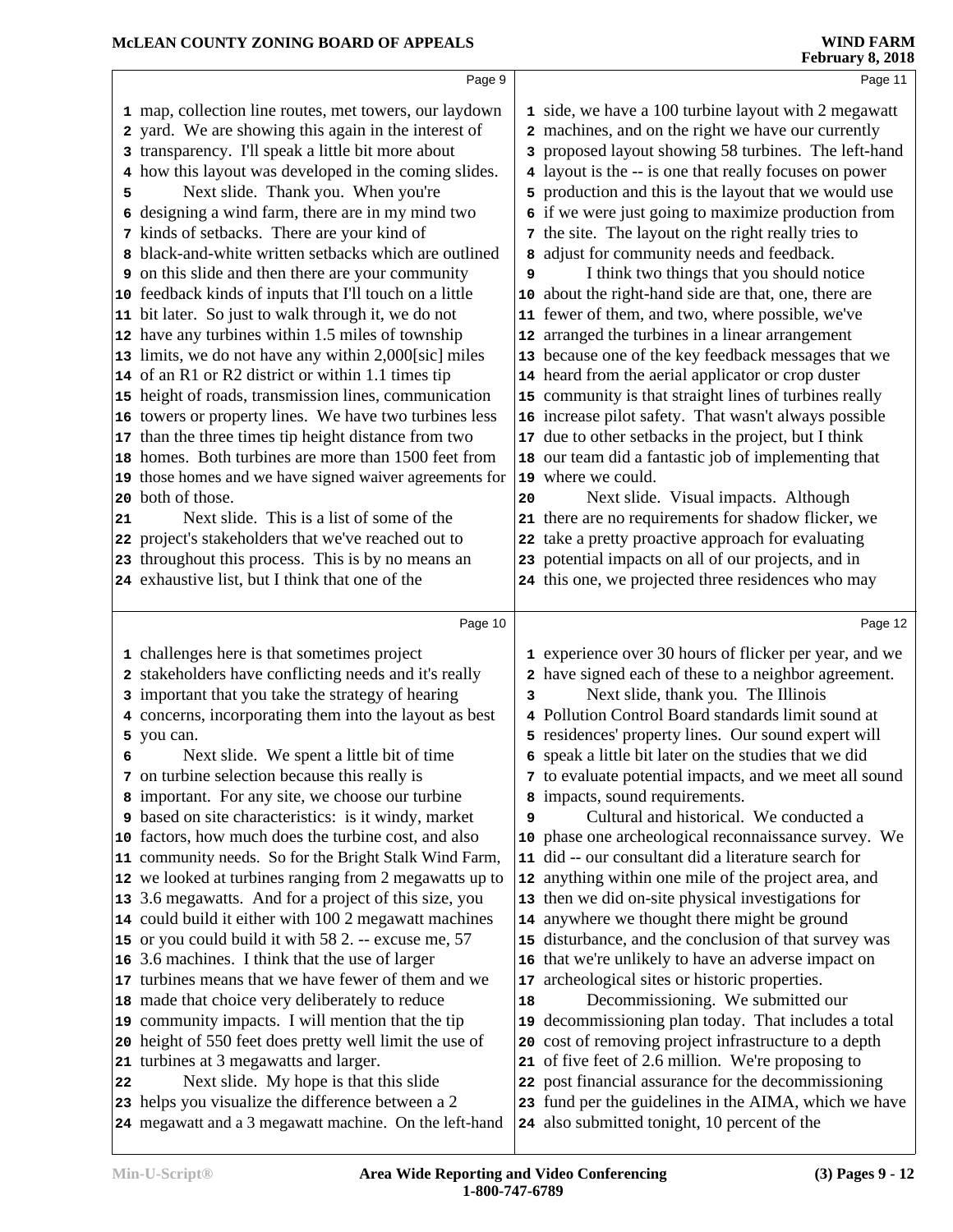Page 9

1 map, collection line routes, met towers, our laydown
2 yard. We are showing this again in the interest of
3 transparency. I'll speak a little bit more about
4 how this layout was developed in the coming slides.
5 Next slide. Thank you. When you're
6 designing a wind farm, there are in my mind two
7 kinds of setbacks. There are your kind of
8 black-and-white written setbacks which are outlined
9 on this slide and then there are your community
10 feedback kinds of inputs that I'll touch on a little
11 bit later. So just to walk through it, we do not
12 have any turbines within 1.5 miles of township
13 limits, we do not have any within 2,000[sic] miles
14 of an R1 or R2 district or within 1.1 times tip
15 height of roads, transmission lines, communication
16 towers or property lines. We have two turbines less
17 than the three times tip height distance from two
18 homes. Both turbines are more than 1500 feet from
19 those homes and we have signed waiver agreements for
20 both of those.
21 Next slide. This is a list of some of the
22 project's stakeholders that we've reached out to
23 throughout this process. This is by no means an
24 exhaustive list, but I think that one of the

Page 10

1 challenges here is that sometimes project
2 stakeholders have conflicting needs and it's really
3 important that you take the strategy of hearing
4 concerns, incorporating them into the layout as best
5 you can.
6 Next slide. We spent a little bit of time
7 on turbine selection because this really is
8 important. For any site, we choose our turbine
9 based on site characteristics: is it windy, market
10 factors, how much does the turbine cost, and also
11 community needs. So for the Bright Stalk Wind Farm,
12 we looked at turbines ranging from 2 megawatts up to
13 3.6 megawatts. And for a project of this size, you
14 could build it either with 100 2 megawatt machines
15 or you could build it with 58 2. -- excuse me, 57
16 3.6 machines. I think that the use of larger
17 turbines means that we have fewer of them and we
18 made that choice very deliberately to reduce
19 community impacts. I will mention that the tip
20 height of 550 feet does pretty well limit the use of
21 turbines at 3 megawatts and larger.
22 Next slide. My hope is that this slide
23 helps you visualize the difference between a 2
24 megawatt and a 3 megawatt machine. On the left-hand

Page 11

1 side, we have a 100 turbine layout with 2 megawatt
2 machines, and on the right we have our currently
3 proposed layout showing 58 turbines. The left-hand
4 layout is the -- is one that really focuses on power
5 production and this is the layout that we would use
6 if we were just going to maximize production from
7 the site. The layout on the right really tries to
8 adjust for community needs and feedback.
9 I think two things that you should notice
10 about the right-hand side are that, one, there are
11 fewer of them, and two, where possible, we've
12 arranged the turbines in a linear arrangement
13 because one of the key feedback messages that we
14 heard from the aerial applicator or crop duster
15 community is that straight lines of turbines really
16 increase pilot safety. That wasn't always possible
17 due to other setbacks in the project, but I think
18 our team did a fantastic job of implementing that
19 where we could.
20 Next slide. Visual impacts. Although
21 there are no requirements for shadow flicker, we
22 take a pretty proactive approach for evaluating
23 potential impacts on all of our projects, and in
24 this one, we projected three residences who may

Page 12

1 experience over 30 hours of flicker per year, and we
2 have signed each of these to a neighbor agreement.
3 Next slide, thank you. The Illinois
4 Pollution Control Board standards limit sound at
5 residences' property lines. Our sound expert will
6 speak a little bit later on the studies that we did
7 to evaluate potential impacts, and we meet all sound
8 impacts, sound requirements.
9 Cultural and historical. We conducted a
10 phase one archeological reconnaissance survey. We
11 did -- our consultant did a literature search for
12 anything within one mile of the project area, and
13 then we did on-site physical investigations for
14 anywhere we thought there might be ground
15 disturbance, and the conclusion of that survey was
16 that we're unlikely to have an adverse impact on
17 archeological sites or historic properties.
18 Decommissioning. We submitted our
19 decommissioning plan today. That includes a total
20 cost of removing project infrastructure to a depth
21 of five feet of 2.6 million. We're proposing to
22 post financial assurance for the decommissioning
23 fund per the guidelines in the AIMA, which we have
24 also submitted tonight, 10 percent of the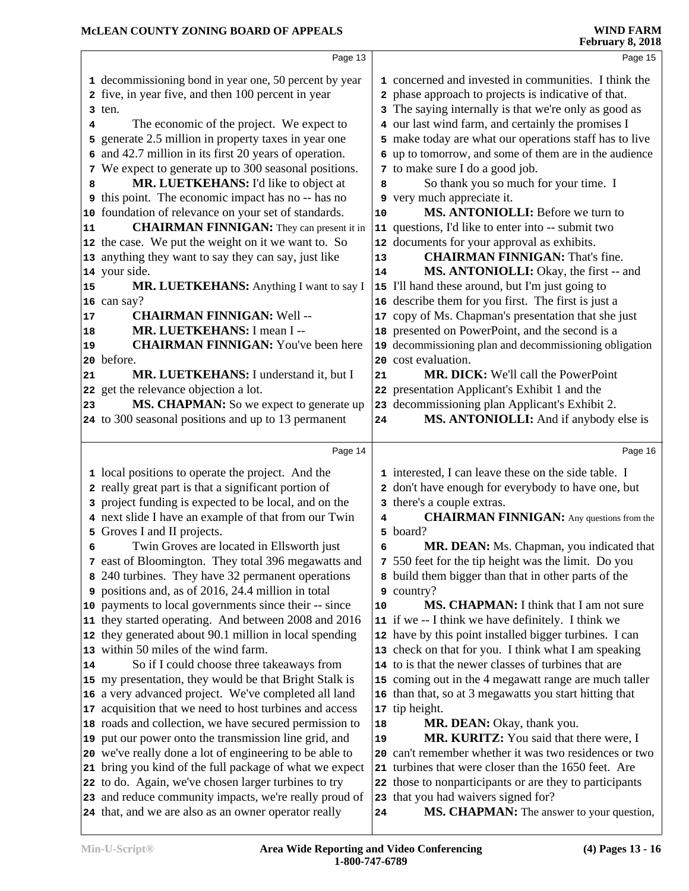decommissioning bond in year one, 50 percent by year five, in year five, and then 100 percent in year ten.

The economic of the project. We expect to generate 2.5 million in property taxes in year one and 42.7 million in its first 20 years of operation. We expect to generate up to 300 seasonal positions.

**MR. LUETKEHANS:** I'd like to object at this point. The economic impact has no -- has no foundation of relevance on your set of standards.

**CHAIRMAN FINNIGAN:** They can present it in the case. We put the weight on it we want to. So anything they want to say they can say, just like your side.

**MR. LUETKEHANS:** Anything I want to say I can say?

**CHAIRMAN FINNIGAN:** Well --

**MR. LUETKEHANS:** I mean I --

**CHAIRMAN FINNIGAN:** You've been here before.

**MR. LUETKEHANS:** I understand it, but I get the relevance objection a lot.

**MS. CHAPMAN:** So we expect to generate up to 300 seasonal positions and up to 13 permanent local positions to operate the project. And the really great part is that a significant portion of project funding is expected to be local, and on the next slide I have an example of that from our Twin Groves I and II projects.

Twin Groves are located in Ellsworth just east of Bloomington. They total 396 megawatts and 240 turbines. They have 32 permanent operations positions and, as of 2016, 24.4 million in total payments to local governments since their -- since they started operating. And between 2008 and 2016 they generated about 90.1 million in local spending within 50 miles of the wind farm.

So if I could choose three takeaways from my presentation, they would be that Bright Stalk is a very advanced project. We've completed all land acquisition that we need to host turbines and access roads and collection, we have secured permission to put our power onto the transmission line grid, and we've really done a lot of engineering to be able to bring you kind of the full package of what we expect to do. Again, we've chosen larger turbines to try and reduce community impacts, we're really proud of that, and we are also as an owner operator really concerned and invested in communities. I think the phase approach to projects is indicative of that. The saying internally is that we're only as good as our last wind farm, and certainly the promises I make today are what our operations staff has to live up to tomorrow, and some of them are in the audience to make sure I do a good job.

So thank you so much for your time. I very much appreciate it.

**MS. ANTONIOLLI:** Before we turn to questions, I'd like to enter into -- submit two documents for your approval as exhibits.

**CHAIRMAN FINNIGAN:** That's fine.

**MS. ANTONIOLLI:** Okay, the first -- and I'll hand these around, but I'm just going to describe them for you first. The first is just a copy of Ms. Chapman's presentation that she just presented on PowerPoint, and the second is a decommissioning plan and decommissioning obligation cost evaluation.

**MR. DICK:** We'll call the PowerPoint presentation Applicant's Exhibit 1 and the decommissioning plan Applicant's Exhibit 2.

**MS. ANTONIOLLI:** And if anybody else is interested, I can leave these on the side table. I don't have enough for everybody to have one, but there's a couple extras.

**CHAIRMAN FINNIGAN:** Any questions from the board?

**MR. DEAN:** Ms. Chapman, you indicated that 550 feet for the tip height was the limit. Do you build them bigger than that in other parts of the country?

**MS. CHAPMAN:** I think that I am not sure if we -- I think we have definitely. I think we have by this point installed bigger turbines. I can check on that for you. I think what I am speaking to is that the newer classes of turbines that are coming out in the 4 megawatt range are much taller than that, so at 3 megawatts you start hitting that tip height.

**MR. DEAN:** Okay, thank you.

**MR. KURITZ:** You said that there were, I can't remember whether it was two residences or two turbines that were closer than the 1650 feet. Are those to nonparticipants or are they to participants that you had waivers signed for?

**MS. CHAPMAN:** The answer to your question,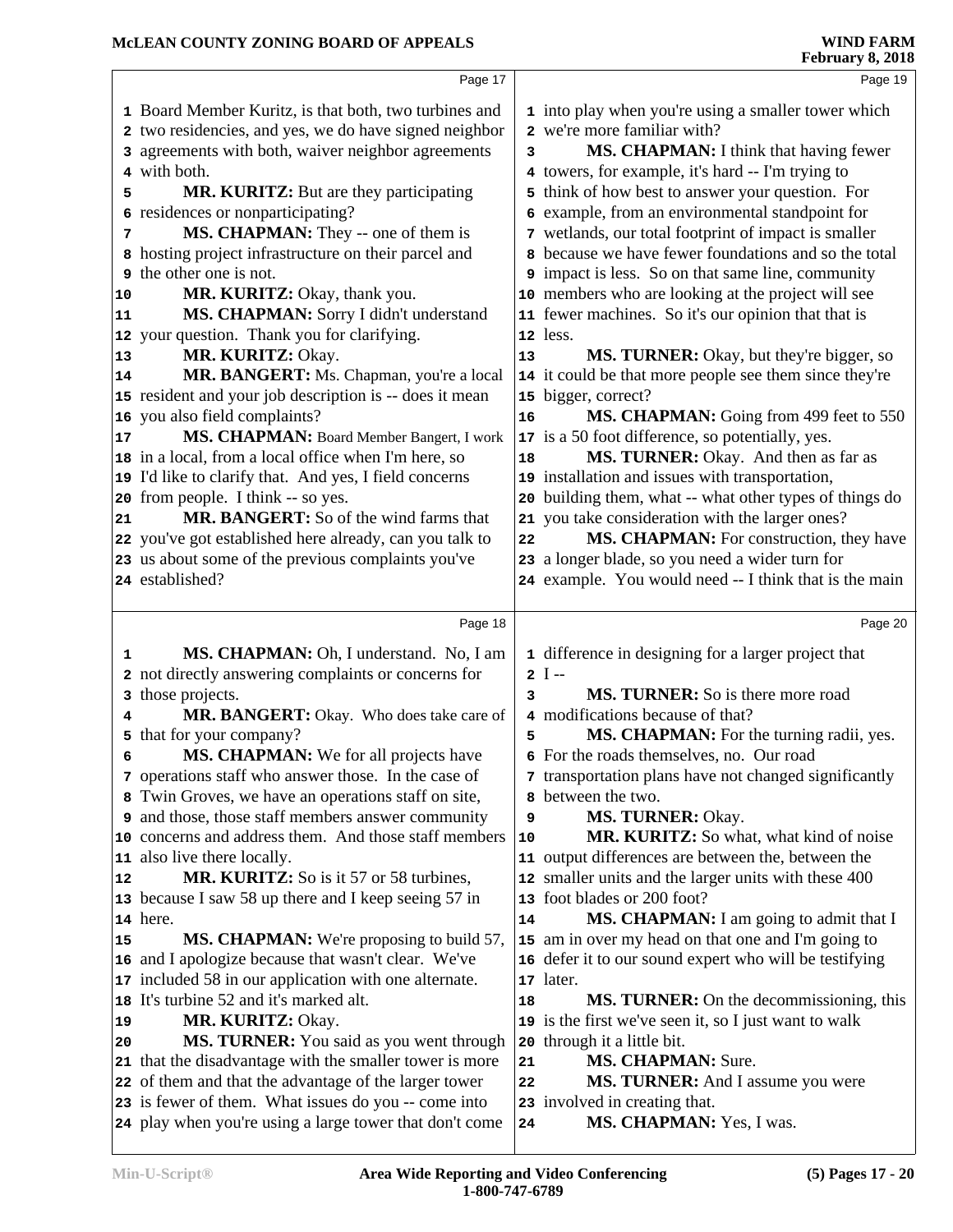Board Member Kuritz, is that both, two turbines and two residencies, and yes, we do have signed neighbor agreements with both, waiver neighbor agreements with both.

**MR. KURITZ:** But are they participating residences or nonparticipating?

**MS. CHAPMAN:** They -- one of them is hosting project infrastructure on their parcel and the other one is not.

**MR. KURITZ:** Okay, thank you.

**MS. CHAPMAN:** Sorry I didn't understand your question. Thank you for clarifying.

**MR. KURITZ:** Okay.

**MR. BANGERT:** Ms. Chapman, you're a local resident and your job description is -- does it mean you also field complaints?

**MS. CHAPMAN:** Board Member Bangert, I work in a local, from a local office when I'm here, so I'd like to clarify that. And yes, I field concerns from people. I think -- so yes.

**MR. BANGERT:** So of the wind farms that you've got established here already, can you talk to us about some of the previous complaints you've established?

**MS. CHAPMAN:** Oh, I understand. No, I am not directly answering complaints or concerns for those projects.

**MR. BANGERT:** Okay. Who does take care of that for your company?

**MS. CHAPMAN:** We for all projects have operations staff who answer those. In the case of Twin Groves, we have an operations staff on site, and those, those staff members answer community concerns and address them. And those staff members also live there locally.

**MR. KURITZ:** So is it 57 or 58 turbines, because I saw 58 up there and I keep seeing 57 in here.

**MS. CHAPMAN:** We're proposing to build 57, and I apologize because that wasn't clear. We've included 58 in our application with one alternate. It's turbine 52 and it's marked alt.

**MR. KURITZ:** Okay.

**MS. TURNER:** You said as you went through that the disadvantage with the smaller tower is more of them and that the advantage of the larger tower is fewer of them. What issues do you -- come into play when you're using a large tower that don't come into play when you're using a smaller tower which we're more familiar with?

**MS. CHAPMAN:** I think that having fewer towers, for example, it's hard -- I'm trying to think of how best to answer your question. For example, from an environmental standpoint for wetlands, our total footprint of impact is smaller because we have fewer foundations and so the total impact is less. So on that same line, community members who are looking at the project will see fewer machines. So it's our opinion that that is less.

**MS. TURNER:** Okay, but they're bigger, so it could be that more people see them since they're bigger, correct?

**MS. CHAPMAN:** Going from 499 feet to 550 is a 50 foot difference, so potentially, yes.

**MS. TURNER:** Okay. And then as far as installation and issues with transportation, building them, what -- what other types of things do you take consideration with the larger ones?

**MS. CHAPMAN:** For construction, they have a longer blade, so you need a wider turn for example. You would need -- I think that is the main difference in designing for a larger project that I --

**MS. TURNER:** So is there more road modifications because of that?

**MS. CHAPMAN:** For the turning radii, yes. For the roads themselves, no. Our road transportation plans have not changed significantly between the two.

**MS. TURNER:** Okay.

**MR. KURITZ:** So what, what kind of noise output differences are between the, between the smaller units and the larger units with these 400 foot blades or 200 foot?

**MS. CHAPMAN:** I am going to admit that I am in over my head on that one and I'm going to defer it to our sound expert who will be testifying later.

**MS. TURNER:** On the decommissioning, this is the first we've seen it, so I just want to walk through it a little bit.

**MS. CHAPMAN:** Sure.

**MS. TURNER:** And I assume you were involved in creating that.

**MS. CHAPMAN:** Yes, I was.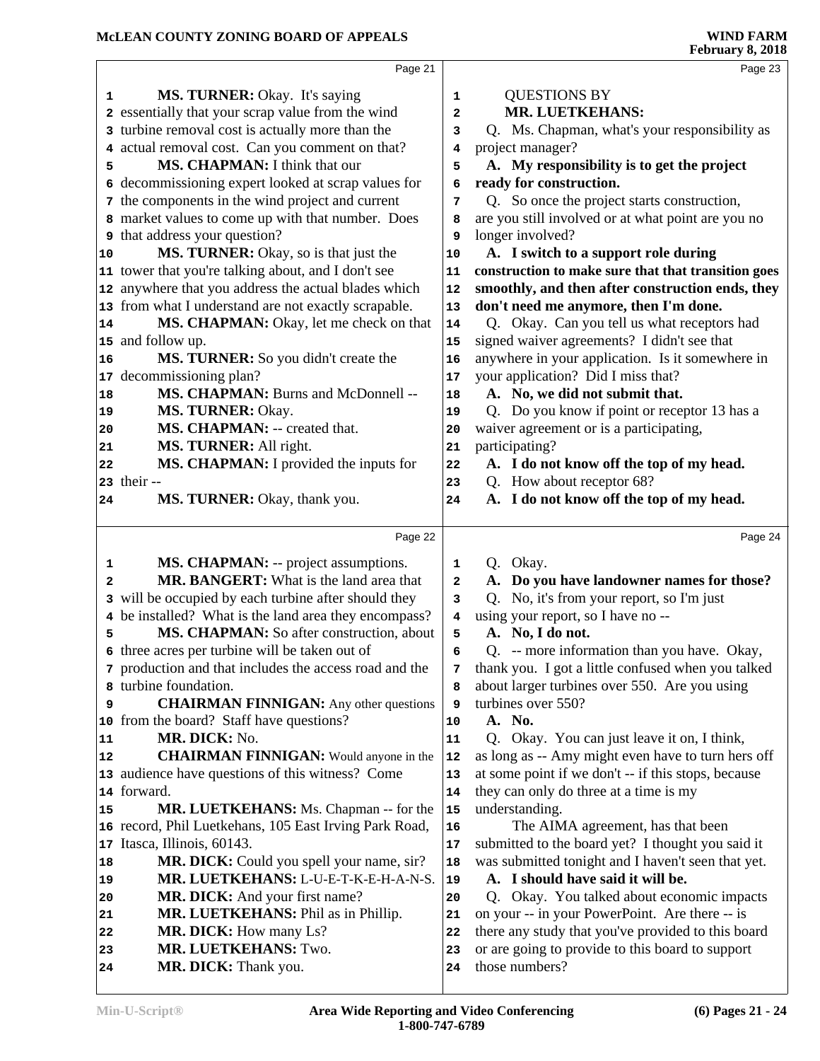**MS. TURNER:** Okay. It's saying essentially that your scrap value from the wind turbine removal cost is actually more than the actual removal cost. Can you comment on that?

**MS. CHAPMAN:** I think that our decommissioning expert looked at scrap values for the components in the wind project and current market values to come up with that number. Does that address your question?

**MS. TURNER:** Okay, so is that just the tower that you're talking about, and I don't see anywhere that you address the actual blades which from what I understand are not exactly scrapable.

**MS. CHAPMAN:** Okay, let me check on that and follow up.

**MS. TURNER:** So you didn't create the decommissioning plan?

**MS. CHAPMAN:** Burns and McDonnell --

**MS. TURNER:** Okay.

**MS. CHAPMAN:** -- created that.

**MS. TURNER:** All right.

**MS. CHAPMAN:** I provided the inputs for their --

**MS. TURNER:** Okay, thank you.

**MS. CHAPMAN:** -- project assumptions.

**MR. BANGERT:** What is the land area that will be occupied by each turbine after should they be installed? What is the land area they encompass?

**MS. CHAPMAN:** So after construction, about three acres per turbine will be taken out of production and that includes the access road and the turbine foundation.

**CHAIRMAN FINNIGAN:** Any other questions from the board? Staff have questions?

**MR. DICK:** No.

**CHAIRMAN FINNIGAN:** Would anyone in the audience have questions of this witness? Come forward.

**MR. LUETKEHANS:** Ms. Chapman -- for the record, Phil Luetkehans, 105 East Irving Park Road, Itasca, Illinois, 60143.

**MR. DICK:** Could you spell your name, sir?

**MR. LUETKEHANS:** L-U-E-T-K-E-H-A-N-S.

**MR. DICK:** And your first name?

**MR. LUETKEHANS:** Phil as in Phillip.

**MR. DICK:** How many Ls?

**MR. LUETKEHANS:** Two.

**MR. DICK:** Thank you.

QUESTIONS BY
**MR. LUETKEHANS:**

Q. Ms. Chapman, what's your responsibility as project manager?

**A. My responsibility is to get the project ready for construction.**

Q. So once the project starts construction, are you still involved or at what point are you no longer involved?

**A. I switch to a support role during construction to make sure that that transition goes smoothly, and then after construction ends, they don't need me anymore, then I'm done.**

Q. Okay. Can you tell us what receptors had signed waiver agreements? I didn't see that anywhere in your application. Is it somewhere in your application? Did I miss that?

**A. No, we did not submit that.**

Q. Do you know if point or receptor 13 has a waiver agreement or is a participating, participating?

**A. I do not know off the top of my head.**

Q. How about receptor 68?

**A. I do not know off the top of my head.**

Q. Okay.

**A. Do you have landowner names for those?**

Q. No, it's from your report, so I'm just using your report, so I have no --

**A. No, I do not.**

Q. -- more information than you have. Okay, thank you. I got a little confused when you talked about larger turbines over 550. Are you using turbines over 550?

**A. No.**

Q. Okay. You can just leave it on, I think, as long as -- Amy might even have to turn hers off at some point if we don't -- if this stops, because they can only do three at a time is my understanding.

The AIMA agreement, has that been submitted to the board yet? I thought you said it was submitted tonight and I haven't seen that yet.

**A. I should have said it will be.**

Q. Okay. You talked about economic impacts on your -- in your PowerPoint. Are there -- is there any study that you've provided to this board or are going to provide to this board to support those numbers?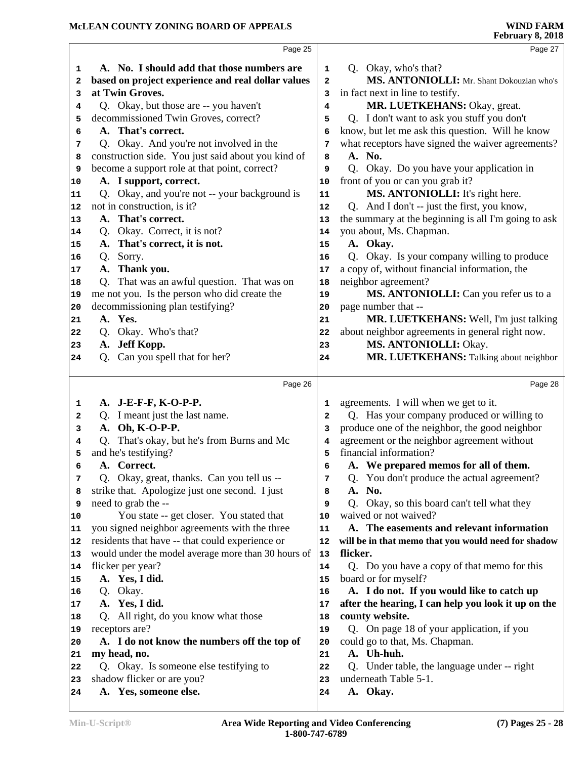Page 25

A. No. I should add that those numbers are based on project experience and real dollar values at Twin Groves.

Q. Okay, but those are -- you haven't decommissioned Twin Groves, correct?

A. That's correct.

Q. Okay. And you're not involved in the construction side. You just said about you kind of become a support role at that point, correct?

A. I support, correct.

Q. Okay, and you're not -- your background is not in construction, is it?

A. That's correct.

Q. Okay. Correct, it is not?

A. That's correct, it is not.

Q. Sorry.

A. Thank you.

Q. That was an awful question. That was on me not you. Is the person who did create the decommissioning plan testifying?

A. Yes.

Q. Okay. Who's that?

A. Jeff Kopp.

Q. Can you spell that for her?

Page 26

A. J-E-F-F, K-O-P-P.

Q. I meant just the last name.

A. Oh, K-O-P-P.

Q. That's okay, but he's from Burns and Mc and he's testifying?

A. Correct.

Q. Okay, great, thanks. Can you tell us -- strike that. Apologize just one second. I just need to grab the --

You state -- get closer. You stated that you signed neighbor agreements with the three residents that have -- that could experience or would under the model average more than 30 hours of flicker per year?

A. Yes, I did.

Q. Okay.

A. Yes, I did.

Q. All right, do you know what those receptors are?

A. I do not know the numbers off the top of my head, no.

Q. Okay. Is someone else testifying to shadow flicker or are you?

A. Yes, someone else.

Page 27

Q. Okay, who's that?

**MS. ANTONIOLLI:** Mr. Shant Dokouzian who's in fact next in line to testify.

**MR. LUETKEHANS:** Okay, great.

Q. I don't want to ask you stuff you don't know, but let me ask this question. Will he know what receptors have signed the waiver agreements?

A. No.

Q. Okay. Do you have your application in front of you or can you grab it?

**MS. ANTONIOLLI:** It's right here.

Q. And I don't -- just the first, you know, the summary at the beginning is all I'm going to ask you about, Ms. Chapman.

A. Okay.

Q. Okay. Is your company willing to produce a copy of, without financial information, the neighbor agreement?

**MS. ANTONIOLLI:** Can you refer us to a page number that --

**MR. LUETKEHANS:** Well, I'm just talking about neighbor agreements in general right now.

**MS. ANTONIOLLI:** Okay.

**MR. LUETKEHANS:** Talking about neighbor

Page 28

agreements. I will when we get to it.

Q. Has your company produced or willing to produce one of the neighbor, the good neighbor agreement or the neighbor agreement without financial information?

A. We prepared memos for all of them.

Q. You don't produce the actual agreement?

A. No.

Q. Okay, so this board can't tell what they waived or not waived?

A. The easements and relevant information will be in that memo that you would need for shadow flicker.

Q. Do you have a copy of that memo for this board or for myself?

A. I do not. If you would like to catch up after the hearing, I can help you look it up on the county website.

Q. On page 18 of your application, if you could go to that, Ms. Chapman.

A. Uh-huh.

Q. Under table, the language under -- right underneath Table 5-1.

A. Okay.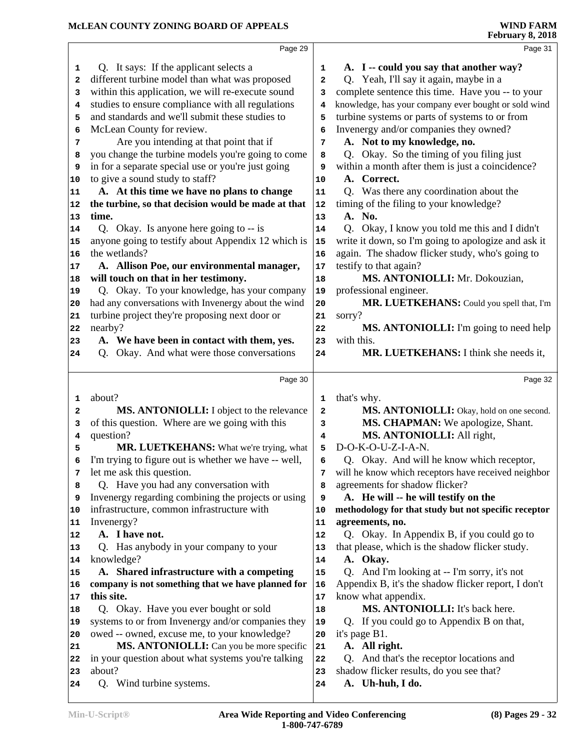Page 29

Q. It says: If the applicant selects a different turbine model than what was proposed within this application, we will re-execute sound studies to ensure compliance with all regulations and standards and we'll submit these studies to McLean County for review.

Are you intending at that point that if you change the turbine models you're going to come in for a separate special use or you're just going to give a sound study to staff?

**A. At this time we have no plans to change the turbine, so that decision would be made at that time.**

Q. Okay. Is anyone here going to -- is anyone going to testify about Appendix 12 which is the wetlands?

**A. Allison Poe, our environmental manager, will touch on that in her testimony.**

Q. Okay. To your knowledge, has your company had any conversations with Invenergy about the wind turbine project they're proposing next door or nearby?

**A. We have been in contact with them, yes.**

Q. Okay. And what were those conversations

Page 30

about?

**MS. ANTONIOLLI:** I object to the relevance of this question. Where are we going with this question?

**MR. LUETKEHANS:** What we're trying, what I'm trying to figure out is whether we have -- well, let me ask this question.

Q. Have you had any conversation with Invenergy regarding combining the projects or using infrastructure, common infrastructure with Invenergy?

**A. I have not.**

Q. Has anybody in your company to your knowledge?

**A. Shared infrastructure with a competing company is not something that we have planned for this site.**

Q. Okay. Have you ever bought or sold systems to or from Invenergy and/or companies they owed -- owned, excuse me, to your knowledge?

**MS. ANTONIOLLI:** Can you be more specific in your question about what systems you're talking about?

Q. Wind turbine systems.

Page 31

**A. I -- could you say that another way?**

Q. Yeah, I'll say it again, maybe in a complete sentence this time. Have you -- to your knowledge, has your company ever bought or sold wind turbine systems or parts of systems to or from Invenergy and/or companies they owned?

**A. Not to my knowledge, no.**

Q. Okay. So the timing of you filing just within a month after them is just a coincidence?

**A. Correct.**

Q. Was there any coordination about the timing of the filing to your knowledge?

**A. No.**

Q. Okay, I know you told me this and I didn't write it down, so I'm going to apologize and ask it again. The shadow flicker study, who's going to testify to that again?

**MS. ANTONIOLLI:** Mr. Dokouzian, professional engineer.

**MR. LUETKEHANS:** Could you spell that, I'm sorry?

**MS. ANTONIOLLI:** I'm going to need help with this.

**MR. LUETKEHANS:** I think she needs it,

Page 32

that's why.

**MS. ANTONIOLLI:** Okay, hold on one second.

**MS. CHAPMAN:** We apologize, Shant.

**MS. ANTONIOLLI:** All right, D-O-K-O-U-Z-I-A-N.

Q. Okay. And will he know which receptor, will he know which receptors have received neighbor agreements for shadow flicker?

**A. He will -- he will testify on the methodology for that study but not specific receptor agreements, no.**

Q. Okay. In Appendix B, if you could go to that please, which is the shadow flicker study.

**A. Okay.**

Q. And I'm looking at -- I'm sorry, it's not Appendix B, it's the shadow flicker report, I don't know what appendix.

**MS. ANTONIOLLI:** It's back here.

Q. If you could go to Appendix B on that, it's page B1.

**A. All right.**

Q. And that's the receptor locations and shadow flicker results, do you see that?

**A. Uh-huh, I do.**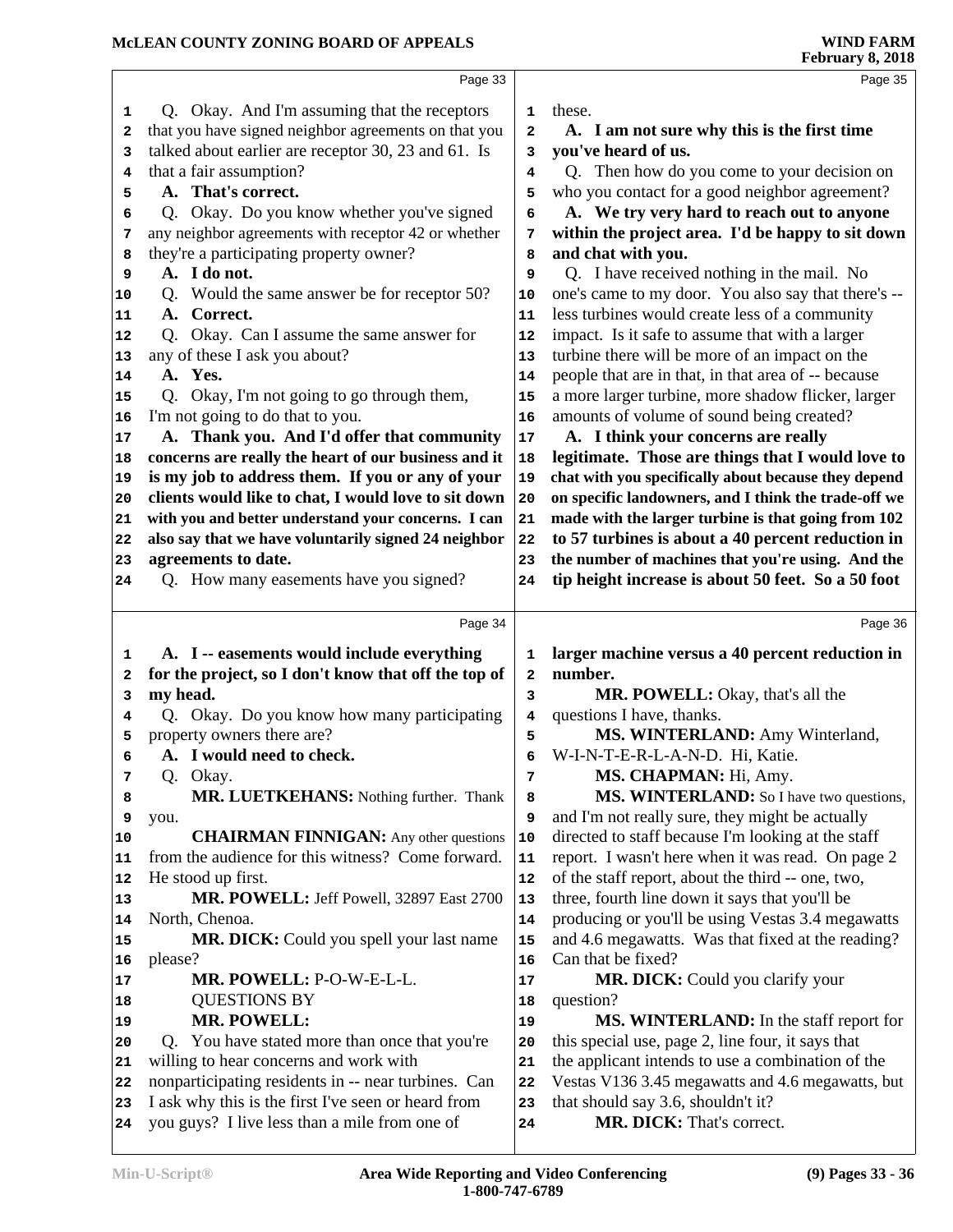Q. Okay. And I'm assuming that the receptors that you have signed neighbor agreements on that you talked about earlier are receptor 30, 23 and 61. Is that a fair assumption?

**A. That's correct.**

Q. Okay. Do you know whether you've signed any neighbor agreements with receptor 42 or whether they're a participating property owner?

**A. I do not.**

Q. Would the same answer be for receptor 50?

**A. Correct.**

Q. Okay. Can I assume the same answer for any of these I ask you about?

**A. Yes.**

Q. Okay, I'm not going to go through them, I'm not going to do that to you.

**A. Thank you. And I'd offer that community concerns are really the heart of our business and it is my job to address them. If you or any of your clients would like to chat, I would love to sit down with you and better understand your concerns. I can also say that we have voluntarily signed 24 neighbor agreements to date.**

Q. How many easements have you signed?

**A. I -- easements would include everything for the project, so I don't know that off the top of my head.**

Q. Okay. Do you know how many participating property owners there are?

**A. I would need to check.**

Q. Okay.

**MR. LUETKEHANS:** Nothing further. Thank you.

**CHAIRMAN FINNIGAN:** Any other questions from the audience for this witness? Come forward. He stood up first.

**MR. POWELL:** Jeff Powell, 32897 East 2700 North, Chenoa.

**MR. DICK:** Could you spell your last name please?

**MR. POWELL:** P-O-W-E-L-L.

QUESTIONS BY

**MR. POWELL:**

Q. You have stated more than once that you're willing to hear concerns and work with nonparticipating residents in -- near turbines. Can I ask why this is the first I've seen or heard from you guys? I live less than a mile from one of these.

**A. I am not sure why this is the first time you've heard of us.**

Q. Then how do you come to your decision on who you contact for a good neighbor agreement?

**A. We try very hard to reach out to anyone within the project area. I'd be happy to sit down and chat with you.**

Q. I have received nothing in the mail. No one's came to my door. You also say that there's -- less turbines would create less of a community impact. Is it safe to assume that with a larger turbine there will be more of an impact on the people that are in that, in that area of -- because a more larger turbine, more shadow flicker, larger amounts of volume of sound being created?

**A. I think your concerns are really legitimate. Those are things that I would love to chat with you specifically about because they depend on specific landowners, and I think the trade-off we made with the larger turbine is that going from 102 to 57 turbines is about a 40 percent reduction in the number of machines that you're using. And the tip height increase is about 50 feet. So a 50 foot larger machine versus a 40 percent reduction in number.**

**MR. POWELL:** Okay, that's all the questions I have, thanks.

**MS. WINTERLAND:** Amy Winterland, W-I-N-T-E-R-L-A-N-D. Hi, Katie.

**MS. CHAPMAN:** Hi, Amy.

**MS. WINTERLAND:** So I have two questions, and I'm not really sure, they might be actually directed to staff because I'm looking at the staff report. I wasn't here when it was read. On page 2 of the staff report, about the third -- one, two, three, fourth line down it says that you'll be producing or you'll be using Vestas 3.4 megawatts and 4.6 megawatts. Was that fixed at the reading? Can that be fixed?

**MR. DICK:** Could you clarify your question?

**MS. WINTERLAND:** In the staff report for this special use, page 2, line four, it says that the applicant intends to use a combination of the Vestas V136 3.45 megawatts and 4.6 megawatts, but that should say 3.6, shouldn't it?

**MR. DICK:** That's correct.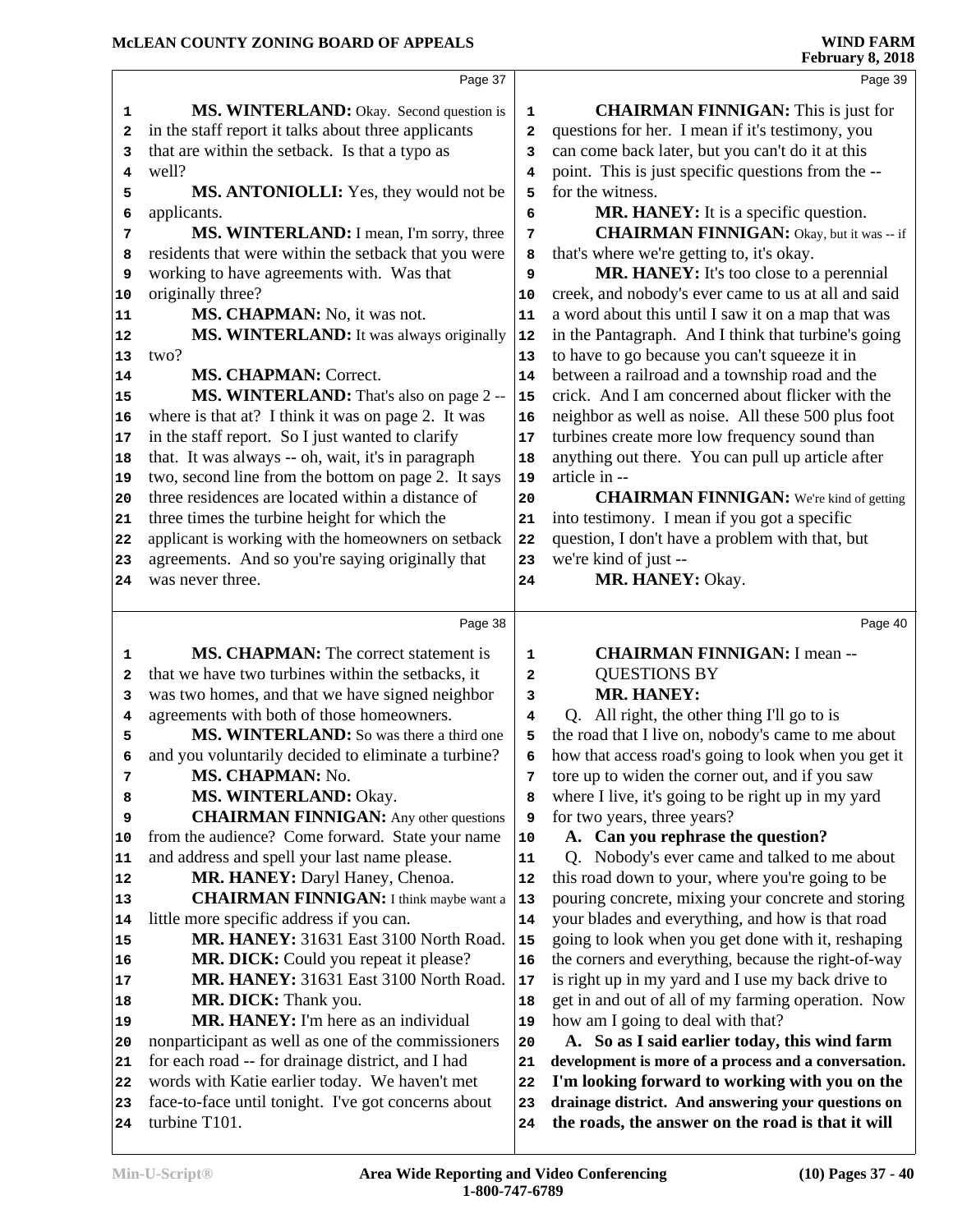Page 37

1 **MS. WINTERLAND:** Okay. Second question is
2 in the staff report it talks about three applicants
3 that are within the setback. Is that a typo as
4 well?
5 **MS. ANTONIOLLI:** Yes, they would not be
6 applicants.
7 **MS. WINTERLAND:** I mean, I'm sorry, three
8 residents that were within the setback that you were
9 working to have agreements with. Was that
10 originally three?
11 **MS. CHAPMAN:** No, it was not.
12 **MS. WINTERLAND:** It was always originally
13 two?
14 **MS. CHAPMAN:** Correct.
15 **MS. WINTERLAND:** That's also on page 2 --
16 where is that at? I think it was on page 2. It was
17 in the staff report. So I just wanted to clarify
18 that. It was always -- oh, wait, it's in paragraph
19 two, second line from the bottom on page 2. It says
20 three residences are located within a distance of
21 three times the turbine height for which the
22 applicant is working with the homeowners on setback
23 agreements. And so you're saying originally that
24 was never three.

Page 38

1 **MS. CHAPMAN:** The correct statement is
2 that we have two turbines within the setbacks, it
3 was two homes, and that we have signed neighbor
4 agreements with both of those homeowners.
5 **MS. WINTERLAND:** So was there a third one
6 and you voluntarily decided to eliminate a turbine?
7 **MS. CHAPMAN:** No.
8 **MS. WINTERLAND:** Okay.
9 **CHAIRMAN FINNIGAN:** Any other questions
10 from the audience? Come forward. State your name
11 and address and spell your last name please.
12 **MR. HANEY:** Daryl Haney, Chenoa.
13 **CHAIRMAN FINNIGAN:** I think maybe want a
14 little more specific address if you can.
15 **MR. HANEY:** 31631 East 3100 North Road.
16 **MR. DICK:** Could you repeat it please?
17 **MR. HANEY:** 31631 East 3100 North Road.
18 **MR. DICK:** Thank you.
19 **MR. HANEY:** I'm here as an individual
20 nonparticipant as well as one of the commissioners
21 for each road -- for drainage district, and I had
22 words with Katie earlier today. We haven't met
23 face-to-face until tonight. I've got concerns about
24 turbine T101.

Page 39

1 **CHAIRMAN FINNIGAN:** This is just for
2 questions for her. I mean if it's testimony, you
3 can come back later, but you can't do it at this
4 point. This is just specific questions from the --
5 for the witness.
6 **MR. HANEY:** It is a specific question.
7 **CHAIRMAN FINNIGAN:** Okay, but it was -- if
8 that's where we're getting to, it's okay.
9 **MR. HANEY:** It's too close to a perennial
10 creek, and nobody's ever came to us at all and said
11 a word about this until I saw it on a map that was
12 in the Pantagraph. And I think that turbine's going
13 to have to go because you can't squeeze it in
14 between a railroad and a township road and the
15 crick. And I am concerned about flicker with the
16 neighbor as well as noise. All these 500 plus foot
17 turbines create more low frequency sound than
18 anything out there. You can pull up article after
19 article in --
20 **CHAIRMAN FINNIGAN:** We're kind of getting
21 into testimony. I mean if you got a specific
22 question, I don't have a problem with that, but
23 we're kind of just --
24 **MR. HANEY:** Okay.

Page 40

1 **CHAIRMAN FINNIGAN:** I mean --
2 QUESTIONS BY
3 **MR. HANEY:**
4 Q. All right, the other thing I'll go to is
5 the road that I live on, nobody's came to me about
6 how that access road's going to look when you get it
7 tore up to widen the corner out, and if you saw
8 where I live, it's going to be right up in my yard
9 for two years, three years?
10 **A. Can you rephrase the question?**
11 Q. Nobody's ever came and talked to me about
12 this road down to your, where you're going to be
13 pouring concrete, mixing your concrete and storing
14 your blades and everything, and how is that road
15 going to look when you get done with it, reshaping
16 the corners and everything, because the right-of-way
17 is right up in my yard and I use my back drive to
18 get in and out of all of my farming operation. Now
19 how am I going to deal with that?
20 **A. So as I said earlier today, this wind farm**
21 **development is more of a process and a conversation.**
22 **I'm looking forward to working with you on the**
23 **drainage district. And answering your questions on**
24 **the roads, the answer on the road is that it will**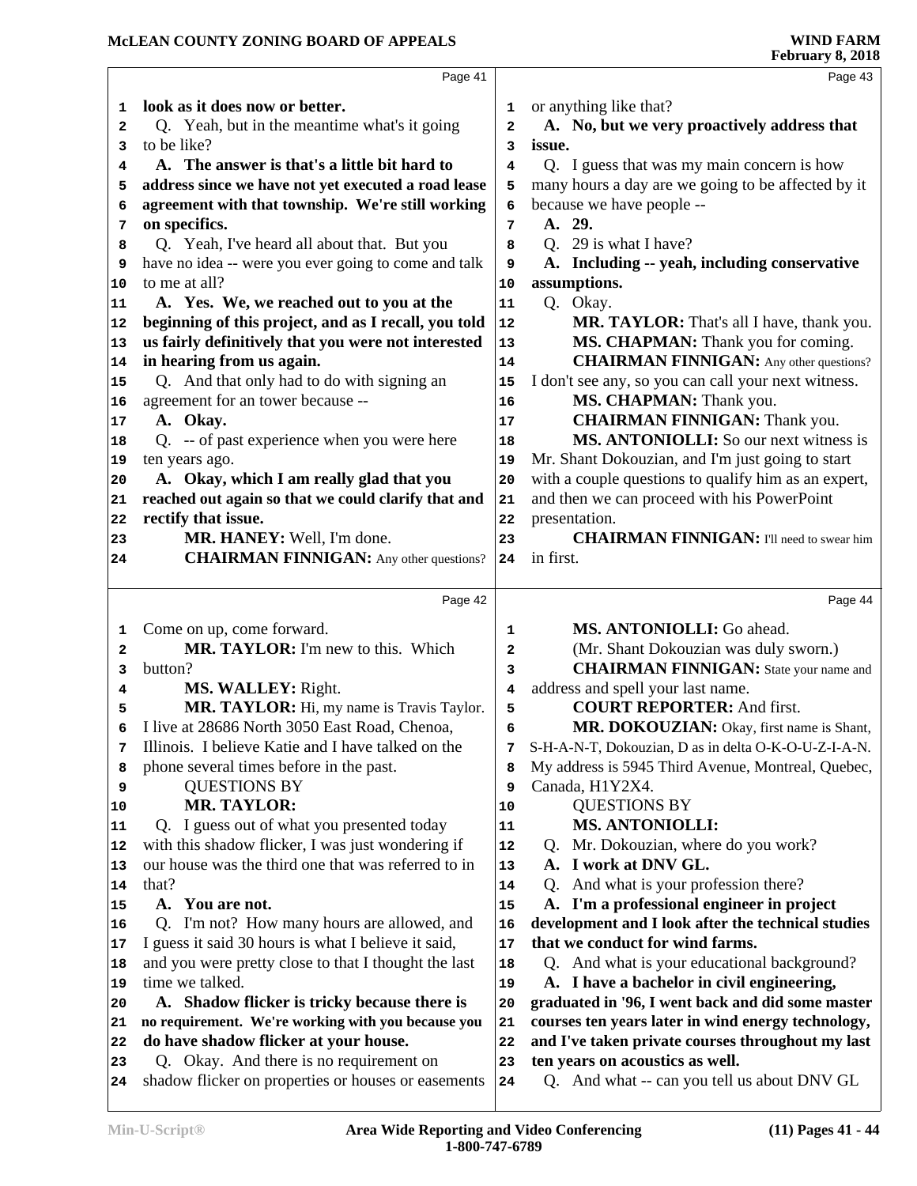Page 41

look as it does now or better.

Q. Yeah, but in the meantime what's it going to be like?

**A. The answer is that's a little bit hard to address since we have not yet executed a road lease agreement with that township. We're still working on specifics.**

Q. Yeah, I've heard all about that. But you have no idea -- were you ever going to come and talk to me at all?

**A. Yes. We, we reached out to you at the beginning of this project, and as I recall, you told us fairly definitively that you were not interested in hearing from us again.**

Q. And that only had to do with signing an agreement for an tower because --

**A. Okay.**

Q. -- of past experience when you were here ten years ago.

**A. Okay, which I am really glad that you reached out again so that we could clarify that and rectify that issue.**

**MR. HANEY:** Well, I'm done.

**CHAIRMAN FINNIGAN:** Any other questions?

Page 42

Come on up, come forward.

**MR. TAYLOR:** I'm new to this. Which button?

**MS. WALLEY:** Right.

**MR. TAYLOR:** Hi, my name is Travis Taylor. I live at 28686 North 3050 East Road, Chenoa, Illinois. I believe Katie and I have talked on the phone several times before in the past.

QUESTIONS BY
**MR. TAYLOR:**

Q. I guess out of what you presented today with this shadow flicker, I was just wondering if our house was the third one that was referred to in that?

**A. You are not.**

Q. I'm not? How many hours are allowed, and I guess it said 30 hours is what I believe it said, and you were pretty close to that I thought the last time we talked.

**A. Shadow flicker is tricky because there is no requirement. We're working with you because you do have shadow flicker at your house.**

Q. Okay. And there is no requirement on shadow flicker on properties or houses or easements

Page 43

or anything like that?

**A. No, but we very proactively address that issue.**

Q. I guess that was my main concern is how many hours a day are we going to be affected by it because we have people --

**A. 29.**

Q. 29 is what I have?

**A. Including -- yeah, including conservative assumptions.**

Q. Okay.

**MR. TAYLOR:** That's all I have, thank you.

**MS. CHAPMAN:** Thank you for coming.

**CHAIRMAN FINNIGAN:** Any other questions? I don't see any, so you can call your next witness.

**MS. CHAPMAN:** Thank you.

**CHAIRMAN FINNIGAN:** Thank you.

**MS. ANTONIOLLI:** So our next witness is Mr. Shant Dokouzian, and I'm just going to start with a couple questions to qualify him as an expert, and then we can proceed with his PowerPoint presentation.

**CHAIRMAN FINNIGAN:** I'll need to swear him in first.

Page 44

**MS. ANTONIOLLI:** Go ahead.

(Mr. Shant Dokouzian was duly sworn.)

**CHAIRMAN FINNIGAN:** State your name and address and spell your last name.

**COURT REPORTER:** And first.

**MR. DOKOUZIAN:** Okay, first name is Shant, S-H-A-N-T, Dokouzian, D as in delta O-K-O-U-Z-I-A-N. My address is 5945 Third Avenue, Montreal, Quebec, Canada, H1Y2X4.

QUESTIONS BY
**MS. ANTONIOLLI:**

Q. Mr. Dokouzian, where do you work?

**A. I work at DNV GL.**

Q. And what is your profession there?

**A. I'm a professional engineer in project development and I look after the technical studies that we conduct for wind farms.**

Q. And what is your educational background?

**A. I have a bachelor in civil engineering, graduated in '96, I went back and did some master courses ten years later in wind energy technology, and I've taken private courses throughout my last ten years on acoustics as well.**

Q. And what -- can you tell us about DNV GL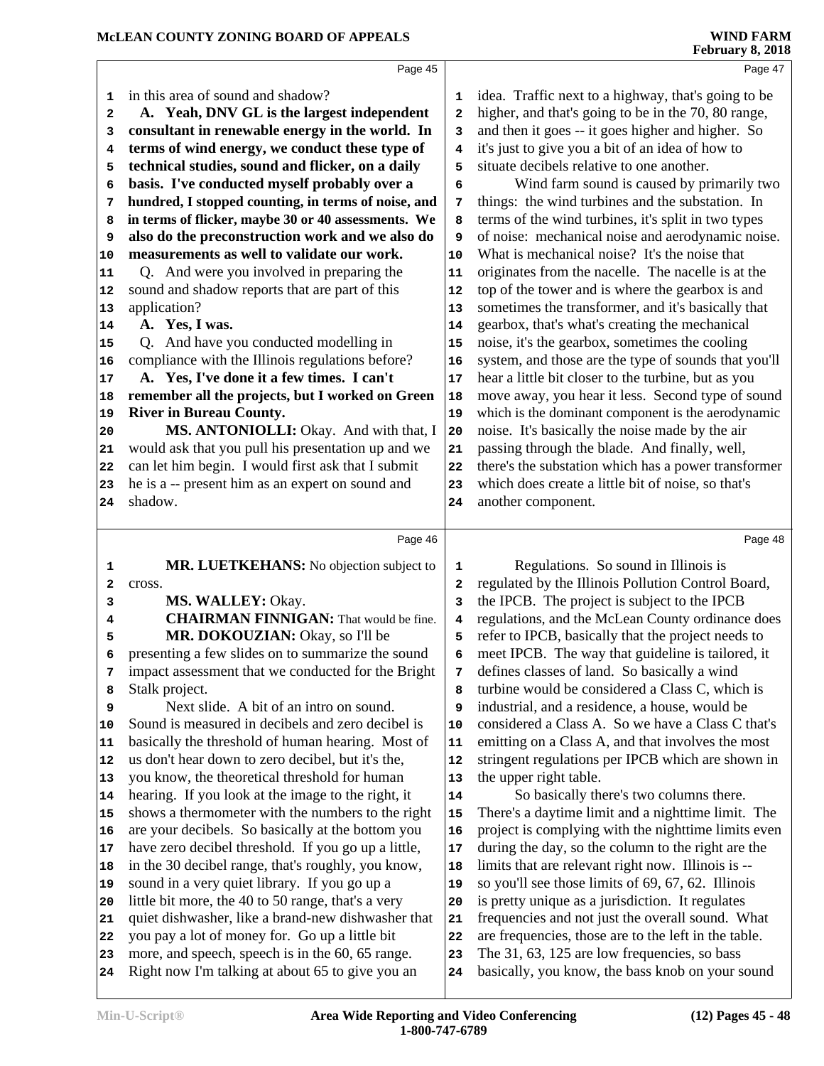**Page 45**

in this area of sound and shadow?

**A. Yeah, DNV GL is the largest independent consultant in renewable energy in the world. In terms of wind energy, we conduct these type of technical studies, sound and flicker, on a daily basis. I've conducted myself probably over a hundred, I stopped counting, in terms of noise, and in terms of flicker, maybe 30 or 40 assessments. We also do the preconstruction work and we also do measurements as well to validate our work.**

Q. And were you involved in preparing the sound and shadow reports that are part of this application?

**A. Yes, I was.**

Q. And have you conducted modelling in compliance with the Illinois regulations before?

**A. Yes, I've done it a few times. I can't remember all the projects, but I worked on Green River in Bureau County.**

**MS. ANTONIOLLI:** Okay. And with that, I would ask that you pull his presentation up and we can let him begin. I would first ask that I submit he is a -- present him as an expert on sound and shadow.

**Page 46**

**MR. LUETKEHANS:** No objection subject to cross.

**MS. WALLEY:** Okay.

**CHAIRMAN FINNIGAN:** That would be fine.

**MR. DOKOUZIAN:** Okay, so I'll be presenting a few slides on to summarize the sound impact assessment that we conducted for the Bright Stalk project.

Next slide. A bit of an intro on sound. Sound is measured in decibels and zero decibel is basically the threshold of human hearing. Most of us don't hear down to zero decibel, but it's the, you know, the theoretical threshold for human hearing. If you look at the image to the right, it shows a thermometer with the numbers to the right are your decibels. So basically at the bottom you have zero decibel threshold. If you go up a little, in the 30 decibel range, that's roughly, you know, sound in a very quiet library. If you go up a little bit more, the 40 to 50 range, that's a very quiet dishwasher, like a brand-new dishwasher that you pay a lot of money for. Go up a little bit more, and speech, speech is in the 60, 65 range. Right now I'm talking at about 65 to give you an

**Page 47**

idea. Traffic next to a highway, that's going to be higher, and that's going to be in the 70, 80 range, and then it goes -- it goes higher and higher. So it's just to give you a bit of an idea of how to situate decibels relative to one another.

Wind farm sound is caused by primarily two things: the wind turbines and the substation. In terms of the wind turbines, it's split in two types of noise: mechanical noise and aerodynamic noise. What is mechanical noise? It's the noise that originates from the nacelle. The nacelle is at the top of the tower and is where the gearbox is and sometimes the transformer, and it's basically that gearbox, that's what's creating the mechanical noise, it's the gearbox, sometimes the cooling system, and those are the type of sounds that you'll hear a little bit closer to the turbine, but as you move away, you hear it less. Second type of sound which is the dominant component is the aerodynamic noise. It's basically the noise made by the air passing through the blade. And finally, well, there's the substation which has a power transformer which does create a little bit of noise, so that's another component.

**Page 48**

Regulations. So sound in Illinois is regulated by the Illinois Pollution Control Board, the IPCB. The project is subject to the IPCB regulations, and the McLean County ordinance does refer to IPCB, basically that the project needs to meet IPCB. The way that guideline is tailored, it defines classes of land. So basically a wind turbine would be considered a Class C, which is industrial, and a residence, a house, would be considered a Class A. So we have a Class C that's emitting on a Class A, and that involves the most stringent regulations per IPCB which are shown in the upper right table.

So basically there's two columns there. There's a daytime limit and a nighttime limit. The project is complying with the nighttime limits even during the day, so the column to the right are the limits that are relevant right now. Illinois is -- so you'll see those limits of 69, 67, 62. Illinois is pretty unique as a jurisdiction. It regulates frequencies and not just the overall sound. What are frequencies, those are to the left in the table. The 31, 63, 125 are low frequencies, so bass basically, you know, the bass knob on your sound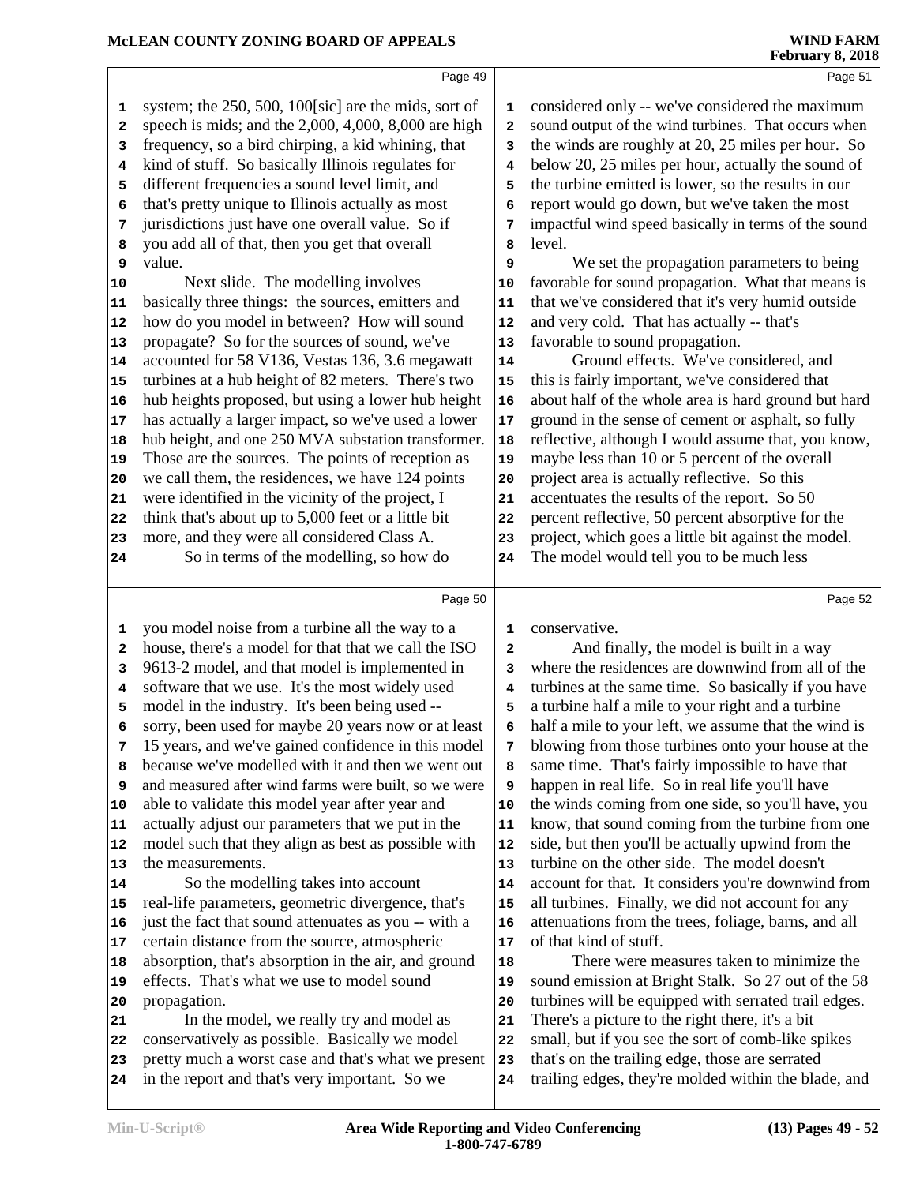system; the 250, 500, 100[sic] are the mids, sort of speech is mids; and the 2,000, 4,000, 8,000 are high frequency, so a bird chirping, a kid whining, that kind of stuff. So basically Illinois regulates for different frequencies a sound level limit, and that's pretty unique to Illinois actually as most jurisdictions just have one overall value. So if you add all of that, then you get that overall value.

Next slide. The modelling involves basically three things: the sources, emitters and how do you model in between? How will sound propagate? So for the sources of sound, we've accounted for 58 V136, Vestas 136, 3.6 megawatt turbines at a hub height of 82 meters. There's two hub heights proposed, but using a lower hub height has actually a larger impact, so we've used a lower hub height, and one 250 MVA substation transformer. Those are the sources. The points of reception as we call them, the residences, we have 124 points were identified in the vicinity of the project, I think that's about up to 5,000 feet or a little bit more, and they were all considered Class A.

So in terms of the modelling, so how do you model noise from a turbine all the way to a house, there's a model for that that we call the ISO 9613-2 model, and that model is implemented in software that we use. It's the most widely used model in the industry. It's been being used -- sorry, been used for maybe 20 years now or at least 15 years, and we've gained confidence in this model because we've modelled with it and then we went out and measured after wind farms were built, so we were able to validate this model year after year and actually adjust our parameters that we put in the model such that they align as best as possible with the measurements.

So the modelling takes into account real-life parameters, geometric divergence, that's just the fact that sound attenuates as you -- with a certain distance from the source, atmospheric absorption, that's absorption in the air, and ground effects. That's what we use to model sound propagation.

In the model, we really try and model as conservatively as possible. Basically we model pretty much a worst case and that's what we present in the report and that's very important. So we considered only -- we've considered the maximum sound output of the wind turbines. That occurs when the winds are roughly at 20, 25 miles per hour. So below 20, 25 miles per hour, actually the sound of the turbine emitted is lower, so the results in our report would go down, but we've taken the most impactful wind speed basically in terms of the sound level.

We set the propagation parameters to being favorable for sound propagation. What that means is that we've considered that it's very humid outside and very cold. That has actually -- that's favorable to sound propagation.

Ground effects. We've considered, and this is fairly important, we've considered that about half of the whole area is hard ground but hard ground in the sense of cement or asphalt, so fully reflective, although I would assume that, you know, maybe less than 10 or 5 percent of the overall project area is actually reflective. So this accentuates the results of the report. So 50 percent reflective, 50 percent absorptive for the project, which goes a little bit against the model. The model would tell you to be much less conservative.

And finally, the model is built in a way where the residences are downwind from all of the turbines at the same time. So basically if you have a turbine half a mile to your right and a turbine half a mile to your left, we assume that the wind is blowing from those turbines onto your house at the same time. That's fairly impossible to have that happen in real life. So in real life you'll have the winds coming from one side, so you'll have, you know, that sound coming from the turbine from one side, but then you'll be actually upwind from the turbine on the other side. The model doesn't account for that. It considers you're downwind from all turbines. Finally, we did not account for any attenuations from the trees, foliage, barns, and all of that kind of stuff.

There were measures taken to minimize the sound emission at Bright Stalk. So 27 out of the 58 turbines will be equipped with serrated trail edges. There's a picture to the right there, it's a bit small, but if you see the sort of comb-like spikes that's on the trailing edge, those are serrated trailing edges, they're molded within the blade, and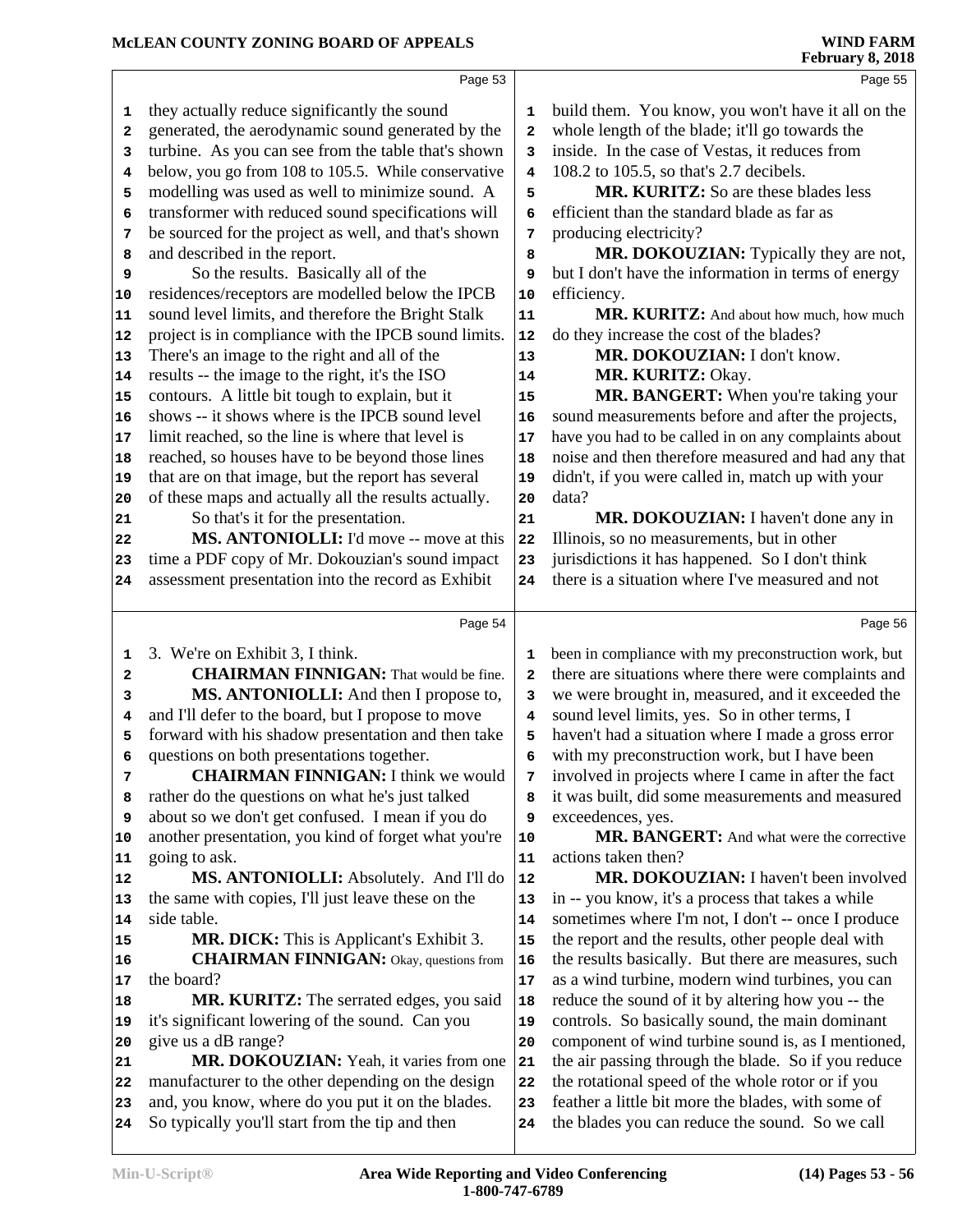Page 53

they actually reduce significantly the sound generated, the aerodynamic sound generated by the turbine. As you can see from the table that's shown below, you go from 108 to 105.5. While conservative modelling was used as well to minimize sound. A transformer with reduced sound specifications will be sourced for the project as well, and that's shown and described in the report.

So the results. Basically all of the residences/receptors are modelled below the IPCB sound level limits, and therefore the Bright Stalk project is in compliance with the IPCB sound limits. There's an image to the right and all of the results -- the image to the right, it's the ISO contours. A little bit tough to explain, but it shows -- it shows where is the IPCB sound level limit reached, so the line is where that level is reached, so houses have to be beyond those lines that are on that image, but the report has several of these maps and actually all the results actually.

So that's it for the presentation.

**MS. ANTONIOLLI:** I'd move -- move at this time a PDF copy of Mr. Dokouzian's sound impact assessment presentation into the record as Exhibit

Page 54

3. We're on Exhibit 3, I think.

**CHAIRMAN FINNIGAN:** That would be fine.

**MS. ANTONIOLLI:** And then I propose to, and I'll defer to the board, but I propose to move forward with his shadow presentation and then take questions on both presentations together.

**CHAIRMAN FINNIGAN:** I think we would rather do the questions on what he's just talked about so we don't get confused. I mean if you do another presentation, you kind of forget what you're going to ask.

**MS. ANTONIOLLI:** Absolutely. And I'll do the same with copies, I'll just leave these on the side table.

**MR. DICK:** This is Applicant's Exhibit 3.

**CHAIRMAN FINNIGAN:** Okay, questions from the board?

**MR. KURITZ:** The serrated edges, you said it's significant lowering of the sound. Can you give us a dB range?

**MR. DOKOUZIAN:** Yeah, it varies from one manufacturer to the other depending on the design and, you know, where do you put it on the blades. So typically you'll start from the tip and then

Page 55

build them. You know, you won't have it all on the whole length of the blade; it'll go towards the inside. In the case of Vestas, it reduces from 108.2 to 105.5, so that's 2.7 decibels.

**MR. KURITZ:** So are these blades less efficient than the standard blade as far as producing electricity?

**MR. DOKOUZIAN:** Typically they are not, but I don't have the information in terms of energy efficiency.

**MR. KURITZ:** And about how much, how much do they increase the cost of the blades?

**MR. DOKOUZIAN:** I don't know.

**MR. KURITZ:** Okay.

**MR. BANGERT:** When you're taking your sound measurements before and after the projects, have you had to be called in on any complaints about noise and then therefore measured and had any that didn't, if you were called in, match up with your data?

**MR. DOKOUZIAN:** I haven't done any in Illinois, so no measurements, but in other jurisdictions it has happened. So I don't think there is a situation where I've measured and not

Page 56

been in compliance with my preconstruction work, but there are situations where there were complaints and we were brought in, measured, and it exceeded the sound level limits, yes. So in other terms, I haven't had a situation where I made a gross error with my preconstruction work, but I have been involved in projects where I came in after the fact it was built, did some measurements and measured exceedences, yes.

**MR. BANGERT:** And what were the corrective actions taken then?

**MR. DOKOUZIAN:** I haven't been involved in -- you know, it's a process that takes a while sometimes where I'm not, I don't -- once I produce the report and the results, other people deal with the results basically. But there are measures, such as a wind turbine, modern wind turbines, you can reduce the sound of it by altering how you -- the controls. So basically sound, the main dominant component of wind turbine sound is, as I mentioned, the air passing through the blade. So if you reduce the rotational speed of the whole rotor or if you feather a little bit more the blades, with some of the blades you can reduce the sound. So we call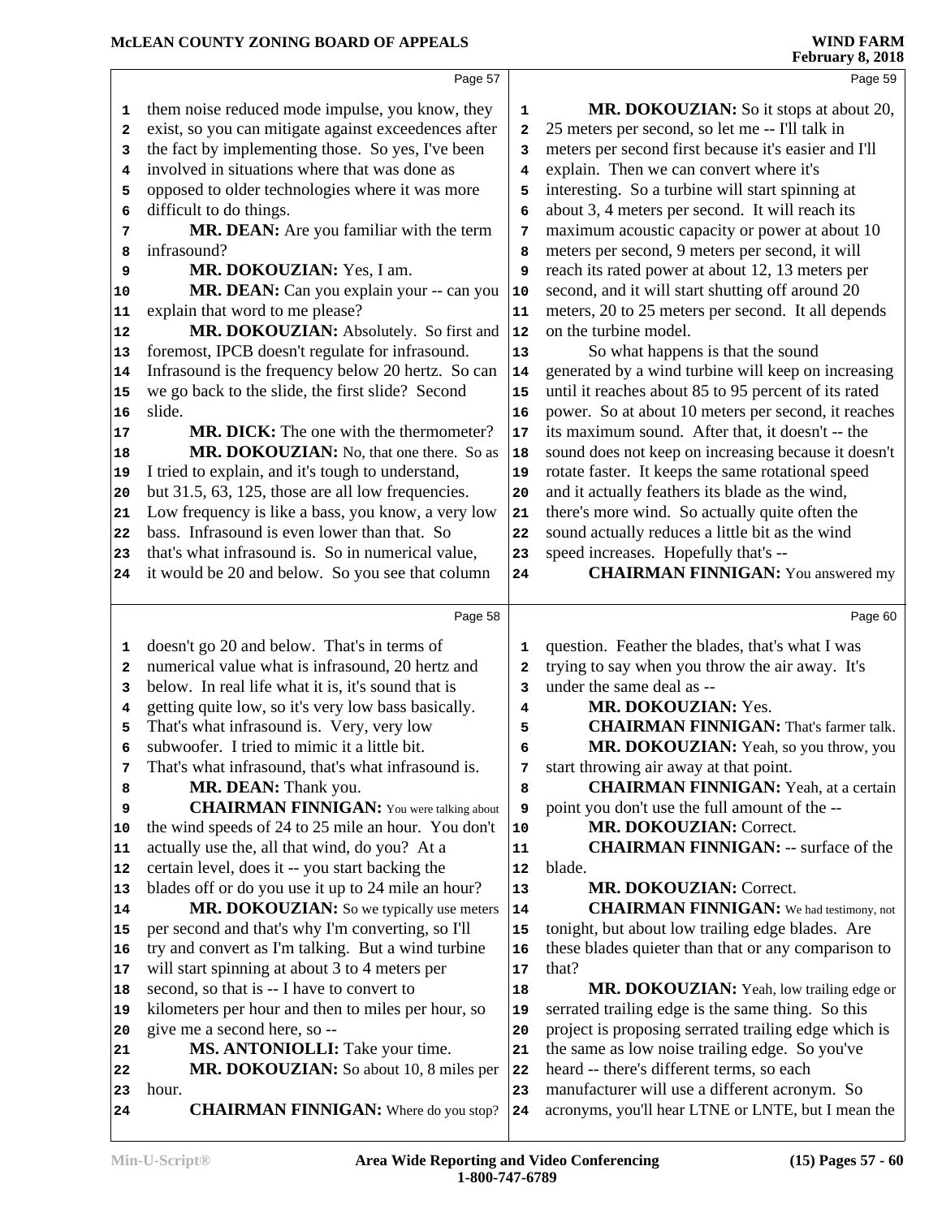Page 57

them noise reduced mode impulse, you know, they exist, so you can mitigate against exceedences after the fact by implementing those. So yes, I've been involved in situations where that was done as opposed to older technologies where it was more difficult to do things.

**MR. DEAN:** Are you familiar with the term infrasound?

**MR. DOKOUZIAN:** Yes, I am.

**MR. DEAN:** Can you explain your -- can you explain that word to me please?

**MR. DOKOUZIAN:** Absolutely. So first and foremost, IPCB doesn't regulate for infrasound. Infrasound is the frequency below 20 hertz. So can we go back to the slide, the first slide? Second slide.

**MR. DICK:** The one with the thermometer?

**MR. DOKOUZIAN:** No, that one there. So as I tried to explain, and it's tough to understand, but 31.5, 63, 125, those are all low frequencies. Low frequency is like a bass, you know, a very low bass. Infrasound is even lower than that. So that's what infrasound is. So in numerical value, it would be 20 and below. So you see that column

Page 58

doesn't go 20 and below. That's in terms of numerical value what is infrasound, 20 hertz and below. In real life what it is, it's sound that is getting quite low, so it's very low bass basically. That's what infrasound is. Very, very low subwoofer. I tried to mimic it a little bit. That's what infrasound, that's what infrasound is.

**MR. DEAN:** Thank you.

**CHAIRMAN FINNIGAN:** You were talking about the wind speeds of 24 to 25 mile an hour. You don't actually use the, all that wind, do you? At a certain level, does it -- you start backing the blades off or do you use it up to 24 mile an hour?

**MR. DOKOUZIAN:** So we typically use meters per second and that's why I'm converting, so I'll try and convert as I'm talking. But a wind turbine will start spinning at about 3 to 4 meters per second, so that is -- I have to convert to kilometers per hour and then to miles per hour, so give me a second here, so --

**MS. ANTONIOLLI:** Take your time.

**MR. DOKOUZIAN:** So about 10, 8 miles per hour.

**CHAIRMAN FINNIGAN:** Where do you stop?

Page 59

**MR. DOKOUZIAN:** So it stops at about 20, 25 meters per second, so let me -- I'll talk in meters per second first because it's easier and I'll explain. Then we can convert where it's interesting. So a turbine will start spinning at about 3, 4 meters per second. It will reach its maximum acoustic capacity or power at about 10 meters per second, 9 meters per second, it will reach its rated power at about 12, 13 meters per second, and it will start shutting off around 20 meters, 20 to 25 meters per second. It all depends on the turbine model.

So what happens is that the sound generated by a wind turbine will keep on increasing until it reaches about 85 to 95 percent of its rated power. So at about 10 meters per second, it reaches its maximum sound. After that, it doesn't -- the sound does not keep on increasing because it doesn't rotate faster. It keeps the same rotational speed and it actually feathers its blade as the wind, there's more wind. So actually quite often the sound actually reduces a little bit as the wind speed increases. Hopefully that's --

**CHAIRMAN FINNIGAN:** You answered my

Page 60

question. Feather the blades, that's what I was trying to say when you throw the air away. It's under the same deal as --

**MR. DOKOUZIAN:** Yes.

**CHAIRMAN FINNIGAN:** That's farmer talk.

**MR. DOKOUZIAN:** Yeah, so you throw, you start throwing air away at that point.

**CHAIRMAN FINNIGAN:** Yeah, at a certain point you don't use the full amount of the --

**MR. DOKOUZIAN:** Correct.

**CHAIRMAN FINNIGAN:** -- surface of the blade.

**MR. DOKOUZIAN:** Correct.

**CHAIRMAN FINNIGAN:** We had testimony, not tonight, but about low trailing edge blades. Are these blades quieter than that or any comparison to that?

**MR. DOKOUZIAN:** Yeah, low trailing edge or serrated trailing edge is the same thing. So this project is proposing serrated trailing edge which is the same as low noise trailing edge. So you've heard -- there's different terms, so each manufacturer will use a different acronym. So acronyms, you'll hear LTNE or LNTE, but I mean the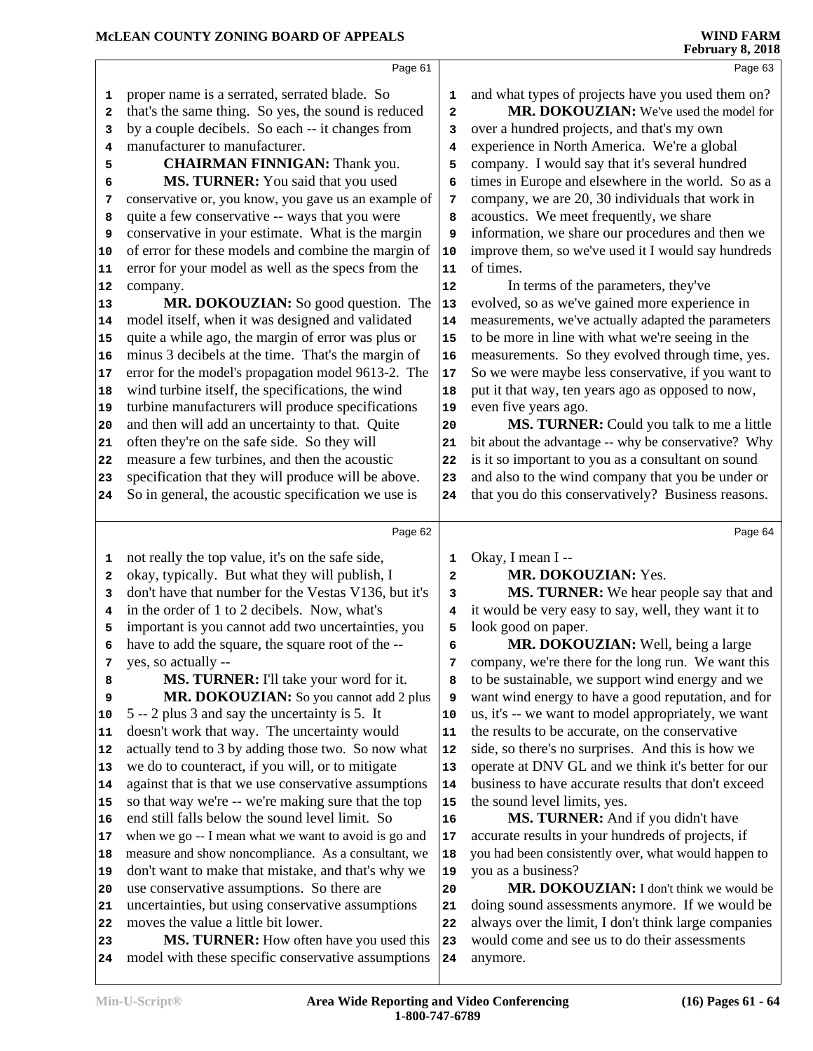proper name is a serrated, serrated blade. So that's the same thing. So yes, the sound is reduced by a couple decibels. So each -- it changes from manufacturer to manufacturer.

**CHAIRMAN FINNIGAN:** Thank you.

**MS. TURNER:** You said that you used conservative or, you know, you gave us an example of quite a few conservative -- ways that you were conservative in your estimate. What is the margin of error for these models and combine the margin of error for your model as well as the specs from the company.

**MR. DOKOUZIAN:** So good question. The model itself, when it was designed and validated quite a while ago, the margin of error was plus or minus 3 decibels at the time. That's the margin of error for the model's propagation model 9613-2. The wind turbine itself, the specifications, the wind turbine manufacturers will produce specifications and then will add an uncertainty to that. Quite often they're on the safe side. So they will measure a few turbines, and then the acoustic specification that they will produce will be above. So in general, the acoustic specification we use is not really the top value, it's on the safe side, okay, typically. But what they will publish, I don't have that number for the Vestas V136, but it's in the order of 1 to 2 decibels. Now, what's important is you cannot add two uncertainties, you have to add the square, the square root of the -- yes, so actually --

**MS. TURNER:** I'll take your word for it.

**MR. DOKOUZIAN:** So you cannot add 2 plus 5 -- 2 plus 3 and say the uncertainty is 5. It doesn't work that way. The uncertainty would actually tend to 3 by adding those two. So now what we do to counteract, if you will, or to mitigate against that is that we use conservative assumptions so that way we're -- we're making sure that the top end still falls below the sound level limit. So when we go -- I mean what we want to avoid is go and measure and show noncompliance. As a consultant, we don't want to make that mistake, and that's why we use conservative assumptions. So there are uncertainties, but using conservative assumptions moves the value a little bit lower.

**MS. TURNER:** How often have you used this model with these specific conservative assumptions and what types of projects have you used them on?

**MR. DOKOUZIAN:** We've used the model for over a hundred projects, and that's my own experience in North America. We're a global company. I would say that it's several hundred times in Europe and elsewhere in the world. So as a company, we are 20, 30 individuals that work in acoustics. We meet frequently, we share information, we share our procedures and then we improve them, so we've used it I would say hundreds of times.

In terms of the parameters, they've evolved, so as we've gained more experience in measurements, we've actually adapted the parameters to be more in line with what we're seeing in the measurements. So they evolved through time, yes. So we were maybe less conservative, if you want to put it that way, ten years ago as opposed to now, even five years ago.

**MS. TURNER:** Could you talk to me a little bit about the advantage -- why be conservative? Why is it so important to you as a consultant on sound and also to the wind company that you be under or that you do this conservatively? Business reasons. Okay, I mean I --

**MR. DOKOUZIAN:** Yes.

**MS. TURNER:** We hear people say that and it would be very easy to say, well, they want it to look good on paper.

**MR. DOKOUZIAN:** Well, being a large company, we're there for the long run. We want this to be sustainable, we support wind energy and we want wind energy to have a good reputation, and for us, it's -- we want to model appropriately, we want the results to be accurate, on the conservative side, so there's no surprises. And this is how we operate at DNV GL and we think it's better for our business to have accurate results that don't exceed the sound level limits, yes.

**MS. TURNER:** And if you didn't have accurate results in your hundreds of projects, if you had been consistently over, what would happen to you as a business?

**MR. DOKOUZIAN:** I don't think we would be doing sound assessments anymore. If we would be always over the limit, I don't think large companies would come and see us to do their assessments anymore.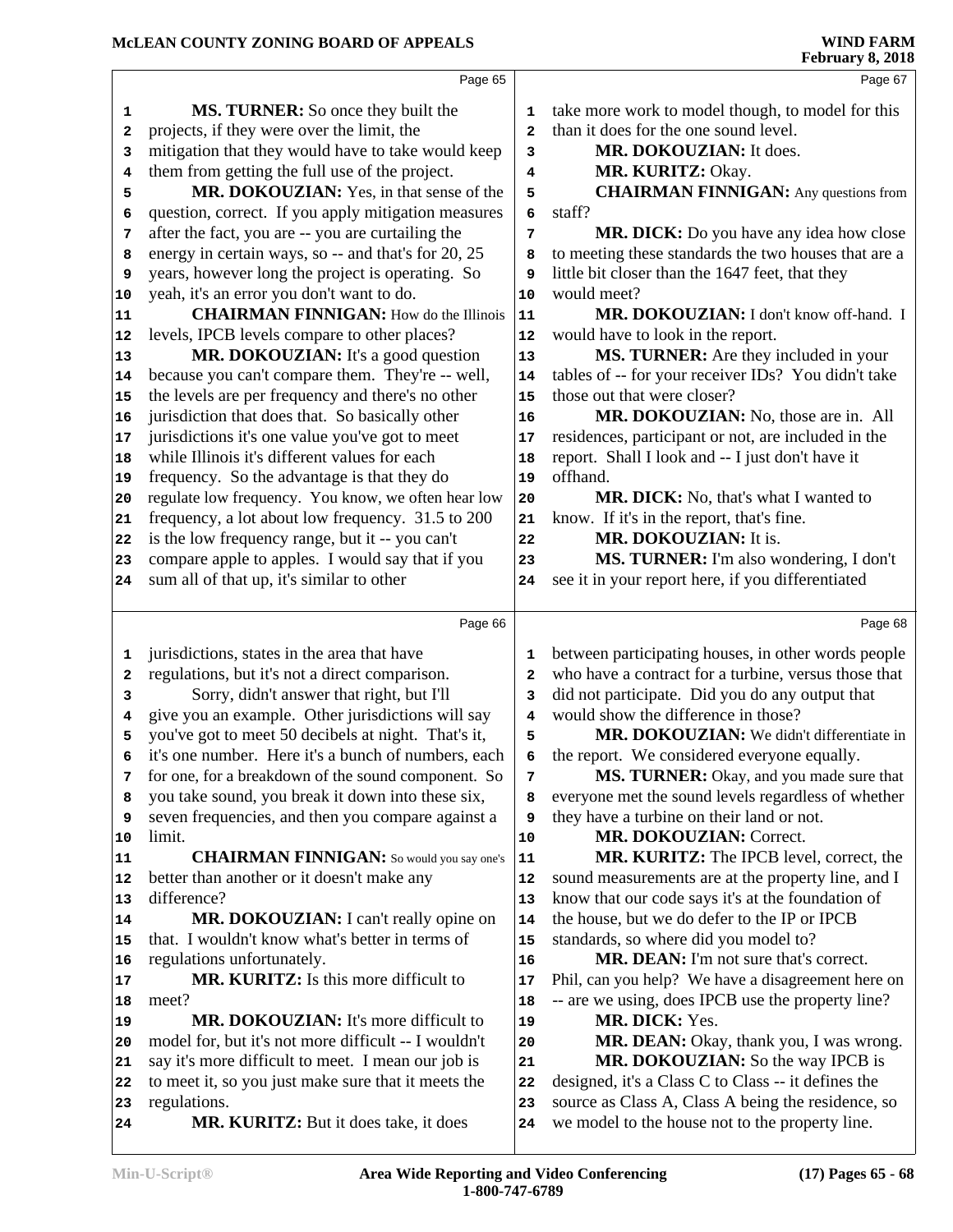MS. TURNER: So once they built the projects, if they were over the limit, the mitigation that they would have to take would keep them from getting the full use of the project.

MR. DOKOUZIAN: Yes, in that sense of the question, correct. If you apply mitigation measures after the fact, you are -- you are curtailing the energy in certain ways, so -- and that's for 20, 25 years, however long the project is operating. So yeah, it's an error you don't want to do.

CHAIRMAN FINNIGAN: How do the Illinois levels, IPCB levels compare to other places?

MR. DOKOUZIAN: It's a good question because you can't compare them. They're -- well, the levels are per frequency and there's no other jurisdiction that does that. So basically other jurisdictions it's one value you've got to meet while Illinois it's different values for each frequency. So the advantage is that they do regulate low frequency. You know, we often hear low frequency, a lot about low frequency. 31.5 to 200 is the low frequency range, but it -- you can't compare apple to apples. I would say that if you sum all of that up, it's similar to other jurisdictions, states in the area that have regulations, but it's not a direct comparison.

Sorry, didn't answer that right, but I'll give you an example. Other jurisdictions will say you've got to meet 50 decibels at night. That's it, it's one number. Here it's a bunch of numbers, each for one, for a breakdown of the sound component. So you take sound, you break it down into these six, seven frequencies, and then you compare against a limit.

CHAIRMAN FINNIGAN: So would you say one's better than another or it doesn't make any difference?

MR. DOKOUZIAN: I can't really opine on that. I wouldn't know what's better in terms of regulations unfortunately.

MR. KURITZ: Is this more difficult to meet?

MR. DOKOUZIAN: It's more difficult to model for, but it's not more difficult -- I wouldn't say it's more difficult to meet. I mean our job is to meet it, so you just make sure that it meets the regulations.

MR. KURITZ: But it does take, it does take more work to model though, to model for this than it does for the one sound level.

MR. DOKOUZIAN: It does.

MR. KURITZ: Okay.

CHAIRMAN FINNIGAN: Any questions from staff?

MR. DICK: Do you have any idea how close to meeting these standards the two houses that are a little bit closer than the 1647 feet, that they would meet?

MR. DOKOUZIAN: I don't know off-hand. I would have to look in the report.

MS. TURNER: Are they included in your tables of -- for your receiver IDs? You didn't take those out that were closer?

MR. DOKOUZIAN: No, those are in. All residences, participant or not, are included in the report. Shall I look and -- I just don't have it offhand.

MR. DICK: No, that's what I wanted to know. If it's in the report, that's fine.

MR. DOKOUZIAN: It is.

MS. TURNER: I'm also wondering, I don't see it in your report here, if you differentiated between participating houses, in other words people who have a contract for a turbine, versus those that did not participate. Did you do any output that would show the difference in those?

MR. DOKOUZIAN: We didn't differentiate in the report. We considered everyone equally.

MS. TURNER: Okay, and you made sure that everyone met the sound levels regardless of whether they have a turbine on their land or not.

MR. DOKOUZIAN: Correct.

MR. KURITZ: The IPCB level, correct, the sound measurements are at the property line, and I know that our code says it's at the foundation of the house, but we do defer to the IP or IPCB standards, so where did you model to?

MR. DEAN: I'm not sure that's correct. Phil, can you help? We have a disagreement here on -- are we using, does IPCB use the property line?

MR. DICK: Yes.

MR. DEAN: Okay, thank you, I was wrong.

MR. DOKOUZIAN: So the way IPCB is designed, it's a Class C to Class -- it defines the source as Class A, Class A being the residence, so we model to the house not to the property line.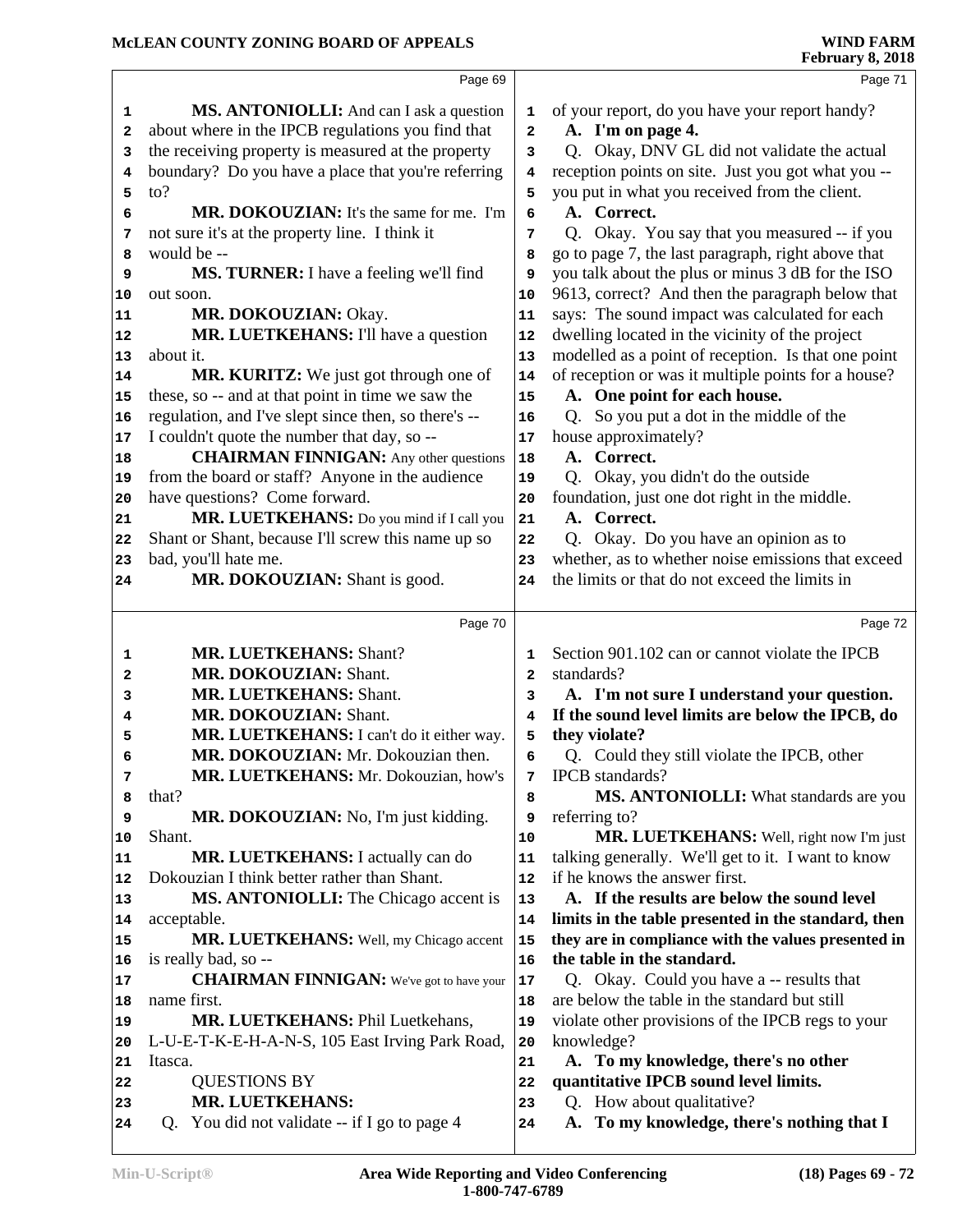MS. ANTONIOLLI: And can I ask a question about where in the IPCB regulations you find that the receiving property is measured at the property boundary? Do you have a place that you're referring to?

MR. DOKOUZIAN: It's the same for me. I'm not sure it's at the property line. I think it would be --

MS. TURNER: I have a feeling we'll find out soon.

MR. DOKOUZIAN: Okay.

MR. LUETKEHANS: I'll have a question about it.

MR. KURITZ: We just got through one of these, so -- and at that point in time we saw the regulation, and I've slept since then, so there's -- I couldn't quote the number that day, so --

CHAIRMAN FINNIGAN: Any other questions from the board or staff? Anyone in the audience have questions? Come forward.

MR. LUETKEHANS: Do you mind if I call you Shant or Shant, because I'll screw this name up so bad, you'll hate me.

MR. DOKOUZIAN: Shant is good.

MR. LUETKEHANS: Shant?

MR. DOKOUZIAN: Shant.

MR. LUETKEHANS: Shant.

MR. DOKOUZIAN: Shant.

MR. LUETKEHANS: I can't do it either way.

MR. DOKOUZIAN: Mr. Dokouzian then.

MR. LUETKEHANS: Mr. Dokouzian, how's that?

MR. DOKOUZIAN: No, I'm just kidding. Shant.

MR. LUETKEHANS: I actually can do Dokouzian I think better rather than Shant.

MS. ANTONIOLLI: The Chicago accent is acceptable.

MR. LUETKEHANS: Well, my Chicago accent is really bad, so --

CHAIRMAN FINNIGAN: We've got to have your name first.

MR. LUETKEHANS: Phil Luetkehans, L-U-E-T-K-E-H-A-N-S, 105 East Irving Park Road, Itasca.

QUESTIONS BY MR. LUETKEHANS:

Q. You did not validate -- if I go to page 4 of your report, do you have your report handy?

**A. I'm on page 4.**

Q. Okay, DNV GL did not validate the actual reception points on site. Just you got what you -- you put in what you received from the client.

**A. Correct.**

Q. Okay. You say that you measured -- if you go to page 7, the last paragraph, right above that you talk about the plus or minus 3 dB for the ISO 9613, correct? And then the paragraph below that says: The sound impact was calculated for each dwelling located in the vicinity of the project modelled as a point of reception. Is that one point of reception or was it multiple points for a house?

**A. One point for each house.**

Q. So you put a dot in the middle of the house approximately?

**A. Correct.**

Q. Okay, you didn't do the outside foundation, just one dot right in the middle.

**A. Correct.**

Q. Okay. Do you have an opinion as to whether, as to whether noise emissions that exceed the limits or that do not exceed the limits in Section 901.102 can or cannot violate the IPCB standards?

**A. I'm not sure I understand your question. If the sound level limits are below the IPCB, do they violate?**

Q. Could they still violate the IPCB, other IPCB standards?

MS. ANTONIOLLI: What standards are you referring to?

MR. LUETKEHANS: Well, right now I'm just talking generally. We'll get to it. I want to know if he knows the answer first.

**A. If the results are below the sound level limits in the table presented in the standard, then they are in compliance with the values presented in the table in the standard.**

Q. Okay. Could you have a -- results that are below the table in the standard but still violate other provisions of the IPCB regs to your knowledge?

**A. To my knowledge, there's no other quantitative IPCB sound level limits.**

Q. How about qualitative?

**A. To my knowledge, there's nothing that I**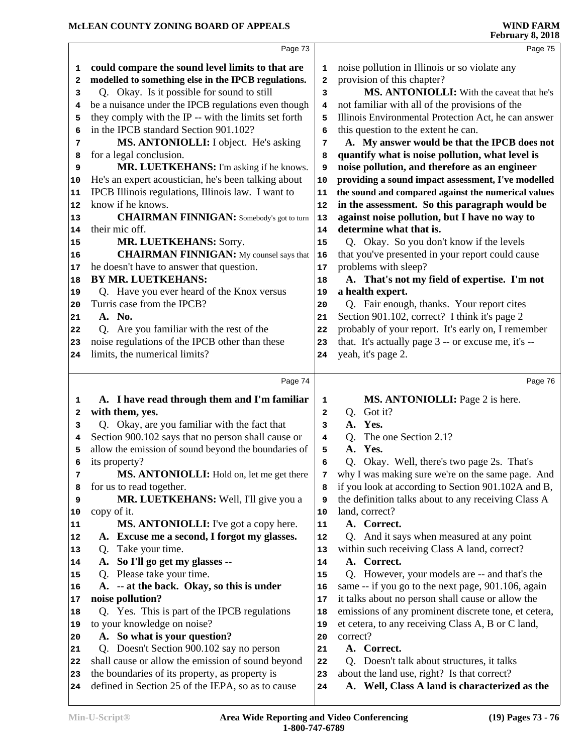Page 73

**could compare the sound level limits to that are modelled to something else in the IPCB regulations.**

Q. Okay. Is it possible for sound to still be a nuisance under the IPCB regulations even though they comply with the IP -- with the limits set forth in the IPCB standard Section 901.102?

**MS. ANTONIOLLI:** I object. He's asking for a legal conclusion.

**MR. LUETKEHANS:** I'm asking if he knows. He's an expert acoustician, he's been talking about IPCB Illinois regulations, Illinois law. I want to know if he knows.

**CHAIRMAN FINNIGAN:** Somebody's got to turn their mic off.

**MR. LUETKEHANS:** Sorry.

**CHAIRMAN FINNIGAN:** My counsel says that he doesn't have to answer that question.

**BY MR. LUETKEHANS:**

Q. Have you ever heard of the Knox versus Turris case from the IPCB?

**A. No.**

Q. Are you familiar with the rest of the noise regulations of the IPCB other than these limits, the numerical limits?

Page 74

**A. I have read through them and I'm familiar with them, yes.**

Q. Okay, are you familiar with the fact that Section 900.102 says that no person shall cause or allow the emission of sound beyond the boundaries of its property?

**MS. ANTONIOLLI:** Hold on, let me get there for us to read together.

**MR. LUETKEHANS:** Well, I'll give you a copy of it.

**MS. ANTONIOLLI:** I've got a copy here.

**A. Excuse me a second, I forgot my glasses.**

Q. Take your time.

**A. So I'll go get my glasses --**

Q. Please take your time.

**A. -- at the back. Okay, so this is under noise pollution?**

Q. Yes. This is part of the IPCB regulations to your knowledge on noise?

**A. So what is your question?**

Q. Doesn't Section 900.102 say no person shall cause or allow the emission of sound beyond the boundaries of its property, as property is defined in Section 25 of the IEPA, so as to cause

Page 75

noise pollution in Illinois or so violate any provision of this chapter?

**MS. ANTONIOLLI:** With the caveat that he's not familiar with all of the provisions of the Illinois Environmental Protection Act, he can answer this question to the extent he can.

**A. My answer would be that the IPCB does not quantify what is noise pollution, what level is noise pollution, and therefore as an engineer providing a sound impact assessment, I've modelled the sound and compared against the numerical values in the assessment. So this paragraph would be against noise pollution, but I have no way to determine what that is.**

Q. Okay. So you don't know if the levels that you've presented in your report could cause problems with sleep?

**A. That's not my field of expertise. I'm not a health expert.**

Q. Fair enough, thanks. Your report cites Section 901.102, correct? I think it's page 2 probably of your report. It's early on, I remember that. It's actually page 3 -- or excuse me, it's -- yeah, it's page 2.

Page 76

**MS. ANTONIOLLI:** Page 2 is here.

Q. Got it?

**A. Yes.**

Q. The one Section 2.1?

**A. Yes.**

Q. Okay. Well, there's two page 2s. That's why I was making sure we're on the same page. And if you look at according to Section 901.102A and B, the definition talks about to any receiving Class A land, correct?

**A. Correct.**

Q. And it says when measured at any point within such receiving Class A land, correct?

**A. Correct.**

Q. However, your models are -- and that's the same -- if you go to the next page, 901.106, again it talks about no person shall cause or allow the emissions of any prominent discrete tone, et cetera, et cetera, to any receiving Class A, B or C land, correct?

**A. Correct.**

Q. Doesn't talk about structures, it talks about the land use, right? Is that correct?

**A. Well, Class A land is characterized as the**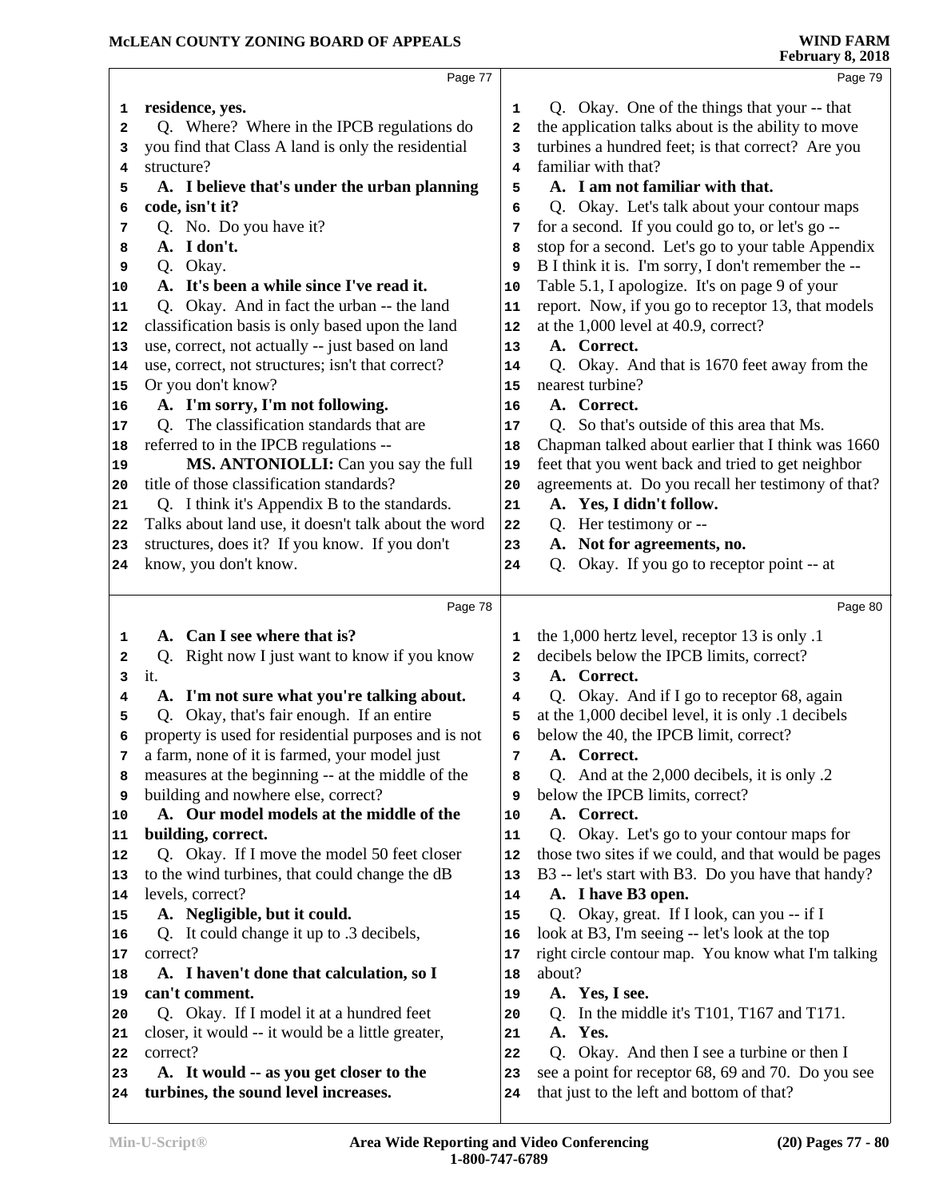Page 77

1 **residence, yes.**
2 Q. Where? Where in the IPCB regulations do
3 you find that Class A land is only the residential
4 structure?
5 **A. I believe that's under the urban planning**
6 **code, isn't it?**
7 Q. No. Do you have it?
8 **A. I don't.**
9 Q. Okay.
10 **A. It's been a while since I've read it.**
11 Q. Okay. And in fact the urban -- the land
12 classification basis is only based upon the land
13 use, correct, not actually -- just based on land
14 use, correct, not structures; isn't that correct?
15 Or you don't know?
16 **A. I'm sorry, I'm not following.**
17 Q. The classification standards that are
18 referred to in the IPCB regulations --
19 **MS. ANTONIOLLI:** Can you say the full
20 title of those classification standards?
21 Q. I think it's Appendix B to the standards.
22 Talks about land use, it doesn't talk about the word
23 structures, does it? If you know. If you don't
24 know, you don't know.

Page 78

1 **A. Can I see where that is?**
2 Q. Right now I just want to know if you know
3 it.
4 **A. I'm not sure what you're talking about.**
5 Q. Okay, that's fair enough. If an entire
6 property is used for residential purposes and is not
7 a farm, none of it is farmed, your model just
8 measures at the beginning -- at the middle of the
9 building and nowhere else, correct?
10 **A. Our model models at the middle of the**
11 **building, correct.**
12 Q. Okay. If I move the model 50 feet closer
13 to the wind turbines, that could change the dB
14 levels, correct?
15 **A. Negligible, but it could.**
16 Q. It could change it up to .3 decibels,
17 correct?
18 **A. I haven't done that calculation, so I**
19 **can't comment.**
20 Q. Okay. If I model it at a hundred feet
21 closer, it would -- it would be a little greater,
22 correct?
23 **A. It would -- as you get closer to the**
24 **turbines, the sound level increases.**

Page 79

1 Q. Okay. One of the things that your -- that
2 the application talks about is the ability to move
3 turbines a hundred feet; is that correct? Are you
4 familiar with that?
5 **A. I am not familiar with that.**
6 Q. Okay. Let's talk about your contour maps
7 for a second. If you could go to, or let's go --
8 stop for a second. Let's go to your table Appendix
9 B I think it is. I'm sorry, I don't remember the --
10 Table 5.1, I apologize. It's on page 9 of your
11 report. Now, if you go to receptor 13, that models
12 at the 1,000 level at 40.9, correct?
13 **A. Correct.**
14 Q. Okay. And that is 1670 feet away from the
15 nearest turbine?
16 **A. Correct.**
17 Q. So that's outside of this area that Ms.
18 Chapman talked about earlier that I think was 1660
19 feet that you went back and tried to get neighbor
20 agreements at. Do you recall her testimony of that?
21 **A. Yes, I didn't follow.**
22 Q. Her testimony or --
23 **A. Not for agreements, no.**
24 Q. Okay. If you go to receptor point -- at

Page 80

1 the 1,000 hertz level, receptor 13 is only .1
2 decibels below the IPCB limits, correct?
3 **A. Correct.**
4 Q. Okay. And if I go to receptor 68, again
5 at the 1,000 decibel level, it is only .1 decibels
6 below the 40, the IPCB limit, correct?
7 **A. Correct.**
8 Q. And at the 2,000 decibels, it is only .2
9 below the IPCB limits, correct?
10 **A. Correct.**
11 Q. Okay. Let's go to your contour maps for
12 those two sites if we could, and that would be pages
13 B3 -- let's start with B3. Do you have that handy?
14 **A. I have B3 open.**
15 Q. Okay, great. If I look, can you -- if I
16 look at B3, I'm seeing -- let's look at the top
17 right circle contour map. You know what I'm talking
18 about?
19 **A. Yes, I see.**
20 Q. In the middle it's T101, T167 and T171.
21 **A. Yes.**
22 Q. Okay. And then I see a turbine or then I
23 see a point for receptor 68, 69 and 70. Do you see
24 that just to the left and bottom of that?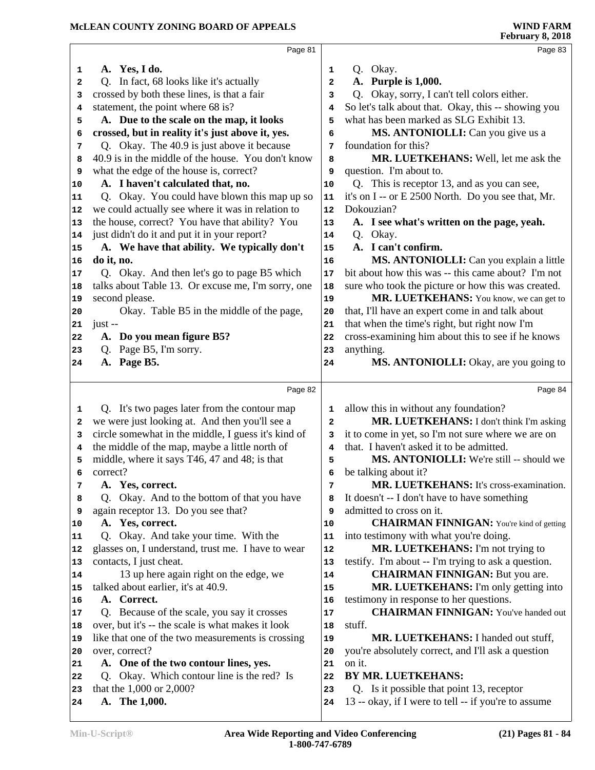Page 81

A. **Yes, I do.**

Q. In fact, 68 looks like it's actually crossed by both these lines, is that a fair statement, the point where 68 is?

A. **Due to the scale on the map, it looks crossed, but in reality it's just above it, yes.**

Q. Okay. The 40.9 is just above it because 40.9 is in the middle of the house. You don't know what the edge of the house is, correct?

A. **I haven't calculated that, no.**

Q. Okay. You could have blown this map up so we could actually see where it was in relation to the house, correct? You have that ability? You just didn't do it and put it in your report?

A. **We have that ability. We typically don't do it, no.**

Q. Okay. And then let's go to page B5 which talks about Table 13. Or excuse me, I'm sorry, one second please.

Okay. Table B5 in the middle of the page, just --

A. **Do you mean figure B5?**

Q. Page B5, I'm sorry.

A. **Page B5.**

Page 82

Q. It's two pages later from the contour map we were just looking at. And then you'll see a circle somewhat in the middle, I guess it's kind of the middle of the map, maybe a little north of middle, where it says T46, 47 and 48; is that correct?

A. **Yes, correct.**

Q. Okay. And to the bottom of that you have again receptor 13. Do you see that?

A. **Yes, correct.**

Q. Okay. And take your time. With the glasses on, I understand, trust me. I have to wear contacts, I just cheat.

13 up here again right on the edge, we talked about earlier, it's at 40.9.

A. **Correct.**

Q. Because of the scale, you say it crosses over, but it's -- the scale is what makes it look like that one of the two measurements is crossing over, correct?

A. **One of the two contour lines, yes.**

Q. Okay. Which contour line is the red? Is that the 1,000 or 2,000?

A. **The 1,000.**

Page 83

Q. Okay.

A. **Purple is 1,000.**

Q. Okay, sorry, I can't tell colors either. So let's talk about that. Okay, this -- showing you what has been marked as SLG Exhibit 13.

**MS. ANTONIOLLI:** Can you give us a foundation for this?

**MR. LUETKEHANS:** Well, let me ask the question. I'm about to.

Q. This is receptor 13, and as you can see, it's on I -- or E 2500 North. Do you see that, Mr. Dokouzian?

A. **I see what's written on the page, yeah.**

Q. Okay.

A. **I can't confirm.**

**MS. ANTONIOLLI:** Can you explain a little bit about how this was -- this came about? I'm not sure who took the picture or how this was created.

**MR. LUETKEHANS:** You know, we can get to that, I'll have an expert come in and talk about that when the time's right, but right now I'm cross-examining him about this to see if he knows anything.

**MS. ANTONIOLLI:** Okay, are you going to allow this in without any foundation?

Page 84

**MR. LUETKEHANS:** I don't think I'm asking it to come in yet, so I'm not sure where we are on that. I haven't asked it to be admitted.

**MS. ANTONIOLLI:** We're still -- should we be talking about it?

**MR. LUETKEHANS:** It's cross-examination. It doesn't -- I don't have to have something admitted to cross on it.

**CHAIRMAN FINNIGAN:** You're kind of getting into testimony with what you're doing.

**MR. LUETKEHANS:** I'm not trying to testify. I'm about -- I'm trying to ask a question.

**CHAIRMAN FINNIGAN:** But you are.

**MR. LUETKEHANS:** I'm only getting into testimony in response to her questions.

**CHAIRMAN FINNIGAN:** You've handed out stuff.

**MR. LUETKEHANS:** I handed out stuff, you're absolutely correct, and I'll ask a question on it.

**BY MR. LUETKEHANS:**

Q. Is it possible that point 13, receptor 13 -- okay, if I were to tell -- if you're to assume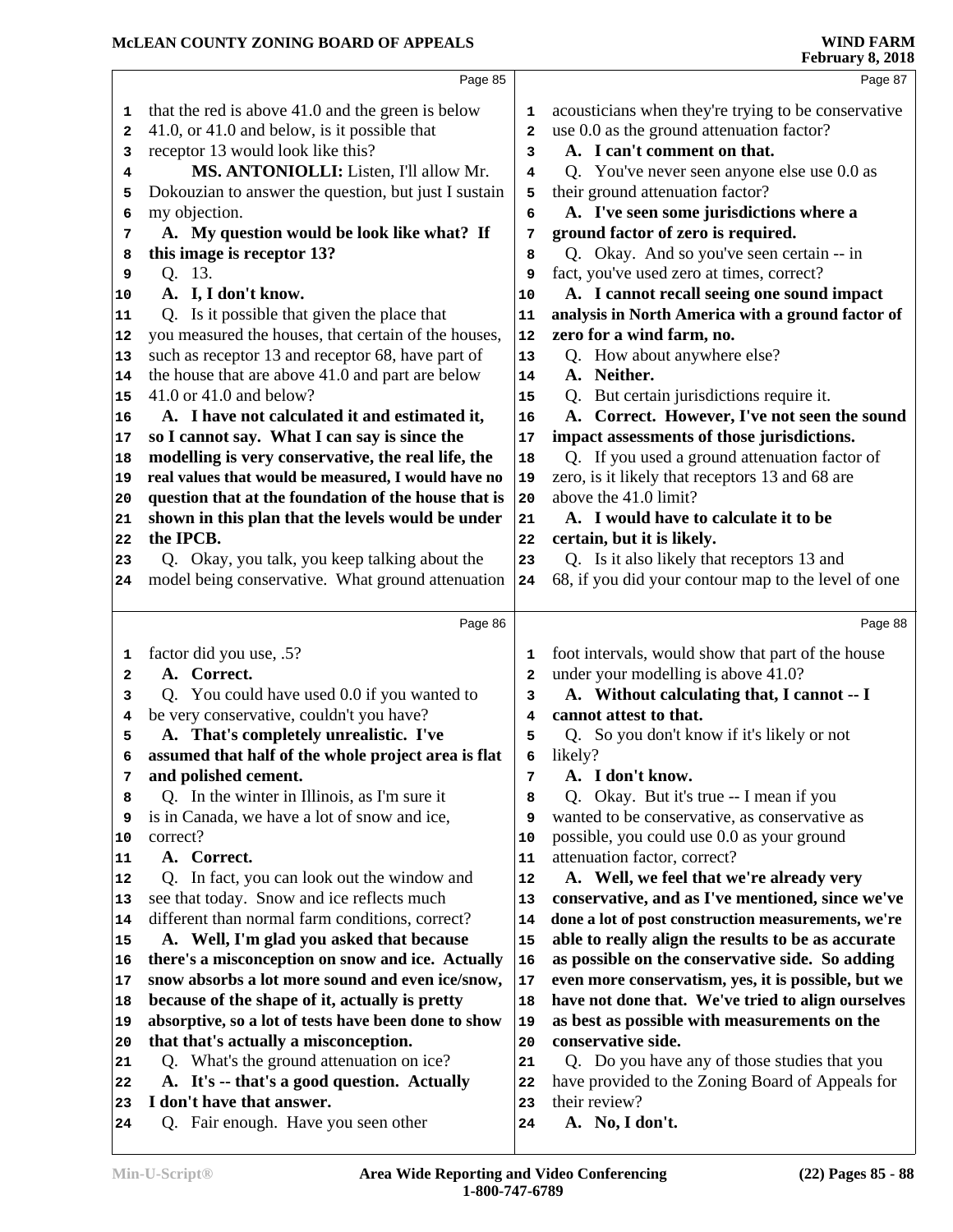Page 85

that the red is above 41.0 and the green is below 41.0, or 41.0 and below, is it possible that receptor 13 would look like this?

**MS. ANTONIOLLI:** Listen, I'll allow Mr. Dokouzian to answer the question, but just I sustain my objection.

**A. My question would be look like what? If this image is receptor 13?**

Q. 13.

**A. I, I don't know.**

Q. Is it possible that given the place that you measured the houses, that certain of the houses, such as receptor 13 and receptor 68, have part of the house that are above 41.0 and part are below 41.0 or 41.0 and below?

**A. I have not calculated it and estimated it, so I cannot say. What I can say is since the modelling is very conservative, the real life, the real values that would be measured, I would have no question that at the foundation of the house that is shown in this plan that the levels would be under the IPCB.**

Q. Okay, you talk, you keep talking about the model being conservative. What ground attenuation

Page 86

factor did you use, .5?

**A. Correct.**

Q. You could have used 0.0 if you wanted to be very conservative, couldn't you have?

**A. That's completely unrealistic. I've assumed that half of the whole project area is flat and polished cement.**

Q. In the winter in Illinois, as I'm sure it is in Canada, we have a lot of snow and ice, correct?

**A. Correct.**

Q. In fact, you can look out the window and see that today. Snow and ice reflects much different than normal farm conditions, correct?

**A. Well, I'm glad you asked that because there's a misconception on snow and ice. Actually snow absorbs a lot more sound and even ice/snow, because of the shape of it, actually is pretty absorptive, so a lot of tests have been done to show that that's actually a misconception.**

Q. What's the ground attenuation on ice?

**A. It's -- that's a good question. Actually I don't have that answer.**

Q. Fair enough. Have you seen other

Page 87

acousticians when they're trying to be conservative use 0.0 as the ground attenuation factor?

**A. I can't comment on that.**

Q. You've never seen anyone else use 0.0 as their ground attenuation factor?

**A. I've seen some jurisdictions where a ground factor of zero is required.**

Q. Okay. And so you've seen certain -- in fact, you've used zero at times, correct?

**A. I cannot recall seeing one sound impact analysis in North America with a ground factor of zero for a wind farm, no.**

Q. How about anywhere else?

**A. Neither.**

Q. But certain jurisdictions require it.

**A. Correct. However, I've not seen the sound impact assessments of those jurisdictions.**

Q. If you used a ground attenuation factor of zero, is it likely that receptors 13 and 68 are above the 41.0 limit?

**A. I would have to calculate it to be certain, but it is likely.**

Q. Is it also likely that receptors 13 and 68, if you did your contour map to the level of one

Page 88

foot intervals, would show that part of the house under your modelling is above 41.0?

**A. Without calculating that, I cannot -- I cannot attest to that.**

Q. So you don't know if it's likely or not likely?

**A. I don't know.**

Q. Okay. But it's true -- I mean if you wanted to be conservative, as conservative as possible, you could use 0.0 as your ground attenuation factor, correct?

**A. Well, we feel that we're already very conservative, and as I've mentioned, since we've done a lot of post construction measurements, we're able to really align the results to be as accurate as possible on the conservative side. So adding even more conservatism, yes, it is possible, but we have not done that. We've tried to align ourselves as best as possible with measurements on the conservative side.**

Q. Do you have any of those studies that you have provided to the Zoning Board of Appeals for their review?

**A. No, I don't.**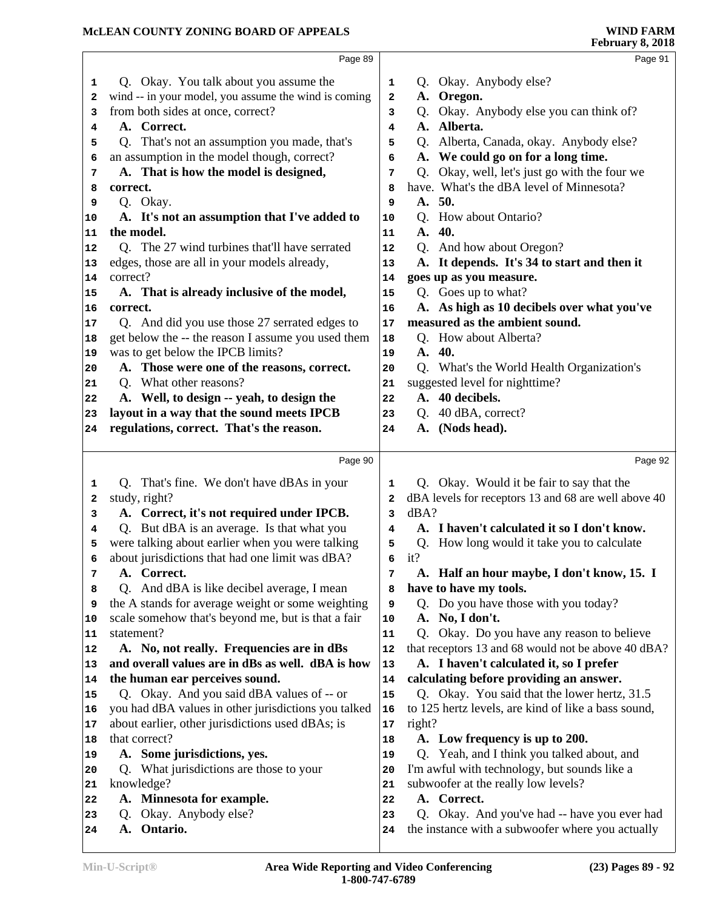Page 89

Q. Okay. You talk about you assume the wind -- in your model, you assume the wind is coming from both sides at once, correct?

**A. Correct.**

Q. That's not an assumption you made, that's an assumption in the model though, correct?

**A. That is how the model is designed, correct.**

Q. Okay.

**A. It's not an assumption that I've added to the model.**

Q. The 27 wind turbines that'll have serrated edges, those are all in your models already, correct?

**A. That is already inclusive of the model, correct.**

Q. And did you use those 27 serrated edges to get below the -- the reason I assume you used them was to get below the IPCB limits?

**A. Those were one of the reasons, correct.**

Q. What other reasons?

**A. Well, to design -- yeah, to design the layout in a way that the sound meets IPCB regulations, correct. That's the reason.**

Page 90

Q. That's fine. We don't have dBAs in your study, right?

**A. Correct, it's not required under IPCB.**

Q. But dBA is an average. Is that what you were talking about earlier when you were talking about jurisdictions that had one limit was dBA?

**A. Correct.**

Q. And dBA is like decibel average, I mean the A stands for average weight or some weighting scale somehow that's beyond me, but is that a fair statement?

**A. No, not really. Frequencies are in dBs and overall values are in dBs as well. dBA is how the human ear perceives sound.**

Q. Okay. And you said dBA values of -- or you had dBA values in other jurisdictions you talked about earlier, other jurisdictions used dBAs; is that correct?

**A. Some jurisdictions, yes.**

Q. What jurisdictions are those to your knowledge?

**A. Minnesota for example.**

Q. Okay. Anybody else?

**A. Ontario.**

Page 91

Q. Okay. Anybody else?

**A. Oregon.**

Q. Okay. Anybody else you can think of?

**A. Alberta.**

Q. Alberta, Canada, okay. Anybody else?

**A. We could go on for a long time.**

Q. Okay, well, let's just go with the four we have. What's the dBA level of Minnesota?

**A. 50.**

Q. How about Ontario?

**A. 40.**

Q. And how about Oregon?

**A. It depends. It's 34 to start and then it goes up as you measure.**

Q. Goes up to what?

**A. As high as 10 decibels over what you've measured as the ambient sound.**

Q. How about Alberta?

**A. 40.**

Q. What's the World Health Organization's suggested level for nighttime?

**A. 40 decibels.**

Q. 40 dBA, correct?

**A. (Nods head).**

Page 92

Q. Okay. Would it be fair to say that the dBA levels for receptors 13 and 68 are well above 40 dBA?

**A. I haven't calculated it so I don't know.**

Q. How long would it take you to calculate it?

**A. Half an hour maybe, I don't know, 15. I have to have my tools.**

Q. Do you have those with you today?

**A. No, I don't.**

Q. Okay. Do you have any reason to believe that receptors 13 and 68 would not be above 40 dBA?

**A. I haven't calculated it, so I prefer calculating before providing an answer.**

Q. Okay. You said that the lower hertz, 31.5 to 125 hertz levels, are kind of like a bass sound, right?

**A. Low frequency is up to 200.**

Q. Yeah, and I think you talked about, and I'm awful with technology, but sounds like a subwoofer at the really low levels?

**A. Correct.**

Q. Okay. And you've had -- have you ever had the instance with a subwoofer where you actually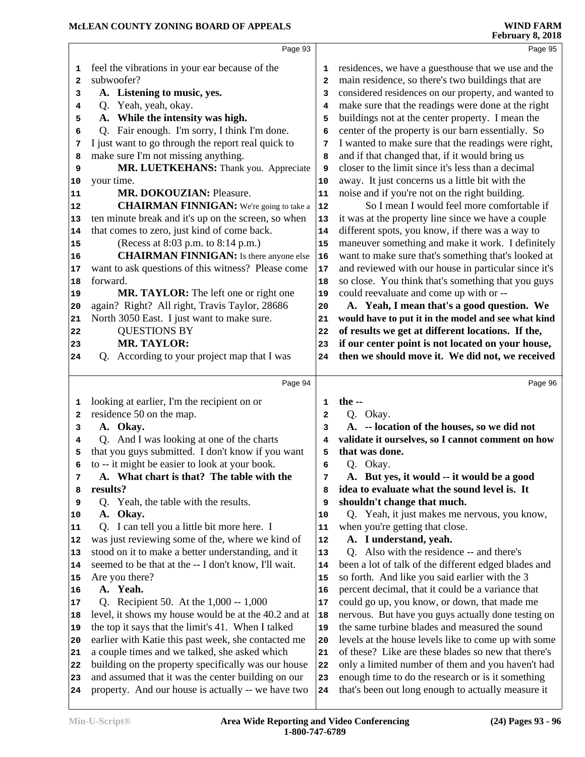Page 93

1 feel the vibrations in your ear because of the
2 subwoofer?
3 **A. Listening to music, yes.**
4 Q. Yeah, yeah, okay.
5 **A. While the intensity was high.**
6 Q. Fair enough. I'm sorry, I think I'm done.
7 I just want to go through the report real quick to
8 make sure I'm not missing anything.
9 **MR. LUETKEHANS:** Thank you. Appreciate
10 your time.
11 **MR. DOKOUZIAN:** Pleasure.
12 **CHAIRMAN FINNIGAN:** We're going to take a
13 ten minute break and it's up on the screen, so when
14 that comes to zero, just kind of come back.
15 (Recess at 8:03 p.m. to 8:14 p.m.)
16 **CHAIRMAN FINNIGAN:** Is there anyone else
17 want to ask questions of this witness? Please come
18 forward.
19 **MR. TAYLOR:** The left one or right one
20 again? Right? All right, Travis Taylor, 28686
21 North 3050 East. I just want to make sure.
22 QUESTIONS BY
23 **MR. TAYLOR:**
24 Q. According to your project map that I was

Page 94

1 looking at earlier, I'm the recipient on or
2 residence 50 on the map.
3 **A. Okay.**
4 Q. And I was looking at one of the charts
5 that you guys submitted. I don't know if you want
6 to -- it might be easier to look at your book.
7 **A. What chart is that? The table with the**
8 **results?**
9 Q. Yeah, the table with the results.
10 **A. Okay.**
11 Q. I can tell you a little bit more here. I
12 was just reviewing some of the, where we kind of
13 stood on it to make a better understanding, and it
14 seemed to be that at the -- I don't know, I'll wait.
15 Are you there?
16 **A. Yeah.**
17 Q. Recipient 50. At the 1,000 -- 1,000
18 level, it shows my house would be at the 40.2 and at
19 the top it says that the limit's 41. When I talked
20 earlier with Katie this past week, she contacted me
21 a couple times and we talked, she asked which
22 building on the property specifically was our house
23 and assumed that it was the center building on our
24 property. And our house is actually -- we have two

Page 95

1 residences, we have a guesthouse that we use and the
2 main residence, so there's two buildings that are
3 considered residences on our property, and wanted to
4 make sure that the readings were done at the right
5 buildings not at the center property. I mean the
6 center of the property is our barn essentially. So
7 I wanted to make sure that the readings were right,
8 and if that changed that, if it would bring us
9 closer to the limit since it's less than a decimal
10 away. It just concerns us a little bit with the
11 noise and if you're not on the right building.
12 So I mean I would feel more comfortable if
13 it was at the property line since we have a couple
14 different spots, you know, if there was a way to
15 maneuver something and make it work. I definitely
16 want to make sure that's something that's looked at
17 and reviewed with our house in particular since it's
18 so close. You think that's something that you guys
19 could reevaluate and come up with or --
20 **A. Yeah, I mean that's a good question. We**
21 **would have to put it in the model and see what kind**
22 **of results we get at different locations. If the,**
23 **if our center point is not located on your house,**
24 **then we should move it. We did not, we received**

Page 96

1 **the --**
2 Q. Okay.
3 **A. -- location of the houses, so we did not**
4 **validate it ourselves, so I cannot comment on how**
5 **that was done.**
6 Q. Okay.
7 **A. But yes, it would -- it would be a good**
8 **idea to evaluate what the sound level is. It**
9 **shouldn't change that much.**
10 Q. Yeah, it just makes me nervous, you know,
11 when you're getting that close.
12 **A. I understand, yeah.**
13 Q. Also with the residence -- and there's
14 been a lot of talk of the different edged blades and
15 so forth. And like you said earlier with the 3
16 percent decimal, that it could be a variance that
17 could go up, you know, or down, that made me
18 nervous. But have you guys actually done testing on
19 the same turbine blades and measured the sound
20 levels at the house levels like to come up with some
21 of these? Like are these blades so new that there's
22 only a limited number of them and you haven't had
23 enough time to do the research or is it something
24 that's been out long enough to actually measure it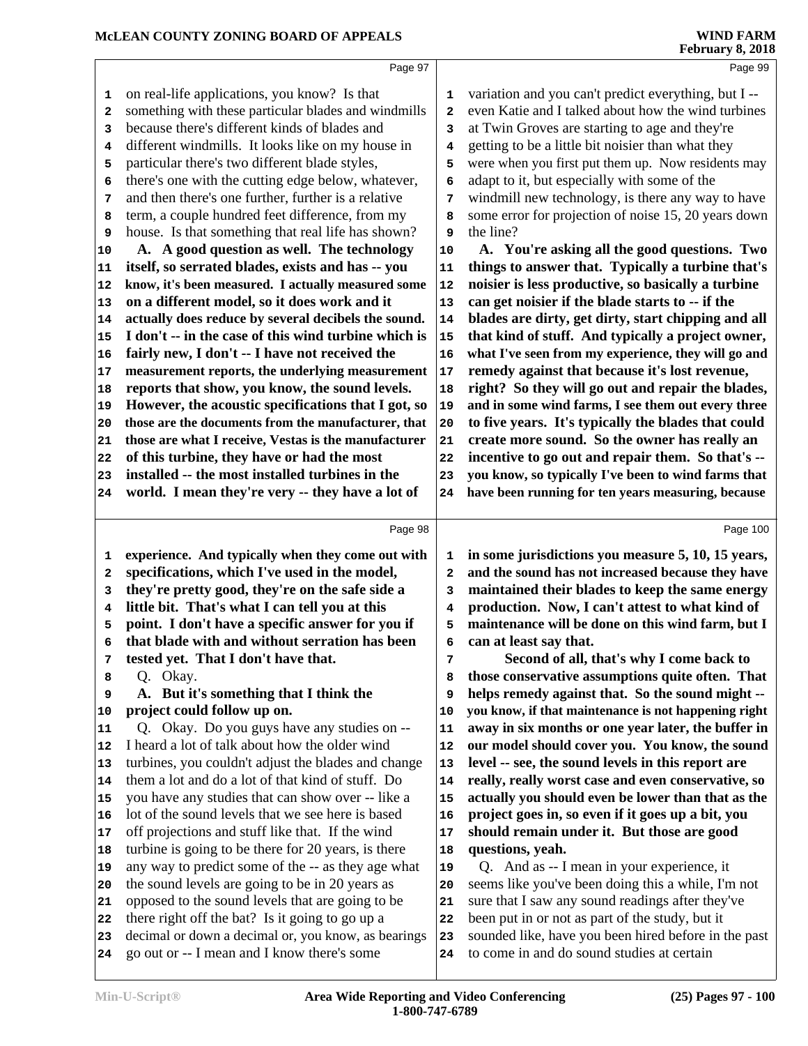on real-life applications, you know? Is that something with these particular blades and windmills because there's different kinds of blades and different windmills. It looks like on my house in particular there's two different blade styles, there's one with the cutting edge below, whatever, and then there's one further, further is a relative term, a couple hundred feet difference, from my house. Is that something that real life has shown?

**A. A good question as well. The technology itself, so serrated blades, exists and has -- you know, it's been measured. I actually measured some on a different model, so it does work and it actually does reduce by several decibels the sound. I don't -- in the case of this wind turbine which is fairly new, I don't -- I have not received the measurement reports, the underlying measurement reports that show, you know, the sound levels. However, the acoustic specifications that I got, so those are the documents from the manufacturer, that those are what I receive, Vestas is the manufacturer of this turbine, they have or had the most installed -- the most installed turbines in the world. I mean they're very -- they have a lot of experience. And typically when they come out with specifications, which I've used in the model, they're pretty good, they're on the safe side a little bit. That's what I can tell you at this point. I don't have a specific answer for you if that blade with and without serration has been tested yet. That I don't have that.**

Q. Okay.

**A. But it's something that I think the project could follow up on.**

Q. Okay. Do you guys have any studies on -- I heard a lot of talk about how the older wind turbines, you couldn't adjust the blades and change them a lot and do a lot of that kind of stuff. Do you have any studies that can show over -- like a lot of the sound levels that we see here is based off projections and stuff like that. If the wind turbine is going to be there for 20 years, is there any way to predict some of the -- as they age what the sound levels are going to be in 20 years as opposed to the sound levels that are going to be there right off the bat? Is it going to go up a decimal or down a decimal or, you know, as bearings go out or -- I mean and I know there's some variation and you can't predict everything, but I -- even Katie and I talked about how the wind turbines at Twin Groves are starting to age and they're getting to be a little bit noisier than what they were when you first put them up. Now residents may adapt to it, but especially with some of the windmill new technology, is there any way to have some error for projection of noise 15, 20 years down the line?

**A. You're asking all the good questions. Two things to answer that. Typically a turbine that's noisier is less productive, so basically a turbine can get noisier if the blade starts to -- if the blades are dirty, get dirty, start chipping and all that kind of stuff. And typically a project owner, what I've seen from my experience, they will go and remedy against that because it's lost revenue, right? So they will go out and repair the blades, and in some wind farms, I see them out every three to five years. It's typically the blades that could create more sound. So the owner has really an incentive to go out and repair them. So that's -- you know, so typically I've been to wind farms that have been running for ten years measuring, because in some jurisdictions you measure 5, 10, 15 years, and the sound has not increased because they have maintained their blades to keep the same energy production. Now, I can't attest to what kind of maintenance will be done on this wind farm, but I can at least say that.**

**Second of all, that's why I come back to those conservative assumptions quite often. That helps remedy against that. So the sound might -- you know, if that maintenance is not happening right away in six months or one year later, the buffer in our model should cover you. You know, the sound level -- see, the sound levels in this report are really, really worst case and even conservative, so actually you should even be lower than that as the project goes in, so even if it goes up a bit, you should remain under it. But those are good questions, yeah.**

Q. And as -- I mean in your experience, it seems like you've been doing this a while, I'm not sure that I saw any sound readings after they've been put in or not as part of the study, but it sounded like, have you been hired before in the past to come in and do sound studies at certain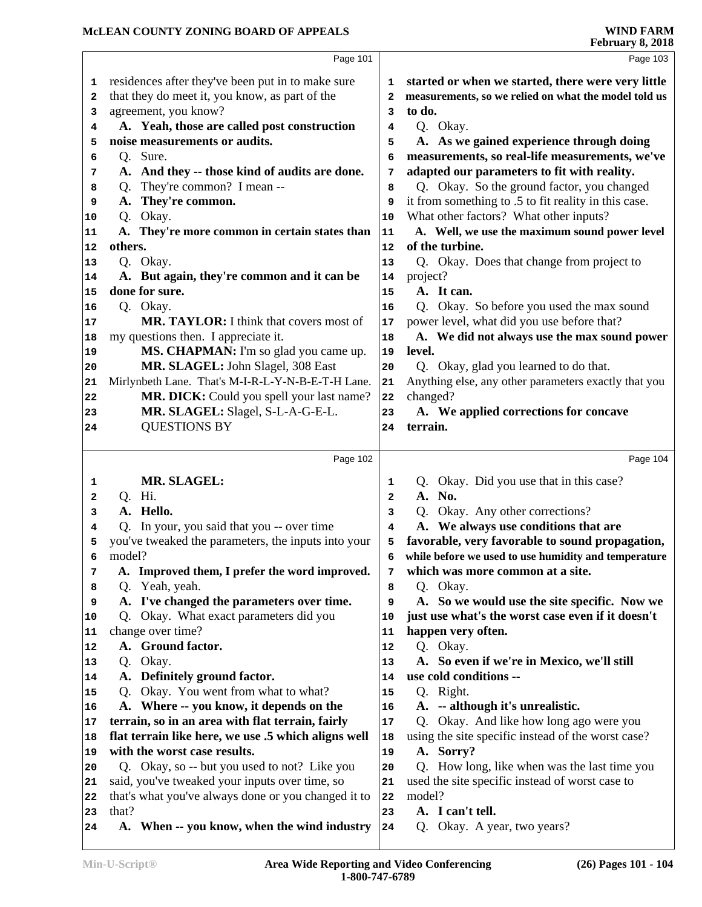residences after they've been put in to make sure that they do meet it, you know, as part of the agreement, you know?

**A. Yeah, those are called post construction noise measurements or audits.**

Q. Sure.

**A. And they -- those kind of audits are done.**

Q. They're common? I mean --

**A. They're common.**

Q. Okay.

**A. They're more common in certain states than others.**

Q. Okay.

**A. But again, they're common and it can be done for sure.**

Q. Okay.

**MR. TAYLOR:** I think that covers most of my questions then. I appreciate it.

**MS. CHAPMAN:** I'm so glad you came up.

**MR. SLAGEL:** John Slagel, 308 East Mirlynbeth Lane. That's M-I-R-L-Y-N-B-E-T-H Lane.

**MR. DICK:** Could you spell your last name?

**MR. SLAGEL:** Slagel, S-L-A-G-E-L.

QUESTIONS BY

**MR. SLAGEL:**

Q. Hi.

**A. Hello.**

Q. In your, you said that you -- over time you've tweaked the parameters, the inputs into your model?

**A. Improved them, I prefer the word improved.**

Q. Yeah, yeah.

**A. I've changed the parameters over time.**

Q. Okay. What exact parameters did you change over time?

**A. Ground factor.**

Q. Okay.

**A. Definitely ground factor.**

Q. Okay. You went from what to what?

**A. Where -- you know, it depends on the terrain, so in an area with flat terrain, fairly flat terrain like here, we use .5 which aligns well with the worst case results.**

Q. Okay, so -- but you used to not? Like you said, you've tweaked your inputs over time, so that's what you've always done or you changed it to that?

**A. When -- you know, when the wind industry started or when we started, there were very little measurements, so we relied on what the model told us to do.**

Q. Okay.

**A. As we gained experience through doing measurements, so real-life measurements, we've adapted our parameters to fit with reality.**

Q. Okay. So the ground factor, you changed it from something to .5 to fit reality in this case. What other factors? What other inputs?

**A. Well, we use the maximum sound power level of the turbine.**

Q. Okay. Does that change from project to project?

**A. It can.**

Q. Okay. So before you used the max sound power level, what did you use before that?

**A. We did not always use the maximum sound power level.**

Q. Okay, glad you learned to do that. Anything else, any other parameters exactly that you changed?

**A. We applied corrections for concave terrain.**

Q. Okay. Did you use that in this case?

**A. No.**

Q. Okay. Any other corrections?

**A. We always use conditions that are favorable, very favorable to sound propagation, while before we used to use humidity and temperature which was more common at a site.**

Q. Okay.

**A. So we would use the site specific. Now we just use what's the worst case even if it doesn't happen very often.**

Q. Okay.

**A. So even if we're in Mexico, we'll still use cold conditions --**

Q. Right.

**A. -- although it's unrealistic.**

Q. Okay. And like how long ago were you using the site specific instead of the worst case?

**A. Sorry?**

Q. How long, like when was the last time you used the site specific instead of worst case to model?

**A. I can't tell.**

Q. Okay. A year, two years?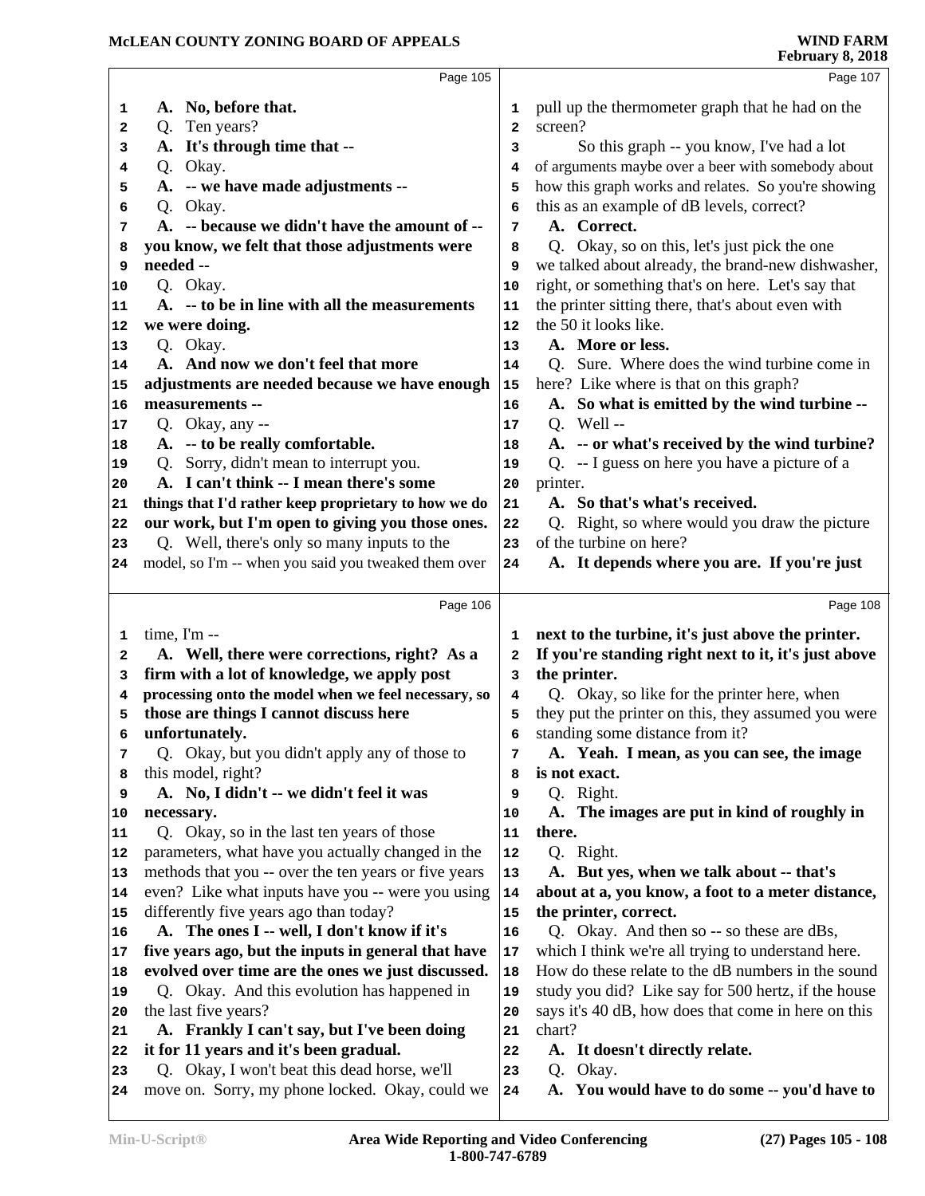Page 105

A. No, before that.
Q. Ten years?
A. It's through time that --
Q. Okay.
A. -- we have made adjustments --
Q. Okay.
A. -- because we didn't have the amount of -- you know, we felt that those adjustments were needed --
Q. Okay.
A. -- to be in line with all the measurements we were doing.
Q. Okay.
A. And now we don't feel that more adjustments are needed because we have enough measurements --
Q. Okay, any --
A. -- to be really comfortable.
Q. Sorry, didn't mean to interrupt you.
A. I can't think -- I mean there's some things that I'd rather keep proprietary to how we do our work, but I'm open to giving you those ones.
Q. Well, there's only so many inputs to the model, so I'm -- when you said you tweaked them over

Page 106

time, I'm --
A. Well, there were corrections, right? As a firm with a lot of knowledge, we apply post processing onto the model when we feel necessary, so those are things I cannot discuss here unfortunately.
Q. Okay, but you didn't apply any of those to this model, right?
A. No, I didn't -- we didn't feel it was necessary.
Q. Okay, so in the last ten years of those parameters, what have you actually changed in the methods that you -- over the ten years or five years even? Like what inputs have you -- were you using differently five years ago than today?
A. The ones I -- well, I don't know if it's five years ago, but the inputs in general that have evolved over time are the ones we just discussed.
Q. Okay. And this evolution has happened in the last five years?
A. Frankly I can't say, but I've been doing it for 11 years and it's been gradual.
Q. Okay, I won't beat this dead horse, we'll move on. Sorry, my phone locked. Okay, could we

Page 107

pull up the thermometer graph that he had on the screen?
So this graph -- you know, I've had a lot of arguments maybe over a beer with somebody about how this graph works and relates. So you're showing this as an example of dB levels, correct?
A. Correct.
Q. Okay, so on this, let's just pick the one we talked about already, the brand-new dishwasher, right, or something that's on here. Let's say that the printer sitting there, that's about even with the 50 it looks like.
A. More or less.
Q. Sure. Where does the wind turbine come in here? Like where is that on this graph?
A. So what is emitted by the wind turbine --
Q. Well --
A. -- or what's received by the wind turbine?
Q. -- I guess on here you have a picture of a printer.
A. So that's what's received.
Q. Right, so where would you draw the picture of the turbine on here?
A. It depends where you are. If you're just

Page 108

next to the turbine, it's just above the printer. If you're standing right next to it, it's just above the printer.
Q. Okay, so like for the printer here, when they put the printer on this, they assumed you were standing some distance from it?
A. Yeah. I mean, as you can see, the image is not exact.
Q. Right.
A. The images are put in kind of roughly in there.
Q. Right.
A. But yes, when we talk about -- that's about at a, you know, a foot to a meter distance, the printer, correct.
Q. Okay. And then so -- so these are dBs, which I think we're all trying to understand here. How do these relate to the dB numbers in the sound study you did? Like say for 500 hertz, if the house says it's 40 dB, how does that come in here on this chart?
A. It doesn't directly relate.
Q. Okay.
A. You would have to do some -- you'd have to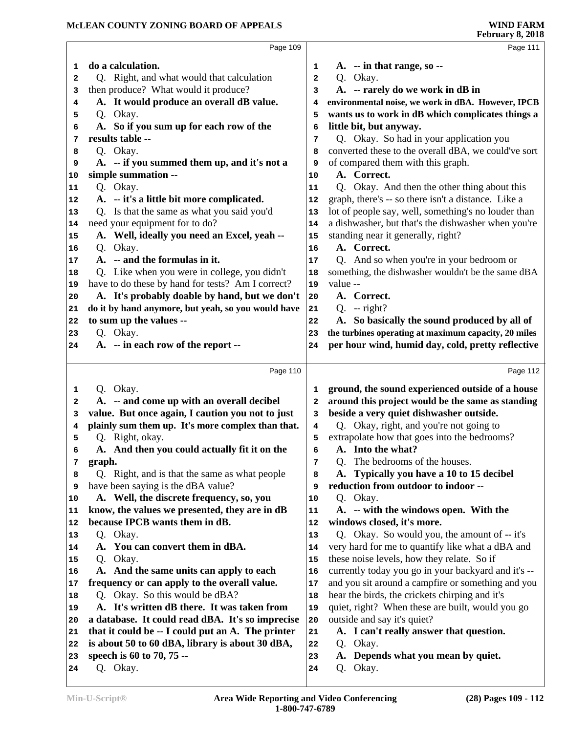Page 109

1 **do a calculation.**
2 Q. Right, and what would that calculation
3 then produce? What would it produce?
4 **A. It would produce an overall dB value.**
5 Q. Okay.
6 **A. So if you sum up for each row of the**
7 **results table --**
8 Q. Okay.
9 **A. -- if you summed them up, and it's not a**
10 **simple summation --**
11 Q. Okay.
12 **A. -- it's a little bit more complicated.**
13 Q. Is that the same as what you said you'd
14 need your equipment for to do?
15 **A. Well, ideally you need an Excel, yeah --**
16 Q. Okay.
17 **A. -- and the formulas in it.**
18 Q. Like when you were in college, you didn't
19 have to do these by hand for tests? Am I correct?
20 **A. It's probably doable by hand, but we don't**
21 **do it by hand anymore, but yeah, so you would have**
22 **to sum up the values --**
23 Q. Okay.
24 **A. -- in each row of the report --**

Page 110

1 Q. Okay.
2 **A. -- and come up with an overall decibel**
3 **value. But once again, I caution you not to just**
4 **plainly sum them up. It's more complex than that.**
5 Q. Right, okay.
6 **A. And then you could actually fit it on the**
7 **graph.**
8 Q. Right, and is that the same as what people
9 have been saying is the dBA value?
10 **A. Well, the discrete frequency, so, you**
11 **know, the values we presented, they are in dB**
12 **because IPCB wants them in dB.**
13 Q. Okay.
14 **A. You can convert them in dBA.**
15 Q. Okay.
16 **A. And the same units can apply to each**
17 **frequency or can apply to the overall value.**
18 Q. Okay. So this would be dBA?
19 **A. It's written dB there. It was taken from**
20 **a database. It could read dBA. It's so imprecise**
21 **that it could be -- I could put an A. The printer**
22 **is about 50 to 60 dBA, library is about 30 dBA,**
23 **speech is 60 to 70, 75 --**
24 Q. Okay.

Page 111

1 **A. -- in that range, so --**
2 Q. Okay.
3 **A. -- rarely do we work in dB in**
4 **environmental noise, we work in dBA. However, IPCB**
5 **wants us to work in dB which complicates things a**
6 **little bit, but anyway.**
7 Q. Okay. So had in your application you
8 converted these to the overall dBA, we could've sort
9 of compared them with this graph.
10 **A. Correct.**
11 Q. Okay. And then the other thing about this
12 graph, there's -- so there isn't a distance. Like a
13 lot of people say, well, something's no louder than
14 a dishwasher, but that's the dishwasher when you're
15 standing near it generally, right?
16 **A. Correct.**
17 Q. And so when you're in your bedroom or
18 something, the dishwasher wouldn't be the same dBA
19 value --
20 **A. Correct.**
21 Q. -- right?
22 **A. So basically the sound produced by all of**
23 **the turbines operating at maximum capacity, 20 miles**
24 **per hour wind, humid day, cold, pretty reflective**

Page 112

1 **ground, the sound experienced outside of a house**
2 **around this project would be the same as standing**
3 **beside a very quiet dishwasher outside.**
4 Q. Okay, right, and you're not going to
5 extrapolate how that goes into the bedrooms?
6 **A. Into the what?**
7 Q. The bedrooms of the houses.
8 **A. Typically you have a 10 to 15 decibel**
9 **reduction from outdoor to indoor --**
10 Q. Okay.
11 **A. -- with the windows open. With the**
12 **windows closed, it's more.**
13 Q. Okay. So would you, the amount of -- it's
14 very hard for me to quantify like what a dBA and
15 these noise levels, how they relate. So if
16 currently today you go in your backyard and it's --
17 and you sit around a campfire or something and you
18 hear the birds, the crickets chirping and it's
19 quiet, right? When these are built, would you go
20 outside and say it's quiet?
21 **A. I can't really answer that question.**
22 Q. Okay.
23 **A. Depends what you mean by quiet.**
24 Q. Okay.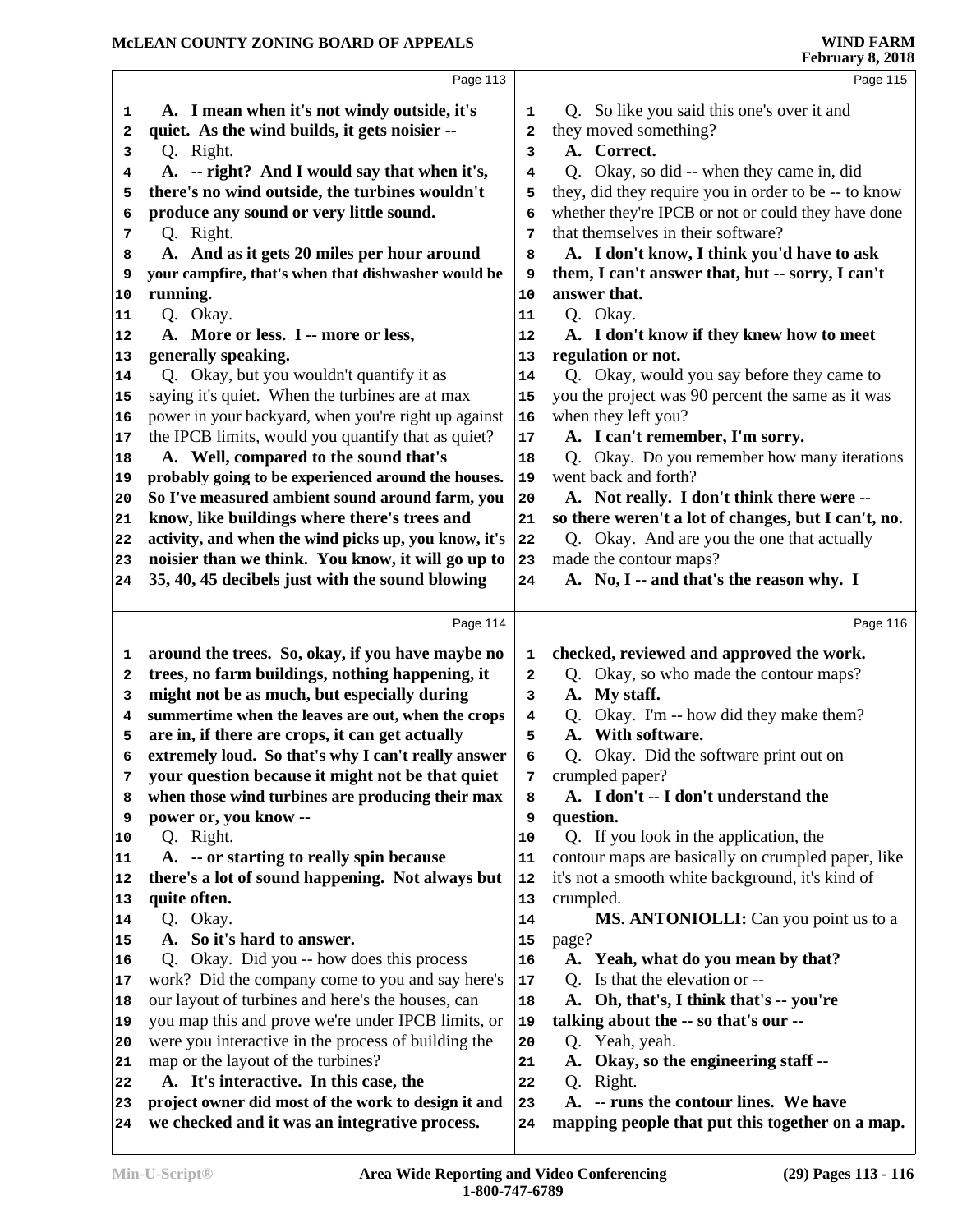Page 113

1 **A. I mean when it's not windy outside, it's**
2 **quiet. As the wind builds, it gets noisier --**
3 Q. Right.
4 **A. -- right? And I would say that when it's,**
5 **there's no wind outside, the turbines wouldn't**
6 **produce any sound or very little sound.**
7 Q. Right.
8 **A. And as it gets 20 miles per hour around**
9 **your campfire, that's when that dishwasher would be**
10 **running.**
11 Q. Okay.
12 **A. More or less. I -- more or less,**
13 **generally speaking.**
14 Q. Okay, but you wouldn't quantify it as
15 saying it's quiet. When the turbines are at max
16 power in your backyard, when you're right up against
17 the IPCB limits, would you quantify that as quiet?
18 **A. Well, compared to the sound that's**
19 **probably going to be experienced around the houses.**
20 **So I've measured ambient sound around farm, you**
21 **know, like buildings where there's trees and**
22 **activity, and when the wind picks up, you know, it's**
23 **noisier than we think. You know, it will go up to**
24 **35, 40, 45 decibels just with the sound blowing**

Page 114

1 **around the trees. So, okay, if you have maybe no**
2 **trees, no farm buildings, nothing happening, it**
3 **might not be as much, but especially during**
4 **summertime when the leaves are out, when the crops**
5 **are in, if there are crops, it can get actually**
6 **extremely loud. So that's why I can't really answer**
7 **your question because it might not be that quiet**
8 **when those wind turbines are producing their max**
9 **power or, you know --**
10 Q. Right.
11 **A. -- or starting to really spin because**
12 **there's a lot of sound happening. Not always but**
13 **quite often.**
14 Q. Okay.
15 **A. So it's hard to answer.**
16 Q. Okay. Did you -- how does this process
17 work? Did the company come to you and say here's
18 our layout of turbines and here's the houses, can
19 you map this and prove we're under IPCB limits, or
20 were you interactive in the process of building the
21 map or the layout of the turbines?
22 **A. It's interactive. In this case, the**
23 **project owner did most of the work to design it and**
24 **we checked and it was an integrative process.**

Page 115

1 Q. So like you said this one's over it and
2 they moved something?
3 **A. Correct.**
4 Q. Okay, so did -- when they came in, did
5 they, did they require you in order to be -- to know
6 whether they're IPCB or not or could they have done
7 that themselves in their software?
8 **A. I don't know, I think you'd have to ask**
9 **them, I can't answer that, but -- sorry, I can't**
10 **answer that.**
11 Q. Okay.
12 **A. I don't know if they knew how to meet**
13 **regulation or not.**
14 Q. Okay, would you say before they came to
15 you the project was 90 percent the same as it was
16 when they left you?
17 **A. I can't remember, I'm sorry.**
18 Q. Okay. Do you remember how many iterations
19 went back and forth?
20 **A. Not really. I don't think there were --**
21 **so there weren't a lot of changes, but I can't, no.**
22 Q. Okay. And are you the one that actually
23 made the contour maps?
24 **A. No, I -- and that's the reason why. I**

Page 116

1 **checked, reviewed and approved the work.**
2 Q. Okay, so who made the contour maps?
3 **A. My staff.**
4 Q. Okay. I'm -- how did they make them?
5 **A. With software.**
6 Q. Okay. Did the software print out on
7 crumpled paper?
8 **A. I don't -- I don't understand the**
9 **question.**
10 Q. If you look in the application, the
11 contour maps are basically on crumpled paper, like
12 it's not a smooth white background, it's kind of
13 crumpled.
14 **MS. ANTONIOLLI:** Can you point us to a
15 page?
16 **A. Yeah, what do you mean by that?**
17 Q. Is that the elevation or --
18 **A. Oh, that's, I think that's -- you're**
19 **talking about the -- so that's our --**
20 Q. Yeah, yeah.
21 **A. Okay, so the engineering staff --**
22 Q. Right.
23 **A. -- runs the contour lines. We have**
24 **mapping people that put this together on a map.**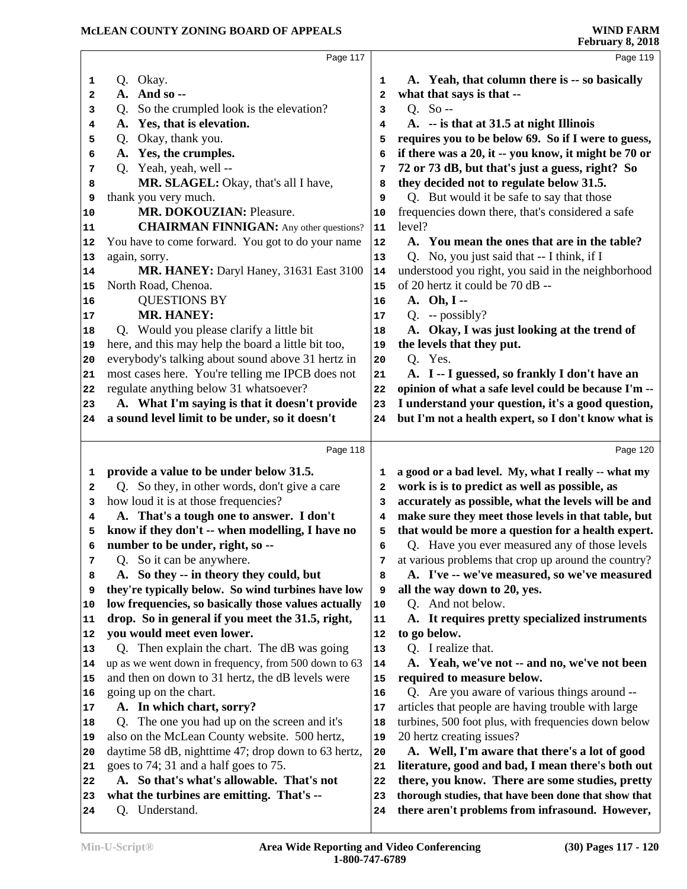Page 117

Q. Okay.

**A. And so --**

Q. So the crumpled look is the elevation?

**A. Yes, that is elevation.**

Q. Okay, thank you.

**A. Yes, the crumples.**

Q. Yeah, yeah, well --

**MR. SLAGEL:** Okay, that's all I have, thank you very much.

**MR. DOKOUZIAN:** Pleasure.

**CHAIRMAN FINNIGAN:** Any other questions? You have to come forward. You got to do your name again, sorry.

**MR. HANEY:** Daryl Haney, 31631 East 3100 North Road, Chenoa.

QUESTIONS BY

**MR. HANEY:**

Q. Would you please clarify a little bit here, and this may help the board a little bit too, everybody's talking about sound above 31 hertz in most cases here. You're telling me IPCB does not regulate anything below 31 whatsoever?

**A. What I'm saying is that it doesn't provide a sound level limit to be under, so it doesn't provide a value to be under below 31.5.**

Q. So they, in other words, don't give a care how loud it is at those frequencies?

**A. That's a tough one to answer. I don't know if they don't -- when modelling, I have no number to be under, right, so --**

Q. So it can be anywhere.

**A. So they -- in theory they could, but they're typically below. So wind turbines have low low frequencies, so basically those values actually drop. So in general if you meet the 31.5, right, you would meet even lower.**

Q. Then explain the chart. The dB was going up as we went down in frequency, from 500 down to 63 and then on down to 31 hertz, the dB levels were going up on the chart.

**A. In which chart, sorry?**

Q. The one you had up on the screen and it's also on the McLean County website. 500 hertz, daytime 58 dB, nighttime 47; drop down to 63 hertz, goes to 74; 31 and a half goes to 75.

**A. So that's what's allowable. That's not what the turbines are emitting. That's --**

Q. Understand.

Page 119

**A. Yeah, that column there is -- so basically what that says is that --**

Q. So --

**A. -- is that at 31.5 at night Illinois requires you to be below 69. So if I were to guess, if there was a 20, it -- you know, it might be 70 or 72 or 73 dB, but that's just a guess, right? So they decided not to regulate below 31.5.**

Q. But would it be safe to say that those frequencies down there, that's considered a safe level?

**A. You mean the ones that are in the table?**

Q. No, you just said that -- I think, if I understood you right, you said in the neighborhood of 20 hertz it could be 70 dB --

**A. Oh, I --**

Q. -- possibly?

**A. Okay, I was just looking at the trend of the levels that they put.**

Q. Yes.

**A. I -- I guessed, so frankly I don't have an opinion of what a safe level could be because I'm -- I understand your question, it's a good question, but I'm not a health expert, so I don't know what is a good or a bad level. My, what I really -- what my work is is to predict as well as possible, as accurately as possible, what the levels will be and make sure they meet those levels in that table, but that would be more a question for a health expert.**

Q. Have you ever measured any of those levels at various problems that crop up around the country?

**A. I've -- we've measured, so we've measured all the way down to 20, yes.**

Q. And not below.

**A. It requires pretty specialized instruments to go below.**

Q. I realize that.

**A. Yeah, we've not -- and no, we've not been required to measure below.**

Q. Are you aware of various things around -- articles that people are having trouble with large turbines, 500 foot plus, with frequencies down below 20 hertz creating issues?

**A. Well, I'm aware that there's a lot of good literature, good and bad, I mean there's both out there, you know. There are some studies, pretty thorough studies, that have been done that show that there aren't problems from infrasound. However,**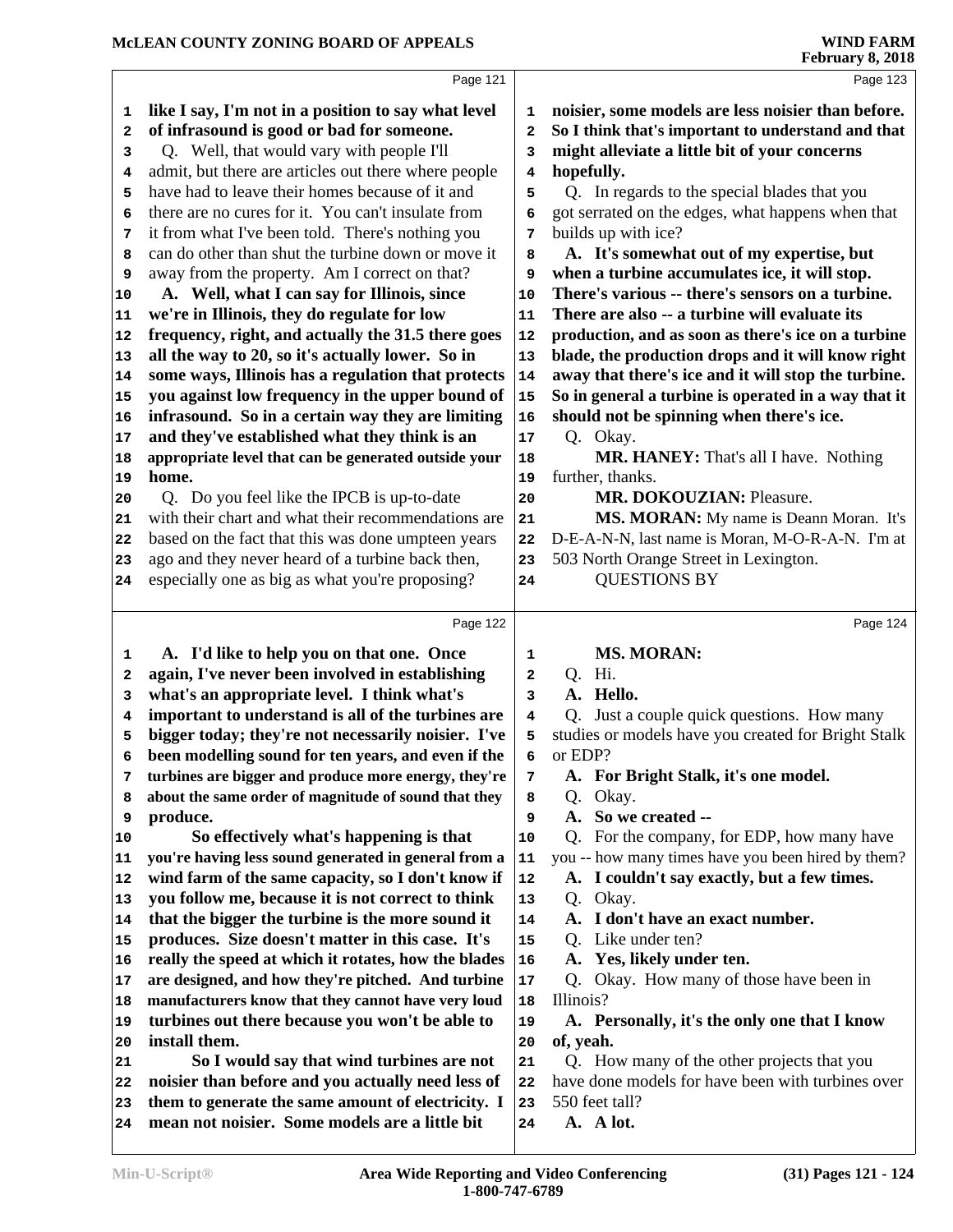like I say, I'm not in a position to say what level of infrasound is good or bad for someone.

Q. Well, that would vary with people I'll admit, but there are articles out there where people have had to leave their homes because of it and there are no cures for it. You can't insulate from it from what I've been told. There's nothing you can do other than shut the turbine down or move it away from the property. Am I correct on that?

**A. Well, what I can say for Illinois, since we're in Illinois, they do regulate for low frequency, right, and actually the 31.5 there goes all the way to 20, so it's actually lower. So in some ways, Illinois has a regulation that protects you against low frequency in the upper bound of infrasound. So in a certain way they are limiting and they've established what they think is an appropriate level that can be generated outside your home.**

Q. Do you feel like the IPCB is up-to-date with their chart and what their recommendations are based on the fact that this was done umpteen years ago and they never heard of a turbine back then, especially one as big as what you're proposing?

**A. I'd like to help you on that one. Once again, I've never been involved in establishing what's an appropriate level. I think what's important to understand is all of the turbines are bigger today; they're not necessarily noisier. I've been modelling sound for ten years, and even if the turbines are bigger and produce more energy, they're about the same order of magnitude of sound that they produce.**

**So effectively what's happening is that you're having less sound generated in general from a wind farm of the same capacity, so I don't know if you follow me, because it is not correct to think that the bigger the turbine is the more sound it produces. Size doesn't matter in this case. It's really the speed at which it rotates, how the blades are designed, and how they're pitched. And turbine manufacturers know that they cannot have very loud turbines out there because you won't be able to install them.**

**So I would say that wind turbines are not noisier than before and you actually need less of them to generate the same amount of electricity. I mean not noisier. Some models are a little bit noisier, some models are less noisier than before. So I think that's important to understand and that might alleviate a little bit of your concerns hopefully.**

Q. In regards to the special blades that you got serrated on the edges, what happens when that builds up with ice?

**A. It's somewhat out of my expertise, but when a turbine accumulates ice, it will stop. There's various -- there's sensors on a turbine. There are also -- a turbine will evaluate its production, and as soon as there's ice on a turbine blade, the production drops and it will know right away that there's ice and it will stop the turbine. So in general a turbine is operated in a way that it should not be spinning when there's ice.**

Q. Okay.

**MR. HANEY:** That's all I have. Nothing further, thanks.

**MR. DOKOUZIAN:** Pleasure.

**MS. MORAN:** My name is Deann Moran. It's D-E-A-N-N, last name is Moran, M-O-R-A-N. I'm at 503 North Orange Street in Lexington.

QUESTIONS BY

**MS. MORAN:**

Q. Hi.

**A. Hello.**

Q. Just a couple quick questions. How many studies or models have you created for Bright Stalk or EDP?

**A. For Bright Stalk, it's one model.**

Q. Okay.

**A. So we created --**

Q. For the company, for EDP, how many have you -- how many times have you been hired by them?

**A. I couldn't say exactly, but a few times.**

Q. Okay.

**A. I don't have an exact number.**

Q. Like under ten?

**A. Yes, likely under ten.**

Q. Okay. How many of those have been in Illinois?

**A. Personally, it's the only one that I know of, yeah.**

Q. How many of the other projects that you have done models for have been with turbines over 550 feet tall?

**A. A lot.**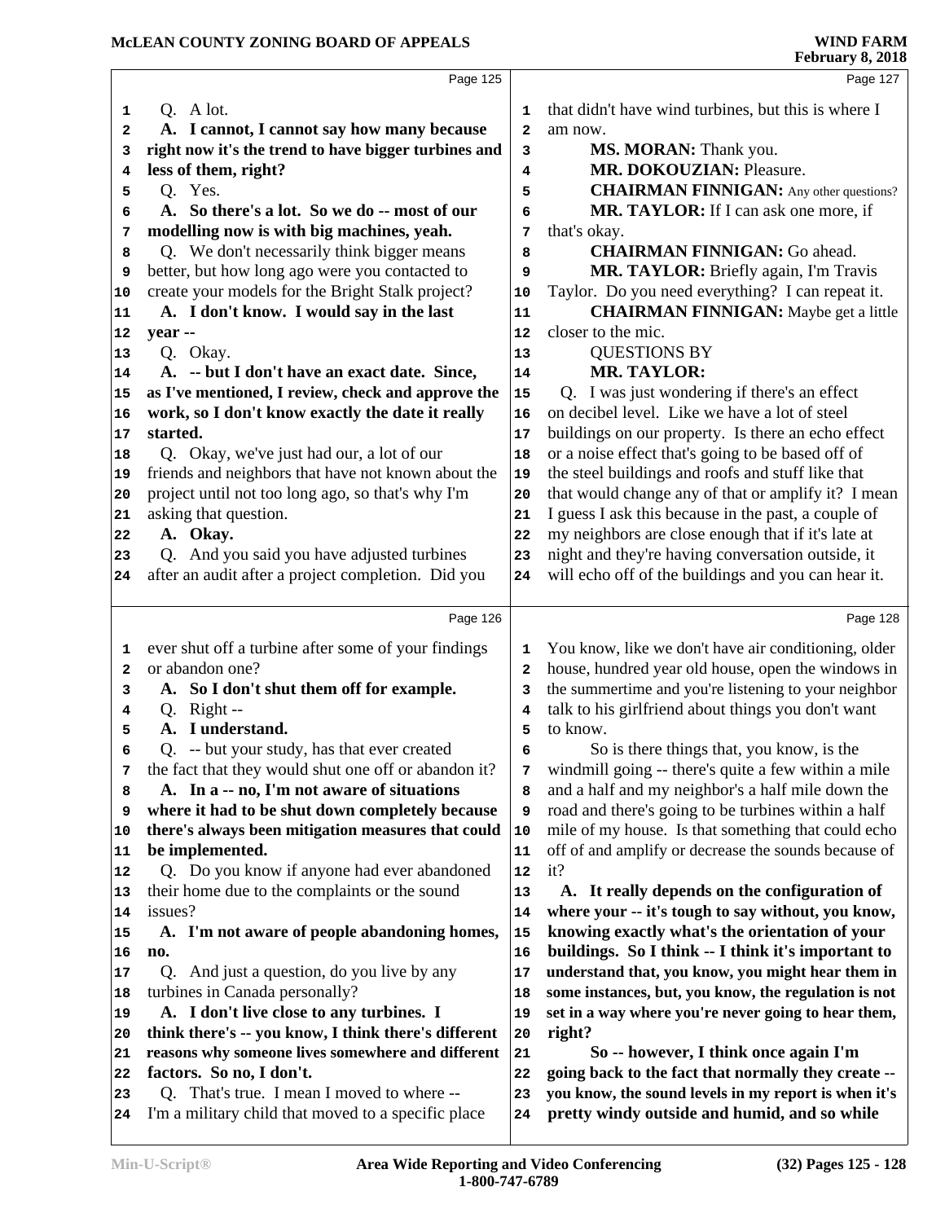Q. A lot.

**A. I cannot, I cannot say how many because right now it's the trend to have bigger turbines and less of them, right?**

Q. Yes.

**A. So there's a lot. So we do -- most of our modelling now is with big machines, yeah.**

Q. We don't necessarily think bigger means better, but how long ago were you contacted to create your models for the Bright Stalk project?

**A. I don't know. I would say in the last year --**

Q. Okay.

**A. -- but I don't have an exact date. Since, as I've mentioned, I review, check and approve the work, so I don't know exactly the date it really started.**

Q. Okay, we've just had our, a lot of our friends and neighbors that have not known about the project until not too long ago, so that's why I'm asking that question.

**A. Okay.**

Q. And you said you have adjusted turbines after an audit after a project completion. Did you ever shut off a turbine after some of your findings or abandon one?

**A. So I don't shut them off for example.**

Q. Right --

**A. I understand.**

Q. -- but your study, has that ever created the fact that they would shut one off or abandon it?

**A. In a -- no, I'm not aware of situations where it had to be shut down completely because there's always been mitigation measures that could be implemented.**

Q. Do you know if anyone had ever abandoned their home due to the complaints or the sound issues?

**A. I'm not aware of people abandoning homes, no.**

Q. And just a question, do you live by any turbines in Canada personally?

**A. I don't live close to any turbines. I think there's -- you know, I think there's different reasons why someone lives somewhere and different factors. So no, I don't.**

Q. That's true. I mean I moved to where -- I'm a military child that moved to a specific place that didn't have wind turbines, but this is where I am now.

**MS. MORAN:** Thank you.

**MR. DOKOUZIAN:** Pleasure.

**CHAIRMAN FINNIGAN:** Any other questions?

**MR. TAYLOR:** If I can ask one more, if that's okay.

**CHAIRMAN FINNIGAN:** Go ahead.

**MR. TAYLOR:** Briefly again, I'm Travis Taylor. Do you need everything? I can repeat it.

**CHAIRMAN FINNIGAN:** Maybe get a little closer to the mic.

QUESTIONS BY
**MR. TAYLOR:**

Q. I was just wondering if there's an effect on decibel level. Like we have a lot of steel buildings on our property. Is there an echo effect or a noise effect that's going to be based off of the steel buildings and roofs and stuff like that that would change any of that or amplify it? I mean I guess I ask this because in the past, a couple of my neighbors are close enough that if it's late at night and they're having conversation outside, it will echo off of the buildings and you can hear it. You know, like we don't have air conditioning, older house, hundred year old house, open the windows in the summertime and you're listening to your neighbor talk to his girlfriend about things you don't want to know.

So is there things that, you know, is the windmill going -- there's quite a few within a mile and a half and my neighbor's a half mile down the road and there's going to be turbines within a half mile of my house. Is that something that could echo off of and amplify or decrease the sounds because of it?

**A. It really depends on the configuration of where your -- it's tough to say without, you know, knowing exactly what's the orientation of your buildings. So I think -- I think it's important to understand that, you know, you might hear them in some instances, but, you know, the regulation is not set in a way where you're never going to hear them, right?**

**So -- however, I think once again I'm going back to the fact that normally they create -- you know, the sound levels in my report is when it's pretty windy outside and humid, and so while**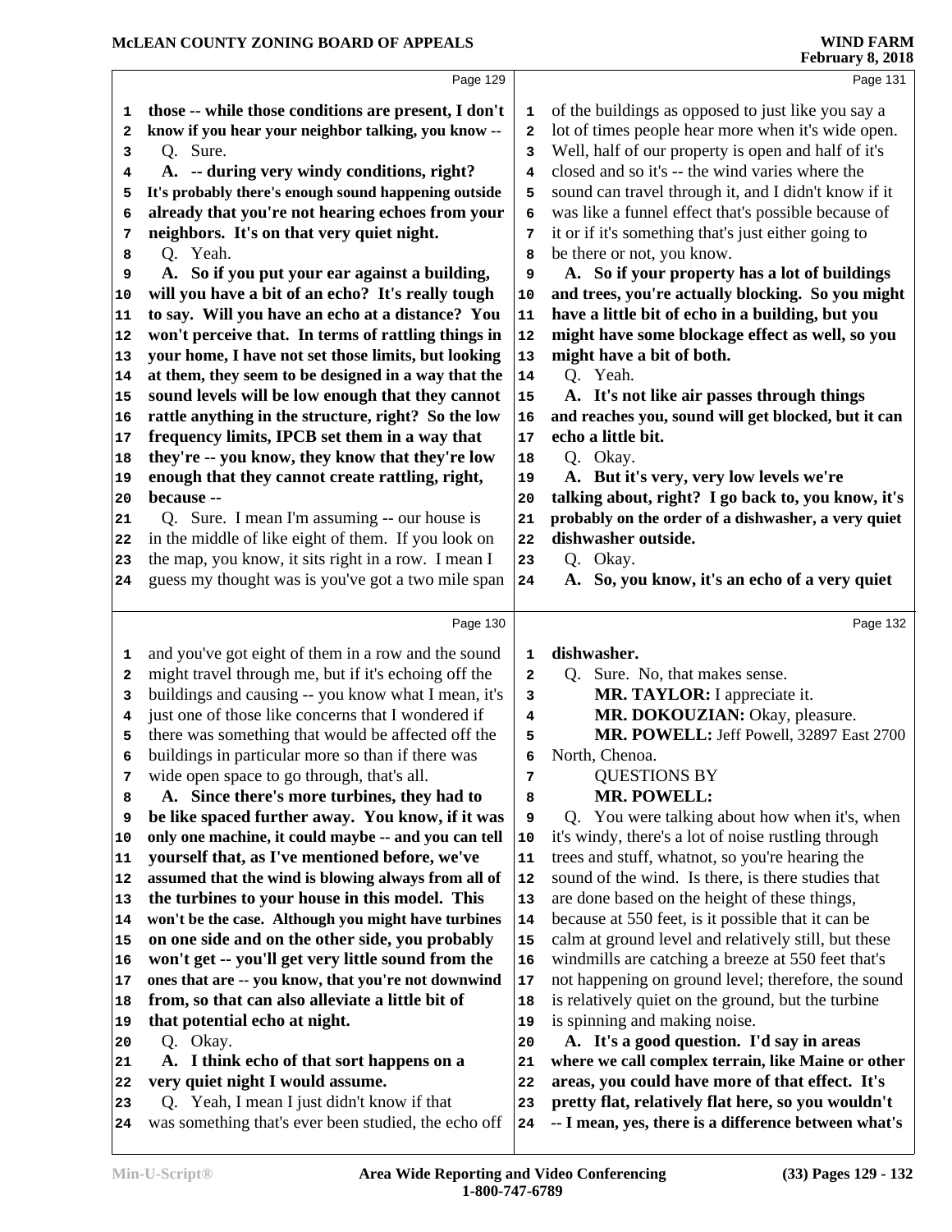those -- while those conditions are present, I don't know if you hear your neighbor talking, you know --

Q. Sure.

A. -- during very windy conditions, right? It's probably there's enough sound happening outside already that you're not hearing echoes from your neighbors. It's on that very quiet night.

Q. Yeah.

A. So if you put your ear against a building, will you have a bit of an echo? It's really tough to say. Will you have an echo at a distance? You won't perceive that. In terms of rattling things in your home, I have not set those limits, but looking at them, they seem to be designed in a way that the sound levels will be low enough that they cannot rattle anything in the structure, right? So the low frequency limits, IPCB set them in a way that they're -- you know, they know that they're low enough that they cannot create rattling, right, because --

Q. Sure. I mean I'm assuming -- our house is in the middle of like eight of them. If you look on the map, you know, it sits right in a row. I mean I guess my thought was is you've got a two mile span and you've got eight of them in a row and the sound might travel through me, but if it's echoing off the buildings and causing -- you know what I mean, it's just one of those like concerns that I wondered if there was something that would be affected off the buildings in particular more so than if there was wide open space to go through, that's all.

A. Since there's more turbines, they had to be like spaced further away. You know, if it was only one machine, it could maybe -- and you can tell yourself that, as I've mentioned before, we've assumed that the wind is blowing always from all of the turbines to your house in this model. This won't be the case. Although you might have turbines on one side and on the other side, you probably won't get -- you'll get very little sound from the ones that are -- you know, that you're not downwind from, so that can also alleviate a little bit of that potential echo at night.

Q. Okay.

A. I think echo of that sort happens on a very quiet night I would assume.

Q. Yeah, I mean I just didn't know if that was something that's ever been studied, the echo off of the buildings as opposed to just like you say a lot of times people hear more when it's wide open. Well, half of our property is open and half of it's closed and so it's -- the wind varies where the sound can travel through it, and I didn't know if it was like a funnel effect that's possible because of it or if it's something that's just either going to be there or not, you know.

A. So if your property has a lot of buildings and trees, you're actually blocking. So you might have a little bit of echo in a building, but you might have some blockage effect as well, so you might have a bit of both.

Q. Yeah.

A. It's not like air passes through things and reaches you, sound will get blocked, but it can echo a little bit.

Q. Okay.

A. But it's very, very low levels we're talking about, right? I go back to, you know, it's probably on the order of a dishwasher, a very quiet dishwasher outside.

Q. Okay.

A. So, you know, it's an echo of a very quiet dishwasher.

Q. Sure. No, that makes sense.

**MR. TAYLOR:** I appreciate it.

**MR. DOKOUZIAN:** Okay, pleasure.

**MR. POWELL:** Jeff Powell, 32897 East 2700 North, Chenoa.

QUESTIONS BY

**MR. POWELL:**

Q. You were talking about how when it's, when it's windy, there's a lot of noise rustling through trees and stuff, whatnot, so you're hearing the sound of the wind. Is there, is there studies that are done based on the height of these things, because at 550 feet, is it possible that it can be calm at ground level and relatively still, but these windmills are catching a breeze at 550 feet that's not happening on ground level; therefore, the sound is relatively quiet on the ground, but the turbine is spinning and making noise.

A. It's a good question. I'd say in areas where we call complex terrain, like Maine or other areas, you could have more of that effect. It's pretty flat, relatively flat here, so you wouldn't -- I mean, yes, there is a difference between what's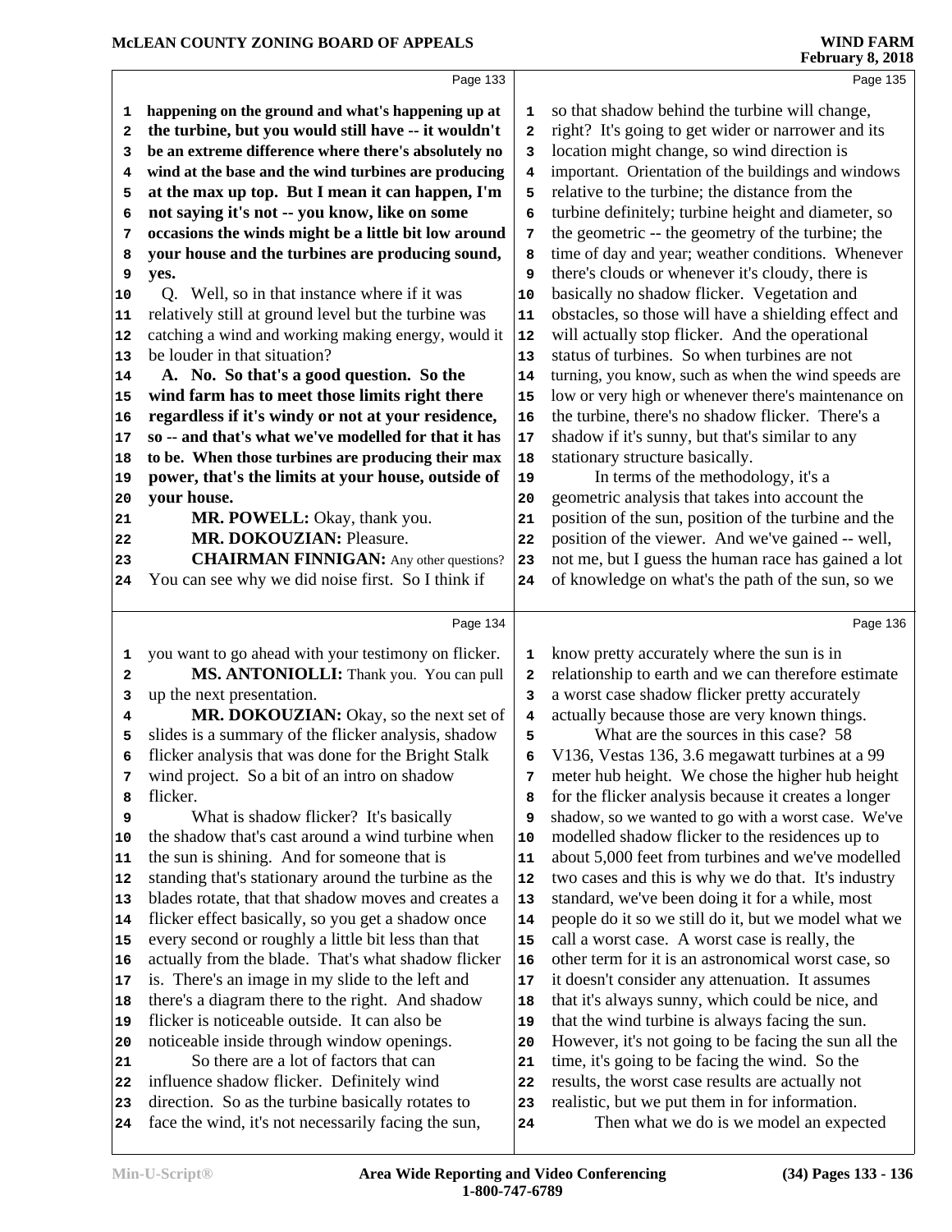**Page 133**

**happening on the ground and what's happening up at the turbine, but you would still have -- it wouldn't be an extreme difference where there's absolutely no wind at the base and the wind turbines are producing at the max up top. But I mean it can happen, I'm not saying it's not -- you know, like on some occasions the winds might be a little bit low around your house and the turbines are producing sound, yes.**

Q. Well, so in that instance where if it was relatively still at ground level but the turbine was catching a wind and working making energy, would it be louder in that situation?

**A. No. So that's a good question. So the wind farm has to meet those limits right there regardless if it's windy or not at your residence, so -- and that's what we've modelled for that it has to be. When those turbines are producing their max power, that's the limits at your house, outside of your house.**

**MR. POWELL:** Okay, thank you.

**MR. DOKOUZIAN:** Pleasure.

**CHAIRMAN FINNIGAN:** Any other questions? You can see why we did noise first. So I think if

**Page 134**

you want to go ahead with your testimony on flicker.

**MS. ANTONIOLLI:** Thank you. You can pull up the next presentation.

**MR. DOKOUZIAN:** Okay, so the next set of slides is a summary of the flicker analysis, shadow flicker analysis that was done for the Bright Stalk wind project. So a bit of an intro on shadow flicker.

What is shadow flicker? It's basically the shadow that's cast around a wind turbine when the sun is shining. And for someone that is standing that's stationary around the turbine as the blades rotate, that that shadow moves and creates a flicker effect basically, so you get a shadow once every second or roughly a little bit less than that actually from the blade. That's what shadow flicker is. There's an image in my slide to the left and there's a diagram there to the right. And shadow flicker is noticeable outside. It can also be noticeable inside through window openings.

So there are a lot of factors that can influence shadow flicker. Definitely wind direction. So as the turbine basically rotates to face the wind, it's not necessarily facing the sun,

**Page 135**

so that shadow behind the turbine will change, right? It's going to get wider or narrower and its location might change, so wind direction is important. Orientation of the buildings and windows relative to the turbine; the distance from the turbine definitely; turbine height and diameter, so the geometric -- the geometry of the turbine; the time of day and year; weather conditions. Whenever there's clouds or whenever it's cloudy, there is basically no shadow flicker. Vegetation and obstacles, so those will have a shielding effect and will actually stop flicker. And the operational status of turbines. So when turbines are not turning, you know, such as when the wind speeds are low or very high or whenever there's maintenance on the turbine, there's no shadow flicker. There's a shadow if it's sunny, but that's similar to any stationary structure basically.

In terms of the methodology, it's a geometric analysis that takes into account the position of the sun, position of the turbine and the position of the viewer. And we've gained -- well, not me, but I guess the human race has gained a lot of knowledge on what's the path of the sun, so we

**Page 136**

know pretty accurately where the sun is in relationship to earth and we can therefore estimate a worst case shadow flicker pretty accurately actually because those are very known things.

What are the sources in this case? 58 V136, Vestas 136, 3.6 megawatt turbines at a 99 meter hub height. We chose the higher hub height for the flicker analysis because it creates a longer shadow, so we wanted to go with a worst case. We've modelled shadow flicker to the residences up to about 5,000 feet from turbines and we've modelled two cases and this is why we do that. It's industry standard, we've been doing it for a while, most people do it so we still do it, but we model what we call a worst case. A worst case is really, the other term for it is an astronomical worst case, so it doesn't consider any attenuation. It assumes that it's always sunny, which could be nice, and that the wind turbine is always facing the sun. However, it's not going to be facing the sun all the time, it's going to be facing the wind. So the results, the worst case results are actually not realistic, but we put them in for information.

Then what we do is we model an expected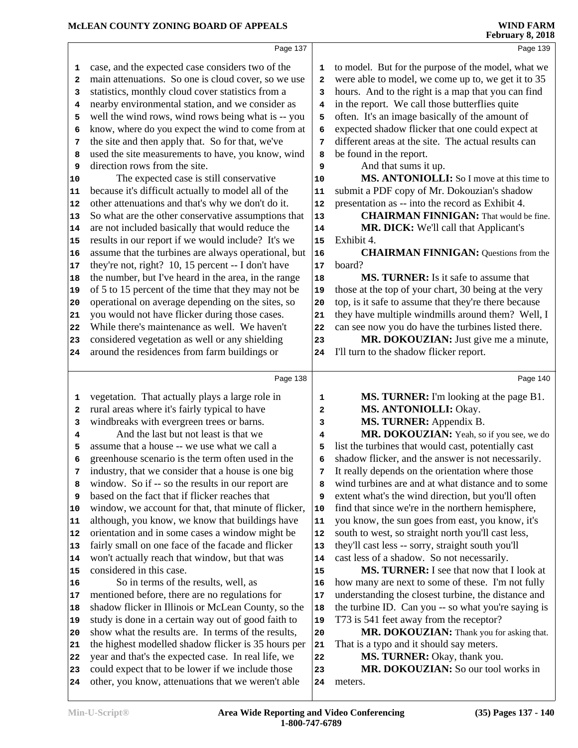case, and the expected case considers two of the main attenuations. So one is cloud cover, so we use statistics, monthly cloud cover statistics from a nearby environmental station, and we consider as well the wind rows, wind rows being what is -- you know, where do you expect the wind to come from at the site and then apply that. So for that, we've used the site measurements to have, you know, wind direction rows from the site.

The expected case is still conservative because it's difficult actually to model all of the other attenuations and that's why we don't do it. So what are the other conservative assumptions that are not included basically that would reduce the results in our report if we would include? It's we assume that the turbines are always operational, but they're not, right? 10, 15 percent -- I don't have the number, but I've heard in the area, in the range of 5 to 15 percent of the time that they may not be operational on average depending on the sites, so you would not have flicker during those cases. While there's maintenance as well. We haven't considered vegetation as well or any shielding around the residences from farm buildings or vegetation. That actually plays a large role in rural areas where it's fairly typical to have windbreaks with evergreen trees or barns.

And the last but not least is that we assume that a house -- we use what we call a greenhouse scenario is the term often used in the industry, that we consider that a house is one big window. So if -- so the results in our report are based on the fact that if flicker reaches that window, we account for that, that minute of flicker, although, you know, we know that buildings have orientation and in some cases a window might be fairly small on one face of the facade and flicker won't actually reach that window, but that was considered in this case.

So in terms of the results, well, as mentioned before, there are no regulations for shadow flicker in Illinois or McLean County, so the study is done in a certain way out of good faith to show what the results are. In terms of the results, the highest modelled shadow flicker is 35 hours per year and that's the expected case. In real life, we could expect that to be lower if we include those other, you know, attenuations that we weren't able to model. But for the purpose of the model, what we were able to model, we come up to, we get it to 35 hours. And to the right is a map that you can find in the report. We call those butterflies quite often. It's an image basically of the amount of expected shadow flicker that one could expect at different areas at the site. The actual results can be found in the report.

And that sums it up.

**MS. ANTONIOLLI:** So I move at this time to submit a PDF copy of Mr. Dokouzian's shadow presentation as -- into the record as Exhibit 4.

**CHAIRMAN FINNIGAN:** That would be fine.

**MR. DICK:** We'll call that Applicant's Exhibit 4.

**CHAIRMAN FINNIGAN:** Questions from the board?

**MS. TURNER:** Is it safe to assume that those at the top of your chart, 30 being at the very top, is it safe to assume that they're there because they have multiple windmills around them? Well, I can see now you do have the turbines listed there.

**MR. DOKOUZIAN:** Just give me a minute, I'll turn to the shadow flicker report.

**MS. TURNER:** I'm looking at the page B1.

**MS. ANTONIOLLI:** Okay.

**MS. TURNER:** Appendix B.

**MR. DOKOUZIAN:** Yeah, so if you see, we do list the turbines that would cast, potentially cast shadow flicker, and the answer is not necessarily. It really depends on the orientation where those wind turbines are and at what distance and to some extent what's the wind direction, but you'll often find that since we're in the northern hemisphere, you know, the sun goes from east, you know, it's south to west, so straight north you'll cast less, they'll cast less -- sorry, straight south you'll cast less of a shadow. So not necessarily.

**MS. TURNER:** I see that now that I look at how many are next to some of these. I'm not fully understanding the closest turbine, the distance and the turbine ID. Can you -- so what you're saying is T73 is 541 feet away from the receptor?

**MR. DOKOUZIAN:** Thank you for asking that. That is a typo and it should say meters.

**MS. TURNER:** Okay, thank you.

**MR. DOKOUZIAN:** So our tool works in meters.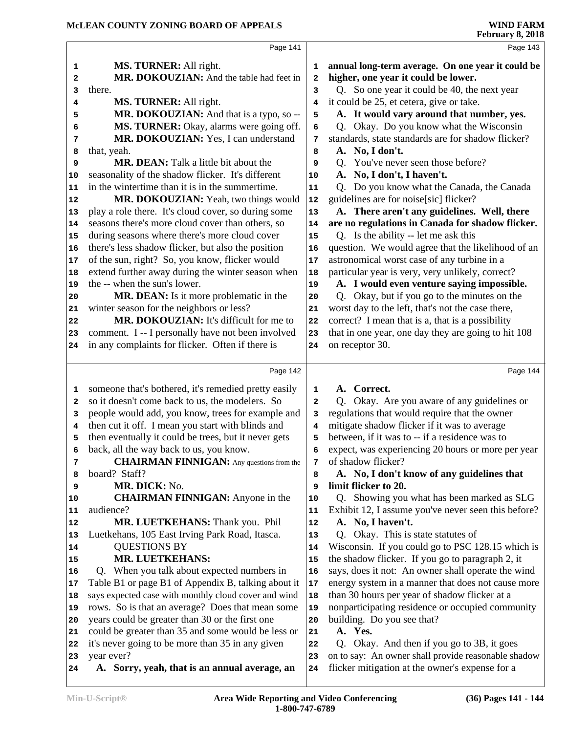Page 141

1 **MS. TURNER:** All right.
2 **MR. DOKOUZIAN:** And the table had feet in
3 there.
4 **MS. TURNER:** All right.
5 **MR. DOKOUZIAN:** And that is a typo, so --
6 **MS. TURNER:** Okay, alarms were going off.
7 **MR. DOKOUZIAN:** Yes, I can understand
8 that, yeah.
9 **MR. DEAN:** Talk a little bit about the
10 seasonality of the shadow flicker. It's different
11 in the wintertime than it is in the summertime.
12 **MR. DOKOUZIAN:** Yeah, two things would
13 play a role there. It's cloud cover, so during some
14 seasons there's more cloud cover than others, so
15 during seasons where there's more cloud cover
16 there's less shadow flicker, but also the position
17 of the sun, right? So, you know, flicker would
18 extend further away during the winter season when
19 the -- when the sun's lower.
20 **MR. DEAN:** Is it more problematic in the
21 winter season for the neighbors or less?
22 **MR. DOKOUZIAN:** It's difficult for me to
23 comment. I -- I personally have not been involved
24 in any complaints for flicker. Often if there is

Page 142

1 someone that's bothered, it's remedied pretty easily
2 so it doesn't come back to us, the modelers. So
3 people would add, you know, trees for example and
4 then cut it off. I mean you start with blinds and
5 then eventually it could be trees, but it never gets
6 back, all the way back to us, you know.
7 **CHAIRMAN FINNIGAN:** Any questions from the
8 board? Staff?
9 **MR. DICK:** No.
10 **CHAIRMAN FINNIGAN:** Anyone in the
11 audience?
12 **MR. LUETKEHANS:** Thank you. Phil
13 Luetkehans, 105 East Irving Park Road, Itasca.
14 QUESTIONS BY
15 **MR. LUETKEHANS:**
16 Q. When you talk about expected numbers in
17 Table B1 or page B1 of Appendix B, talking about it
18 says expected case with monthly cloud cover and wind
19 rows. So is that an average? Does that mean some
20 years could be greater than 30 or the first one
21 could be greater than 35 and some would be less or
22 it's never going to be more than 35 in any given
23 year ever?
24 **A. Sorry, yeah, that is an annual average, an**

Page 143

1 **annual long-term average. On one year it could be**
2 **higher, one year it could be lower.**
3 Q. So one year it could be 40, the next year
4 it could be 25, et cetera, give or take.
5 **A. It would vary around that number, yes.**
6 Q. Okay. Do you know what the Wisconsin
7 standards, state standards are for shadow flicker?
8 **A. No, I don't.**
9 Q. You've never seen those before?
10 **A. No, I don't, I haven't.**
11 Q. Do you know what the Canada, the Canada
12 guidelines are for noise[sic] flicker?
13 **A. There aren't any guidelines. Well, there**
14 **are no regulations in Canada for shadow flicker.**
15 Q. Is the ability -- let me ask this
16 question. We would agree that the likelihood of an
17 astronomical worst case of any turbine in a
18 particular year is very, very unlikely, correct?
19 **A. I would even venture saying impossible.**
20 Q. Okay, but if you go to the minutes on the
21 worst day to the left, that's not the case there,
22 correct? I mean that is a, that is a possibility
23 that in one year, one day they are going to hit 108
24 on receptor 30.

Page 144

1 **A. Correct.**
2 Q. Okay. Are you aware of any guidelines or
3 regulations that would require that the owner
4 mitigate shadow flicker if it was to average
5 between, if it was to -- if a residence was to
6 expect, was experiencing 20 hours or more per year
7 of shadow flicker?
8 **A. No, I don't know of any guidelines that**
9 **limit flicker to 20.**
10 Q. Showing you what has been marked as SLG
11 Exhibit 12, I assume you've never seen this before?
12 **A. No, I haven't.**
13 Q. Okay. This is state statutes of
14 Wisconsin. If you could go to PSC 128.15 which is
15 the shadow flicker. If you go to paragraph 2, it
16 says, does it not: An owner shall operate the wind
17 energy system in a manner that does not cause more
18 than 30 hours per year of shadow flicker at a
19 nonparticipating residence or occupied community
20 building. Do you see that?
21 **A. Yes.**
22 Q. Okay. And then if you go to 3B, it goes
23 on to say: An owner shall provide reasonable shadow
24 flicker mitigation at the owner's expense for a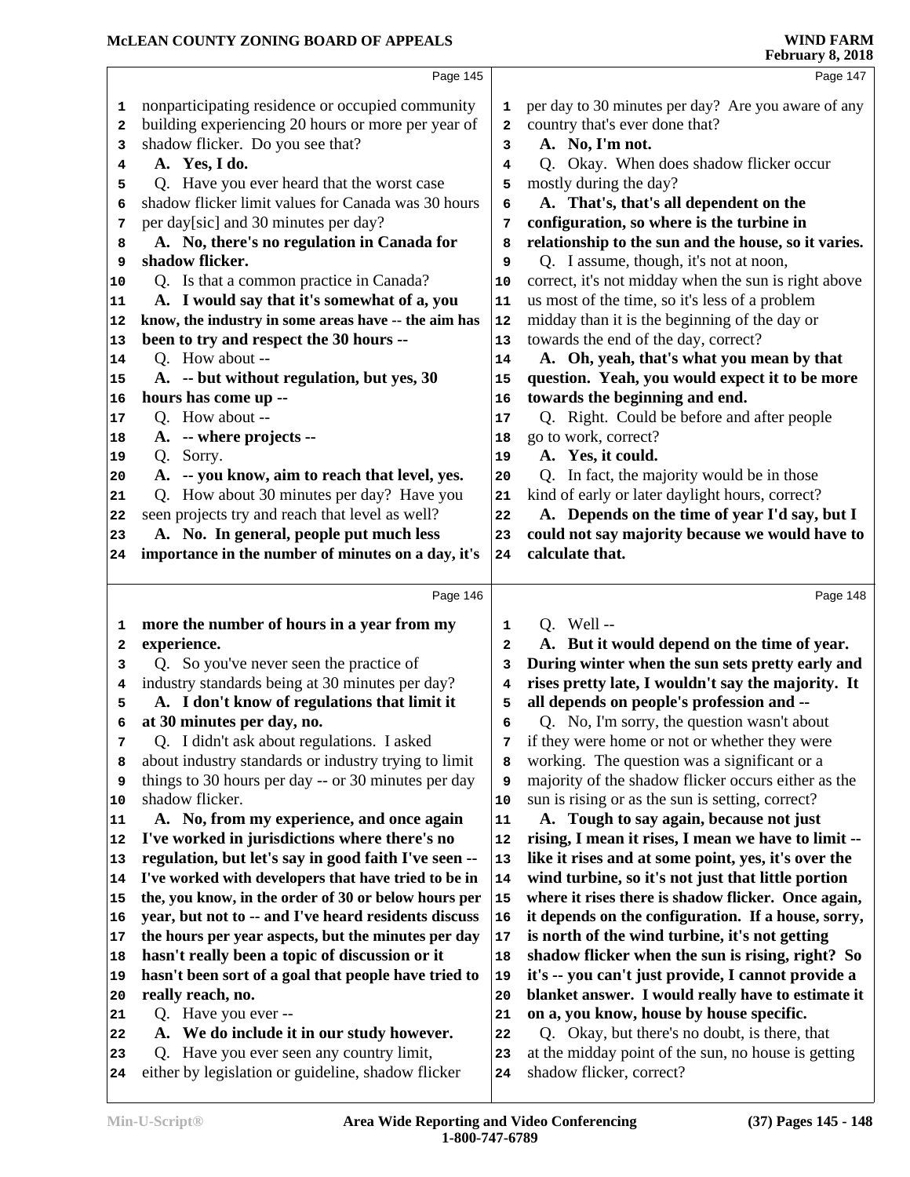Page 145

1 nonparticipating residence or occupied community
2 building experiencing 20 hours or more per year of
3 shadow flicker. Do you see that?
4 **A. Yes, I do.**
5 Q. Have you ever heard that the worst case
6 shadow flicker limit values for Canada was 30 hours
7 per day[sic] and 30 minutes per day?
8 **A. No, there's no regulation in Canada for**
9 **shadow flicker.**
10 Q. Is that a common practice in Canada?
11 **A. I would say that it's somewhat of a, you**
12 **know, the industry in some areas have -- the aim has**
13 **been to try and respect the 30 hours --**
14 Q. How about --
15 **A. -- but without regulation, but yes, 30**
16 **hours has come up --**
17 Q. How about --
18 **A. -- where projects --**
19 Q. Sorry.
20 **A. -- you know, aim to reach that level, yes.**
21 Q. How about 30 minutes per day? Have you
22 seen projects try and reach that level as well?
23 **A. No. In general, people put much less**
24 **importance in the number of minutes on a day, it's**

Page 146

1 **more the number of hours in a year from my**
2 **experience.**
3 Q. So you've never seen the practice of
4 industry standards being at 30 minutes per day?
5 **A. I don't know of regulations that limit it**
6 **at 30 minutes per day, no.**
7 Q. I didn't ask about regulations. I asked
8 about industry standards or industry trying to limit
9 things to 30 hours per day -- or 30 minutes per day
10 shadow flicker.
11 **A. No, from my experience, and once again**
12 **I've worked in jurisdictions where there's no**
13 **regulation, but let's say in good faith I've seen --**
14 **I've worked with developers that have tried to be in**
15 **the, you know, in the order of 30 or below hours per**
16 **year, but not to -- and I've heard residents discuss**
17 **the hours per year aspects, but the minutes per day**
18 **hasn't really been a topic of discussion or it**
19 **hasn't been sort of a goal that people have tried to**
20 **really reach, no.**
21 Q. Have you ever --
22 **A. We do include it in our study however.**
23 Q. Have you ever seen any country limit,
24 either by legislation or guideline, shadow flicker

Page 147

1 per day to 30 minutes per day? Are you aware of any
2 country that's ever done that?
3 **A. No, I'm not.**
4 Q. Okay. When does shadow flicker occur
5 mostly during the day?
6 **A. That's, that's all dependent on the**
7 **configuration, so where is the turbine in**
8 **relationship to the sun and the house, so it varies.**
9 Q. I assume, though, it's not at noon,
10 correct, it's not midday when the sun is right above
11 us most of the time, so it's less of a problem
12 midday than it is the beginning of the day or
13 towards the end of the day, correct?
14 **A. Oh, yeah, that's what you mean by that**
15 **question. Yeah, you would expect it to be more**
16 **towards the beginning and end.**
17 Q. Right. Could be before and after people
18 go to work, correct?
19 **A. Yes, it could.**
20 Q. In fact, the majority would be in those
21 kind of early or later daylight hours, correct?
22 **A. Depends on the time of year I'd say, but I**
23 **could not say majority because we would have to**
24 **calculate that.**

Page 148

1 Q. Well --
2 **A. But it would depend on the time of year.**
3 **During winter when the sun sets pretty early and**
4 **rises pretty late, I wouldn't say the majority. It**
5 **all depends on people's profession and --**
6 Q. No, I'm sorry, the question wasn't about
7 if they were home or not or whether they were
8 working. The question was a significant or a
9 majority of the shadow flicker occurs either as the
10 sun is rising or as the sun is setting, correct?
11 **A. Tough to say again, because not just**
12 **rising, I mean it rises, I mean we have to limit --**
13 **like it rises and at some point, yes, it's over the**
14 **wind turbine, so it's not just that little portion**
15 **where it rises there is shadow flicker. Once again,**
16 **it depends on the configuration. If a house, sorry,**
17 **is north of the wind turbine, it's not getting**
18 **shadow flicker when the sun is rising, right? So**
19 **it's -- you can't just provide, I cannot provide a**
20 **blanket answer. I would really have to estimate it**
21 **on a, you know, house by house specific.**
22 Q. Okay, but there's no doubt, is there, that
23 at the midday point of the sun, no house is getting
24 shadow flicker, correct?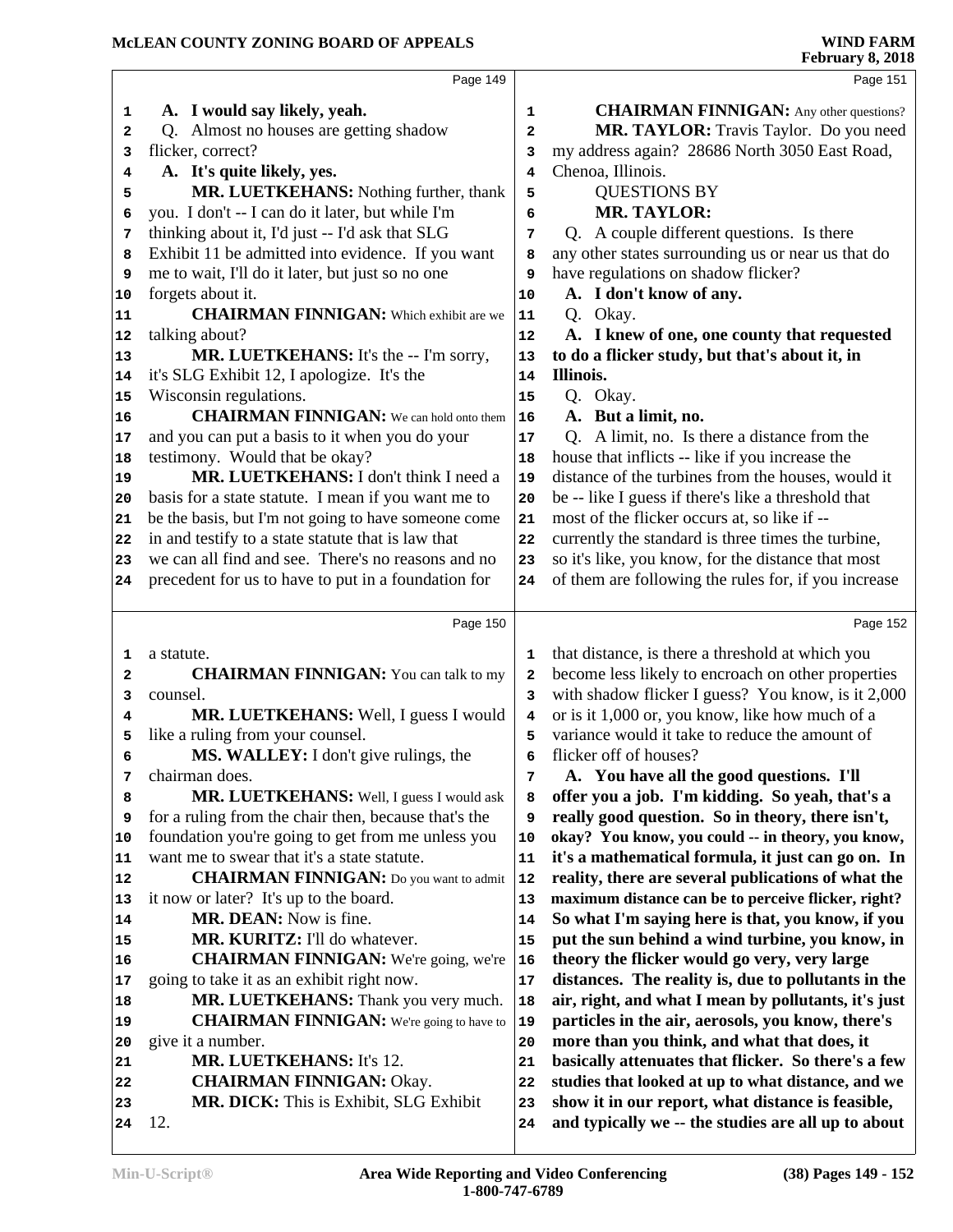A. **I would say likely, yeah.**

Q. Almost no houses are getting shadow flicker, correct?

A. **It's quite likely, yes.**

**MR. LUETKEHANS:** Nothing further, thank you. I don't -- I can do it later, but while I'm thinking about it, I'd just -- I'd ask that SLG Exhibit 11 be admitted into evidence. If you want me to wait, I'll do it later, but just so no one forgets about it.

**CHAIRMAN FINNIGAN:** Which exhibit are we talking about?

**MR. LUETKEHANS:** It's the -- I'm sorry, it's SLG Exhibit 12, I apologize. It's the Wisconsin regulations.

**CHAIRMAN FINNIGAN:** We can hold onto them and you can put a basis to it when you do your testimony. Would that be okay?

**MR. LUETKEHANS:** I don't think I need a basis for a state statute. I mean if you want me to be the basis, but I'm not going to have someone come in and testify to a state statute that is law that we can all find and see. There's no reasons and no precedent for us to have to put in a foundation for a statute.

**CHAIRMAN FINNIGAN:** You can talk to my counsel.

**MR. LUETKEHANS:** Well, I guess I would like a ruling from your counsel.

**MS. WALLEY:** I don't give rulings, the chairman does.

**MR. LUETKEHANS:** Well, I guess I would ask for a ruling from the chair then, because that's the foundation you're going to get from me unless you want me to swear that it's a state statute.

**CHAIRMAN FINNIGAN:** Do you want to admit it now or later? It's up to the board.

**MR. DEAN:** Now is fine.

**MR. KURITZ:** I'll do whatever.

**CHAIRMAN FINNIGAN:** We're going, we're going to take it as an exhibit right now.

**MR. LUETKEHANS:** Thank you very much.

**CHAIRMAN FINNIGAN:** We're going to have to give it a number.

**MR. LUETKEHANS:** It's 12.

**CHAIRMAN FINNIGAN:** Okay.

**MR. DICK:** This is Exhibit, SLG Exhibit 12.

**CHAIRMAN FINNIGAN:** Any other questions?

**MR. TAYLOR:** Travis Taylor. Do you need my address again? 28686 North 3050 East Road, Chenoa, Illinois.

QUESTIONS BY

**MR. TAYLOR:**

Q. A couple different questions. Is there any other states surrounding us or near us that do have regulations on shadow flicker?

A. **I don't know of any.**

Q. Okay.

A. **I knew of one, one county that requested to do a flicker study, but that's about it, in Illinois.**

Q. Okay.

A. **But a limit, no.**

Q. A limit, no. Is there a distance from the house that inflicts -- like if you increase the distance of the turbines from the houses, would it be -- like I guess if there's like a threshold that most of the flicker occurs at, so like if -- currently the standard is three times the turbine, so it's like, you know, for the distance that most of them are following the rules for, if you increase that distance, is there a threshold at which you become less likely to encroach on other properties with shadow flicker I guess? You know, is it 2,000 or is it 1,000 or, you know, like how much of a variance would it take to reduce the amount of flicker off of houses?

A. **You have all the good questions. I'll offer you a job. I'm kidding. So yeah, that's a really good question. So in theory, there isn't, okay? You know, you could -- in theory, you know, it's a mathematical formula, it just can go on. In reality, there are several publications of what the maximum distance can be to perceive flicker, right? So what I'm saying here is that, you know, if you put the sun behind a wind turbine, you know, in theory the flicker would go very, very large distances. The reality is, due to pollutants in the air, right, and what I mean by pollutants, it's just particles in the air, aerosols, you know, there's more than you think, and what that does, it basically attenuates that flicker. So there's a few studies that looked at up to what distance, and we show it in our report, what distance is feasible, and typically we -- the studies are all up to about**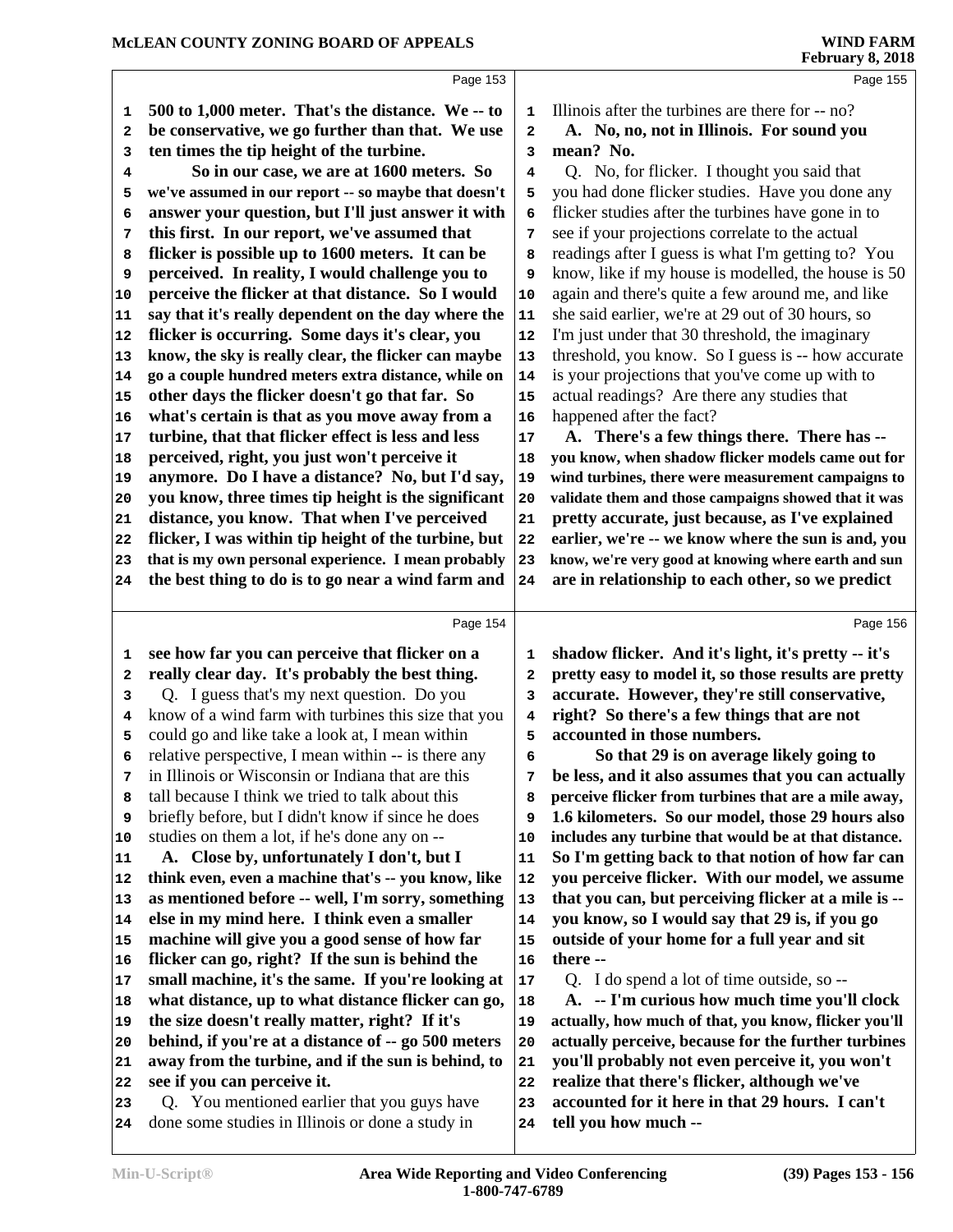Page 153

500 to 1,000 meter. That's the distance. We -- to be conservative, we go further than that. We use ten times the tip height of the turbine.

So in our case, we are at 1600 meters. So we've assumed in our report -- so maybe that doesn't answer your question, but I'll just answer it with this first. In our report, we've assumed that flicker is possible up to 1600 meters. It can be perceived. In reality, I would challenge you to perceive the flicker at that distance. So I would say that it's really dependent on the day where the flicker is occurring. Some days it's clear, you know, the sky is really clear, the flicker can maybe go a couple hundred meters extra distance, while on other days the flicker doesn't go that far. So what's certain is that as you move away from a turbine, that that flicker effect is less and less perceived, right, you just won't perceive it anymore. Do I have a distance? No, but I'd say, you know, three times tip height is the significant distance, you know. That when I've perceived flicker, I was within tip height of the turbine, but that is my own personal experience. I mean probably the best thing to do is to go near a wind farm and

Page 154

see how far you can perceive that flicker on a really clear day. It's probably the best thing.

Q. I guess that's my next question. Do you know of a wind farm with turbines this size that you could go and like take a look at, I mean within relative perspective, I mean within -- is there any in Illinois or Wisconsin or Indiana that are this tall because I think we tried to talk about this briefly before, but I didn't know if since he does studies on them a lot, if he's done any on --

A. Close by, unfortunately I don't, but I think even, even a machine that's -- you know, like as mentioned before -- well, I'm sorry, something else in my mind here. I think even a smaller machine will give you a good sense of how far flicker can go, right? If the sun is behind the small machine, it's the same. If you're looking at what distance, up to what distance flicker can go, the size doesn't really matter, right? If it's behind, if you're at a distance of -- go 500 meters away from the turbine, and if the sun is behind, to see if you can perceive it.

Q. You mentioned earlier that you guys have done some studies in Illinois or done a study in

Page 155

Illinois after the turbines are there for -- no?

A. No, no, not in Illinois. For sound you mean? No.

Q. No, for flicker. I thought you said that you had done flicker studies. Have you done any flicker studies after the turbines have gone in to see if your projections correlate to the actual readings after I guess is what I'm getting to? You know, like if my house is modelled, the house is 50 again and there's quite a few around me, and like she said earlier, we're at 29 out of 30 hours, so I'm just under that 30 threshold, the imaginary threshold, you know. So I guess is -- how accurate is your projections that you've come up with to actual readings? Are there any studies that happened after the fact?

A. There's a few things there. There has -- you know, when shadow flicker models came out for wind turbines, there were measurement campaigns to validate them and those campaigns showed that it was pretty accurate, just because, as I've explained earlier, we're -- we know where the sun is and, you know, we're very good at knowing where earth and sun are in relationship to each other, so we predict

Page 156

shadow flicker. And it's light, it's pretty -- it's pretty easy to model it, so those results are pretty accurate. However, they're still conservative, right? So there's a few things that are not accounted in those numbers.

So that 29 is on average likely going to be less, and it also assumes that you can actually perceive flicker from turbines that are a mile away, 1.6 kilometers. So our model, those 29 hours also includes any turbine that would be at that distance. So I'm getting back to that notion of how far can you perceive flicker. With our model, we assume that you can, but perceiving flicker at a mile is -- you know, so I would say that 29 is, if you go outside of your home for a full year and sit there --

Q. I do spend a lot of time outside, so --

A. -- I'm curious how much time you'll clock actually, how much of that, you know, flicker you'll actually perceive, because for the further turbines you'll probably not even perceive it, you won't realize that there's flicker, although we've accounted for it here in that 29 hours. I can't tell you how much --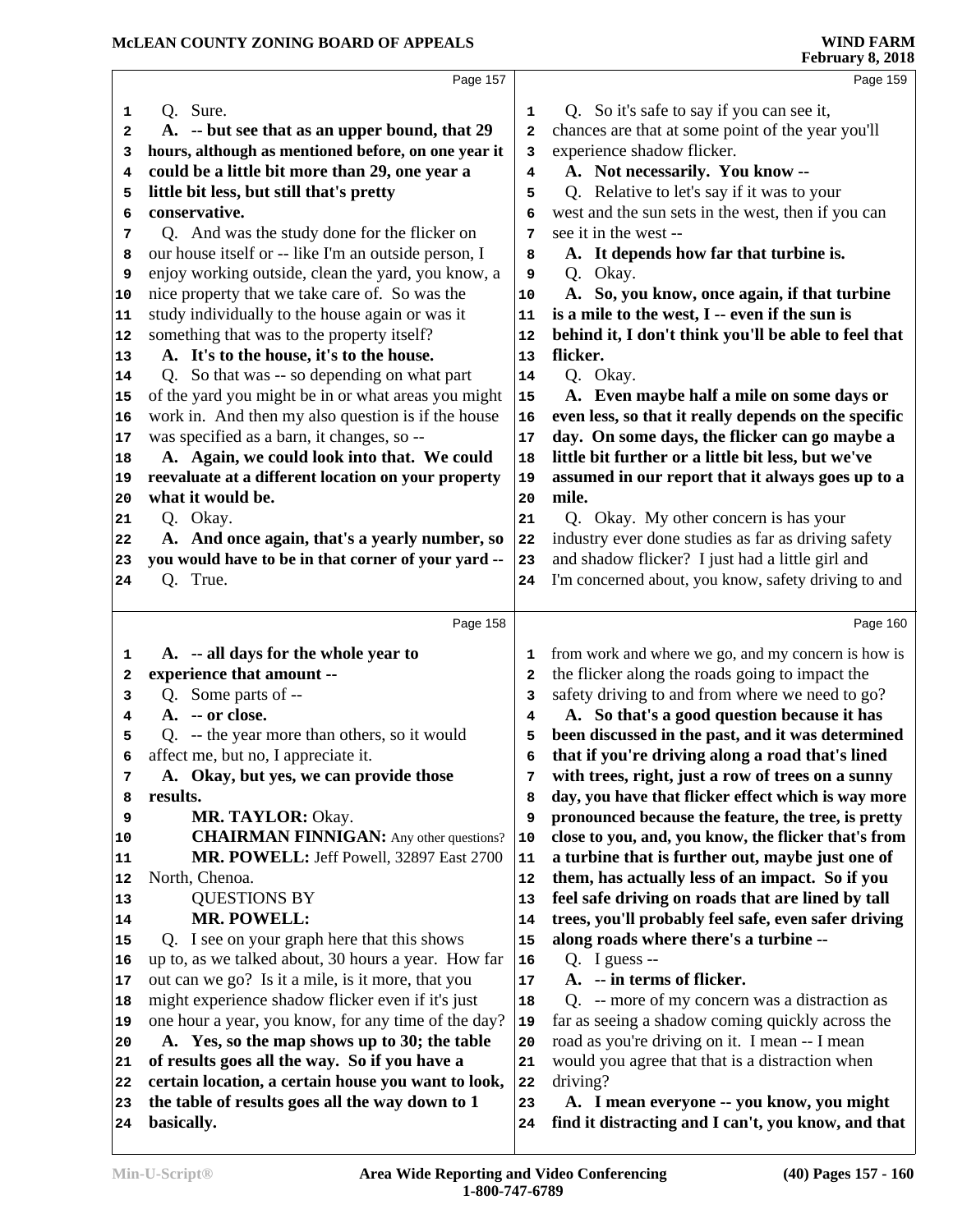Page 157

Q. Sure.

**A. -- but see that as an upper bound, that 29 hours, although as mentioned before, on one year it could be a little bit more than 29, one year a little bit less, but still that's pretty conservative.**

Q. And was the study done for the flicker on our house itself or -- like I'm an outside person, I enjoy working outside, clean the yard, you know, a nice property that we take care of. So was the study individually to the house again or was it something that was to the property itself?

**A. It's to the house, it's to the house.**

Q. So that was -- so depending on what part of the yard you might be in or what areas you might work in. And then my also question is if the house was specified as a barn, it changes, so --

**A. Again, we could look into that. We could reevaluate at a different location on your property what it would be.**

Q. Okay.

**A. And once again, that's a yearly number, so you would have to be in that corner of your yard --**

Q. True.

Page 158

**A. -- all days for the whole year to experience that amount --**

Q. Some parts of --

**A. -- or close.**

Q. -- the year more than others, so it would affect me, but no, I appreciate it.

**A. Okay, but yes, we can provide those results.**

**MR. TAYLOR:** Okay.

**CHAIRMAN FINNIGAN:** Any other questions?

**MR. POWELL:** Jeff Powell, 32897 East 2700 North, Chenoa.

QUESTIONS BY

**MR. POWELL:**

Q. I see on your graph here that this shows up to, as we talked about, 30 hours a year. How far out can we go? Is it a mile, is it more, that you might experience shadow flicker even if it's just one hour a year, you know, for any time of the day?

**A. Yes, so the map shows up to 30; the table of results goes all the way. So if you have a certain location, a certain house you want to look, the table of results goes all the way down to 1 basically.**

Page 159

Q. So it's safe to say if you can see it, chances are that at some point of the year you'll experience shadow flicker.

**A. Not necessarily. You know --**

Q. Relative to let's say if it was to your west and the sun sets in the west, then if you can see it in the west --

**A. It depends how far that turbine is.**

Q. Okay.

**A. So, you know, once again, if that turbine is a mile to the west, I -- even if the sun is behind it, I don't think you'll be able to feel that flicker.**

Q. Okay.

**A. Even maybe half a mile on some days or even less, so that it really depends on the specific day. On some days, the flicker can go maybe a little bit further or a little bit less, but we've assumed in our report that it always goes up to a mile.**

Q. Okay. My other concern is has your industry ever done studies as far as driving safety and shadow flicker? I just had a little girl and I'm concerned about, you know, safety driving to and

Page 160

from work and where we go, and my concern is how is the flicker along the roads going to impact the safety driving to and from where we need to go?

**A. So that's a good question because it has been discussed in the past, and it was determined that if you're driving along a road that's lined with trees, right, just a row of trees on a sunny day, you have that flicker effect which is way more pronounced because the feature, the tree, is pretty close to you, and, you know, the flicker that's from a turbine that is further out, maybe just one of them, has actually less of an impact. So if you feel safe driving on roads that are lined by tall trees, you'll probably feel safe, even safer driving along roads where there's a turbine --**

Q. I guess --

**A. -- in terms of flicker.**

Q. -- more of my concern was a distraction as far as seeing a shadow coming quickly across the road as you're driving on it. I mean -- I mean would you agree that that is a distraction when driving?

**A. I mean everyone -- you know, you might find it distracting and I can't, you know, and that**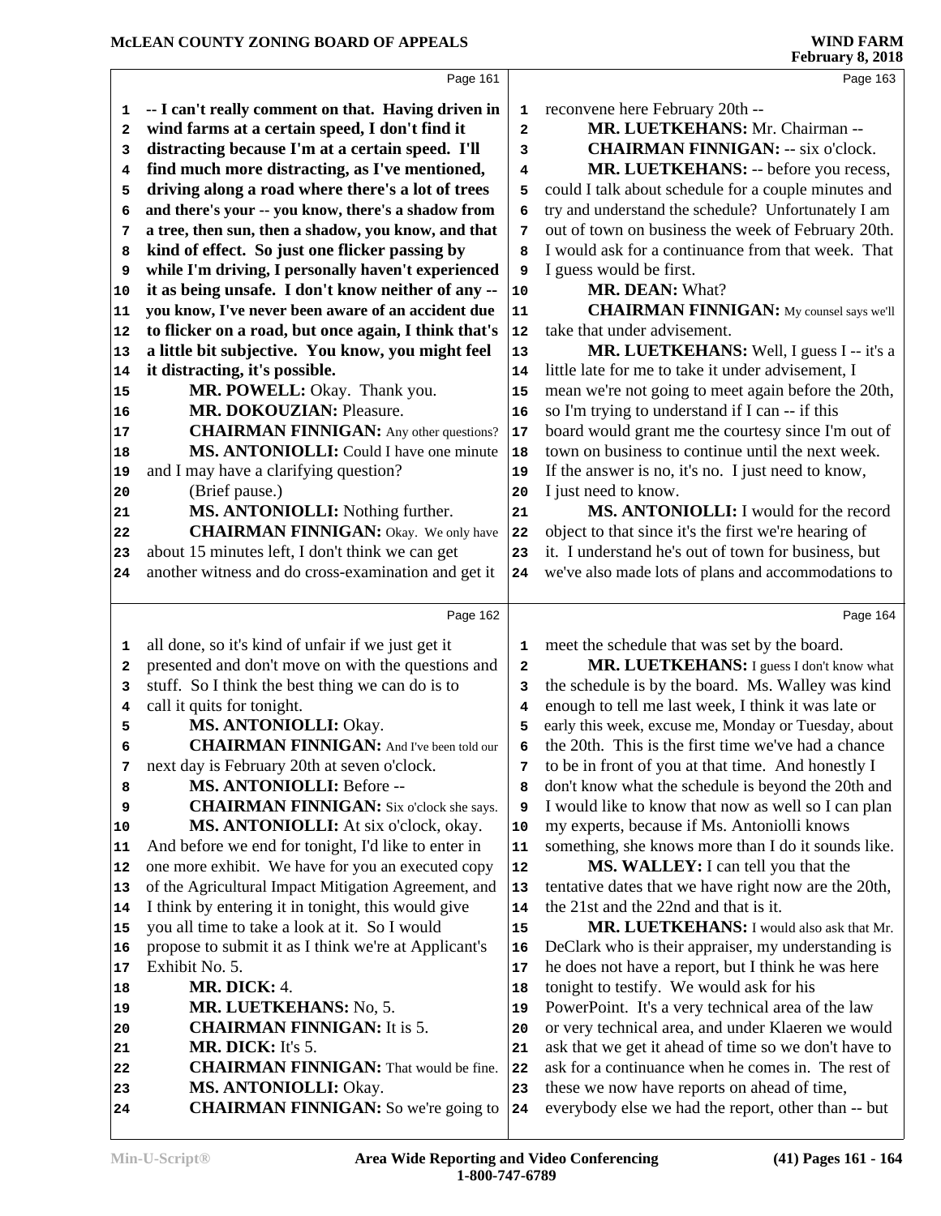-- I can't really comment on that. Having driven in wind farms at a certain speed, I don't find it distracting because I'm at a certain speed. I'll find much more distracting, as I've mentioned, driving along a road where there's a lot of trees and there's your -- you know, there's a shadow from a tree, then sun, then a shadow, you know, and that kind of effect. So just one flicker passing by while I'm driving, I personally haven't experienced it as being unsafe. I don't know neither of any -- you know, I've never been aware of an accident due to flicker on a road, but once again, I think that's a little bit subjective. You know, you might feel it distracting, it's possible.

**MR. POWELL:** Okay. Thank you.

**MR. DOKOUZIAN:** Pleasure.

**CHAIRMAN FINNIGAN:** Any other questions?

**MS. ANTONIOLLI:** Could I have one minute and I may have a clarifying question?

(Brief pause.)

**MS. ANTONIOLLI:** Nothing further.

**CHAIRMAN FINNIGAN:** Okay. We only have about 15 minutes left, I don't think we can get another witness and do cross-examination and get it all done, so it's kind of unfair if we just get it presented and don't move on with the questions and stuff. So I think the best thing we can do is to call it quits for tonight.

**MS. ANTONIOLLI:** Okay.

**CHAIRMAN FINNIGAN:** And I've been told our next day is February 20th at seven o'clock.

**MS. ANTONIOLLI:** Before --

**CHAIRMAN FINNIGAN:** Six o'clock she says.

**MS. ANTONIOLLI:** At six o'clock, okay. And before we end for tonight, I'd like to enter in one more exhibit. We have for you an executed copy of the Agricultural Impact Mitigation Agreement, and I think by entering it in tonight, this would give you all time to take a look at it. So I would propose to submit it as I think we're at Applicant's Exhibit No. 5.

**MR. DICK:** 4.

**MR. LUETKEHANS:** No, 5.

**CHAIRMAN FINNIGAN:** It is 5.

**MR. DICK:** It's 5.

**CHAIRMAN FINNIGAN:** That would be fine.

**MS. ANTONIOLLI:** Okay.

**CHAIRMAN FINNIGAN:** So we're going to reconvene here February 20th --

**MR. LUETKEHANS:** Mr. Chairman --

**CHAIRMAN FINNIGAN:** -- six o'clock.

**MR. LUETKEHANS:** -- before you recess, could I talk about schedule for a couple minutes and try and understand the schedule? Unfortunately I am out of town on business the week of February 20th. I would ask for a continuance from that week. That I guess would be first.

**MR. DEAN:** What?

**CHAIRMAN FINNIGAN:** My counsel says we'll take that under advisement.

**MR. LUETKEHANS:** Well, I guess I -- it's a little late for me to take it under advisement, I mean we're not going to meet again before the 20th, so I'm trying to understand if I can -- if this board would grant me the courtesy since I'm out of town on business to continue until the next week. If the answer is no, it's no. I just need to know, I just need to know.

**MS. ANTONIOLLI:** I would for the record object to that since it's the first we're hearing of it. I understand he's out of town for business, but we've also made lots of plans and accommodations to meet the schedule that was set by the board.

**MR. LUETKEHANS:** I guess I don't know what the schedule is by the board. Ms. Walley was kind enough to tell me last week, I think it was late or early this week, excuse me, Monday or Tuesday, about the 20th. This is the first time we've had a chance to be in front of you at that time. And honestly I don't know what the schedule is beyond the 20th and I would like to know that now as well so I can plan my experts, because if Ms. Antoniolli knows something, she knows more than I do it sounds like.

**MS. WALLEY:** I can tell you that the tentative dates that we have right now are the 20th, the 21st and the 22nd and that is it.

**MR. LUETKEHANS:** I would also ask that Mr. DeClark who is their appraiser, my understanding is he does not have a report, but I think he was here tonight to testify. We would ask for his PowerPoint. It's a very technical area of the law or very technical area, and under Klaeren we would ask that we get it ahead of time so we don't have to ask for a continuance when he comes in. The rest of these we now have reports on ahead of time, everybody else we had the report, other than -- but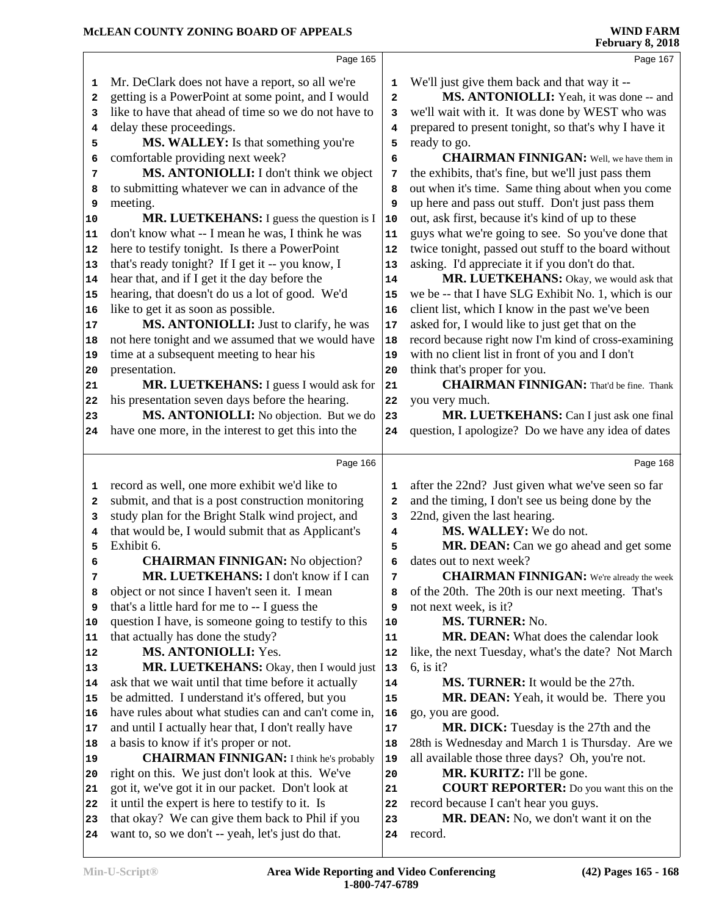Page 165

Mr. DeClark does not have a report, so all we're getting is a PowerPoint at some point, and I would like to have that ahead of time so we do not have to delay these proceedings.

**MS. WALLEY:** Is that something you're comfortable providing next week?

**MS. ANTONIOLLI:** I don't think we object to submitting whatever we can in advance of the meeting.

**MR. LUETKEHANS:** I guess the question is I don't know what -- I mean he was, I think he was here to testify tonight. Is there a PowerPoint that's ready tonight? If I get it -- you know, I hear that, and if I get it the day before the hearing, that doesn't do us a lot of good. We'd like to get it as soon as possible.

**MS. ANTONIOLLI:** Just to clarify, he was not here tonight and we assumed that we would have time at a subsequent meeting to hear his presentation.

**MR. LUETKEHANS:** I guess I would ask for his presentation seven days before the hearing.

**MS. ANTONIOLLI:** No objection. But we do have one more, in the interest to get this into the

Page 166

record as well, one more exhibit we'd like to submit, and that is a post construction monitoring study plan for the Bright Stalk wind project, and that would be, I would submit that as Applicant's Exhibit 6.

**CHAIRMAN FINNIGAN:** No objection?

**MR. LUETKEHANS:** I don't know if I can object or not since I haven't seen it. I mean that's a little hard for me to -- I guess the question I have, is someone going to testify to this that actually has done the study?

**MS. ANTONIOLLI:** Yes.

**MR. LUETKEHANS:** Okay, then I would just ask that we wait until that time before it actually be admitted. I understand it's offered, but you have rules about what studies can and can't come in, and until I actually hear that, I don't really have a basis to know if it's proper or not.

**CHAIRMAN FINNIGAN:** I think he's probably right on this. We just don't look at this. We've got it, we've got it in our packet. Don't look at it until the expert is here to testify to it. Is that okay? We can give them back to Phil if you want to, so we don't -- yeah, let's just do that.

Page 167

We'll just give them back and that way it --

**MS. ANTONIOLLI:** Yeah, it was done -- and we'll wait with it. It was done by WEST who was prepared to present tonight, so that's why I have it ready to go.

**CHAIRMAN FINNIGAN:** Well, we have them in the exhibits, that's fine, but we'll just pass them out when it's time. Same thing about when you come up here and pass out stuff. Don't just pass them out, ask first, because it's kind of up to these guys what we're going to see. So you've done that twice tonight, passed out stuff to the board without asking. I'd appreciate it if you don't do that.

**MR. LUETKEHANS:** Okay, we would ask that we be -- that I have SLG Exhibit No. 1, which is our client list, which I know in the past we've been asked for, I would like to just get that on the record because right now I'm kind of cross-examining with no client list in front of you and I don't think that's proper for you.

**CHAIRMAN FINNIGAN:** That'd be fine. Thank you very much.

**MR. LUETKEHANS:** Can I just ask one final question, I apologize? Do we have any idea of dates

Page 168

after the 22nd? Just given what we've seen so far and the timing, I don't see us being done by the 22nd, given the last hearing.

**MS. WALLEY:** We do not.

**MR. DEAN:** Can we go ahead and get some dates out to next week?

**CHAIRMAN FINNIGAN:** We're already the week of the 20th. The 20th is our next meeting. That's not next week, is it?

**MS. TURNER:** No.

**MR. DEAN:** What does the calendar look like, the next Tuesday, what's the date? Not March 6, is it?

**MS. TURNER:** It would be the 27th.

**MR. DEAN:** Yeah, it would be. There you go, you are good.

**MR. DICK:** Tuesday is the 27th and the 28th is Wednesday and March 1 is Thursday. Are we all available those days? Oh, you're not.

**MR. KURITZ:** I'll be gone.

**COURT REPORTER:** Do you want this on the record because I can't hear you guys.

**MR. DEAN:** No, we don't want it on the record.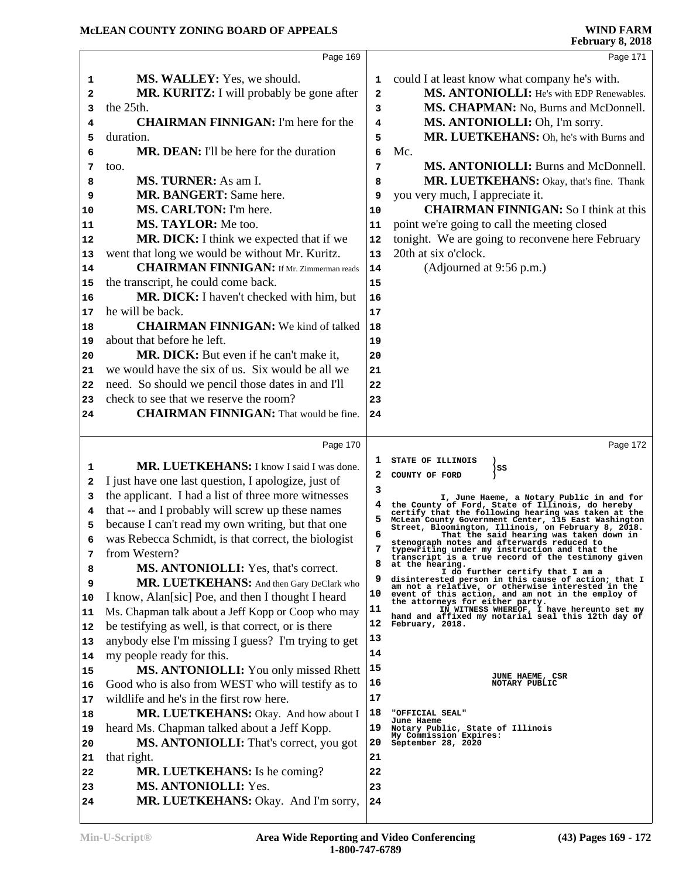Page 169

MS. WALLEY: Yes, we should.
MR. KURITZ: I will probably be gone after the 25th.
CHAIRMAN FINNIGAN: I'm here for the duration.
MR. DEAN: I'll be here for the duration too.
MS. TURNER: As am I.
MR. BANGERT: Same here.
MS. CARLTON: I'm here.
MS. TAYLOR: Me too.
MR. DICK: I think we expected that if we went that long we would be without Mr. Kuritz.
CHAIRMAN FINNIGAN: If Mr. Zimmerman reads the transcript, he could come back.
MR. DICK: I haven't checked with him, but he will be back.
CHAIRMAN FINNIGAN: We kind of talked about that before he left.
MR. DICK: But even if he can't make it, we would have the six of us. Six would be all we need. So should we pencil those dates in and I'll check to see that we reserve the room?
CHAIRMAN FINNIGAN: That would be fine.

Page 170

MR. LUETKEHANS: I know I said I was done. I just have one last question, I apologize, just of the applicant. I had a list of three more witnesses that -- and I probably will screw up these names because I can't read my own writing, but that one was Rebecca Schmidt, is that correct, the biologist from Western?
MS. ANTONIOLLI: Yes, that's correct.
MR. LUETKEHANS: And then Gary DeClark who I know, Alan[sic] Poe, and then I thought I heard Ms. Chapman talk about a Jeff Kopp or Coop who may be testifying as well, is that correct, or is there anybody else I'm missing I guess? I'm trying to get my people ready for this.
MS. ANTONIOLLI: You only missed Rhett Good who is also from WEST who will testify as to wildlife and he's in the first row here.
MR. LUETKEHANS: Okay. And how about I heard Ms. Chapman talked about a Jeff Kopp.
MS. ANTONIOLLI: That's correct, you got that right.
MR. LUETKEHANS: Is he coming?
MS. ANTONIOLLI: Yes.
MR. LUETKEHANS: Okay. And I'm sorry,

Page 171

could I at least know what company he's with.
MS. ANTONIOLLI: He's with EDP Renewables.
MS. CHAPMAN: No, Burns and McDonnell.
MS. ANTONIOLLI: Oh, I'm sorry.
MR. LUETKEHANS: Oh, he's with Burns and Mc.
MS. ANTONIOLLI: Burns and McDonnell.
MR. LUETKEHANS: Okay, that's fine. Thank you very much, I appreciate it.
CHAIRMAN FINNIGAN: So I think at this point we're going to call the meeting closed tonight. We are going to reconvene here February 20th at six o'clock.
(Adjourned at 9:56 p.m.)

Page 172

STATE OF ILLINOIS )
) SS
COUNTY OF FORD )

I, June Haeme, a Notary Public in and for the County of Ford, State of Illinois, do hereby certify that the following hearing was taken at the McLean County Government Center, 115 East Washington Street, Bloomington, Illinois, on February 8, 2018.
That the said hearing was taken down in stenograph notes and afterwards reduced to typewriting under my instruction and that the transcript is a true record of the testimony given at the hearing.
I do further certify that I am a disinterested person in this cause of action; that I am not a relative, or otherwise interested in the event of this action, and am not in the employ of the attorneys for either party.
IN WITNESS WHEREOF, I have hereunto set my hand and affixed my notarial seal this 12th day of February, 2018.

JUNE HAEME, CSR
NOTARY PUBLIC

"OFFICIAL SEAL"
June Haeme
Notary Public, State of Illinois
My Commission Expires:
September 28, 2020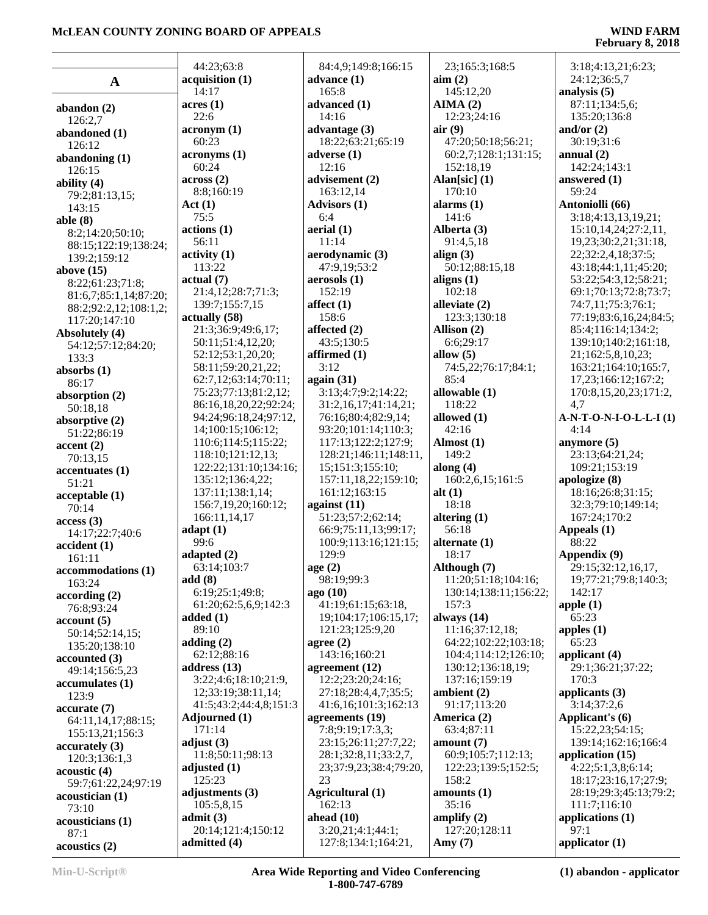## A

**abandon (2)**
126:2,7
**abandoned (1)**
126:12
**abandoning (1)**
126:15
**ability (4)**
79:2;81:13,15;
143:15
**able (8)**
8:2;14:20;50:10;
88:15;122:19;138:24;
139:2;159:12
**above (15)**
8:22;61:23;71:8;
81:6,7;85:1,14;87:20;
88:2;92:2,12;108:1,2;
117:20;147:10
**Absolutely (4)**
54:12;57:12;84:20;
133:3
**absorbs (1)**
86:17
**absorption (2)**
50:18,18
**absorptive (2)**
51:22;86:19
**accent (2)**
70:13,15
**accentuates (1)**
51:21
**acceptable (1)**
70:14
**access (3)**
14:17;22:7;40:6
**accident (1)**
161:11
**accommodations (1)**
163:24
**according (2)**
76:8;93:24
**account (5)**
50:14;52:14,15;
135:20;138:10
**accounted (3)**
49:14;156:5,23
**accumulates (1)**
123:9
**accurate (7)**
64:11,14,17;88:15;
155:13,21;156:3
**accurately (3)**
120:3;136:1,3
**acoustic (4)**
59:7;61:22,24;97:19
**acoustician (1)**
73:10
**acousticians (1)**
87:1
**acoustics (2)**
44:23;63:8
**acquisition (1)**
14:17
**acres (1)**
22:6
**acronym (1)**
60:23
**acronyms (1)**
60:24
**across (2)**
8:8;160:19
**Act (1)**
75:5
**actions (1)**
56:11
**activity (1)**
113:22
**actual (7)**
21:4,12;28:7;71:3;
139:7;155:7,15
**actually (58)**
21:3;36:9;49:6,17;
50:11;51:4,12,20;
52:12;53:1,20,20;
58:11;59:20,21,22;
62:7,12;63:14;70:11;
75:23;77:13;81:2,12;
86:16,18,20,22;92:24;
94:24;96:18,24;97:12,
14;100:15;106:12;
110:6;114:5;115:22;
118:10;121:12,13;
122:22;131:10;134:16;
135:12;136:4,22;
137:11;138:1,14;
156:7,19,20;160:12;
166:11,14,17
**adapt (1)**
99:6
**adapted (2)**
63:14;103:7
**add (8)**
6:19;25:1;49:8;
61:20;62:5,6,9;142:3
**added (1)**
89:10
**adding (2)**
62:12;88:16
**address (13)**
3:22;4:6;18:10;21:9,
12;33:19;38:11,14;
41:5;43:2;44:4,8;151:3
**Adjourned (1)**
171:14
**adjust (3)**
11:8;50:11;98:13
**adjusted (1)**
125:23
**adjustments (3)**
105:5,8,15
**admit (3)**
20:14;121:4;150:12
**admitted (4)**
84:4,9;149:8;166:15
**advance (1)**
165:8
**advanced (1)**
14:16
**advantage (3)**
18:22;63:21;65:19
**adverse (1)**
12:16
**advisement (2)**
163:12,14
**Advisors (1)**
6:4
**aerial (1)**
11:14
**aerodynamic (3)**
47:9,19;53:2
**aerosols (1)**
152:19
**affect (1)**
158:6
**affected (2)**
43:5;130:5
**affirmed (1)**
3:12
**again (31)**
3:13;4:7;9:2;14:22;
31:2,16,17;41:14,21;
76:16;80:4;82:9,14;
93:20;101:14;110:3;
117:13;122:2;127:9;
128:21;146:11;148:11,
15;151:3;155:10;
157:11,18,22;159:10;
161:12;163:15
**against (11)**
51:23;57:2;62:14;
66:9;75:11,13;99:17;
100:9;113:16;121:15;
129:9
**age (2)**
98:19;99:3
**ago (10)**
41:19;61:15;63:18,
19;104:17;106:15,17;
121:23;125:9,20
**agree (2)**
143:16;160:21
**agreement (12)**
12:2;23:20;24:16;
27:18;28:4,4,7;35:5;
41:6,16;101:3;162:13
**agreements (19)**
7:8;9:19;17:3,3;
23:15;26:11;27:7,22;
28:1;32:8,11;33:2,7,
23;37:9,23;38:4;79:20,
23
**Agricultural (1)**
162:13
**ahead (10)**
3:20,21;4:1;44:1;
127:8;134:1;164:21,
23;165:3;168:5
**aim (2)**
145:12,20
**AIMA (2)**
12:23;24:16
**air (9)**
47:20;50:18;56:21;
60:2,7;128:1;131:15;
152:18,19
**Alan[sic] (1)**
170:10
**alarms (1)**
141:6
**Alberta (3)**
91:4,5,18
**align (3)**
50:12;88:15,18
**aligns (1)**
102:18
**alleviate (2)**
123:3;130:18
**Allison (2)**
6:6;29:17
**allow (5)**
74:5,22;76:17;84:1;
85:4
**allowable (1)**
118:22
**allowed (1)**
42:16
**Almost (1)**
149:2
**along (4)**
160:2,6,15;161:5
**alt (1)**
18:18
**altering (1)**
56:18
**alternate (1)**
18:17
**Although (7)**
11:20;51:18;104:16;
130:14;138:11;156:22;
157:3
**always (14)**
11:16;37:12,18;
64:22;102:22;103:18;
104:4;114:12;126:10;
130:12;136:18,19;
137:16;159:19
**ambient (2)**
91:17;113:20
**America (2)**
63:4;87:11
**amount (7)**
60:9;105:7;112:13;
122:23;139:5;152:5;
158:2
**amounts (1)**
35:16
**amplify (2)**
127:20;128:11
**Amy (7)**
3:18;4:13,21;6:23;
24:12;36:5,7
**analysis (5)**
87:11;134:5,6;
135:20;136:8
**and/or (2)**
30:19;31:6
**annual (2)**
142:24;143:1
**answered (1)**
59:24
**Antoniolli (66)**
3:18;4:13,13,19,21;
15:10,14,24;27:2,11,
19,23;30:2,21;31:18,
22;32:2,4,18;37:5;
43:18;44:1,11;45:20;
53:22;54:3,12;58:21;
69:1;70:13;72:8;73:7;
74:7,11;75:3;76:1;
77:19;83:6,16,24;84:5;
85:4;116:14;134:2;
139:10;140:2;161:18,
21;162:5,8,10,23;
163:21;164:10;165:7,
17,23;166:12;167:2;
170:8,15,20,23;171:2,
4,7
**A-N-T-O-N-I-O-L-L-I (1)**
4:14
**anymore (5)**
23:13;64:21,24;
109:21;153:19
**apologize (8)**
18:16;26:8;31:15;
32:3;79:10;149:14;
167:24;170:2
**Appeals (1)**
88:22
**Appendix (9)**
29:15;32:12,16,17,
19;77:21;79:8;140:3;
142:17
**apple (1)**
65:23
**apples (1)**
65:23
**applicant (4)**
29:1;36:21;37:22;
170:3
**applicants (3)**
3:14;37:2,6
**Applicant's (6)**
15:22,23;54:15;
139:14;162:16;166:4
**application (15)**
4:22;5:1,3,8;6:14;
18:17;23:16,17;27:9;
28:19;29:3;45:13;79:2;
111:7;116:10
**applications (1)**
97:1
**applicator (1)**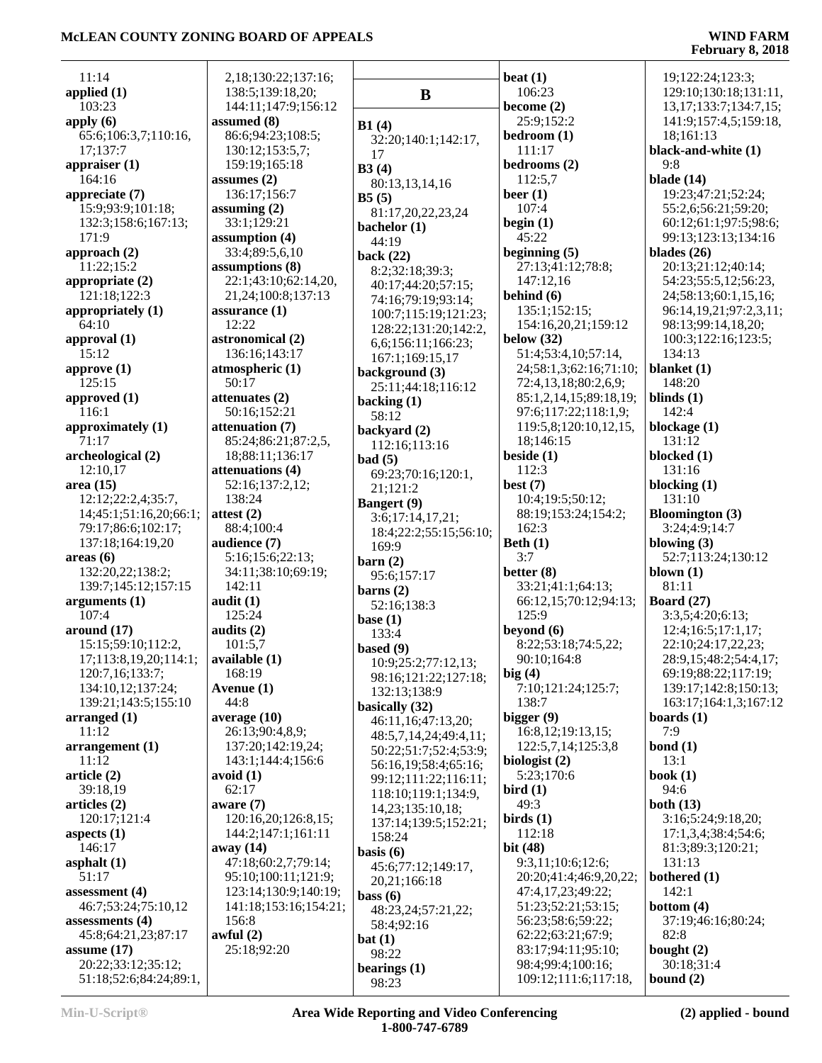11:14
**applied (1)**
103:23
**apply (6)**
65:6;106:3,7;110:16,17;137:7
**appraiser (1)**
164:16
**appreciate (7)**
15:9;93:9;101:18;132:3;158:6;167:13;171:9
**approach (2)**
11:22;15:2
**appropriate (2)**
121:18;122:3
**appropriately (1)**
64:10
**approval (1)**
15:12
**approve (1)**
125:15
**approved (1)**
116:1
**approximately (1)**
71:17
**archeological (2)**
12:10,17
**area (15)**
12:12;22:2,4;35:7,14;45:1;51:16,20;66:1;79:17;86:6;102:17;137:18;164:19,20
**areas (6)**
132:20,22;138:2;139:7;145:12;157:15
**arguments (1)**
107:4
**around (17)**
15:15;59:10;112:2,17;113:8,19,20;114:1;120:7,16;133:7;134:10,12;137:24;139:21;143:5;155:10
**arranged (1)**
11:12
**arrangement (1)**
11:12
**article (2)**
39:18,19
**articles (2)**
120:17;121:4
**aspects (1)**
146:17
**asphalt (1)**
51:17
**assessment (4)**
46:7;53:24;75:10,12
**assessments (4)**
45:8;64:21,23;87:17
**assume (17)**
20:22;33:12;35:12;51:18;52:6;84:24;89:1,2,18;130:22;137:16;138:5;139:18,20;144:11;147:9;156:12
**assumed (8)**
86:6;94:23;108:5;130:12;153:5,7;159:19;165:18
**assumes (2)**
136:17;156:7
**assuming (2)**
33:1;129:21
**assumption (4)**
33:4;89:5,6,10
**assumptions (8)**
22:1;43:10;62:14,20,21,24;100:8;137:13
**assurance (1)**
12:22
**astronomical (2)**
136:16;143:17
**atmospheric (1)**
50:17
**attenuates (2)**
50:16;152:21
**attenuation (7)**
85:24;86:21;87:2,5,18;88:11;136:17
**attenuations (4)**
52:16;137:2,12;138:24
**attest (2)**
88:4;100:4
**audience (7)**
5:16;15:6;22:13;34:11;38:10;69:19;142:11
**audit (1)**
125:24
**audits (2)**
101:5,7
**available (1)**
168:19
**Avenue (1)**
44:8
**average (10)**
26:13;90:4,8,9;137:20;142:19,24;143:1;144:4;156:6
**avoid (1)**
62:17
**aware (7)**
120:16,20;126:8,15;144:2;147:1;161:11
**away (14)**
47:18;60:2,7;79:14;95:10;100:11;121:9;123:14;130:9;140:19;141:18;153:16;154:21;156:8
**awful (2)**
25:18;92:20

**B**

**B1 (4)**
32:20;140:1;142:17,17
**B3 (4)**
80:13,13,14,16
**B5 (5)**
81:17,20,22,23,24
**bachelor (1)**
44:19
**back (22)**
8:2;32:18;39:3;40:17;44:20;57:15;74:16;79:19;93:14;100:7;115:19;121:23;128:22;131:20;142:2,6,6;156:11;166:23;167:1;169:15,17
**background (3)**
25:11;44:18;116:12
**backing (1)**
58:12
**backyard (2)**
112:16;113:16
**bad (5)**
69:23;70:16;120:1,21;121:2
**Bangert (9)**
3:6;17:14,17,21;18:4;22:2;55:15;56:10;169:9
**barn (2)**
95:6;157:17
**barns (2)**
52:16;138:3
**base (1)**
133:4
**based (9)**
10:9;25:2;77:12,13;98:16;121:22;127:18;132:13;138:9
**basically (32)**
46:11,16;47:13,20;48:5,7,14,24;49:4,11;50:22;51:7;52:4;53:9;56:16,19;58:4;65:16;99:12;111:22;116:11;118:10;119:1;134:9,14,23;135:10,18;137:14;139:5;152:21;158:24
**basis (6)**
45:6;77:12;149:17,20,21;166:18
**bass (6)**
48:23,24;57:21,22;58:4;92:16
**bat (1)**
98:22
**bearings (1)**
98:23
**beat (1)**
106:23
**become (2)**
25:9;152:2
**bedroom (1)**
111:17
**bedrooms (2)**
112:5,7
**beer (1)**
107:4
**begin (1)**
45:22
**beginning (5)**
27:13;41:12;78:8;147:12,16
**behind (6)**
135:1;152:15;154:16,20,21;159:12
**below (32)**
51:4;53:4,10;57:14,24;58:1,3;62:16;71:10;72:4,13,18;80:2,6,9;85:1,2,14,15;89:18,19;97:6;117:22;118:1,9;119:5,8;120:10,12,15,18;146:15
**beside (1)**
112:3
**best (7)**
10:4;19:5;50:12;88:19;153:24;154:2;162:3
**Beth (1)**
3:7
**better (8)**
33:21;41:1;64:13;66:12,15;70:12;94:13;125:9
**beyond (6)**
8:22;53:18;74:5,22;90:10;164:8
**big (4)**
7:10;121:24;125:7;138:7
**bigger (9)**
16:8,12;19:13,15;122:5,7,14;125:3,8
**biologist (2)**
5:23;170:6
**bird (1)**
49:3
**birds (1)**
112:18
**bit (48)**
9:3,11;10:6;12:6;20:20;41:4;46:9,20,22;47:4,17,23;49:22;51:23;52:21;53:15;56:23;58:6;59:22;62:22;63:21;67:9;83:17;94:11;95:10;98:4;99:4;100:16;109:12;111:6;117:18,19;122:24;123:3;129:10;130:18;131:11,13,17;133:7;134:7,15;141:9;157:4,5;159:18,18;161:13
**black-and-white (1)**
9:8
**blade (14)**
19:23;47:21;52:24;55:2,6;56:21;59:20;60:12;61:1;97:5;98:6;99:13;123:13;134:16
**blades (26)**
20:13;21:12;40:14;54:23;55:5,12;56:23,24;58:13;60:1,15,16;96:14,19,21;97:2,3,11;98:13;99:14,18,20;100:3;122:16;123:5;134:13
**blanket (1)**
148:20
**blinds (1)**
142:4
**blockage (1)**
131:12
**blocked (1)**
131:16
**blocking (1)**
131:10
**Bloomington (3)**
3:24;4:9;14:7
**blowing (3)**
52:7;113:24;130:12
**blown (1)**
81:11
**Board (27)**
3:3,5;4:20;6:13;12:4;16:5;17:1,17;22:10;24:17,22,23;28:9,15;48:2;54:4,17;69:19;88:22;117:19;139:17;142:8;150:13;163:17;164:1,3;167:12
**boards (1)**
7:9
**bond (1)**
13:1
**book (1)**
94:6
**both (13)**
3:16;5:24;9:18,20;17:1,3,4;38:4;54:6;81:3;89:3;120:21;131:13
**bothered (1)**
142:1
**bottom (4)**
37:19;46:16;80:24;82:8
**bought (2)**
30:18;31:4
**bound (2)**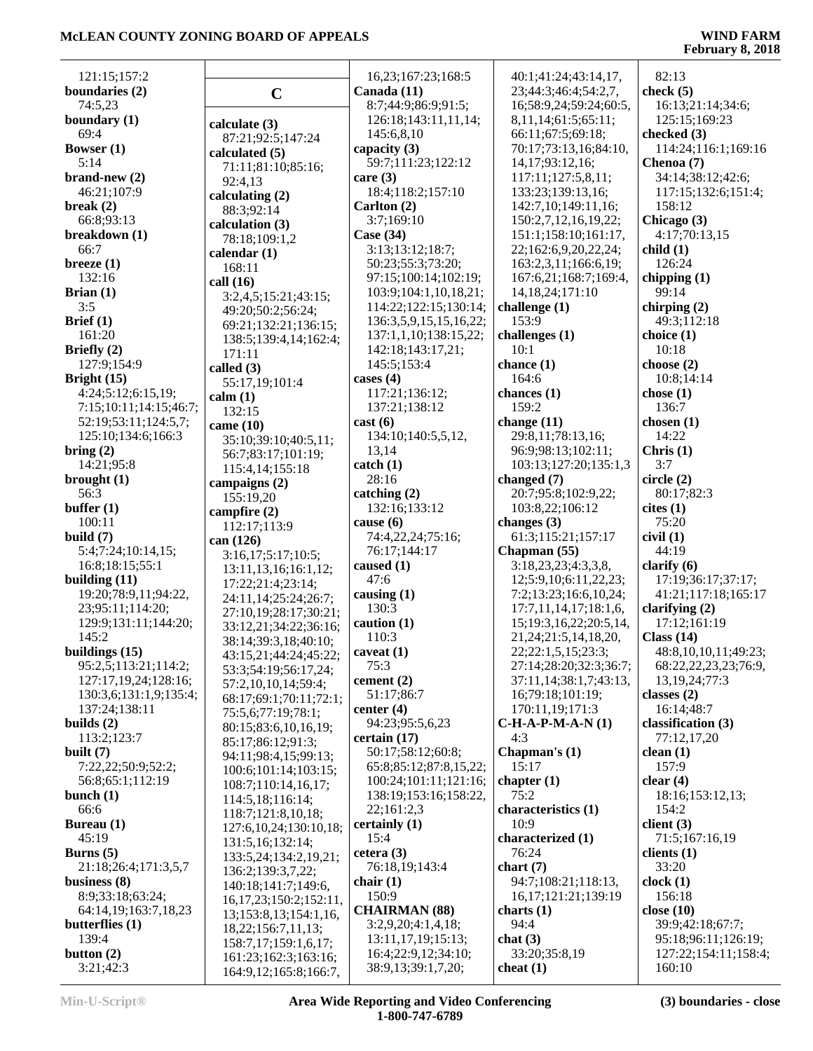121:15;157:2
**boundaries (2)**
74:5,23
**boundary (1)**
69:4
**Bowser (1)**
5:14
**brand-new (2)**
46:21;107:9
**break (2)**
66:8;93:13
**breakdown (1)**
66:7
**breeze (1)**
132:16
**Brian (1)**
3:5
**Brief (1)**
161:20
**Briefly (2)**
127:9;154:9
**Bright (15)**
4:24;5:12;6:15,19;
7:15;10:11;14:15;46:7;
52:19;53:11;124:5,7;
125:10;134:6;166:3
**bring (2)**
14:21;95:8
**brought (1)**
56:3
**buffer (1)**
100:11
**build (7)**
5:4;7:24;10:14,15;
16:8;18:15;55:1
**building (11)**
19:20;78:9,11;94:22,
23;95:11;114:20;
129:9;131:11;144:20;
145:2
**buildings (15)**
95:2,5;113:21;114:2;
127:17,19,24;128:16;
130:3,6;131:1,9;135:4;
137:24;138:11
**builds (2)**
113:2;123:7
**built (7)**
7:22,22;50:9;52:2;
56:8;65:1;112:19
**bunch (1)**
66:6
**Bureau (1)**
45:19
**Burns (5)**
21:18;26:4;171:3,5,7
**business (8)**
8:9;33:18;63:24;
64:14,19;163:7,18,23
**butterflies (1)**
139:4
**button (2)**
3:21;42:3

## C

**calculate (3)**
87:21;92:5;147:24
**calculated (5)**
71:11;81:10;85:16;
92:4,13
**calculating (2)**
88:3;92:14
**calculation (3)**
78:18;109:1,2
**calendar (1)**
168:11
**call (16)**
3:2,4,5;15:21;43:15;
49:20;50:2;56:24;
69:21;132:21;136:15;
138:5;139:4,14;162:4;
171:11
**called (3)**
55:17,19;101:4
**calm (1)**
132:15
**came (10)**
35:10;39:10;40:5,11;
56:7;83:17;101:19;
115:4,14;155:18
**campaigns (2)**
155:19,20
**campfire (2)**
112:17;113:9
**can (126)**
3:16,17;5:17;10:5;
13:11,13,16;16:1,12;
17:22;21:4;23:14;
24:11,14;25:24;26:7;
27:10,19;28:17;30:21;
33:12,21;34:22;36:16;
38:14;39:3,18;40:10;
43:15,21;44:24;45:22;
53:3;54:19;56:17,24;
57:2,10,14;59:4;
68:17;69:1;70:11;72:1;
75:5,6;77:19;78:1;
80:15;83:6,10,16,19;
85:17;86:12;91:3;
94:11;98:4,15;99:13;
100:6;101:14;103:15;
108:7;110:14,16,17;
114:5,18;116:14;
118:7;121:8,10,18;
127:6,10,24;130:10,18;
131:5,16;132:14;
133:5,24;134:2,19,21;
136:2;139:3,7,22;
140:18;141:7;149:6,
16,17,23;150:2;152:11,
13;153:8,13;154:1,16,
18,22;156:7,11,13;
158:7,17;159:1,6,17;
161:23;162:3;163:16;
164:9,12;165:8;166:7,
16,23;167:23;168:5
**Canada (11)**
8:7;44:9;86:9;91:5;
126:18;143:11,11,14;
145:6,8,10
**capacity (3)**
59:7;111:23;122:12
**care (3)**
18:4;118:2;157:10
**Carlton (2)**
3:7;169:10
**Case (34)**
3:13;13:12;18:7;
50:23;55:3;73:20;
97:15;100:14;102:19;
103:9;104:1,10,18,21;
114:22;122:15;130:14;
136:3,5,9,15,15,16,22;
137:1,1,10;138:15,22;
142:18;143:17,21;
145:5;153:4
**cases (4)**
117:21;136:12;
137:21;138:12
**cast (6)**
134:10;140:5,5,12,
13,14
**catch (1)**
28:16
**catching (2)**
132:16;133:12
**cause (6)**
74:4,22,24;75:16;
76:17;144:17
**caused (1)**
47:6
**causing (1)**
130:3
**caution (1)**
110:3
**caveat (1)**
75:3
**cement (2)**
51:17;86:7
**center (4)**
94:23;95:5,6,23
**certain (17)**
50:17;58:12;60:8;
65:8;85:12;87:8,15,22;
100:24;101:11;121:16;
138:19;153:16;158:22,
22;161:2,3
**certainly (1)**
15:4
**cetera (3)**
76:18,19;143:4
**chair (1)**
150:9
**CHAIRMAN (88)**
3:2,9,20;4:1,4,18;
13:11,17,19;15:13;
16:4;22:9,12;34:10;
38:9,13;39:1,7,20;
40:1;41:24;42:4;43:14,17,
23;44:3;46:4;54:2,7,
16;58:9,24;59:24;60:5,
8,11,14;61:5;65:11;
66:11;67:5;69:18;
70:17;73:13,16;84:10,
14,17;93:12,16;
117:11;127:5,8,11;
133:23;139:13,16;
142:7,10;149:11,16;
150:2,7,12,16,19,22;
151:1;158:10;161:17,
22;162:6,9,20,22,24;
163:2,3,11;166:6,19;
167:6,21;168:7;169:4,
14,18,24;171:10
**challenge (1)**
153:9
**challenges (1)**
10:1
**chance (1)**
164:6
**chances (1)**
159:2
**change (11)**
29:8,11;78:13,16;
96:9;98:13;102:11;
103:13;127:20;135:1,3
**changed (7)**
20:7;95:8;102:9,22;
103:8,22;106:12
**changes (3)**
61:3;115:21;157:17
**Chapman (55)**
3:18,23,23;4:3,3,8,
12;5:9,10;6:11,22,23;
7:2;13:23;16:6,10,24;
17:7,11,14,17;18:1,6,
15;19:3,16,22;20:5,14,
21,24;21:5,14,18,20,
22;22:1,5,15;23:3;
27:14;28:20;32:3;36:7;
37:11,14;38:1,7;43:13,
16;79:18;101:19;
170:11,19;171:3
**C-H-A-P-M-A-N (1)**
4:3
**Chapman's (1)**
15:17
**chapter (1)**
75:2
**characteristics (1)**
10:9
**characterized (1)**
76:24
**chart (7)**
94:7;108:21;118:13,
16,17;121:21;139:19
**charts (1)**
94:4
**chat (3)**
33:20;35:8,19
**cheat (1)**
82:13
**check (5)**
16:13;21:14;34:6;
125:15;169:23
**checked (3)**
114:24;116:1;169:16
**Chenoa (7)**
34:14;38:12;42:6;
117:15;132:6;151:4;
158:12
**Chicago (3)**
4:17;70:13,15
**child (1)**
126:24
**chipping (1)**
99:14
**chirping (2)**
49:3;112:18
**choice (1)**
10:18
**choose (2)**
10:8;14:14
**chose (1)**
136:7
**chosen (1)**
14:22
**Chris (1)**
3:7
**circle (2)**
80:17;82:3
**cites (1)**
75:20
**civil (1)**
44:19
**clarify (6)**
17:19;36:17;37:17;
41:21;117:18;165:17
**clarifying (2)**
17:12;161:19
**Class (14)**
48:8,10,10,11;49:23;
68:22,22,23,23;76:9,
13,19,24;77:3
**classes (2)**
16:14;48:7
**classification (3)**
77:12,17,20
**clean (1)**
157:9
**clear (4)**
18:16;153:12,13;
154:2
**client (3)**
71:5;167:16,19
**clients (1)**
33:20
**clock (1)**
156:18
**close (10)**
39:9;42:18;67:7;
95:18;96:11;126:19;
127:22;154:11;158:4;
160:10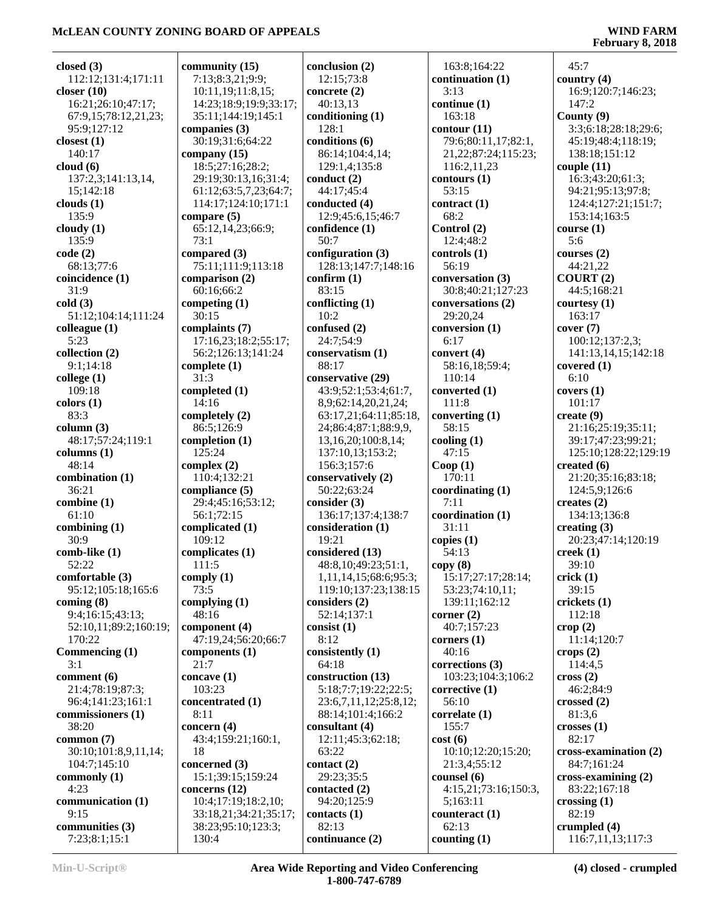**closed (3)**
112:12;131:4;171:11
**closer (10)**
16:21;26:10;47:17;
67:9,15;78:12,21,23;
95:9;127:12
**closest (1)**
140:17
**cloud (6)**
137:2,3;141:13,14,
15;142:18
**clouds (1)**
135:9
**cloudy (1)**
135:9
**code (2)**
68:13;77:6
**coincidence (1)**
31:9
**cold (3)**
51:12;104:14;111:24
**colleague (1)**
5:23
**collection (2)**
9:1;14:18
**college (1)**
109:18
**colors (1)**
83:3
**column (3)**
48:17;57:24;119:1
**columns (1)**
48:14
**combination (1)**
36:21
**combine (1)**
61:10
**combining (1)**
30:9
**comb-like (1)**
52:22
**comfortable (3)**
95:12;105:18;165:6
**coming (8)**
9:4;16:15;43:13;
52:10,11;89:2;160:19;
170:22
**Commencing (1)**
3:1
**comment (6)**
21:4;78:19;87:3;
96:4;141:23;161:1
**commissioners (1)**
38:20
**common (7)**
30:10;101:8,9,11,14;
104:7;145:10
**commonly (1)**
4:23
**communication (1)**
9:15
**communities (3)**
7:23;8:1;15:1
**community (15)**
7:13;8:3,21;9:9;
10:11,19;11:8,15;
14:23;18:9;19:9;33:17;
35:11;144:19;145:1
**companies (3)**
30:19;31:6;64:22
**company (15)**
18:5;27:16;28:2;
29:19;30:13,16;31:4;
61:12;63:5,7,23;64:7;
114:17;124:10;171:1
**compare (5)**
65:12,14,23;66:9;
73:1
**compared (3)**
75:11;111:9;113:18
**comparison (2)**
60:16;66:2
**competing (1)**
30:15
**complaints (7)**
17:16,23;18:2;55:17;
56:2;126:13;141:24
**complete (1)**
31:3
**completed (1)**
14:16
**completely (2)**
86:5;126:9
**completion (1)**
125:24
**complex (2)**
110:4;132:21
**compliance (5)**
29:4;45:16;53:12;
56:1;72:15
**complicated (1)**
109:12
**complicates (1)**
111:5
**comply (1)**
73:5
**complying (1)**
48:16
**component (4)**
47:19,24;56:20;66:7
**components (1)**
21:7
**concave (1)**
103:23
**concentrated (1)**
8:11
**concern (4)**
43:4;159:21;160:1,
18
**concerned (3)**
15:1;39:15;159:24
**concerns (12)**
10:4;17:19;18:2,10;
33:18,21;34:21;35:17;
38:23;95:10;123:3;
130:4
**conclusion (2)**
12:15;73:8
**concrete (2)**
40:13,13
**conditioning (1)**
128:1
**conditions (6)**
86:14;104:4,14;
129:1,4;135:8
**conduct (2)**
44:17;45:4
**conducted (4)**
12:9;45:6,15;46:7
**confidence (1)**
50:7
**configuration (3)**
128:13;147:7;148:16
**confirm (1)**
83:15
**conflicting (1)**
10:2
**confused (2)**
24:7;54:9
**conservatism (1)**
88:17
**conservative (29)**
43:9;52:1;53:4;61:7,
8,9;62:14,20,21,24;
63:17,21;64:11;85:18,
24;86:4;87:1;88:9,9,
13,16,20;100:8,14;
137:10,13;153:2;
156:3;157:6
**conservatively (2)**
50:22;63:24
**consider (3)**
136:17;137:4;138:7
**consideration (1)**
19:21
**considered (13)**
48:8,10;49:23;51:1,
1,11,14,15;68:6;95:3;
119:10;137:23;138:15
**considers (2)**
52:14;137:1
**consist (1)**
8:12
**consistently (1)**
64:18
**construction (13)**
5:18;7:7;19:22;22:5;
23:6,7,11,12;25:8,12;
88:14;101:4;166:2
**consultant (4)**
12:11;45:3;62:18;
63:22
**contact (2)**
29:23;35:5
**contacted (2)**
94:20;125:9
**contacts (1)**
82:13
**continuance (2)**
163:8;164:22
**continuation (1)**
3:13
**continue (1)**
163:18
**contour (11)**
79:6;80:11,17;82:1,
21,22;87:24;115:23;
116:2,11,23
**contours (1)**
53:15
**contract (1)**
68:2
**Control (2)**
12:4;48:2
**controls (1)**
56:19
**conversation (3)**
30:8;40:21;127:23
**conversations (2)**
29:20,24
**conversion (1)**
6:17
**convert (4)**
58:16,18;59:4;
110:14
**converted (1)**
111:8
**converting (1)**
58:15
**cooling (1)**
47:15
**Coop (1)**
170:11
**coordinating (1)**
7:11
**coordination (1)**
31:11
**copies (1)**
54:13
**copy (8)**
15:17;27:17;28:14;
53:23;74:10,11;
139:11;162:12
**corner (2)**
40:7;157:23
**corners (1)**
40:16
**corrections (3)**
103:23;104:3;106:2
**corrective (1)**
56:10
**correlate (1)**
155:7
**cost (6)**
10:10;12:20;15:20;
21:3,4;55:12
**counsel (6)**
4:15,21;73:16;150:3,
5;163:11
**counteract (1)**
62:13
**counting (1)**
45:7
**country (4)**
16:9;120:7;146:23;
147:2
**County (9)**
3:3;6:18;28:18;29:6;
45:19;48:4;118:19;
138:18;151:12
**couple (11)**
16:3;43:20;61:3;
94:21;95:13;97:8;
124:4;127:21;151:7;
153:14;163:5
**course (1)**
5:6
**courses (2)**
44:21,22
**COURT (2)**
44:5;168:21
**courtesy (1)**
163:17
**cover (7)**
100:12;137:2,3;
141:13,14,15;142:18
**covered (1)**
6:10
**covers (1)**
101:17
**create (9)**
21:16;25:19;35:11;
39:17;47:23;99:21;
125:10;128:22;129:19
**created (6)**
21:20;35:16;83:18;
124:5,9;126:6
**creates (2)**
134:13;136:8
**creating (3)**
20:23;47:14;120:19
**creek (1)**
39:10
**crick (1)**
39:15
**crickets (1)**
112:18
**crop (2)**
11:14;120:7
**crops (2)**
114:4,5
**cross (2)**
46:2;84:9
**crossed (2)**
81:3,6
**crosses (1)**
82:17
**cross-examination (2)**
84:7;161:24
**cross-examining (2)**
83:22;167:18
**crossing (1)**
82:19
**crumpled (4)**
116:7,11,13;117:3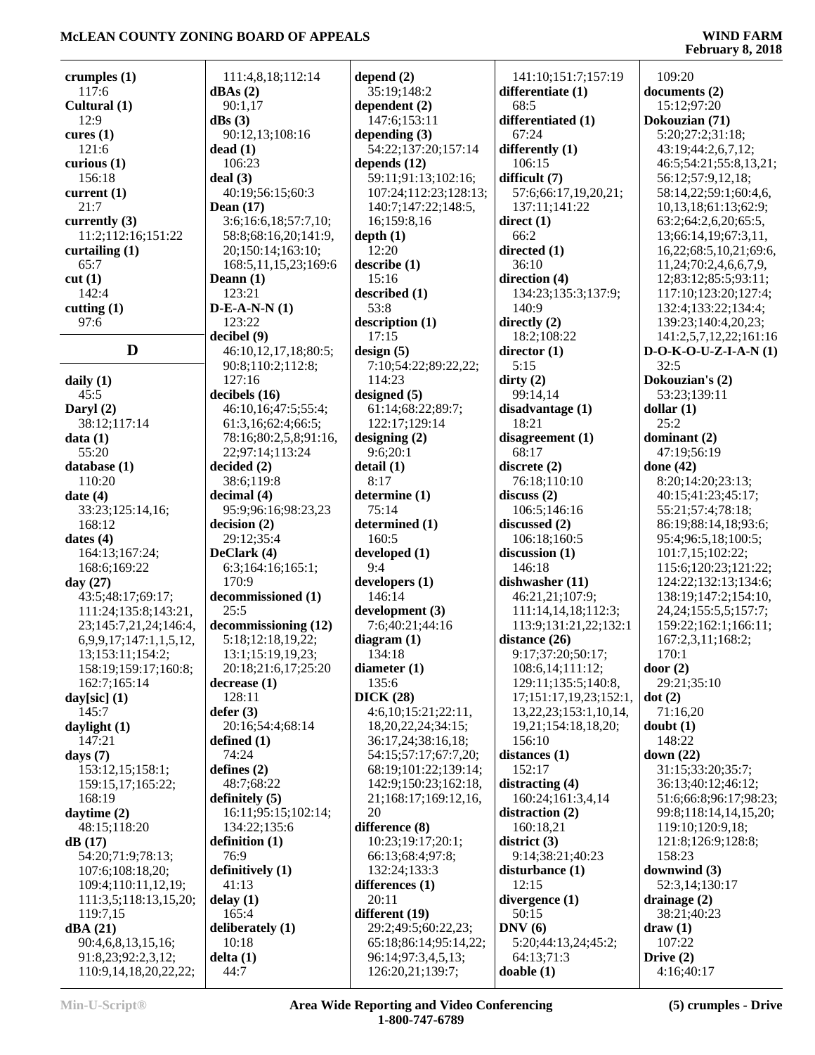**crumples (1)**
117:6
**Cultural (1)**
12:9
**cures (1)**
121:6
**curious (1)**
156:18
**current (1)**
21:7
**currently (3)**
11:2;112:16;151:22
**curtailing (1)**
65:7
**cut (1)**
142:4
**cutting (1)**
97:6

## D

**daily (1)**
45:5
**Daryl (2)**
38:12;117:14
**data (1)**
55:20
**database (1)**
110:20
**date (4)**
33:23;125:14,16;
168:12
**dates (4)**
164:13;167:24;
168:6;169:22
**day (27)**
43:5;48:17;69:17;
111:24;135:8;143:21,
23;145:7,21,24;146:4,
6,9,9,17;147:1,1,5,12,
13;153:11;154:2;
158:19;159:17;160:8;
162:7;165:14
**day[sic] (1)**
145:7
**daylight (1)**
147:21
**days (7)**
153:12,15;158:1;
159:15,17;165:22;
168:19
**daytime (2)**
48:15;118:20
**dB (17)**
54:20;71:9;78:13;
107:6;108:18,20;
109:4;110:11,12,19;
111:3,5;118:13,15,20;
119:7,15
**dBA (21)**
90:4,6,8,13,15,16;
91:8,23;92:2,3,12;
110:9,14,18,20,22,22;
111:4,8,18;112:14
**dBAs (2)**
90:1,17
**dBs (3)**
90:12,13;108:16
**dead (1)**
106:23
**deal (3)**
40:19;56:15;60:3
**Dean (17)**
3:6;16:6,18;57:7,10;
58:8;68:16,20;141:9,
20;150:14;163:10;
168:5,11,15,23;169:6
**Deann (1)**
123:21
**D-E-A-N-N (1)**
123:22
**decibel (9)**
46:10,12,17,18;80:5;
90:8;110:2;112:8;
127:16
**decibels (16)**
46:10,16;47:5;55:4;
61:3,16;62:4;66:5;
78:16;80:2,5,8;91:16,
22;97:14;113:24
**decided (2)**
38:6;119:8
**decimal (4)**
95:9;96:16;98:23,23
**decision (2)**
29:12;35:4
**DeClark (4)**
6:3;164:16;165:1;
170:9
**decommissioned (1)**
25:5
**decommissioning (12)**
5:18;12:18,19,22;
13:1;15:19,19,23;
20:18;21:6,17;25:20
**decrease (1)**
128:11
**defer (3)**
20:16;54:4;68:14
**defined (1)**
74:24
**defines (2)**
48:7;68:22
**definitely (5)**
16:11;95:15;102:14;
134:22;135:6
**definition (1)**
76:9
**definitively (1)**
41:13
**delay (1)**
165:4
**deliberately (1)**
10:18
**delta (1)**
44:7
**depend (2)**
35:19;148:2
**dependent (2)**
147:6;153:11
**depending (3)**
54:22;137:20;157:14
**depends (12)**
59:11;91:13;102:16;
107:24;112:23;128:13;
140:7;147:22;148:5,
16;159:8,16
**depth (1)**
12:20
**describe (1)**
15:16
**described (1)**
53:8
**description (1)**
17:15
**design (5)**
7:10;54:22;89:22,22;
114:23
**designed (5)**
61:14;68:22;89:7;
122:17;129:14
**designing (2)**
9:6;20:1
**detail (1)**
8:17
**determine (1)**
75:14
**determined (1)**
160:5
**developed (1)**
9:4
**developers (1)**
146:14
**development (3)**
7:6;40:21;44:16
**diagram (1)**
134:18
**diameter (1)**
135:6
**DICK (28)**
4:6,10;15:21;22:11,
18,20,22,24;34:15;
36:17,24;38:16,18;
54:15;57:17;67:7,20;
68:19;101:22;139:14;
142:9;150:23;162:18,
21;168:17;169:12,16,
20
**difference (8)**
10:23;19:17;20:1;
66:13;68:4;97:8;
132:24;133:3
**differences (1)**
20:11
**different (19)**
29:2;49:5;60:22,23;
65:18;86:14;95:14,22;
96:14;97:3,4,5,13;
126:20,21;139:7;
141:10;151:7;157:19
**differentiate (1)**
68:5
**differentiated (1)**
67:24
**differently (1)**
106:15
**difficult (7)**
57:6;66:17,19,20,21;
137:11;141:22
**direct (1)**
66:2
**directed (1)**
36:10
**direction (4)**
134:23;135:3;137:9;
140:9
**directly (2)**
18:2;108:22
**director (1)**
5:15
**dirty (2)**
99:14,14
**disadvantage (1)**
18:21
**disagreement (1)**
68:17
**discrete (2)**
76:18;110:10
**discuss (2)**
106:5;146:16
**discussed (2)**
106:18;160:5
**discussion (1)**
146:18
**dishwasher (11)**
46:21,21;107:9;
111:14,14,18;112:3;
113:9;131:21,22;132:1
**distance (26)**
9:17;37:20;50:17;
108:6,14;111:12;
129:11;135:5;140:8,
17;151:17,19,23;152:1,
13,22,23;153:1,10,14,
19,21;154:18,18,20;
156:10
**distances (1)**
152:17
**distracting (4)**
160:24;161:3,4,14
**distraction (2)**
160:18,21
**district (3)**
9:14;38:21;40:23
**disturbance (1)**
12:15
**divergence (1)**
50:15
**DNV (6)**
5:20;44:13,24;45:2;
64:13;71:3
**doable (1)**
109:20
**documents (2)**
15:12;97:20
**Dokouzian (71)**
5:20;27:2;31:18;
43:19;44:2,6,7,12;
46:5;54:21;55:8,13,21;
56:12;57:9,12,18;
58:14,22;59:1;60:4,6,
10,13,18;61:13;62:9;
63:2;64:2,6,20;65:5,
13;66:14,19;67:3,11,
16,22;68:5,10,21;69:6,
11,24;70:2,4,6,6,7,9,
12;83:12;85:5;93:11;
117:10;123:20;127:4;
132:4;133:22;134:4;
139:23;140:4,20,23;
141:2,5,7,12,22;161:16
**D-O-K-O-U-Z-I-A-N (1)**
32:5
**Dokouzian's (2)**
53:23;139:11
**dollar (1)**
25:2
**dominant (2)**
47:19;56:19
**done (42)**
8:20;14:20;23:13;
40:15;41:23;45:17;
55:21;57:4;78:18;
86:19;88:14,18;93:6;
95:4;96:5,18;100:5;
101:7,15;102:22;
115:6;120:23;121:22;
124:22;132:13;134:6;
138:19;147:2;154:10,
24,24;155:5,5;157:7;
159:22;162:1;166:11;
167:2,3,11;168:2;
170:1
**door (2)**
29:21;35:10
**dot (2)**
71:16,20
**doubt (1)**
148:22
**down (22)**
31:15;33:20;35:7;
36:13;40:12;46:12;
51:6;66:8;96:17;98:23;
99:8;118:14,14,15,20;
119:10;120:9,18;
121:8;126:9;128:8;
158:23
**downwind (3)**
52:3,14;130:17
**drainage (2)**
38:21;40:23
**draw (1)**
107:22
**Drive (2)**
4:16;40:17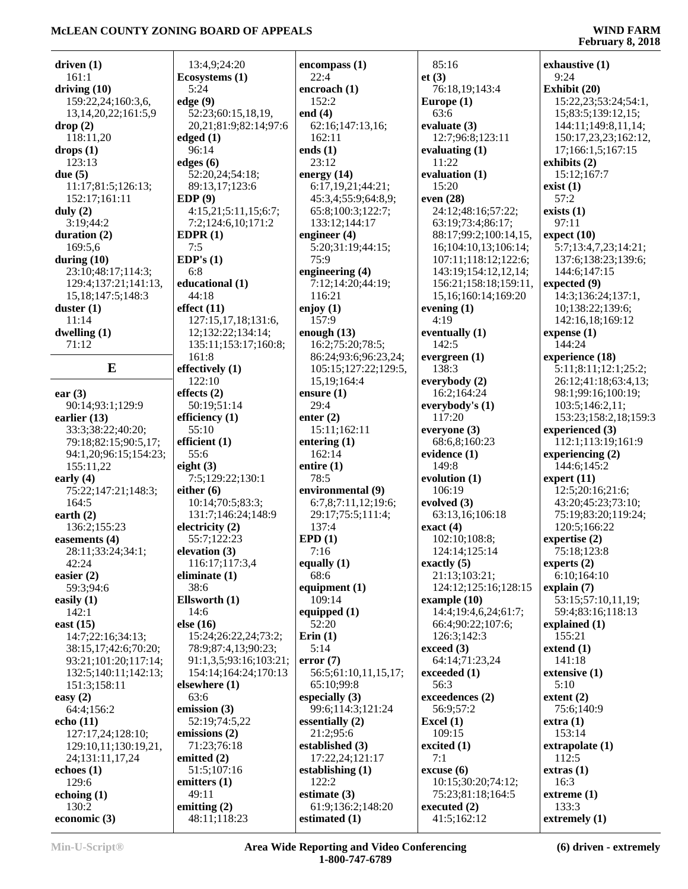**driven (1)**
161:1
**driving (10)**
159:22,24;160:3,6,13,14,20,22;161:5,9
**drop (2)**
118:11,20
**drops (1)**
123:13
**due (5)**
11:17;81:5;126:13;152:17;161:11
**duly (2)**
3:19;44:2
**duration (2)**
169:5,6
**during (10)**
23:10;48:17;114:3;129:4;137:21;141:13,15,18;147:5;148:3
**duster (1)**
11:14
**dwelling (1)**
71:12

## E

**ear (3)**
90:14;93:1;129:9
**earlier (13)**
33:3;38:22;40:20;79:18;82:15;90:5,17;94:1,20;96:15;154:23;155:11,22
**early (4)**
75:22;147:21;148:3;164:5
**earth (2)**
136:2;155:23
**easements (4)**
28:11;33:24;34:1;42:24
**easier (2)**
59:3;94:6
**easily (1)**
142:1
**east (15)**
14:7;22:16;34:13;38:15,17;42:6;70:20;93:21;101:20;117:14;132:5;140:11;142:13;151:3;158:11
**easy (2)**
64:4;156:2
**echo (11)**
127:17,24;128:10;129:10,11;130:19,21,24;131:11,17,24
**echoes (1)**
129:6
**echoing (1)**
130:2
**economic (3)**
13:4,9;24:20
**Ecosystems (1)**
5:24
**edge (9)**
52:23;60:15,18,19,20,21;81:9;82:14;97:6
**edged (1)**
96:14
**edges (6)**
52:20,24;54:18;89:13,17;123:6
**EDP (9)**
4:15,21;5:11,15;6:7;7:2;124:6,10;171:2
**EDPR (1)**
7:5
**EDP's (1)**
6:8
**educational (1)**
44:18
**effect (11)**
127:15,17,18;131:6,12;132:22;134:14;135:11;153:17;160:8;161:8
**effectively (1)**
122:10
**effects (2)**
50:19;51:14
**efficiency (1)**
55:10
**efficient (1)**
55:6
**eight (3)**
7:5;129:22;130:1
**either (6)**
10:14;70:5;83:3;131:7;146:24;148:9
**electricity (2)**
55:7;122:23
**elevation (3)**
116:17;117:3,4
**eliminate (1)**
38:6
**Ellsworth (1)**
14:6
**else (16)**
15:24;26:22,24;73:2;78:9;87:4,13;90:23;91:1,3,5;93:16;103:21;154:14;164:24;170:13
**elsewhere (1)**
63:6
**emission (3)**
52:19;74:5,22
**emissions (2)**
71:23;76:18
**emitted (2)**
51:5;107:16
**emitters (1)**
49:11
**emitting (2)**
48:11;118:23
**encompass (1)**
22:4
**encroach (1)**
152:2
**end (4)**
62:16;147:13,16;162:11
**ends (1)**
23:12
**energy (14)**
6:17,19,21;44:21;45:3,4;55:9;64:8,9;65:8;100:3;122:7;133:12;144:17
**engineer (4)**
5:20;31:19;44:15;75:9
**engineering (4)**
7:12;14:20;44:19;116:21
**enjoy (1)**
157:9
**enough (13)**
16:2;75:20;78:5;86:24;93:6;96:23,24;105:15;127:22;129:5,15,19;164:4
**ensure (1)**
29:4
**enter (2)**
15:11;162:11
**entering (1)**
162:14
**entire (1)**
78:5
**environmental (9)**
6:7,8;7:11,12;19:6;29:17;75:5;111:4;137:4
**EPD (1)**
7:16
**equally (1)**
68:6
**equipment (1)**
109:14
**equipped (1)**
52:20
**Erin (1)**
5:14
**error (7)**
56:5;61:10,11,15,17;65:10;99:8
**especially (3)**
99:6;114:3;121:24
**essentially (2)**
21:2;95:6
**established (3)**
17:22,24;121:17
**establishing (1)**
122:2
**estimate (3)**
61:9;136:2;148:20
**estimated (1)**
85:16
**et (3)**
76:18,19;143:4
**Europe (1)**
63:6
**evaluate (3)**
12:7;96:8;123:11
**evaluating (1)**
11:22
**evaluation (1)**
15:20
**even (28)**
24:12;48:16;57:22;63:19;73:4;86:17;88:17;99:2;100:14,15,16;104:10,13;106:14;107:11;118:12;122:6;143:19;154:12,14;156:21;158:18;159:11,15,16;160:14;169:20
**evening (1)**
4:19
**eventually (1)**
142:5
**evergreen (1)**
138:3
**everybody (2)**
16:2;164:24
**everybody's (1)**
117:20
**everyone (3)**
68:6,8;160:23
**evidence (1)**
149:8
**evolution (1)**
106:19
**evolved (3)**
63:13,16;106:18
**exact (4)**
102:10;108:8;124:14;125:14
**exactly (5)**
21:13;103:21;124:12;125:16;128:15
**example (10)**
14:4;19:4,6,24;61:7;66:4;90:22;107:6;126:3;142:3
**exceed (3)**
64:14;71:23,24
**exceeded (1)**
56:3
**exceedences (2)**
56:9;57:2
**Excel (1)**
109:15
**excited (1)**
7:1
**excuse (6)**
10:15;30:20;74:12;75:23;81:18;164:5
**executed (2)**
41:5;162:12
**exhaustive (1)**
9:24
**Exhibit (20)**
15:22,23;53:24;54:1,15;83:5;139:12,15;144:11;149:8,11,14;150:17,23,23;162:12,17;166:1,5;167:15
**exhibits (2)**
15:12;167:7
**exist (1)**
57:2
**exists (1)**
97:11
**expect (10)**
5:7;13:4,7,23;14:21;137:6;138:23;139:6;144:6;147:15
**expected (9)**
14:3;136:24;137:1,10;138:22;139:6;142:16,18;169:12
**expense (1)**
144:24
**experience (18)**
5:11;8:11;12:1;25:2;26:12;41:18;63:4,13;98:1;99:16;100:19;103:5;146:2,11;153:23;158:2,18;159:3
**experienced (3)**
112:1;113:19;161:9
**experiencing (2)**
144:6;145:2
**expert (11)**
12:5;20:16;21:6;43:20;45:23;73:10;75:19;83:20;119:24;120:5;166:22
**expertise (2)**
75:18;123:8
**experts (2)**
6:10;164:10
**explain (7)**
53:15;57:10,11,19;59:4;83:16;118:13
**explained (1)**
155:21
**extend (1)**
141:18
**extensive (1)**
5:10
**extent (2)**
75:6;140:9
**extra (1)**
153:14
**extrapolate (1)**
112:5
**extras (1)**
16:3
**extreme (1)**
133:3
**extremely (1)**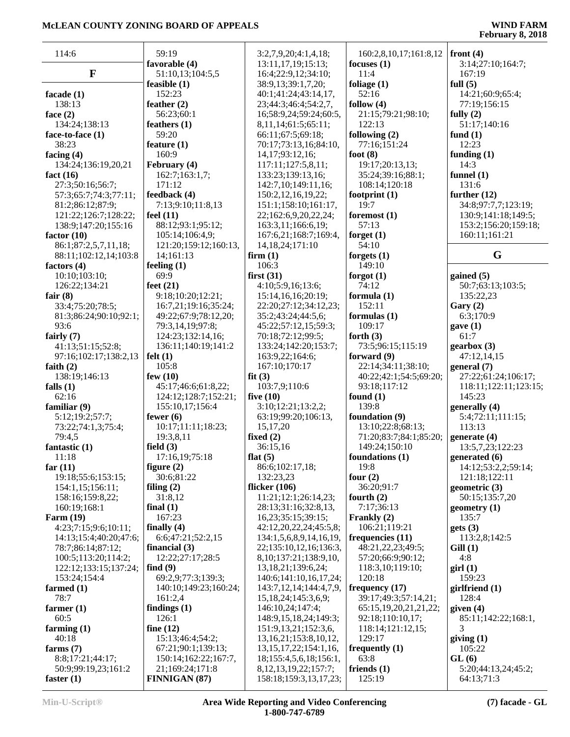114:6

## F

**facade (1)**
138:13
**face (2)**
134:24;138:13
**face-to-face (1)**
38:23
**facing (4)**
134:24;136:19,20,21
**fact (16)**
27:3;50:16;56:7;
57:3;65:7;74:3;77:11;
81:2;86:12;87:9;
121:22;126:7;128:22;
138:9;147:20;155:16
**factor (10)**
86:1;87:2,5,7,11,18;
88:11;102:12,14;103:8
**factors (4)**
10:10;103:10;
126:22;134:21
**fair (8)**
33:4;75:20;78:5;
81:3;86:24;90:10;92:1;
93:6
**fairly (7)**
41:13;51:15;52:8;
97:16;102:17;138:2,13
**faith (2)**
138:19;146:13
**falls (1)**
62:16
**familiar (9)**
5:12;19:2;57:7;
73:22;74:1,3;75:4;
79:4,5
**fantastic (1)**
11:18
**far (11)**
19:18;55:6;153:15;
154:1,15;156:11;
158:16;159:8,22;
160:19;168:1
**Farm (19)**
4:23;7:15;9:6;10:11;
14:13;15:4;40:20;47:6;
78:7;86:14;87:12;
100:5;113:20;114:2;
122:12;133:15;137:24;
153:24;154:4
**farmed (1)**
78:7
**farmer (1)**
60:5
**farming (1)**
40:18
**farms (7)**
8:8;17:21;44:17;
50:9;99:19,23;161:2
**faster (1)**
59:19
**favorable (4)**
51:10,13;104:5,5
**feasible (1)**
152:23
**feather (2)**
56:23;60:1
**feathers (1)**
59:20
**feature (1)**
160:9
**February (4)**
162:7;163:1,7;
171:12
**feedback (4)**
7:13;9:10;11:8,13
**feel (11)**
88:12;93:1;95:12;
105:14;106:4,9;
121:20;159:12;160:13,
14;161:13
**feeling (1)**
69:9
**feet (21)**
9:18;10:20;12:21;
16:7,21;19:16;35:24;
49:22;67:9;78:12,20;
79:3,14,19;97:8;
124:23;132:14,16;
136:11;140:19;141:2
**felt (1)**
105:8
**few (10)**
45:17;46:6;61:8,22;
124:12;128:7;152:21;
155:10,17;156:4
**fewer (6)**
10:17;11:11;18:23;
19:3,8,11
**field (3)**
17:16,19;75:18
**figure (2)**
30:6;81:22
**filing (2)**
31:8,12
**final (1)**
167:23
**finally (4)**
6:6;47:21;52:2,15
**financial (3)**
12:22;27:17;28:5
**find (9)**
69:2,9;77:3;139:3;
140:10;149:23;160:24;
161:2,4
**findings (1)**
126:1
**fine (12)**
15:13;46:4;54:2;
67:21;90:1;139:13;
150:14;162:22;167:7,
21;169:24;171:8
**FINNIGAN (87)**
3:2,7,9,20;4:1,4,18;
13:11,17,19;15:13;
16:4;22:9,12;34:10;
38:9,13;39:1,7,20;
40:1;41:24;43:14,17,
23;44:3;46:4;54:2,7,
16;58:9,24;59:24;60:5,
8,11,14;61:5;65:11;
66:11;67:5;69:18;
70:17;73:13,16;84:10,
14,17;93:12,16;
117:11;127:5,8,11;
133:23;139:13,16;
142:7,10;149:11,16;
150:2,12,16,19,22;
151:1;158:10;161:17,
22;162:6,9,20,22,24;
163:3,11;166:6,19;
167:6,21;168:7;169:4,
14,18,24;171:10
**firm (1)**
106:3
**first (31)**
4:10;5:9,16;13:6;
15:14,16,16;20:19;
22:20;27:12;34:12,23;
35:2;43:24;44:5,6;
45:22;57:12,15;59:3;
70:18;72:12;99:5;
133:24;142:20;153:7;
163:9,22;164:6;
167:10;170:17
**fit (3)**
103:7,9;110:6
**five (10)**
3:10;12:21;13:2,2;
63:19;99:20;106:13,
15,17,20
**fixed (2)**
36:15,16
**flat (5)**
86:6;102:17,18;
132:23,23
**flicker (106)**
11:21;12:1;26:14,23;
28:13;31:16;32:8,13,
16,23;35:15;39:15;
42:12,20,22,24;45:5,8;
134:1,5,6,8,9,14,16,19,
22;135:10,12,16;136:3,
8,10;137:21;138:9,10,
13,18,21;139:6,24;
140:6;141:10,16,17,24;
143:7,12,14;144:4,7,9,
15,18,24;145:3,6,9;
146:10,24;147:4;
148:9,15,18,24;149:3;
151:9,13,21;152:3,6,
13,16,21;153:8,10,12,
13,15,17,22;154:1,16,
18;155:4,5,6,18;156:1,
8,12,13,19,22;157:7;
158:18;159:3,13,17,23;
160:2,8,10,17;161:8,12
**focuses (1)**
11:4
**foliage (1)**
52:16
**follow (4)**
21:15;79:21;98:10;
122:13
**following (2)**
77:16;151:24
**foot (8)**
19:17;20:13,13;
35:24;39:16;88:1;
108:14;120:18
**footprint (1)**
19:7
**foremost (1)**
57:13
**forget (1)**
54:10
**forgets (1)**
149:10
**forgot (1)**
74:12
**formula (1)**
152:11
**formulas (1)**
109:17
**forth (3)**
73:5;96:15;115:19
**forward (9)**
22:14;34:11;38:10;
40:22;42:1;54:5;69:20;
93:18;117:12
**found (1)**
139:8
**foundation (9)**
13:10;22:8;68:13;
71:20;83:7;84:1;85:20;
149:24;150:10
**foundations (1)**
19:8
**four (2)**
36:20;91:7
**fourth (2)**
7:17;36:13
**Frankly (2)**
106:21;119:21
**frequencies (11)**
48:21,22,23;49:5;
57:20;66:9;90:12;
118:3,10;119:10;
120:18
**frequency (17)**
39:17;49:3;57:14,21;
65:15,19,20,21,21,22;
92:18;110:10,17;
118:14;121:12,15;
129:17
**frequently (1)**
63:8
**friends (1)**
125:19
**front (4)**
3:14;27:10;164:7;
167:19
**full (5)**
14:21;60:9;65:4;
77:19;156:15
**fully (2)**
51:17;140:16
**fund (1)**
12:23
**funding (1)**
14:3
**funnel (1)**
131:6
**further (12)**
34:8;97:7,7;123:19;
130:9;141:18;149:5;
153:2;156:20;159:18;
160:11;161:21

## G

**gained (5)**
50:7;63:13;103:5;
135:22,23
**Gary (2)**
6:3;170:9
**gave (1)**
61:7
**gearbox (3)**
47:12,14,15
**general (7)**
27:22;61:24;106:17;
118:11;122:11;123:15;
145:23
**generally (4)**
5:4;72:11;111:15;
113:13
**generate (4)**
13:5,7,23;122:23
**generated (6)**
14:12;53:2,2;59:14;
121:18;122:11
**geometric (3)**
50:15;135:7,20
**geometry (1)**
135:7
**gets (3)**
113:2,8;142:5
**Gill (1)**
4:8
**girl (1)**
159:23
**girlfriend (1)**
128:4
**given (4)**
85:11;142:22;168:1,
3
**giving (1)**
105:22
**GL (6)**
5:20;44:13,24;45:2;
64:13;71:3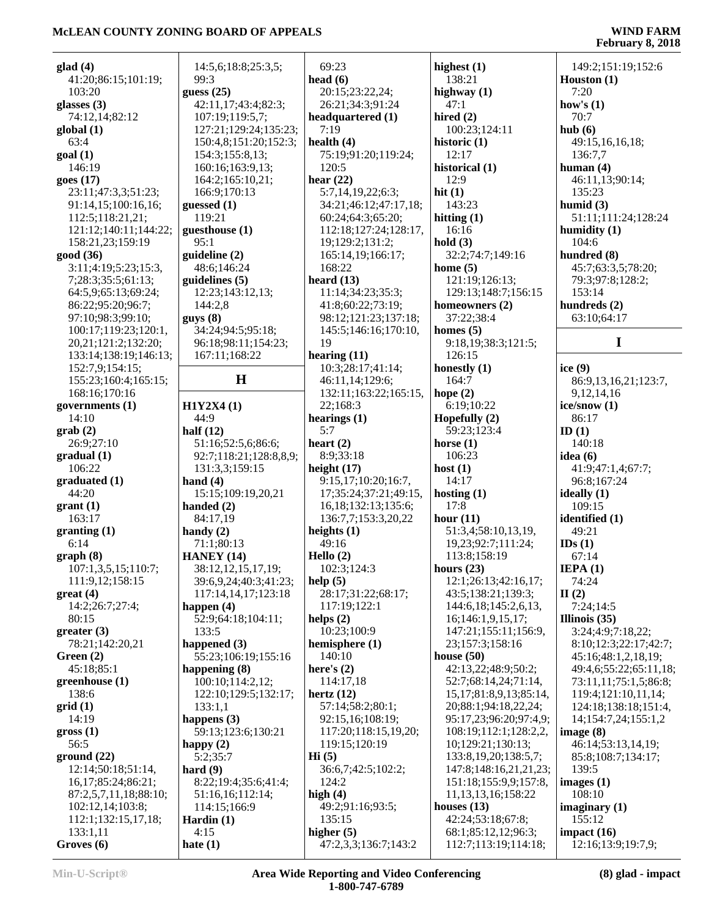**glad (4)**
41:20;86:15;101:19;
103:20
**glasses (3)**
74:12,14;82:12
**global (1)**
63:4
**goal (1)**
146:19
**goes (17)**
23:11;47:3,3;51:23;
91:14,15;100:16,16;
112:5;118:21,21;
121:12;140:11;144:22;
158:21,23;159:19
**good (36)**
3:11;4:19;5:23;15:3,
7;28:3;35:5;61:13;
64:5,9;65:13;69:24;
86:22;95:20;96:7;
97:10;98:3;99:10;
100:17;119:23;120:1,
20,21;121:2;132:20;
133:14;138:19;146:13;
152:7,9;154:15;
155:23;160:4;165:15;
168:16;170:16
**governments (1)**
14:10
**grab (2)**
26:9;27:10
**gradual (1)**
106:22
**graduated (1)**
44:20
**grant (1)**
163:17
**granting (1)**
6:14
**graph (8)**
107:1,3,5,15;110:7;
111:9,12;158:15
**great (4)**
14:2;26:7;27:4;
80:15
**greater (3)**
78:21;142:20,21
**Green (2)**
45:18;85:1
**greenhouse (1)**
138:6
**grid (1)**
14:19
**gross (1)**
56:5
**ground (22)**
12:14;50:18;51:14,
16,17;85:24;86:21;
87:2,5,7,11,18;88:10;
102:12,14;103:8;
112:1;132:15,17,18;
133:1,11
**Groves (6)**
14:5,6;18:8;25:3,5;
99:3
**guess (25)**
42:11,17;43:4;82:3;
107:19;119:5,7;
127:21;129:24;135:23;
150:4,8;151:20;152:3;
154:3;155:8,13;
160:16;163:9,13;
164:2;165:10,21;
166:9;170:13
**guessed (1)**
119:21
**guesthouse (1)**
95:1
**guideline (2)**
48:6;146:24
**guidelines (5)**
12:23;143:12,13;
144:2,8
**guys (8)**
34:24;94:5;95:18;
96:18;98:11;154:23;
167:11;168:22

## H

**H1Y2X4 (1)**
44:9
**half (12)**
51:16;52:5,6;86:6;
92:7;118:21;128:8,8,9;
131:3,3;159:15
**hand (4)**
15:15;109:19,20,21
**handed (2)**
84:17,19
**handy (2)**
71:1;80:13
**HANEY (14)**
38:12,12,15,17,19;
39:6,9,24;40:3;41:23;
117:14,14,17;123:18
**happen (4)**
52:9;64:18;104:11;
133:5
**happened (3)**
55:23;106:19;155:16
**happening (8)**
100:10;114:2,12;
122:10;129:5;132:17;
133:1,1
**happens (3)**
59:13;123:6;130:21
**happy (2)**
5:2;35:7
**hard (9)**
8:22;19:4;35:6;41:4;
51:16,16;112:14;
114:15;166:9
**Hardin (1)**
4:15
**hate (1)**
69:23
**head (6)**
20:15;23:22,24;
26:21;34:3;91:24
**headquartered (1)**
7:19
**health (4)**
75:19;91:20;119:24;
120:5
**hear (22)**
5:7,14,19,22;6:3;
34:21;46:12;47:17,18;
60:24;64:3;65:20;
112:18;127:24;128:17,
19;129:2;131:2;
165:14,19;166:17;
168:22
**heard (13)**
11:14;34:23;35:3;
41:8;60:22;73:19;
98:12;121:23;137:18;
145:5;146:16;170:10,
19
**hearing (11)**
10:3;28:17;41:14;
46:11,14;129:6;
132:11;163:22;165:15,
22;168:3
**hearings (1)**
5:7
**heart (2)**
8:9;33:18
**height (17)**
9:15,17;10:20;16:7,
17;35:24;37:21;49:15,
16,18;132:13;135:6;
136:7,7;153:3,20,22
**heights (1)**
49:16
**Hello (2)**
102:3;124:3
**help (5)**
28:17;31:22;68:17;
117:19;122:1
**helps (2)**
10:23;100:9
**hemisphere (1)**
140:10
**here's (2)**
114:17,18
**hertz (12)**
57:14;58:2;80:1;
92:15,16;108:19;
117:20;118:15,19,20;
119:15;120:19
**Hi (5)**
36:6,7;42:5;102:2;
124:2
**high (4)**
49:2;91:16;93:5;
135:15
**higher (5)**
47:2,3,3;136:7;143:2
**highest (1)**
138:21
**highway (1)**
47:1
**hired (2)**
100:23;124:11
**historic (1)**
12:17
**historical (1)**
12:9
**hit (1)**
143:23
**hitting (1)**
16:16
**hold (3)**
32:2;74:7;149:16
**home (5)**
121:19;126:13;
129:13;148:7;156:15
**homeowners (2)**
37:22;38:4
**homes (5)**
9:18,19;38:3;121:5;
126:15
**honestly (1)**
164:7
**hope (2)**
6:19;10:22
**Hopefully (2)**
59:23;123:4
**horse (1)**
106:23
**host (1)**
14:17
**hosting (1)**
17:8
**hour (11)**
51:3,4;58:10,13,19,
19,23;92:7;111:24;
113:8;158:19
**hours (23)**
12:1;26:13;42:16,17;
43:5;138:21;139:3;
144:6,18;145:2,6,13,
16;146:1,9,15,17;
147:21;155:11;156:9,
23;157:3;158:16
**house (50)**
42:13,22;48:9;50:2;
52:7;68:14,24;71:14,
15,17;81:8,9,13;85:14,
20;88:1;94:18,22,24;
95:17,23;96:20;97:4,9;
108:19;112:1;128:2,2,
10;129:21;130:13;
133:8,19,20;138:5,7;
147:8;148:16,21,21,23;
151:18;155:9,9;157:8,
11,13,13,16;158:22
**houses (13)**
42:24;53:18;67:8;
68:1;85:12,12;96:3;
112:7;113:19;114:18;
149:2;151:19;152:6
**Houston (1)**
7:20
**how's (1)**
70:7
**hub (6)**
49:15,16,16,18;
136:7,7
**human (4)**
46:11,13;90:14;
135:23
**humid (3)**
51:11;111:24;128:24
**humidity (1)**
104:6
**hundred (8)**
45:7;63:3,5;78:20;
79:3;97:8;128:2;
153:14
**hundreds (2)**
63:10;64:17

## I

**ice (9)**
86:9,13,16,21;123:7,
9,12,14,16
**ice/snow (1)**
86:17
**ID (1)**
140:18
**idea (6)**
41:9;47:1,4;67:7;
96:8;167:24
**ideally (1)**
109:15
**identified (1)**
49:21
**IDs (1)**
67:14
**IEPA (1)**
74:24
**II (2)**
7:24;14:5
**Illinois (35)**
3:24;4:9;7:18,22;
8:10;12:3;22:17;42:7;
45:16;48:1,2,18,19;
49:4,6;55:22;65:11,18;
73:11,11;75:1,5;86:8;
119:4;121:10,11,14;
124:18;138:18;151:4,
14;154:7,24;155:1,2
**image (8)**
46:14;53:13,14,19;
85:8;108:7;134:17;
139:5
**images (1)**
108:10
**imaginary (1)**
155:12
**impact (16)**
12:16;13:9;19:7,9;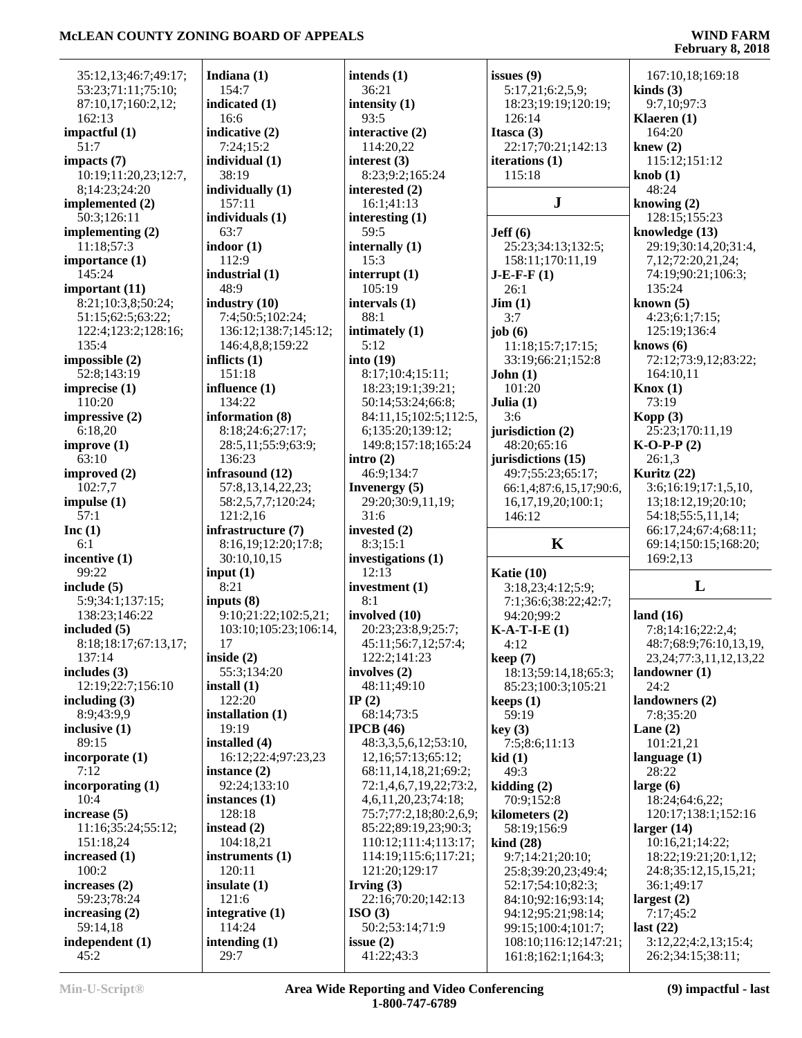35:12,13;46:7;49:17;
53:23;71:11;75:10;
87:10,17;160:2,12;
162:13

**impactful (1)**
51:7

**impacts (7)**
10:19;11:20,23;12:7,
8;14:23;24:20

**implemented (2)**
50:3;126:11

**implementing (2)**
11:18;57:3

**importance (1)**
145:24

**important (11)**
8:21;10:3,8;50:24;
51:15;62:5;63:22;
122:4;123:2;128:16;
135:4

**impossible (2)**
52:8;143:19

**imprecise (1)**
110:20

**impressive (2)**
6:18,20

**improve (1)**
63:10

**improved (2)**
102:7,7

**impulse (1)**
57:1

**Inc (1)**
6:1

**incentive (1)**
99:22

**include (5)**
5:9;34:1;137:15;
138:23;146:22

**included (5)**
8:18;18:17;67:13,17;
137:14

**includes (3)**
12:19;22:7;156:10

**including (3)**
8:9;43:9,9

**inclusive (1)**
89:15

**incorporate (1)**
7:12

**incorporating (1)**
10:4

**increase (5)**
11:16;35:24;55:12;
151:18,24

**increased (1)**
100:2

**increases (2)**
59:23;78:24

**increasing (2)**
59:14,18

**independent (1)**
45:2

**Indiana (1)**
154:7

**indicated (1)**
16:6

**indicative (2)**
7:24;15:2

**individual (1)**
38:19

**individually (1)**
157:11

**individuals (1)**
63:7

**indoor (1)**
112:9

**industrial (1)**
48:9

**industry (10)**
7:4;50:5;102:24;
136:12;138:7;145:12;
146:4,8,8;159:22

**inflicts (1)**
151:18

**influence (1)**
134:22

**information (8)**
8:18;24:6;27:17;
28:5,11;55:9;63:9;
136:23

**infrasound (12)**
57:8,13,14,22,23;
58:2,5,7,7;120:24;
121:2,16

**infrastructure (7)**
8:16,19;12:20;17:8;
30:10,10,15

**input (1)**
8:21

**inputs (8)**
9:10;21:22;102:5,21;
103:10;105:23;106:14,
17

**inside (2)**
55:3;134:20

**install (1)**
122:20

**installation (1)**
19:19

**installed (4)**
16:12;22:4;97:23,23

**instance (2)**
92:24;133:10

**instances (1)**
128:18

**instead (2)**
104:18,21

**instruments (1)**
120:11

**insulate (1)**
121:6

**integrative (1)**
114:24

**intending (1)**
29:7

**intends (1)**
36:21

**intensity (1)**
93:5

**interactive (2)**
114:20,22

**interest (3)**
8:23;9:2;165:24

**interested (2)**
16:1;41:13

**interesting (1)**
59:5

**internally (1)**
15:3

**interrupt (1)**
105:19

**intervals (1)**
88:1

**intimately (1)**
5:12

**into (19)**
8:17;10:4;15:11;
18:23;19:1;39:21;
50:14;53:24;66:8;
84:11,15;102:5;112:5,
6;135:20;139:12;
149:8;157:18;165:24

**intro (2)**
46:9;134:7

**Invenergy (5)**
29:20;30:9,11,19;
31:6

**invested (2)**
8:3;15:1

**investigations (1)**
12:13

**investment (1)**
8:1

**involved (10)**
20:23;23:8,9;25:7;
45:11;56:7,12;57:4;
122:2;141:23

**involves (2)**
48:11;49:10

**IP (2)**
68:14;73:5

**IPCB (46)**
48:3,3,5,6,12;53:10,
12,16;57:13;65:12;
68:11,14,18,21;69:2;
72:1,4,6,7,19,22;73:2,
4,6,11,20,23;74:18;
75:7;77:2,18;80:2,6,9;
85:22;89:19,23;90:3;
110:12;111:4;113:17;
114:19;115:6;117:21;
121:20;129:17

**Irving (3)**
22:16;70:20;142:13

**ISO (3)**
50:2;53:14;71:9

**issue (2)**
41:22;43:3

**issues (9)**
5:17,21;6:2,5,9;
18:23;19:19;120:19;
126:14

**Itasca (3)**
22:17;70:21;142:13

**iterations (1)**
115:18

## J

**Jeff (6)**
25:23;34:13;132:5;
158:11;170:11,19

**J-E-F-F (1)**
26:1

**Jim (1)**
3:7

**job (6)**
11:18;15:7;17:15;
33:19;66:21;152:8

**John (1)**
101:20

**Julia (1)**
3:6

**jurisdiction (2)**
48:20;65:16

**jurisdictions (15)**
49:7;55:23;65:17;
66:1,4;87:6,15,17;90:6,
16,17,19,20;100:1;
146:12

## K

**Katie (10)**
3:18,23;4:12;5:9;
7:1;36:6;38:22;42:7;
94:20;99:2

**K-A-T-I-E (1)**
4:12

**keep (7)**
18:13;59:14,18;65:3;
85:23;100:3;105:21

**keeps (1)**
59:19

**key (3)**
7:5;8:6;11:13

**kid (1)**
49:3

**kidding (2)**
70:9;152:8

**kilometers (2)**
58:19;156:9

**kind (28)**
9:7;14:21;20:10;
25:8;39:20,23;49:4;
52:17;54:10;82:3;
84:10;92:16;93:14;
94:12;95:21;98:14;
99:15;100:4;101:7;
108:10;116:12;147:21;
161:8;162:1;164:3;
167:10,18;169:18

**kinds (3)**
9:7,10;97:3

**Klaeren (1)**
164:20

**knew (2)**
115:12;151:12

**knob (1)**
48:24

**knowing (2)**
128:15;155:23

**knowledge (13)**
29:19;30:14,20;31:4,
7,12;72:20,21,24;
74:19;90:21;106:3;
135:24

**known (5)**
4:23;6:1;7:15;
125:19;136:4

**knows (6)**
72:12;73:9,12;83:22;
164:10,11

**Knox (1)**
73:19

**Kopp (3)**
25:23;170:11,19

**K-O-P-P (2)**
26:1,3

**Kuritz (22)**
3:6;16:19;17:1,5,10,
13;18:12,19;20:10;
54:18;55:5,11,14;
66:17,24;67:4;68:11;
69:14;150:15;168:20;
169:2,13

## L

**land (16)**
7:8;14:16;22:2,4;
48:7;68:9;76:10,13,19,
23,24;77:3,11,12,13,22

**landowner (1)**
24:2

**landowners (2)**
7:8;35:20

**Lane (2)**
101:21,21

**language (1)**
28:22

**large (6)**
18:24;64:6,22;
120:17;138:1;152:16

**larger (14)**
10:16,21;14:22;
18:22;19:21;20:1,12;
24:8;35:12,15,15,21;
36:1;49:17

**largest (2)**
7:17;45:2

**last (22)**
3:12,22;4:2,13;15:4;
26:2;34:15;38:11;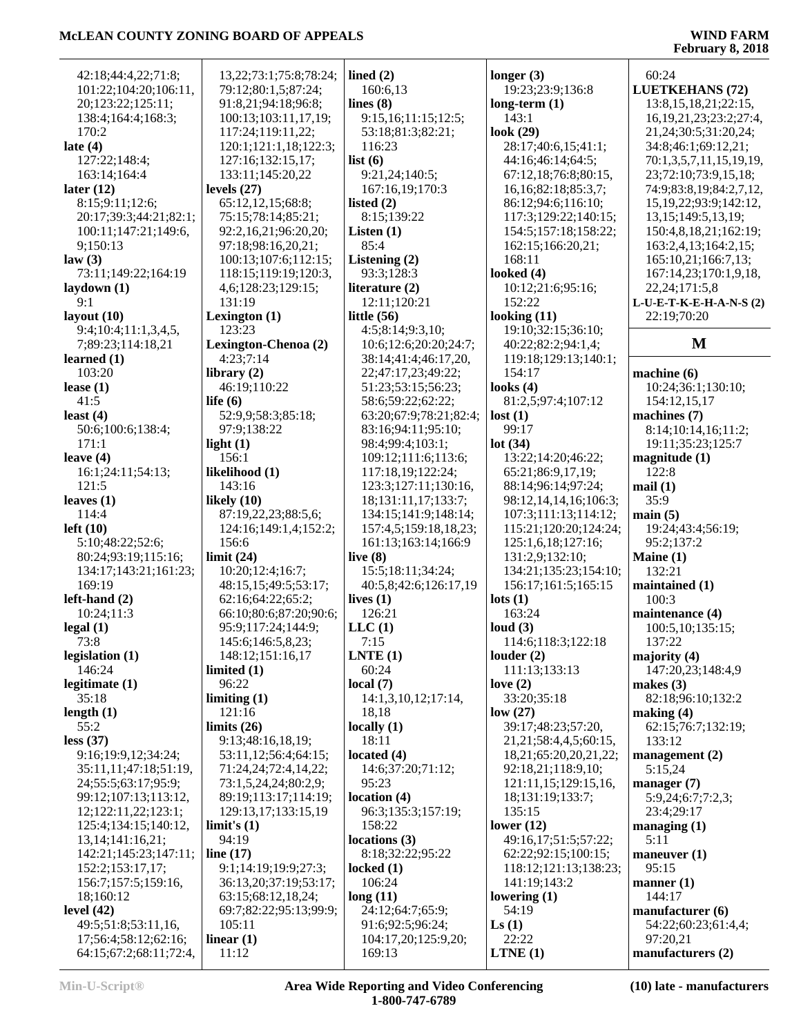42:18;44:4,22;71:8;
101:22;104:20;106:11,
20;123:22;125:11;
138:4;164:4;168:3;
170:2

**late (4)**
127:22;148:4;
163:14;164:4

**later (12)**
8:15;9:11;12:6;
20:17;39:3;44:21;82:1;
100:11;147:21;149:6,
9;150:13

**law (3)**
73:11;149:22;164:19

**laydown (1)**
9:1

**layout (10)**
9:4;10:4;11:1,3,4,5,
7;89:23;114:18,21

**learned (1)**
103:20

**lease (1)**
41:5

**least (4)**
50:6;100:6;138:4;
171:1

**leave (4)**
16:1;24:11;54:13;
121:5

**leaves (1)**
114:4

**left (10)**
5:10;48:22;52:6;
80:24;93:19;115:16;
134:17;143:21;161:23;
169:19

**left-hand (2)**
10:24;11:3

**legal (1)**
73:8

**legislation (1)**
146:24

**legitimate (1)**
35:18

**length (1)**
55:2

**less (37)**
9:16;19:9,12;34:24;
35:11,11;47:18;51:19,
24;55:5;63:17;95:9;
99:12;107:13;113:12,
12;122:11,22;123:1;
125:4;134:15;140:12,
13,14;141:16,21;
142:21;145:23;147:11;
152:2;153:17,17;
156:7;157:5;159:16,
18;160:12

**level (42)**
49:5;51:8;53:11,16,
17;56:4;58:12;62:16;
64:15;67:2;68:11;72:4,
13,22;73:1;75:8;78:24;
79:12;80:1,5;87:24;
91:8,21;94:18;96:8;
100:13;103:11,17,19;
117:24;119:11,22;
120:1;121:1,18;122:3;
127:16;132:15,17;
133:11;145:20,22

**levels (27)**
65:12,12,15;68:8;
75:15;78:14;85:21;
92:2,16,21;96:20,20;
97:18;98:16,20,21;
100:13;107:6;112:15;
118:15;119:19;120:3,
4,6;128:23;129:15;
131:19

**Lexington (1)**
123:23

**Lexington-Chenoa (2)**
4:23;7:14

**library (2)**
46:19;110:22

**life (6)**
52:9,9;58:3;85:18;
97:9;138:22

**light (1)**
156:1

**likelihood (1)**
143:16

**likely (10)**
87:19,22,23;88:5,6;
124:16;149:1,4;152:2;
156:6

**limit (24)**
10:20;12:4;16:7;
48:15,15;49:5;53:17;
62:16;64:22;65:2;
66:10;80:6;87:20;90:6;
95:9;117:24;144:9;
145:6;146:5,8,23;
148:12;151:16,17

**limited (1)**
96:22

**limiting (1)**
121:16

**limits (26)**
9:13;48:16,18,19;
53:11,12;56:4;64:15;
71:24,24;72:4,14,22;
73:1,5,24,24;80:2,9;
89:19;113:17;114:19;
129:13,17;133:15,19

**limit's (1)**
94:19

**line (17)**
9:1;14:19;19:9;27:3;
36:13,20;37:19;53:17;
63:15;68:12,18,24;
69:7;82:22;95:13;99:9;
105:11

**linear (1)**
11:12

**lined (2)**
160:6,13

**lines (8)**
9:15,16;11:15;12:5;
53:18;81:3;82:21;
116:23

**list (6)**
9:21,24;140:5;
167:16,19;170:3

**listed (2)**
8:15;139:22

**Listen (1)**
85:4

**Listening (2)**
93:3;128:3

**literature (2)**
12:11;120:21

**little (56)**
4:5;8:14;9:3,10;
10:6;12:6;20:20;24:7;
38:14;41:4;46:17,20,
22;47:17,23;49:22;
51:23;53:15;56:23;
58:6;59:22;62:22;
63:20;67:9;78:21;82:4;
83:16;94:11;95:10;
98:4;99:4;103:1;
109:12;111:6;113:6;
117:18,19;122:24;
123:3;127:11;130:16,
18;131:11,17;133:7;
134:15;141:9;148:14;
157:4,5;159:18,18,23;
161:13;163:14;166:9

**live (8)**
15:5;18:11;34:24;
40:5,8;42:6;126:17,19

**lives (1)**
126:21

**LLC (1)**
7:15

**LNTE (1)**
60:24

**local (7)**
14:1,3,10,12;17:14,
18,18

**locally (1)**
18:11

**located (4)**
14:6;37:20;71:12;
95:23

**location (4)**
96:3;135:3;157:19;
158:22

**locations (3)**
8:18;32:22;95:22

**locked (1)**
106:24

**long (11)**
24:12;64:7;65:9;
91:6;92:5;96:24;
104:17,20;125:9,20;
169:13

**longer (3)**
19:23;23:9;136:8

**long-term (1)**
143:1

**look (29)**
28:17;40:6,15;41:1;
44:16;46:14;64:5;
67:12,18;76:8;80:15,
16,16;82:18;85:3,7;
86:12;94:6;116:10;
117:3;129:22;140:15;
154:5;157:18;158:22;
162:15;166:20,21;
168:11

**looked (4)**
10:12;21:6;95:16;
152:22

**looking (11)**
19:10;32:15;36:10;
40:22;82:2,9;94:1,4;
119:18;129:13;140:1;
154:17

**looks (4)**
81:2,5;97:4;107:12

**lost (1)**
99:17

**lot (34)**
13:22;14:20;46:22;
65:21;86:9,17,19;
88:14;96:14;97:24;
98:12,14,14,16;106:3;
107:3;111:13;114:12;
115:21;120:20;124:24;
125:1,6,18;127:16;
131:2,9;132:10;
134:21;135:23;154:10;
156:17;161:5;165:15

**lots (1)**
163:24

**loud (3)**
114:6;118:3;122:18

**louder (2)**
111:13;133:13

**love (2)**
33:20;35:18

**low (27)**
39:17;48:23;57:20,
21,21;58:4,4,5;60:15,
18,21;65:20,20,21,22;
92:18,21;118:9,10;
121:11,15;129:15,16,
18;131:19;133:7;
135:15

**lower (12)**
49:16,17;51:5;57:22;
62:22;92:15;100:15;
118:12;121:13;138:23;
141:19;143:2

**lowering (1)**
54:19

**Ls (1)**
22:22

**LTNE (1)**
60:24

**LUETKEHANS (72)**
13:8,15,18,21;22:15,
16,19,21,23;23:2;27:4,
21,24;30:5;31:20,24;
34:8;46:1;69:12,21;
70:1,3,5,7,11,15,19,19,
23;72:10;73:9,15,18;
74:9;83:8,19;84:2,7,12,
15,19,22;93:9;142:12,
13,15;149:5,13,19;
150:4,8,18,21;162:19;
163:2,4,13;164:2,15;
165:10,21;166:7,13;
167:14,23;170:1,9,18,
22,24;171:5,8

**L-U-E-T-K-E-H-A-N-S (2)**
22:19;70:20

## M

**machine (6)**
10:24;36:1;130:10;
154:12,15,17

**machines (7)**
8:14;10:14,16;11:2;
19:11;35:23;125:7

**magnitude (1)**
122:8

**mail (1)**
35:9

**main (5)**
19:24;43:4;56:19;
95:2;137:2

**Maine (1)**
132:21

**maintained (1)**
100:3

**maintenance (4)**
100:5,10;135:15;
137:22

**majority (4)**
147:20,23;148:4,9

**makes (3)**
82:18;96:10;132:2

**making (4)**
62:15;76:7;132:19;
133:12

**management (2)**
5:15,24

**manager (7)**
5:9,24;6:7;7:2,3;
23:4;29:17

**managing (1)**
5:11

**maneuver (1)**
95:15

**manner (1)**
144:17

**manufacturer (6)**
54:22;60:23;61:4,4;
97:20,21

**manufacturers (2)**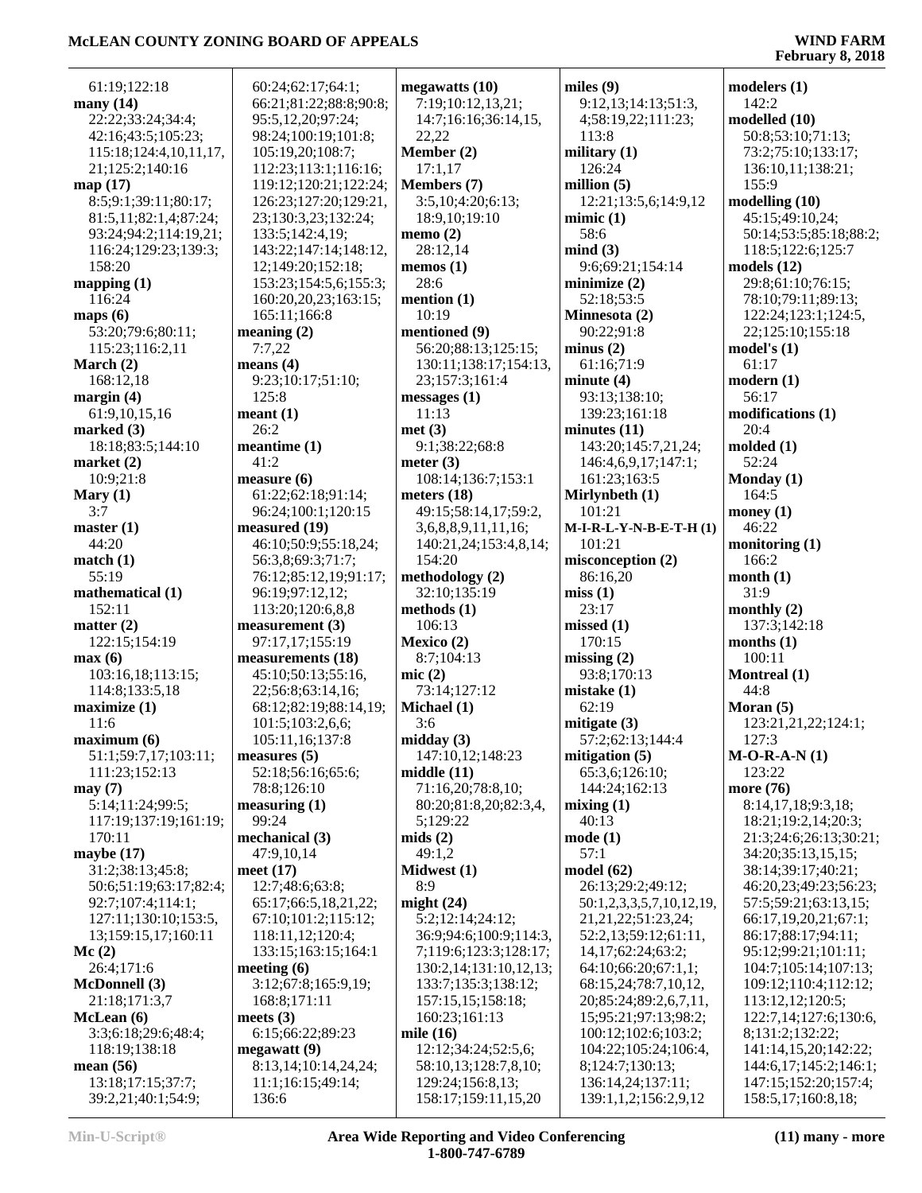61:19;122:18
**many (14)**
22:22;33:24;34:4;
42:16;43:5;105:23;
115:18;124:4,10,11,17,
21;125:2;140:16
**map (17)**
8:5;9:1;39:11;80:17;
81:5,11;82:1,4;87:24;
93:24;94:2;114:19,21;
116:24;129:23;139:3;
158:20
**mapping (1)**
116:24
**maps (6)**
53:20;79:6;80:11;
115:23;116:2,11
**March (2)**
168:12,18
**margin (4)**
61:9,10,15,16
**marked (3)**
18:18;83:5;144:10
**market (2)**
10:9;21:8
**Mary (1)**
3:7
**master (1)**
44:20
**match (1)**
55:19
**mathematical (1)**
152:11
**matter (2)**
122:15;154:19
**max (6)**
103:16,18;113:15;
114:8;133:5,18
**maximize (1)**
11:6
**maximum (6)**
51:1;59:7,17;103:11;
111:23;152:13
**may (7)**
5:14;11:24;99:5;
117:19;137:19;161:19;
170:11
**maybe (17)**
31:2;38:13;45:8;
50:6;51:19;63:17;82:4;
92:7;107:4;114:1;
127:11;130:10;153:5,
13;159:15,17;160:11
**Mc (2)**
26:4;171:6
**McDonnell (3)**
21:18;171:3,7
**McLean (6)**
3:3;6:18;29:6;48:4;
118:19;138:18
**mean (56)**
13:18;17:15;37:7;
39:2,21;40:1;54:9;
60:24;62:17;64:1;
66:21;81:22;88:8;90:8;
95:5,12,20;97:24;
98:24;100:19;101:8;
105:19,20;108:7;
112:23;113:1;116:16;
119:12;120:21;122:24;
126:23;127:20;129:21,
23;130:3,23;132:24;
133:5;142:4,19;
143:22;147:14;148:12,
12;149:20;152:18;
153:23;154:5,6;155:3;
160:20,20,23;163:15;
165:11;166:8
**meaning (2)**
7:7,22
**means (4)**
9:23;10:17;51:10;
125:8
**meant (1)**
26:2
**meantime (1)**
41:2
**measure (6)**
61:22;62:18;91:14;
96:24;100:1;120:15
**measured (19)**
46:10;50:9;55:18,24;
56:3,8;69:3;71:7;
76:12;85:12,19;91:17;
96:19;97:12,12;
113:20;120:6,8,8
**measurement (3)**
97:17,17;155:19
**measurements (18)**
45:10;50:13;55:16,
22;56:8;63:14,16;
68:12;82:19;88:14,19;
101:5;103:2,6,6;
105:11,16;137:8
**measures (5)**
52:18;56:16;65:6;
78:8;126:10
**measuring (1)**
99:24
**mechanical (3)**
47:9,10,14
**meet (17)**
12:7;48:6;63:8;
65:17;66:5,18,21,22;
67:10;101:2;115:12;
118:11,12;120:4;
133:15;163:15;164:1
**meeting (6)**
3:12;67:8;165:9,19;
168:8;171:11
**meets (3)**
6:15;66:22;89:23
**megawatt (9)**
8:13,14;10:14,24,24;
11:1;16:15;49:14;
136:6
**megawatts (10)**
7:19;10:12,13,21;
14:7;16:16;36:14,15,
22,22
**Member (2)**
17:1,17
**Members (7)**
3:5,10;4:20;6:13;
18:9,10;19:10
**memo (2)**
28:12,14
**memos (1)**
28:6
**mention (1)**
10:19
**mentioned (9)**
56:20;88:13;125:15;
130:11;138:17;154:13,
23;157:3;161:4
**messages (1)**
11:13
**met (3)**
9:1;38:22;68:8
**meter (3)**
108:14;136:7;153:1
**meters (18)**
49:15;58:14,17;59:2,
3,6,8,8,9,11,11,16;
140:21,24;153:4,8,14;
154:20
**methodology (2)**
32:10;135:19
**methods (1)**
106:13
**Mexico (2)**
8:7;104:13
**mic (2)**
73:14;127:12
**Michael (1)**
3:6
**midday (3)**
147:10,12;148:23
**middle (11)**
71:16,20;78:8,10;
80:20;81:8,20;82:3,4,
5;129:22
**mids (2)**
49:1,2
**Midwest (1)**
8:9
**might (24)**
5:2;12:14;24:12;
36:9;94:6;100:9;114:3,
7;119:6;123:3;128:17;
130:2,14;131:10,12,13;
133:7;135:3;138:12;
157:15,15;158:18;
160:23;161:13
**mile (16)**
12:12;34:24;52:5,6;
58:10,13;128:7,8,10;
129:24;156:8,13;
158:17;159:11,15,20
**miles (9)**
9:12,13;14:13;51:3,
4;58:19,22;111:23;
113:8
**military (1)**
126:24
**million (5)**
12:21;13:5,6;14:9,12
**mimic (1)**
58:6
**mind (3)**
9:6;69:21;154:14
**minimize (2)**
52:18;53:5
**Minnesota (2)**
90:22;91:8
**minus (2)**
61:16;71:9
**minute (4)**
93:13;138:10;
139:23;161:18
**minutes (11)**
143:20;145:7,21,24;
146:4,6,9,17;147:1;
161:23;163:5
**Mirlynbeth (1)**
101:21
**M-I-R-L-Y-N-B-E-T-H (1)**
101:21
**misconception (2)**
86:16,20
**miss (1)**
23:17
**missed (1)**
170:15
**missing (2)**
93:8;170:13
**mistake (1)**
62:19
**mitigate (3)**
57:2;62:13;144:4
**mitigation (5)**
65:3,6;126:10;
144:24;162:13
**mixing (1)**
40:13
**mode (1)**
57:1
**model (62)**
26:13;29:2;49:12;
50:1,2,3,3,5,7,10,12,19,
21,21,22;51:23,24;
52:2,13;59:12;61:11,
14,17;62:24;63:2;
64:10;66:20;67:1,1;
68:15,24;78:7,10,12,
20;85:24;89:2,6,7,11,
15;95:21;97:13;98:2;
100:12;102:6;103:2;
104:22;105:24;106:4,
8;124:7;130:13;
136:14,24;137:11;
139:1,1,2;156:2,9,12
**modelers (1)**
142:2
**modelled (10)**
50:8;53:10;71:13;
73:2;75:10;133:17;
136:10,11;138:21;
155:9
**modelling (10)**
45:15;49:10,24;
50:14;53:5;85:18;88:2;
118:5;122:6;125:7
**models (12)**
29:8;61:10;76:15;
78:10;79:11;89:13;
122:24;123:1;124:5,
22;125:10;155:18
**model's (1)**
61:17
**modern (1)**
56:17
**modifications (1)**
20:4
**molded (1)**
52:24
**Monday (1)**
164:5
**money (1)**
46:22
**monitoring (1)**
166:2
**month (1)**
31:9
**monthly (2)**
137:3;142:18
**months (1)**
100:11
**Montreal (1)**
44:8
**Moran (5)**
123:21,21,22;124:1;
127:3
**M-O-R-A-N (1)**
123:22
**more (76)**
8:14,17,18;9:3,18;
18:21;19:2,14;20:3;
21:3;24:6;26:13;30:21;
34:20;35:13,15,15;
38:14;39:17;40:21;
46:20,23;49:23;56:23;
57:5;59:21;63:13,15;
66:17,19,20,21;67:1;
86:17;88:17;94:11;
95:12;99:21;101:11;
104:7;105:14;107:13;
109:12;110:4;112:12;
113:12,12;120:5;
122:7,14;127:6;130:6,
8;131:2;132:22;
141:14,15,20;142:22;
144:6,17;145:2;146:1;
147:15;152:20;157:4;
158:5,17;160:8,18;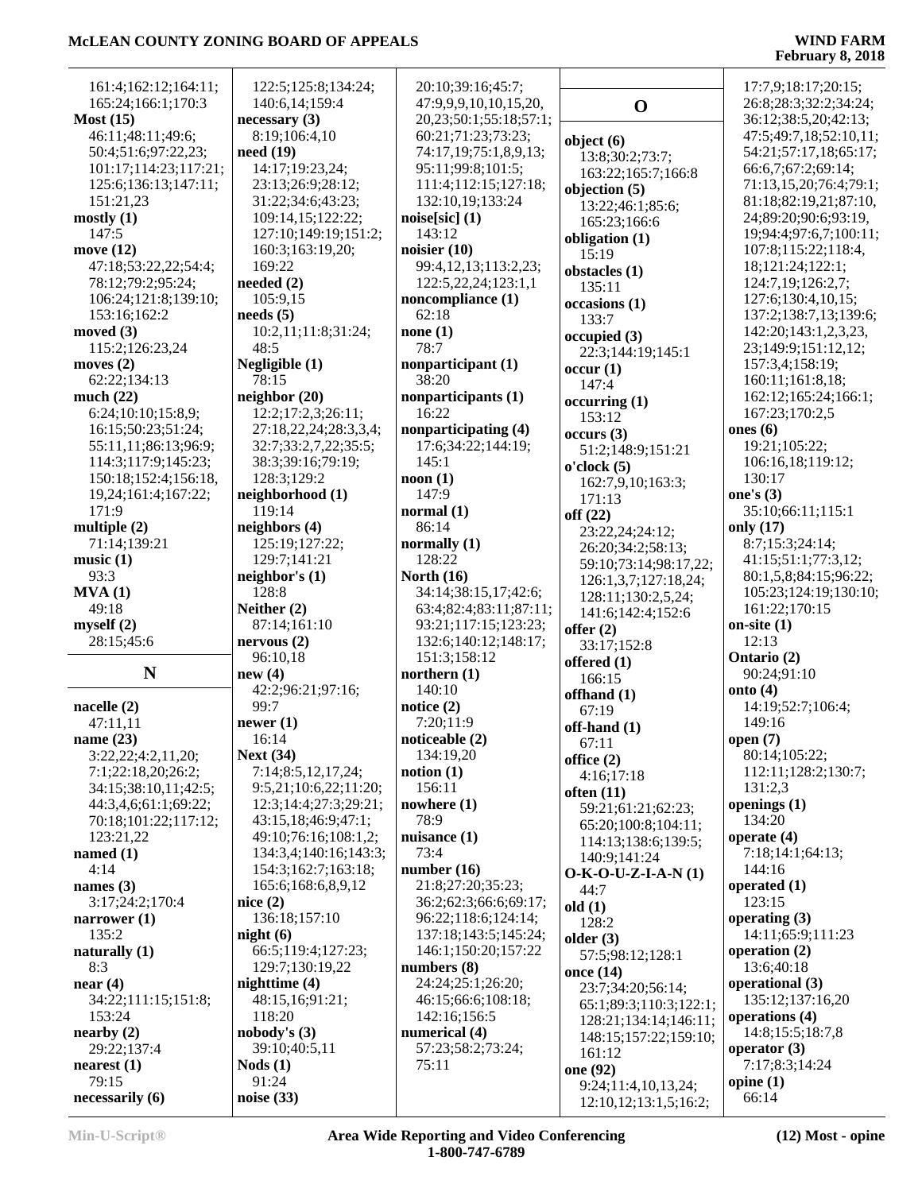161:4;162:12;164:11;
165:24;166:1;170:3

**Most (15)**
46:11;48:11;49:6;
50:4;51:6;97:22,23;
101:17;114:23;117:21;
125:6;136:13;147:11;
151:21,23

**mostly (1)**
147:5

**move (12)**
47:18;53:22,22;54:4;
78:12;79:2;95:24;
106:24;121:8;139:10;
153:16;162:2

**moved (3)**
115:2;126:23,24

**moves (2)**
62:22;134:13

**much (22)**
6:24;10:10;15:8,9;
16:15;50:23;51:24;
55:11,11;86:13;96:9;
114:3;117:9;145:23;
150:18;152:4;156:18,
19,24;161:4;167:22;
171:9

**multiple (2)**
71:14;139:21

**music (1)**
93:3

**MVA (1)**
49:18

**myself (2)**
28:15;45:6

## N

**nacelle (2)**
47:11,11

**name (23)**
3:22,22;4:2,11,20;
7:1;22:18,20;26:2;
34:15;38:10,11;42:5;
44:3,4,6;61:1;69:22;
70:18;101:22;117:12;
123:21,22

**named (1)**
4:14

**names (3)**
3:17;24:2;170:4

**narrower (1)**
135:2

**naturally (1)**
8:3

**near (4)**
34:22;111:15;151:8;
153:24

**nearby (2)**
29:22;137:4

**nearest (1)**
79:15

**necessarily (6)**
122:5;125:8;134:24;
140:6,14;159:4

**necessary (3)**
8:19;106:4,10

**need (19)**
14:17;19:23,24;
23:13;26:9;28:12;
31:22;34:6;43:23;
109:14,15;122:22;
127:10;149:19;151:2;
160:3;163:19,20;
169:22

**needed (2)**
105:9,15

**needs (5)**
10:2,11;11:8;31:24;
48:5

**Negligible (1)**
78:15

**neighbor (20)**
12:2;17:2,3;26:11;
27:18,22,24;28:3,3,4;
32:7;33:2,7,22;35:5;
38:3;39:16;79:19;
128:3;129:2

**neighborhood (1)**
119:14

**neighbors (4)**
125:19;127:22;
129:7;141:21

**neighbor's (1)**
128:8

**Neither (2)**
87:14;161:10

**nervous (2)**
96:10,18

**new (4)**
42:2;96:21;97:16;
99:7

**newer (1)**
16:14

**Next (34)**
7:14;8:5,12,17,24;
9:5,21;10:6,22;11:20;
12:3;14:4;27:3;29:21;
43:15,18;46:9;47:1;
49:10;76:16;108:1,2;
134:3,4;140:16;143:3;
154:3;162:7;163:18;
165:6;168:6,8,9,12

**nice (2)**
136:18;157:10

**night (6)**
66:5;119:4;127:23;
129:7;130:19,22

**nighttime (4)**
48:15,16;91:21;
118:20

**nobody's (3)**
39:10;40:5,11

**Nods (1)**
91:24

**noise (33)**
20:10;39:16;45:7;
47:9,9,9,10,10,15,20,
20,23;50:1;55:18;57:1;
60:21;71:23;73:23;
74:17,19;75:1,8,9,13;
95:11;99:8;101:5;
111:4;112:15;127:18;
132:10,19;133:24

**noise[sic] (1)**
143:12

**noisier (10)**
99:4,12,13;113:2,23;
122:5,22,24;123:1,1

**noncompliance (1)**
62:18

**none (1)**
78:7

**nonparticipant (1)**
38:20

**nonparticipants (1)**
16:22

**nonparticipating (4)**
17:6;34:22;144:19;
145:1

**noon (1)**
147:9

**normal (1)**
86:14

**normally (1)**
128:22

**North (16)**
34:14;38:15,17;42:6;
63:4;82:4;83:11;87:11;
93:21;117:15;123:23;
132:6;140:12;148:17;
151:3;158:12

**northern (1)**
140:10

**notice (2)**
7:20;11:9

**noticeable (2)**
134:19,20

**notion (1)**
156:11

**nowhere (1)**
78:9

**nuisance (1)**
73:4

**number (16)**
21:8;27:20;35:23;
36:2;62:3;66:6;69:17;
96:22;118:6;124:14;
137:18;143:5;145:24;
146:1;150:20;157:22

**numbers (8)**
24:24;25:1;26:20;
46:15;66:6;108:18;
142:16;156:5

**numerical (4)**
57:23;58:2;73:24;
75:11

## O

**object (6)**
13:8;30:2;73:7;
163:22;165:7;166:8

**objection (5)**
13:22;46:1;85:6;
165:23;166:6

**obligation (1)**
15:19

**obstacles (1)**
135:11

**occasions (1)**
133:7

**occupied (3)**
22:3;144:19;145:1

**occur (1)**
147:4

**occurring (1)**
153:12

**occurs (3)**
51:2;148:9;151:21

**o'clock (5)**
162:7,9,10;163:3;
171:13

**off (22)**
23:22,24;24:12;
26:20;34:2;58:13;
59:10;73:14;98:17,22;
126:1,3,7;127:18,24;
128:11;130:2,5,24;
141:6;142:4;152:6

**offer (2)**
33:17;152:8

**offered (1)**
166:15

**offhand (1)**
67:19

**off-hand (1)**
67:11

**office (2)**
4:16;17:18

**often (11)**
59:21;61:21;62:23;
65:20;100:8;104:11;
114:13;138:6;139:5;
140:9;141:24

**O-K-O-U-Z-I-A-N (1)**
44:7

**old (1)**
128:2

**older (3)**
57:5;98:12;128:1

**once (14)**
23:7;34:20;56:14;
65:1;89:3;110:3;122:1;
128:21;134:14;146:11;
148:15;157:22;159:10;
161:12

**one (92)**
9:24;11:4,10,13,24;
12:10,12;13:1,5;16:2;
17:7,9;18:17;20:15;
26:8;28:3;32:2;34:24;
36:12;38:5,20;42:13;
47:5;49:7,18;52:10,11;
54:21;57:17,18;65:17;
66:6,7;67:2;69:14;
71:13,15,20;76:4;79:1;
81:18;82:19,21;87:10,
24;89:20;90:6;93:19,
19;94:4;97:6,7;100:11;
107:8;115:22;118:4,
18;121:24;122:1;
124:7,19;126:2,7;
127:6;130:4,10,15;
137:2;138:7,13;139:6;
142:20;143:1,2,3,23,
23;149:9;151:12,12;
157:3,4;158:19;
160:11;161:8,18;
162:12;165:24;166:1;
167:23;170:2,5

**ones (6)**
19:21;105:22;
106:16,18;119:12;
130:17

**one's (3)**
35:10;66:11;115:1

**only (17)**
8:7;15:3;24:14;
41:15;51:1;77:3,12;
80:1,5,8;84:15;96:22;
105:23;124:19;130:10;
161:22;170:15

**on-site (1)**
12:13

**Ontario (2)**
90:24;91:10

**onto (4)**
14:19;52:7;106:4;
149:16

**open (7)**
80:14;105:22;
112:11;128:2;130:7;
131:2,3

**openings (1)**
134:20

**operate (4)**
7:18;14:1;64:13;
144:16

**operated (1)**
123:15

**operating (3)**
14:11;65:9;111:23

**operation (2)**
13:6;40:18

**operational (3)**
135:12;137:16,20

**operations (4)**
14:8;15:5;18:7,8

**operator (3)**
7:17;8:3;14:24

**opine (1)**
66:14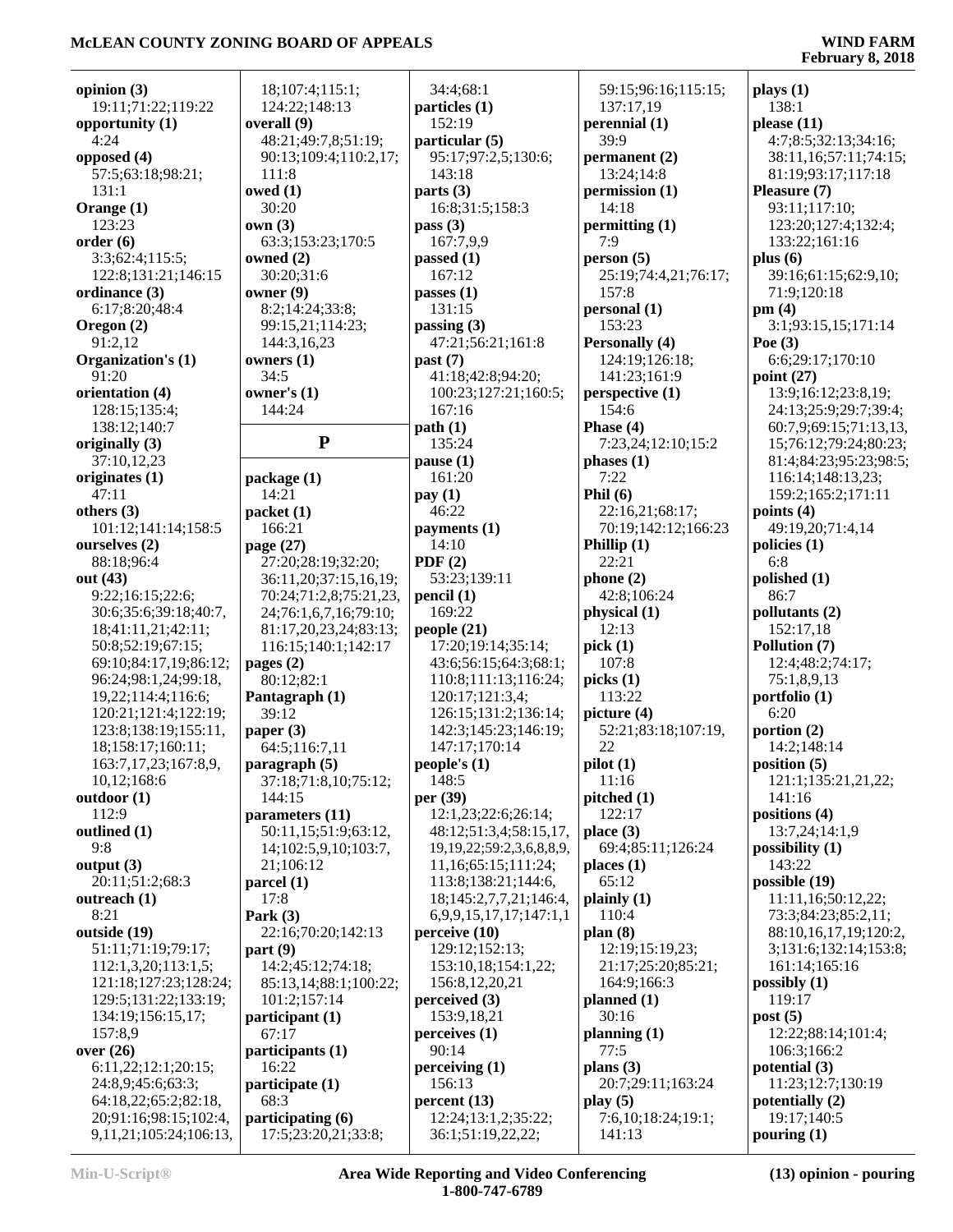**opinion (3)**
19:11;71:22;119:22
**opportunity (1)**
4:24
**opposed (4)**
57:5;63:18;98:21;
131:1
**Orange (1)**
123:23
**order (6)**
3:3;62:4;115:5;
122:8;131:21;146:15
**ordinance (3)**
6:17;8:20;48:4
**Oregon (2)**
91:2,12
**Organization's (1)**
91:20
**orientation (4)**
128:15;135:4;
138:12;140:7
**originally (3)**
37:10,12,23
**originates (1)**
47:11
**others (3)**
101:12;141:14;158:5
**ourselves (2)**
88:18;96:4
**out (43)**
9:22;16:15;22:6;
30:6;35:6;39:18;40:7,
18;41:11,21;42:11;
50:8;52:19;67:15;
69:10;84:17,19;86:12;
96:24;98:1,24;99:18,
19,22;114:4;116:6;
120:21;121:4;122:19;
123:8;138:19;155:11,
18;158:17;160:11;
163:7,17,23;167:8,9,
10,12;168:6
**outdoor (1)**
112:9
**outlined (1)**
9:8
**output (3)**
20:11;51:2;68:3
**outreach (1)**
8:21
**outside (19)**
51:11;71:19;79:17;
112:1,3,20;113:1,5;
121:18;127:23;128:24;
129:5;131:22;133:19;
134:19;156:15,17;
157:8,9
**over (26)**
6:11,22;12:1;20:15;
24:8,9;45:6;63:3;
64:18,22;65:2;82:18,
20;91:16;98:15;102:4,
9,11,21;105:24;106:13,
18;107:4;115:1;
124:22;148:13
**overall (9)**
48:21;49:7,8;51:19;
90:13;109:4;110:2,17;
111:8
**owed (1)**
30:20
**own (3)**
63:3;153:23;170:5
**owned (2)**
30:20;31:6
**owner (9)**
8:2;14:24;33:8;
99:15,21;114:23;
144:3,16,23
**owners (1)**
34:5
**owner's (1)**
144:24

## P

**package (1)**
14:21
**packet (1)**
166:21
**page (27)**
27:20;28:19;32:20;
36:11,20;37:15,16,19;
70:24;71:2,8;75:21,23,
24;76:1,6,7,16;79:10;
81:17,20,23,24;83:13;
116:15;140:1;142:17
**pages (2)**
80:12;82:1
**Pantagraph (1)**
39:12
**paper (3)**
64:5;116:7,11
**paragraph (5)**
37:18;71:8,10;75:12;
144:15
**parameters (11)**
50:11,15;51:9;63:12,
14;102:5,9,10;103:7,
21;106:12
**parcel (1)**
17:8
**Park (3)**
22:16;70:20;142:13
**part (9)**
14:2;45:12;74:18;
85:13,14;88:1;100:22;
101:2;157:14
**participant (1)**
67:17
**participants (1)**
16:22
**participate (1)**
68:3
**participating (6)**
17:5;23:20,21;33:8;
34:4;68:1
**particles (1)**
152:19
**particular (5)**
95:17;97:2,5;130:6;
143:18
**parts (3)**
16:8;31:5;158:3
**pass (3)**
167:7,9,9
**passed (1)**
167:12
**passes (1)**
131:15
**passing (3)**
47:21;56:21;161:8
**past (7)**
41:18;42:8;94:20;
100:23;127:21;160:5;
167:16
**path (1)**
135:24
**pause (1)**
161:20
**pay (1)**
46:22
**payments (1)**
14:10
**PDF (2)**
53:23;139:11
**pencil (1)**
169:22
**people (21)**
17:20;19:14;35:14;
43:6;56:15;64:3;68:1;
110:8;111:13;116:24;
120:17;121:3,4;
126:15;131:2;136:14;
142:3;145:23;146:19;
147:17;170:14
**people's (1)**
148:5
**per (39)**
12:1,23;22:6;26:14;
48:12;51:3,4;58:15,17,
19,19,22;59:2,3,6,8,8,9,
11,16;65:15;111:24;
113:8;138:21;144:6,
18;145:2,7,7,21;146:4,
6,9,9,15,17,17;147:1,1
**perceive (10)**
129:12;152:13;
153:10,18;154:1,22;
156:8,12,20,21
**perceived (3)**
153:9,18,21
**perceives (1)**
90:14
**perceiving (1)**
156:13
**percent (13)**
12:24;13:1,2;35:22;
36:1;51:19,22,22;
59:15;96:16;115:15;
137:17,19
**perennial (1)**
39:9
**permanent (2)**
13:24;14:8
**permission (1)**
14:18
**permitting (1)**
7:9
**person (5)**
25:19;74:4,21;76:17;
157:8
**personal (1)**
153:23
**Personally (4)**
124:19;126:18;
141:23;161:9
**perspective (1)**
154:6
**Phase (4)**
7:23,24;12:10;15:2
**phases (1)**
7:22
**Phil (6)**
22:16,21;68:17;
70:19;142:12;166:23
**Phillip (1)**
22:21
**phone (2)**
42:8;106:24
**physical (1)**
12:13
**pick (1)**
107:8
**picks (1)**
113:22
**picture (4)**
52:21;83:18;107:19,
22
**pilot (1)**
11:16
**pitched (1)**
122:17
**place (3)**
69:4;85:11;126:24
**places (1)**
65:12
**plainly (1)**
110:4
**plan (8)**
12:19;15:19,23;
21:17;25:20;85:21;
164:9;166:3
**planned (1)**
30:16
**planning (1)**
77:5
**plans (3)**
20:7;29:11;163:24
**play (5)**
7:6,10;18:24;19:1;
141:13
**plays (1)**
138:1
**please (11)**
4:7;8:5;32:13;34:16;
38:11,16;57:11;74:15;
81:19;93:17;117:18
**Pleasure (7)**
93:11;117:10;
123:20;127:4;132:4;
133:22;161:16
**plus (6)**
39:16;61:15;62:9,10;
71:9;120:18
**pm (4)**
3:1;93:15,15;171:14
**Poe (3)**
6:6;29:17;170:10
**point (27)**
13:9;16:12;23:8,19;
24:13;25:9;29:7;39:4;
60:7,9;69:15;71:13,13,
15;76:12;79:24;80:23;
81:4;84:23;95:23;98:5;
116:14;148:13,23;
159:2;165:2;171:11
**points (4)**
49:19,20;71:4,14
**policies (1)**
6:8
**polished (1)**
86:7
**pollutants (2)**
152:17,18
**Pollution (7)**
12:4;48:2;74:17;
75:1,8,9,13
**portfolio (1)**
6:20
**portion (2)**
14:2;148:14
**position (5)**
121:1;135:21,21,22;
141:16
**positions (4)**
13:7,24;14:1,9
**possibility (1)**
143:22
**possible (19)**
11:11,16;50:12,22;
73:3;84:23;85:2,11;
88:10,16,17,19;120:2,
3;131:6;132:14;153:8;
161:14;165:16
**possibly (1)**
119:17
**post (5)**
12:22;88:14;101:4;
106:3;166:2
**potential (3)**
11:23;12:7;130:19
**potentially (2)**
19:17;140:5
**pouring (1)**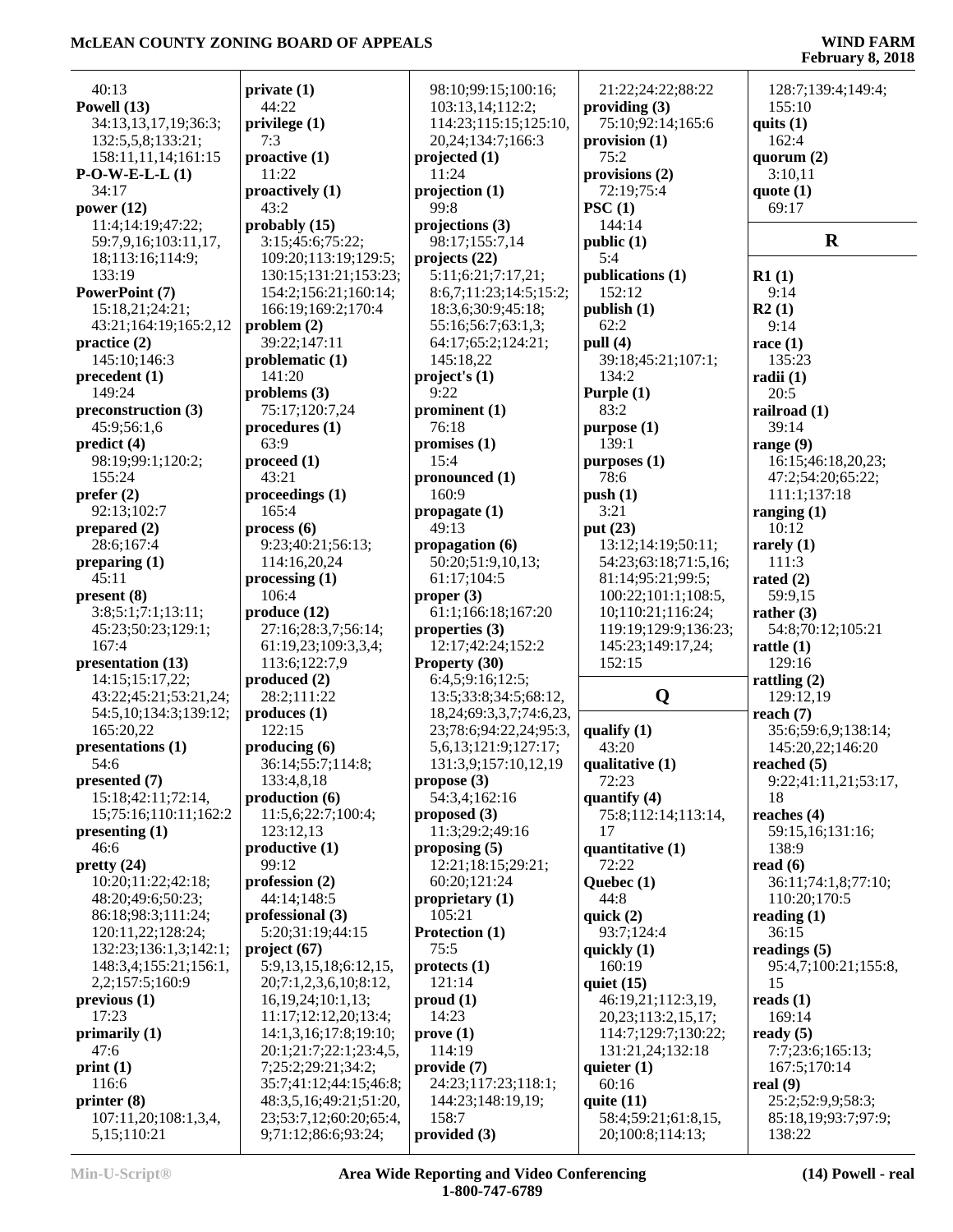40:13
**Powell (13)**
34:13,13,17,19;36:3;
132:5,5,8;133:21;
158:11,11,14;161:15
**P-O-W-E-L-L (1)**
34:17
**power (12)**
11:4;14:19;47:22;
59:7,9,16;103:11,17,
18;113:16;114:9;
133:19
**PowerPoint (7)**
15:18,21;24:21;
43:21;164:19;165:2,12
**practice (2)**
145:10;146:3
**precedent (1)**
149:24
**preconstruction (3)**
45:9;56:1,6
**predict (4)**
98:19;99:1;120:2;
155:24
**prefer (2)**
92:13;102:7
**prepared (2)**
28:6;167:4
**preparing (1)**
45:11
**present (8)**
3:8;5:1;7:1;13:11;
45:23;50:23;129:1;
167:4
**presentation (13)**
14:15;15:17,22;
43:22;45:21;53:21,24;
54:5,10;134:3;139:12;
165:20,22
**presentations (1)**
54:6
**presented (7)**
15:18;42:11;72:14,
15;75:16;110:11;162:2
**presenting (1)**
46:6
**pretty (24)**
10:20;11:22;42:18;
48:20;49:6;50:23;
86:18;98:3;111:24;
120:11,22;128:24;
132:23;136:1,3;142:1;
148:3,4;155:21;156:1,
2,2;157:5;160:9
**previous (1)**
17:23
**primarily (1)**
47:6
**print (1)**
116:6
**printer (8)**
107:11,20;108:1,3,4,
5,15;110:21
**private (1)**
44:22
**privilege (1)**
7:3
**proactive (1)**
11:22
**proactively (1)**
43:2
**probably (15)**
3:15;45:6;75:22;
109:20;113:19;129:5;
130:15;131:21;153:23;
154:2;156:21;160:14;
166:19;169:2;170:4
**problem (2)**
39:22;147:11
**problematic (1)**
141:20
**problems (3)**
75:17;120:7,24
**procedures (1)**
63:9
**proceed (1)**
43:21
**proceedings (1)**
165:4
**process (6)**
9:23;40:21;56:13;
114:16,20,24
**processing (1)**
106:4
**produce (12)**
27:16;28:3,7;56:14;
61:19,23;109:3,3,4;
113:6;122:7,9
**produced (2)**
28:2;111:22
**produces (1)**
122:15
**producing (6)**
36:14;55:7;114:8;
133:4,8,18
**production (6)**
11:5,6;22:7;100:4;
123:12,13
**productive (1)**
99:12
**profession (2)**
44:14;148:5
**professional (3)**
5:20;31:19;44:15
**project (67)**
5:9,13,15,18;6:12,15,
20;7:1,2,3,6,10;8:12,
16,19,24;10:1,13;
11:17;12:12,20;13:4;
14:1,3,16;17:8;19:10;
20:1;21:7;22:1;23:4,5,
7;25:2;29:21;34:2;
35:7;41:12;44:15;46:8;
48:3,5,16;49:21;51:20,
23;53:7,12;60:20;65:4,
9;71:12;86:6;93:24;
98:10;99:15;100:16;
103:13,14;112:2;
114:23;115:15;125:10,
20,24;134:7;166:3
**projected (1)**
11:24
**projection (1)**
99:8
**projections (3)**
98:17;155:7,14
**projects (22)**
5:11;6:21;7:17,21;
8:6,7;11:23;14:5;15:2;
18:3,6;30:9;45:18;
55:16;56:7;63:1,3;
64:17;65:2;124:21;
145:18,22
**project's (1)**
9:22
**prominent (1)**
76:18
**promises (1)**
15:4
**pronounced (1)**
160:9
**propagate (1)**
49:13
**propagation (6)**
50:20;51:9,10,13;
61:17;104:5
**proper (3)**
61:1;166:18;167:20
**properties (3)**
12:17;42:24;152:2
**Property (30)**
6:4,5;9:16;12:5;
13:5;33:8;34:5;68:12,
18,24;69:3,3,7;74:6,23,
23;78:6;94:22,24;95:3,
5,6,13;121:9;127:17;
131:3,9;157:10,12,19
**propose (3)**
54:3,4;162:16
**proposed (3)**
11:3;29:2;49:16
**proposing (5)**
12:21;18:15;29:21;
60:20;121:24
**proprietary (1)**
105:21
**Protection (1)**
75:5
**protects (1)**
121:14
**proud (1)**
14:23
**prove (1)**
114:19
**provide (7)**
24:23;117:23;118:1;
144:23;148:19,19;
158:7
**provided (3)**
21:22;24:22;88:22
**providing (3)**
75:10;92:14;165:6
**provision (1)**
75:2
**provisions (2)**
72:19;75:4
**PSC (1)**
144:14
**public (1)**
5:4
**publications (1)**
152:12
**publish (1)**
62:2
**pull (4)**
39:18;45:21;107:1;
134:2
**Purple (1)**
83:2
**purpose (1)**
139:1
**purposes (1)**
78:6
**push (1)**
3:21
**put (23)**
13:12;14:19;50:11;
54:23;63:18;71:5,16;
81:14;95:21;99:5;
100:22;101:1;108:5,
10;110:21;116:24;
119:19;129:9;136:23;
145:23;149:17,24;
152:15

## Q

**qualify (1)**
43:20
**qualitative (1)**
72:23
**quantify (4)**
75:8;112:14;113:14,
17
**quantitative (1)**
72:22
**Quebec (1)**
44:8
**quick (2)**
93:7;124:4
**quickly (1)**
160:19
**quiet (15)**
46:19,21;112:3,19,
20,23;113:2,15,17;
114:7;129:7;130:22;
131:21,24;132:18
**quieter (1)**
60:16
**quite (11)**
58:4;59:21;61:8,15,
20;100:8;114:13;
128:7;139:4;149:4;
155:10
**quits (1)**
162:4
**quorum (2)**
3:10,11
**quote (1)**
69:17

## R

**R1 (1)**
9:14
**R2 (1)**
9:14
**race (1)**
135:23
**radii (1)**
20:5
**railroad (1)**
39:14
**range (9)**
16:15;46:18,20,23;
47:2;54:20;65:22;
111:1;137:18
**ranging (1)**
10:12
**rarely (1)**
111:3
**rated (2)**
59:9,15
**rather (3)**
54:8;70:12;105:21
**rattle (1)**
129:16
**rattling (2)**
129:12,19
**reach (7)**
35:6;59:6,9;138:14;
145:20,22;146:20
**reached (5)**
9:22;41:11,21;53:17,
18
**reaches (4)**
59:15,16;131:16;
138:9
**read (6)**
36:11;74:1,8;77:10;
110:20;170:5
**reading (1)**
36:15
**readings (5)**
95:4,7;100:21;155:8,
15
**reads (1)**
169:14
**ready (5)**
7:7;23:6;165:13;
167:5;170:14
**real (9)**
25:2;52:9,9;58:3;
85:18,19;93:7;97:9;
138:22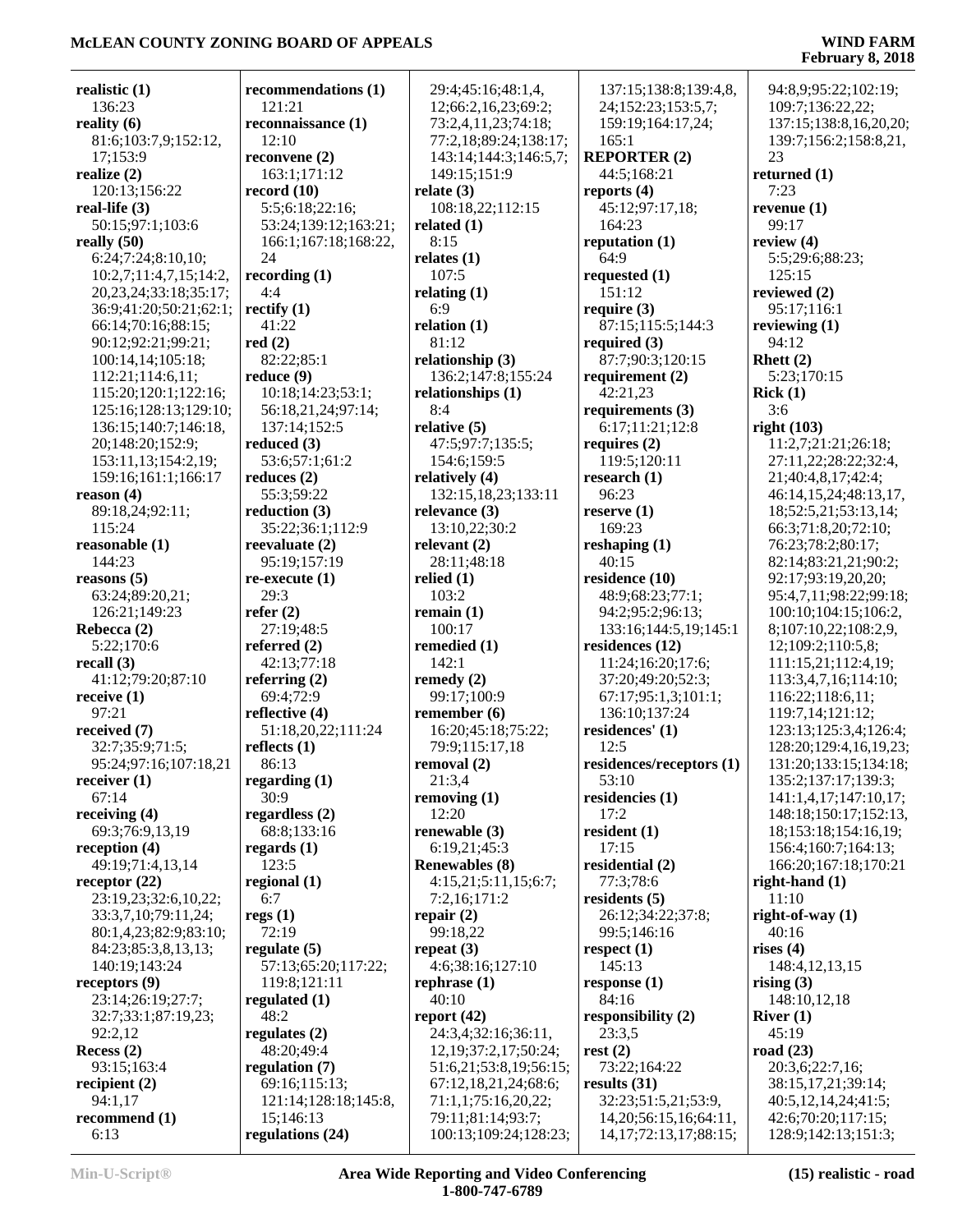**realistic (1)**
136:23
**reality (6)**
81:6;103:7,9;152:12,17;153:9
**realize (2)**
120:13;156:22
**real-life (3)**
50:15;97:1;103:6
**really (50)**
6:24;7:24;8:10,10;10:2,7;11:4,7,15;14:2,20,23,24;33:18;35:17;36:9;41:20;50:21;62:1;66:14;70:16;88:15;90:12;92:21;99:21;100:14,14;105:18;112:21;114:6,11;115:20;120:1;122:16;125:16;128:13;129:10;136:15;140:7;146:18,20;148:20;152:9;153:11,13;154:2,19;159:16;161:1;166:17
**reason (4)**
89:18,24;92:11;115:24
**reasonable (1)**
144:23
**reasons (5)**
63:24;89:20,21;126:21;149:23
**Rebecca (2)**
5:22;170:6
**recall (3)**
41:12;79:20;87:10
**receive (1)**
97:21
**received (7)**
32:7;35:9;71:5;95:24;97:16;107:18,21
**receiver (1)**
67:14
**receiving (4)**
69:3;76:9,13,19
**reception (4)**
49:19;71:4,13,14
**receptor (22)**
23:19,23;32:6,10,22;33:3,7,10;79:11,24;80:1,4,23;82:9;83:10;84:23;85:3,8,13,13;140:19;143:24
**receptors (9)**
23:14;26:19;27:7;32:7;33:1;87:19,23;92:2,12
**Recess (2)**
93:15;163:4
**recipient (2)**
94:1,17
**recommend (1)**
6:13
**recommendations (1)**
121:21
**reconnaissance (1)**
12:10
**reconvene (2)**
163:1;171:12
**record (10)**
5:5;6:18;22:16;53:24;139:12;163:21;166:1;167:18;168:22,24
**recording (1)**
4:4
**rectify (1)**
41:22
**red (2)**
82:22;85:1
**reduce (9)**
10:18;14:23;53:1;56:18,21,24;97:14;137:14;152:5
**reduced (3)**
53:6;57:1;61:2
**reduces (2)**
55:3;59:22
**reduction (3)**
35:22;36:1;112:9
**reevaluate (2)**
95:19;157:19
**re-execute (1)**
29:3
**refer (2)**
27:19;48:5
**referred (2)**
42:13;77:18
**referring (2)**
69:4;72:9
**reflective (4)**
51:18,20,22;111:24
**reflects (1)**
86:13
**regarding (1)**
30:9
**regardless (2)**
68:8;133:16
**regards (1)**
123:5
**regional (1)**
6:7
**regs (1)**
72:19
**regulate (5)**
57:13;65:20;117:22;119:8;121:11
**regulated (1)**
48:2
**regulates (2)**
48:20;49:4
**regulation (7)**
69:16;115:13;121:14;128:18;145:8,15;146:13
**regulations (24)**
29:4;45:16;48:1,4,12;66:2,16,23;69:2;73:2,4,11,23;74:18;77:2,18;89:24;138:17;143:14;144:3;146:5,7;149:15;151:9
**relate (3)**
108:18,22;112:15
**related (1)**
8:15
**relates (1)**
107:5
**relating (1)**
6:9
**relation (1)**
81:12
**relationship (3)**
136:2;147:8;155:24
**relationships (1)**
8:4
**relative (5)**
47:5;97:7;135:5;154:6;159:5
**relatively (4)**
132:15,18,23;133:11
**relevance (3)**
13:10,22;30:2
**relevant (2)**
28:11;48:18
**relied (1)**
103:2
**remain (1)**
100:17
**remedied (1)**
142:1
**remedy (2)**
99:17;100:9
**remember (6)**
16:20;45:18;75:22;79:9;115:17,18
**removal (2)**
21:3,4
**removing (1)**
12:20
**renewable (3)**
6:19,21;45:3
**Renewables (8)**
4:15,21;5:11,15;6:7;7:2,16;171:2
**repair (2)**
99:18,22
**repeat (3)**
4:6;38:16;127:10
**rephrase (1)**
40:10
**report (42)**
24:3,4;32:16;36:11,12,19;37:2,17;50:24;51:6,21;53:8,19;56:15;67:12,18,21,24;68:6;71:1,1;75:16,20,22;79:11;81:14;93:7;100:13;109:24;128:23;137:15;138:8;139:4,8,24;152:23;153:5,7;159:19;164:17,24;165:1
**REPORTER (2)**
44:5;168:21
**reports (4)**
45:12;97:17,18;164:23
**reputation (1)**
64:9
**requested (1)**
151:12
**require (3)**
87:15;115:5;144:3
**required (3)**
87:7;90:3;120:15
**requirement (2)**
42:21,23
**requirements (3)**
6:17;11:21;12:8
**requires (2)**
119:5;120:11
**research (1)**
96:23
**reserve (1)**
169:23
**reshaping (1)**
40:15
**residence (10)**
48:9;68:23;77:1;94:2;95:2;96:13;133:16;144:5,19;145:1
**residences (12)**
11:24;16:20;17:6;37:20;49:20;52:3;67:17;95:1,3;101:1;136:10;137:24
**residences' (1)**
12:5
**residences/receptors (1)**
53:10
**residencies (1)**
17:2
**resident (1)**
17:15
**residential (2)**
77:3;78:6
**residents (5)**
26:12;34:22;37:8;99:5;146:16
**respect (1)**
145:13
**response (1)**
84:16
**responsibility (2)**
23:3,5
**rest (2)**
73:22;164:22
**results (31)**
32:23;51:5,21;53:9,14,20;56:15,16;64:11,14,17;72:13,17;88:15;94:8,9;95:22;102:19;109:7;136:22,22;137:15;138:8,16,20,20;139:7;156:2;158:8,21,23
**returned (1)**
7:23
**revenue (1)**
99:17
**review (4)**
5:5;29:6;88:23;125:15
**reviewed (2)**
95:17;116:1
**reviewing (1)**
94:12
**Rhett (2)**
5:23;170:15
**Rick (1)**
3:6
**right (103)**
11:2,7;21:21;26:18;27:11,22;28:22;32:4,21;40:4,8,17;42:4;46:14,15,24;48:13,17,18;52:5,21;53:13,14;66:3;71:8,20;72:10;76:23;78:2;80:17;82:14;83:21,21;90:2;92:17;93:19,20,20;95:4,7,11;98:22;99:18;100:10;104:15;106:2,8;107:10,22;108:2,9,12;109:2;110:5,8;111:15,21;112:4,19;113:3,4,7,16;114:10;116:22;118:6,11;119:7,14;121:12;123:13;125:3,4;126:4;128:20;129:4,16,19,23;131:20;133:15;134:18;135:2;137:17;139:3;141:1,4,17;147:10,17;148:18;150:17;152:13,18;153:18;154:16,19;156:4;160:7;164:13;166:20;167:18;170:21
**right-hand (1)**
11:10
**right-of-way (1)**
40:16
**rises (4)**
148:4,12,13,15
**rising (3)**
148:10,12,18
**River (1)**
45:19
**road (23)**
20:3,6;22:7,16;38:15,17,21;39:14;40:5,12,14,24;41:5;42:6;70:20;117:15;128:9;142:13;151:3;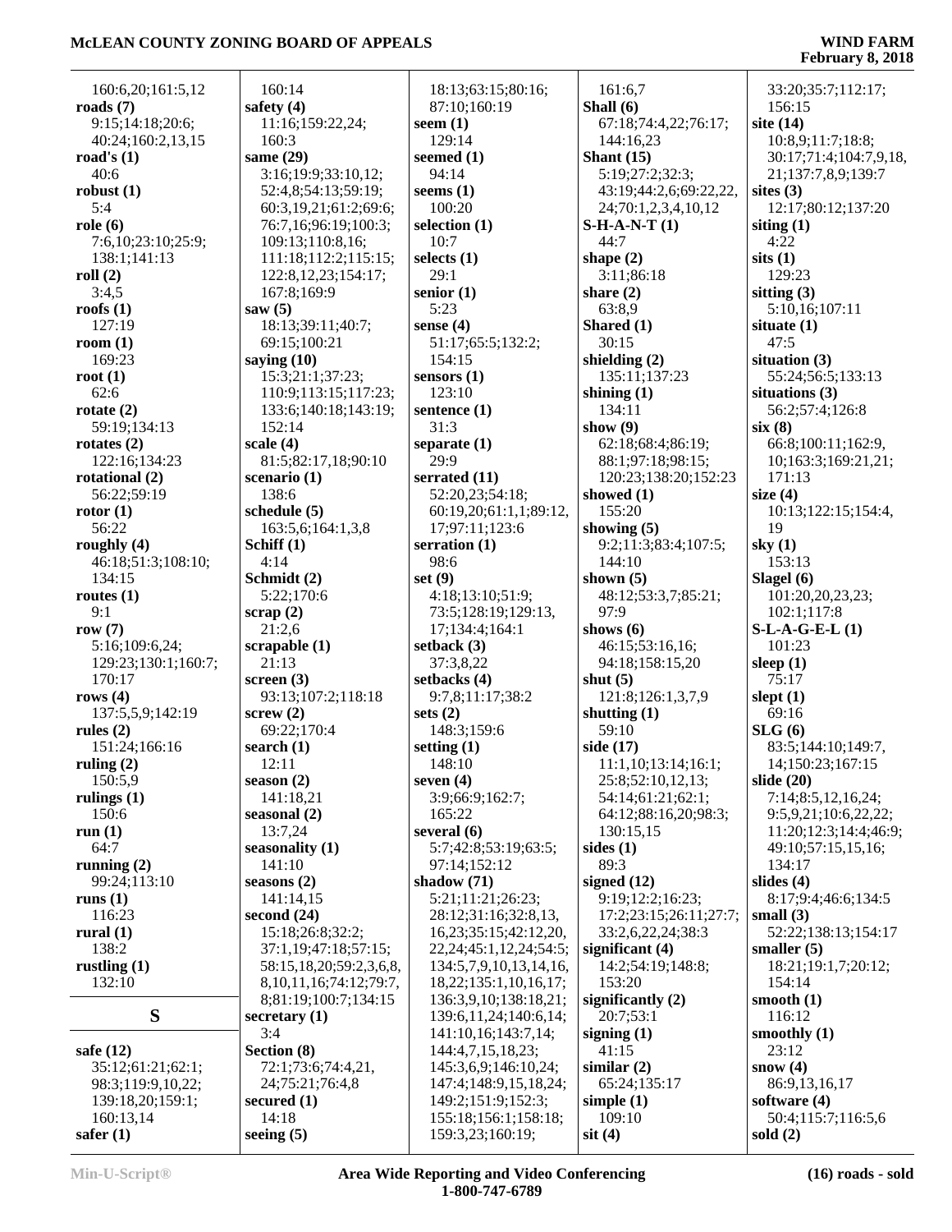160:6,20;161:5,12
**roads (7)**
9:15;14:18;20:6;
40:24;160:2,13,15
**road's (1)**
40:6
**robust (1)**
5:4
**role (6)**
7:6,10;23:10;25:9;
138:1;141:13
**roll (2)**
3:4,5
**roofs (1)**
127:19
**room (1)**
169:23
**root (1)**
62:6
**rotate (2)**
59:19;134:13
**rotates (2)**
122:16;134:23
**rotational (2)**
56:22;59:19
**rotor (1)**
56:22
**roughly (4)**
46:18;51:3;108:10;
134:15
**routes (1)**
9:1
**row (7)**
5:16;109:6,24;
129:23;130:1;160:7;
170:17
**rows (4)**
137:5,5,9;142:19
**rules (2)**
151:24;166:16
**ruling (2)**
150:5,9
**rulings (1)**
150:6
**run (1)**
64:7
**running (2)**
99:24;113:10
**runs (1)**
116:23
**rural (1)**
138:2
**rustling (1)**
132:10

## S

**safe (12)**
35:12;61:21;62:1;
98:3;119:9,10,22;
139:18,20;159:1;
160:13,14
**safer (1)**
160:14
**safety (4)**
11:16;159:22,24;
160:3
**same (29)**
3:16;19:9;33:10,12;
52:4,8;54:13;59:19;
60:3,19,21;61:2;69:6;
76:7,16;96:19;100:3;
109:13;110:8,16;
111:18;112:2;115:15;
122:8,12,23;154:17;
167:8;169:9
**saw (5)**
18:13;39:11;40:7;
69:15;100:21
**saying (10)**
15:3;21:1;37:23;
110:9;113:15;117:23;
133:6;140:18;143:19;
152:14
**scale (4)**
81:5;82:17,18;90:10
**scenario (1)**
138:6
**schedule (5)**
163:5,6;164:1,3,8
**Schiff (1)**
4:14
**Schmidt (2)**
5:22;170:6
**scrap (2)**
21:2,6
**scrapable (1)**
21:13
**screen (3)**
93:13;107:2;118:18
**screw (2)**
69:22;170:4
**search (1)**
12:11
**season (2)**
141:18,21
**seasonal (2)**
13:7,24
**seasonality (1)**
141:10
**seasons (2)**
141:14,15
**second (24)**
15:18;26:8;32:2;
37:1,19;47:18;57:15;
58:15,18,20;59:2,3,6,8,
8,10,11,16;74:12;79:7,
8;81:19;100:7;134:15
**secretary (1)**
3:4
**Section (8)**
72:1;73:6;74:4,21,
24;75:21;76:4,8
**secured (1)**
14:18
**seeing (5)**
18:13;63:15;80:16;
87:10;160:19
**seem (1)**
129:14
**seemed (1)**
94:14
**seems (1)**
100:20
**selection (1)**
10:7
**selects (1)**
29:1
**senior (1)**
5:23
**sense (4)**
51:17;65:5;132:2;
154:15
**sensors (1)**
123:10
**sentence (1)**
31:3
**separate (1)**
29:9
**serrated (11)**
52:20,23;54:18;
60:19,20;61:1,1;89:12,
17;97:11;123:6
**serration (1)**
98:6
**set (9)**
4:18;13:10;51:9;
73:5;128:19;129:13,
17;134:4;164:1
**setback (3)**
37:3,8,22
**setbacks (4)**
9:7,8;11:17;38:2
**sets (2)**
148:3;159:6
**setting (1)**
148:10
**seven (4)**
3:9;66:9;162:7;
165:22
**several (6)**
5:7;42:8;53:19;63:5;
97:14;152:12
**shadow (71)**
5:21;11:21;26:23;
28:12;31:16;32:8,13,
16,23;35:15;42:12,20,
22,24;45:1,12,24;54:5;
134:5,7,9,10,13,14,16,
18,22;135:1,10,16,17;
136:3,9,10;138:18,21;
139:6,11,24;140:6,14;
141:10,16;143:7,14;
144:4,7,15,18,23;
145:3,6,9;146:10,24;
147:4;148:9,15,18,24;
149:2;151:9;152:3;
155:18;156:1;158:18;
159:3,23;160:19;
161:6,7
**Shall (6)**
67:18;74:4,22;76:17;
144:16,23
**Shant (15)**
5:19;27:2;32:3;
43:19;44:2,6;69:22,22,
24;70:1,2,3,4,10,12
**S-H-A-N-T (1)**
44:7
**shape (2)**
3:11;86:18
**share (2)**
63:8,9
**Shared (1)**
30:15
**shielding (2)**
135:11;137:23
**shining (1)**
134:11
**show (9)**
62:18;68:4;86:19;
88:1;97:18;98:15;
120:23;138:20;152:23
**showed (1)**
155:20
**showing (5)**
9:2;11:3;83:4;107:5;
144:10
**shown (5)**
48:12;53:3,7;85:21;
97:9
**shows (6)**
46:15;53:16,16;
94:18;158:15,20
**shut (5)**
121:8;126:1,3,7,9
**shutting (1)**
59:10
**side (17)**
11:1,10;13:14;16:1;
25:8;52:10,12,13;
54:14;61:21;62:1;
64:12;88:16,20;98:3;
130:15,15
**sides (1)**
89:3
**signed (12)**
9:19;12:2;16:23;
17:2;23:15;26:11;27:7;
33:2,6,22,24;38:3
**significant (4)**
14:2;54:19;148:8;
153:20
**significantly (2)**
20:7;53:1
**signing (1)**
41:15
**similar (2)**
65:24;135:17
**simple (1)**
109:10
**sit (4)**
33:20;35:7;112:17;
156:15
**site (14)**
10:8,9;11:7;18:8;
30:17;71:4;104:7,9,18,
21;137:7,8,9;139:7
**sites (3)**
12:17;80:12;137:20
**siting (1)**
4:22
**sits (1)**
129:23
**sitting (3)**
5:10,16;107:11
**situate (1)**
47:5
**situation (3)**
55:24;56:5;133:13
**situations (3)**
56:2;57:4;126:8
**six (8)**
66:8;100:11;162:9,
10;163:3;169:21,21;
171:13
**size (4)**
10:13;122:15;154:4,
19
**sky (1)**
153:13
**Slagel (6)**
101:20,20,23,23;
102:1;117:8
**S-L-A-G-E-L (1)**
101:23
**sleep (1)**
75:17
**slept (1)**
69:16
**SLG (6)**
83:5;144:10;149:7,
14;150:23;167:15
**slide (20)**
7:14;8:5,12,16,24;
9:5,9,21;10:6,22,22;
11:20;12:3;14:4;46:9;
49:10;57:15,15,16;
134:17
**slides (4)**
8:17;9:4;46:6;134:5
**small (3)**
52:22;138:13;154:17
**smaller (5)**
18:21;19:1,7;20:12;
154:14
**smooth (1)**
116:12
**smoothly (1)**
23:12
**snow (4)**
86:9,13,16,17
**software (4)**
50:4;115:7;116:5,6
**sold (2)**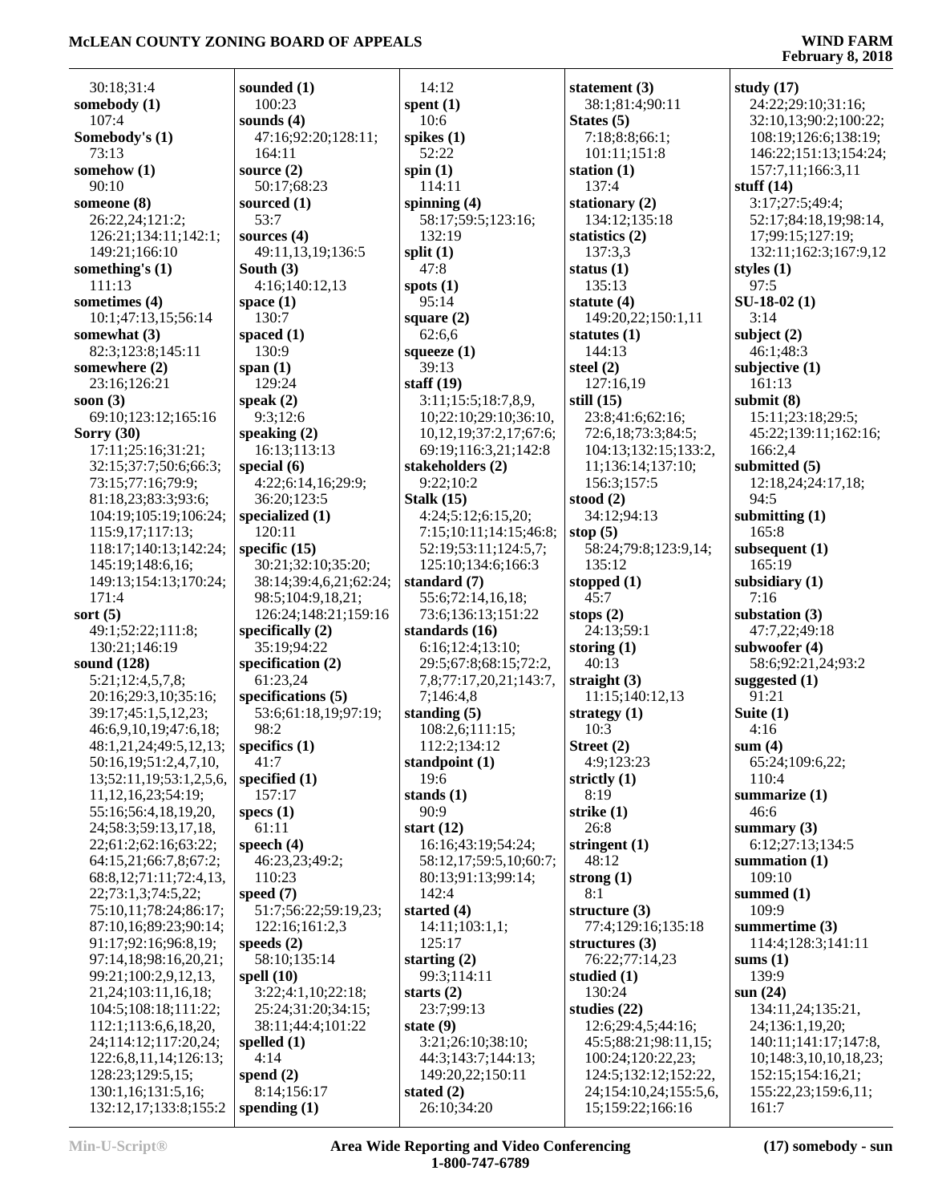30:18;31:4
**somebody (1)**
107:4
**Somebody's (1)**
73:13
**somehow (1)**
90:10
**someone (8)**
26:22,24;121:2;
126:21;134:11;142:1;
149:21;166:10
**something's (1)**
111:13
**sometimes (4)**
10:1;47:13,15;56:14
**somewhat (3)**
82:3;123:8;145:11
**somewhere (2)**
23:16;126:21
**soon (3)**
69:10;123:12;165:16
**Sorry (30)**
17:11;25:16;31:21;
32:15;37:7;50:6;66:3;
73:15;77:16;79:9;
81:18,23;83:3;93:6;
104:19;105:19;106:24;
115:9,17;117:13;
118:17;140:13;142:24;
145:19;148:6,16;
149:13;154:13;170:24;
171:4
**sort (5)**
49:1;52:22;111:8;
130:21;146:19
**sound (128)**
5:21;12:4,5,7,8;
20:16;29:3,10;35:16;
39:17;45:1,5,12,23;
46:6,9,10,19;47:6,18;
48:1,21,24;49:5,12,13;
50:16,19;51:2,4,7,10,
13;52:11,19;53:1,2,5,6,
11,12,16,23;54:19;
55:16;56:4,18,19,20,
24;58:3;59:13,17,18,
22;61:2;62:16;63:22;
64:15,21;66:7,8;67:2;
68:8,12;71:11;72:4,13,
22;73:1,3;74:5,22;
75:10,11;78:24;86:17;
87:10,16;89:23;90:14;
91:17;92:16;96:8,19;
97:14,18;98:16,20,21;
99:21;100:2,9,12,13,
21,24;103:11,16,18;
104:5;108:18;111:22;
112:1;113:6,6,18,20,
24;114:12;117:20,24;
122:6,8,11,14;126:13;
128:23;129:5,15;
130:1,16;131:5,16;
132:12,17;133:8;155:2
**sounded (1)**
100:23
**sounds (4)**
47:16;92:20;128:11;
164:11
**source (2)**
50:17;68:23
**sourced (1)**
53:7
**sources (4)**
49:11,13,19;136:5
**South (3)**
4:16;140:12,13
**space (1)**
130:7
**spaced (1)**
130:9
**span (1)**
129:24
**speak (2)**
9:3;12:6
**speaking (2)**
16:13;113:13
**special (6)**
4:22;6:14,16;29:9;
36:20;123:5
**specialized (1)**
120:11
**specific (15)**
30:21;32:10;35:20;
38:14;39:4,6,21;62:24;
98:5;104:9,18,21;
126:24;148:21;159:16
**specifically (2)**
35:19;94:22
**specification (2)**
61:23,24
**specifications (5)**
53:6;61:18,19;97:19;
98:2
**specifics (1)**
41:7
**specified (1)**
157:17
**specs (1)**
61:11
**speech (4)**
46:23,23;49:2;
110:23
**speed (7)**
51:7;56:22;59:19,23;
122:16;161:2,3
**speeds (2)**
58:10;135:14
**spell (10)**
3:22;4:1,10;22:18;
25:24;31:20;34:15;
38:11;44:4;101:22
**spelled (1)**
4:14
**spend (2)**
8:14;156:17
**spending (1)**
14:12
**spent (1)**
10:6
**spikes (1)**
52:22
**spin (1)**
114:11
**spinning (4)**
58:17;59:5;123:16;
132:19
**split (1)**
47:8
**spots (1)**
95:14
**square (2)**
62:6,6
**squeeze (1)**
39:13
**staff (19)**
3:11;15:5;18:7,8,9,
10;22:10;29:10;36:10,
10,12,19;37:2,17;67:6;
69:19;116:3,21;142:8
**stakeholders (2)**
9:22;10:2
**Stalk (15)**
4:24;5:12;6:15,20;
7:15;10:11;14:15;46:8;
52:19;53:11;124:5,7;
125:10;134:6;166:3
**standard (7)**
55:6;72:14,16,18;
73:6;136:13;151:22
**standards (16)**
6:16;12:4;13:10;
29:5;67:8;68:15;72:2,
7,8;77:17,20,21;143:7,
7;146:4,8
**standing (5)**
108:2,6;111:15;
112:2;134:12
**standpoint (1)**
19:6
**stands (1)**
90:9
**start (12)**
16:16;43:19;54:24;
58:12,17;59:5,10;60:7;
80:13;91:13;99:14;
142:4
**started (4)**
14:11;103:1,1;
125:17
**starting (2)**
99:3;114:11
**starts (2)**
23:7;99:13
**state (9)**
3:21;26:10;38:10;
44:3;143:7;144:13;
149:20,22;150:11
**stated (2)**
26:10;34:20
**statement (3)**
38:1;81:4;90:11
**States (5)**
7:18;8:8;66:1;
101:11;151:8
**station (1)**
137:4
**stationary (2)**
134:12;135:18
**statistics (2)**
137:3,3
**status (1)**
135:13
**statute (4)**
149:20,22;150:1,11
**statutes (1)**
144:13
**steel (2)**
127:16,19
**still (15)**
23:8;41:6;62:16;
72:6,18;73:3;84:5;
104:13;132:15;133:2,
11;136:14;137:10;
156:3;157:5
**stood (2)**
34:12;94:13
**stop (5)**
58:24;79:8;123:9,14;
135:12
**stopped (1)**
45:7
**stops (2)**
24:13;59:1
**storing (1)**
40:13
**straight (3)**
11:15;140:12,13
**strategy (1)**
10:3
**Street (2)**
4:9;123:23
**strictly (1)**
8:19
**strike (1)**
26:8
**stringent (1)**
48:12
**strong (1)**
8:1
**structure (3)**
77:4;129:16;135:18
**structures (3)**
76:22;77:14,23
**studied (1)**
130:24
**studies (22)**
12:6;29:4,5;44:16;
45:5;88:21;98:11,15;
100:24;120:22,23;
124:5;132:12;152:22,
24;154:10,24;155:5,6,
15;159:22;166:16
**study (17)**
24:22;29:10;31:16;
32:10,13;90:2;100:22;
108:19;126:6;138:19;
146:22;151:13;154:24;
157:7,11;166:3,11
**stuff (14)**
3:17;27:5;49:4;
52:17;84:18,19;98:14,
17;99:15;127:19;
132:11;162:3;167:9,12
**styles (1)**
97:5
**SU-18-02 (1)**
3:14
**subject (2)**
46:1;48:3
**subjective (1)**
161:13
**submit (8)**
15:11;23:18;29:5;
45:22;139:11;162:16;
166:2,4
**submitted (5)**
12:18,24;24:17,18;
94:5
**submitting (1)**
165:8
**subsequent (1)**
165:19
**subsidiary (1)**
7:16
**substation (3)**
47:7,22;49:18
**subwoofer (4)**
58:6;92:21,24;93:2
**suggested (1)**
91:21
**Suite (1)**
4:16
**sum (4)**
65:24;109:6,22;
110:4
**summarize (1)**
46:6
**summary (3)**
6:12;27:13;134:5
**summation (1)**
109:10
**summed (1)**
109:9
**summertime (3)**
114:4;128:3;141:11
**sums (1)**
139:9
**sun (24)**
134:11,24;135:21,
24;136:1,19,20;
140:11;141:17;147:8,
10;148:3,10,10,18,23;
152:15;154:16,21;
155:22,23;159:6,11;
161:7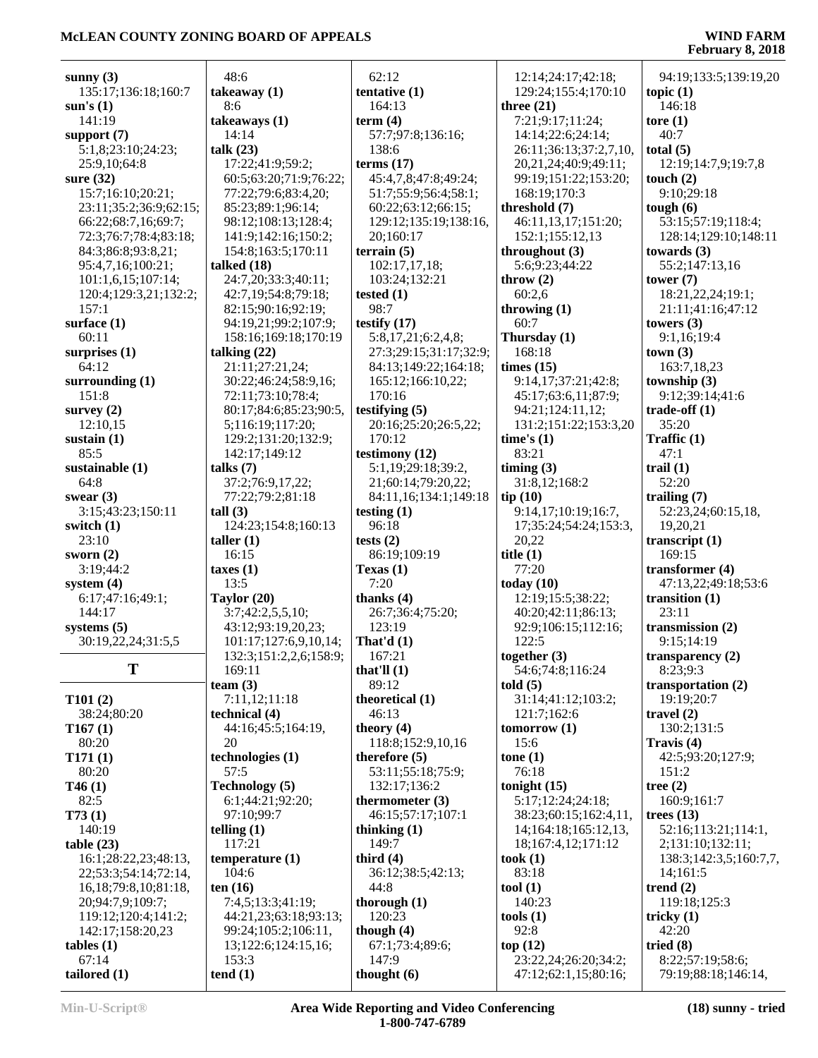**sunny (3)**
135:17;136:18;160:7
**sun's (1)**
141:19
**support (7)**
5:1,8;23:10;24:23;
25:9,10;64:8
**sure (32)**
15:7;16:10;20:21;
23:11;35:2;36:9;62:15;
66:22;68:7,16;69:7;
72:3;76:7;78:4;83:18;
84:3;86:8;93:8,21;
95:4,7,16;100:21;
101:1,6,15;107:14;
120:4;129:3,21;132:2;
157:1
**surface (1)**
60:11
**surprises (1)**
64:12
**surrounding (1)**
151:8
**survey (2)**
12:10,15
**sustain (1)**
85:5
**sustainable (1)**
64:8
**swear (3)**
3:15;43:23;150:11
**switch (1)**
23:10
**sworn (2)**
3:19;44:2
**system (4)**
6:17;47:16;49:1;
144:17
**systems (5)**
30:19,22,24;31:5,5

## T

**T101 (2)**
38:24;80:20
**T167 (1)**
80:20
**T171 (1)**
80:20
**T46 (1)**
82:5
**T73 (1)**
140:19
**table (23)**
16:1;28:22,23;48:13,
22;53:3;54:14;72:14,
16,18;79:8,10;81:18,
20;94:7,9;109:7;
119:12;120:4;141:2;
142:17;158:20,23
**tables (1)**
67:14
**tailored (1)**
48:6
**takeaway (1)**
8:6
**takeaways (1)**
14:14
**talk (23)**
17:22;41:9;59:2;
60:5;63:20;71:9;76:22;
77:22;79:6;83:4,20;
85:23;89:1;96:14;
98:12;108:13;128:4;
141:9;142:16;150:2;
154:8;163:5;170:11
**talked (18)**
24:7,20;33:3;40:11;
42:7,19;54:8;79:18;
82:15;90:16;92:19;
94:19,21;99:2;107:9;
158:16;169:18;170:19
**talking (22)**
21:11;27:21,24;
30:22;46:24;58:9,16;
72:11;73:10;78:4;
80:17;84:6;85:23;90:5,
5;116:19;117:20;
129:2;131:20;132:9;
142:17;149:12
**talks (7)**
37:2;76:9,17,22;
77:22;79:2;81:18
**tall (3)**
124:23;154:8;160:13
**taller (1)**
16:15
**taxes (1)**
13:5
**Taylor (20)**
3:7;42:2,5,5,10;
43:12;93:19,20,23;
101:17;127:6,9,10,14;
132:3;151:2,2,6;158:9;
169:11
**team (3)**
7:11,12;11:18
**technical (4)**
44:16;45:5;164:19,
20
**technologies (1)**
57:5
**Technology (5)**
6:1;44:21;92:20;
97:10;99:7
**telling (1)**
117:21
**temperature (1)**
104:6
**ten (16)**
7:4,5;13:3;41:19;
44:21,23;63:18;93:13;
99:24;105:2;106:11,
13;122:6;124:15,16;
153:3
**tend (1)**
62:12
**tentative (1)**
164:13
**term (4)**
57:7;97:8;136:16;
138:6
**terms (17)**
45:4,7,8;47:8;49:24;
51:7;55:9;56:4;58:1;
60:22;63:12;66:15;
129:12;135:19;138:16,
20;160:17
**terrain (5)**
102:17,17,18;
103:24;132:21
**tested (1)**
98:7
**testify (17)**
5:8,17,21;6:2,4,8;
27:3;29:15;31:17;32:9;
84:13;149:22;164:18;
165:12;166:10,22;
170:16
**testifying (5)**
20:16;25:20;26:5,22;
170:12
**testimony (12)**
5:1,19;29:18;39:2,
21;60:14;79:20,22;
84:11,16;134:1;149:18
**testing (1)**
96:18
**tests (2)**
86:19;109:19
**Texas (1)**
7:20
**thanks (4)**
26:7;36:4;75:20;
123:19
**That'd (1)**
167:21
**that'll (1)**
89:12
**theoretical (1)**
46:13
**theory (4)**
118:8;152:9,10,16
**therefore (5)**
53:11;55:18;75:9;
132:17;136:2
**thermometer (3)**
46:15;57:17;107:1
**thinking (1)**
149:7
**third (4)**
36:12;38:5;42:13;
44:8
**thorough (1)**
120:23
**though (4)**
67:1;73:4;89:6;
147:9
**thought (6)**
12:14;24:17;42:18;
129:24;155:4;170:10
**three (21)**
7:21;9:17;11:24;
14:14;22:6;24:14;
26:11;36:13;37:2,7,10,
20,21,24;40:9;49:11;
99:19;151:22;153:20;
168:19;170:3
**threshold (7)**
46:11,13,17;151:20;
152:1;155:12,13
**throughout (3)**
5:6;9:23;44:22
**throw (2)**
60:2,6
**throwing (1)**
60:7
**Thursday (1)**
168:18
**times (15)**
9:14,17;37:21;42:8;
45:17;63:6,11;87:9;
94:21;124:11,12;
131:2;151:22;153:3,20
**time's (1)**
83:21
**timing (3)**
31:8,12;168:2
**tip (10)**
9:14,17;10:19;16:7,
17;35:24;54:24;153:3,
20,22
**title (1)**
77:20
**today (10)**
12:19;15:5;38:22;
40:20;42:11;86:13;
92:9;106:15;112:16;
122:5
**together (3)**
54:6;74:8;116:24
**told (5)**
31:14;41:12;103:2;
121:7;162:6
**tomorrow (1)**
15:6
**tone (1)**
76:18
**tonight (15)**
5:17;12:24;24:18;
38:23;60:15;162:4,11,
14;164:18;165:12,13,
18;167:4,12;171:12
**took (1)**
83:18
**tool (1)**
140:23
**tools (1)**
92:8
**top (12)**
23:22,24;26:20;34:2;
47:12;62:1,15;80:16;
94:19;133:5;139:19,20
**topic (1)**
146:18
**tore (1)**
40:7
**total (5)**
12:19;14:7,9;19:7,8
**touch (2)**
9:10;29:18
**tough (6)**
53:15;57:19;118:4;
128:14;129:10;148:11
**towards (3)**
55:2;147:13,16
**tower (7)**
18:21,22,24;19:1;
21:11;41:16;47:12
**towers (3)**
9:1,16;19:4
**town (3)**
163:7,18,23
**township (3)**
9:12;39:14;41:6
**trade-off (1)**
35:20
**Traffic (1)**
47:1
**trail (1)**
52:20
**trailing (7)**
52:23,24;60:15,18,
19,20,21
**transcript (1)**
169:15
**transformer (4)**
47:13,22;49:18;53:6
**transition (1)**
23:11
**transmission (2)**
9:15;14:19
**transparency (2)**
8:23;9:3
**transportation (2)**
19:19;20:7
**travel (2)**
130:2;131:5
**Travis (4)**
42:5;93:20;127:9;
151:2
**tree (2)**
160:9;161:7
**trees (13)**
52:16;113:21;114:1,
2;131:10;132:11;
138:3;142:3,5;160:7,7,
14;161:5
**trend (2)**
119:18;125:3
**tricky (1)**
42:20
**tried (8)**
8:22;57:19;58:6;
79:19;88:18;146:14,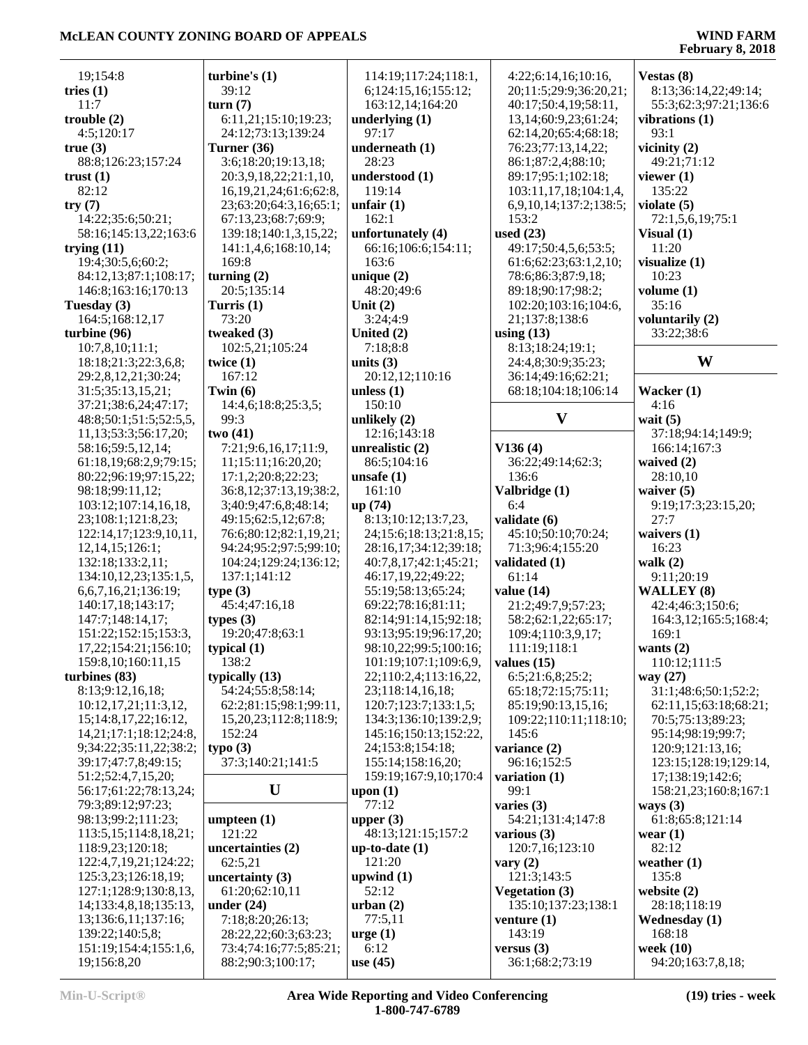19;154:8
**tries (1)**
11:7
**trouble (2)**
4:5;120:17
**true (3)**
88:8;126:23;157:24
**trust (1)**
82:12
**try (7)**
14:22;35:6;50:21;
58:16;145:13,22;163:6
**trying (11)**
19:4;30:5,6;60:2;
84:12,13;87:1;108:17;
146:8;163:16;170:13
**Tuesday (3)**
164:5;168:12,17
**turbine (96)**
10:7,8,10;11:1;
18:18;21:3;22:3,6,8;
29:2,8,12,21;30:24;
31:5;35:13,15,21;
37:21;38:6,24;47:17;
48:8;50:1;51:5;52:5,5,
11,13;53:3;56:17,20;
58:16;59:5,12,14;
61:18,19;68:2,9;79:15;
80:22;96:19;97:15,22;
98:18;99:11,12;
103:12;107:14,16,18,
23;108:1;121:8,23;
122:14,17;123:9,10,11,
12,14,15;126:1;
132:18;133:2,11;
134:10,12,23;135:1,5,
6,6,7,16,21;136:19;
140:17,18;143:17;
147:7;148:14,17;
151:22;152:15;153:3,
17,22;154:21;156:10;
159:8,10;160:11,15
**turbines (83)**
8:13;9:12,16,18;
10:12,17,21;11:3,12,
15;14:8,17,22;16:12,
14,21;17:1;18:12;24:8,
9;34:22;35:11,22;38:2;
39:17;47:7,8;49:15;
51:2;52:4,7,15,20;
56:17;61:22;78:13,24;
79:3;89:12;97:23;
98:13;99:2;111:23;
113:5,15;114:8,18,21;
118:9,23;120:18;
122:4,7,19,21;124:22;
125:3,23;126:18,19;
127:1;128:9;130:8,13,
14;133:4,8,18;135:13,
13;136:6,11;137:16;
139:22;140:5,8;
151:19;154:4;155:1,6,
19;156:8,20
**turbine's (1)**
39:12
**turn (7)**
6:11,21;15:10;19:23;
24:12;73:13;139:24
**Turner (36)**
3:6;18:20;19:13,18;
20:3,9,18,22;21:1,10,
16,19,21,24;61:6;62:8,
23;63:20;64:3,16;65:1;
67:13,23;68:7;69:9;
139:18;140:1,3,15,22;
141:1,4,6;168:10,14;
169:8
**turning (2)**
20:5;135:14
**Turris (1)**
73:20
**tweaked (3)**
102:5,21;105:24
**twice (1)**
167:12
**Twin (6)**
14:4,6;18:8;25:3,5;
99:3
**two (41)**
7:21;9:6,16,17;11:9,
11;15:11;16:20,20;
17:1,2;20:8;22:23;
36:8,12;37:13,19;38:2,
3;40:9;47:6,8;48:14;
49:15;62:5,12;67:8;
76:6;80:12;82:1,19,21;
94:24;95:2;97:5;99:10;
104:24;129:24;136:12;
137:1;141:12
**type (3)**
45:4;47:16,18
**types (3)**
19:20;47:8;63:1
**typical (1)**
138:2
**typically (13)**
54:24;55:8;58:14;
62:2;81:15;98:1;99:11,
15,20,23;112:8;118:9;
152:24
**typo (3)**
37:3;140:21;141:5

## U

**umpteen (1)**
121:22
**uncertainties (2)**
62:5,21
**uncertainty (3)**
61:20;62:10,11
**under (24)**
7:18;8:20;26:13;
28:22,22;60:3;63:23;
73:4;74:16;77:5;85:21;
88:2;90:3;100:17;
114:19;117:24;118:1,
6;124:15,16;155:12;
163:12,14;164:20
**underlying (1)**
97:17
**underneath (1)**
28:23
**understood (1)**
119:14
**unfair (1)**
162:1
**unfortunately (4)**
66:16;106:6;154:11;
163:6
**unique (2)**
48:20;49:6
**Unit (2)**
3:24;4:9
**United (2)**
7:18;8:8
**units (3)**
20:12,12;110:16
**unless (1)**
150:10
**unlikely (2)**
12:16;143:18
**unrealistic (2)**
86:5;104:16
**unsafe (1)**
161:10
**up (74)**
8:13;10:12;13:7,23,
24;15:6;18:13;21:8,15;
28:16,17;34:12;39:18;
40:7,8,17;42:1;45:21;
46:17,19,22;49:22;
55:19;58:13;65:24;
69:22;78:16;81:11;
82:14;91:14,15;92:18;
93:13;95:19;96:17,20;
98:10,22;99:5;100:16;
101:19;107:1;109:6,9,
22;110:2,4;113:16,22,
23;118:14,16,18;
120:7;123:7;133:1,5;
134:3;136:10;139:2,9;
145:16;150:13;152:22,
24;153:8;154:18;
155:14;158:16,20;
159:19;167:9,10;170:4
**upon (1)**
77:12
**upper (3)**
48:13;121:15;157:2
**up-to-date (1)**
121:20
**upwind (1)**
52:12
**urban (2)**
77:5,11
**urge (1)**
6:12
**use (45)**
4:22;6:14,16;10:16,
20;11:5;29:9;36:20,21;
40:17;50:4,19;58:11,
13,14;60:9,23;61:24;
62:14,20;65:4;68:18;
76:23;77:13,14,22;
86:1;87:2,4;88:10;
89:17;95:1;102:18;
103:11,17,18;104:1,4,
6,9,10,14;137:2;138:5;
153:2
**used (23)**
49:17;50:4,5,6;53:5;
61:6;62:23;63:1,2,10;
78:6;86:3;87:9,18;
89:18;90:17;98:2;
102:20;103:16;104:6,
21;137:8;138:6
**using (13)**
8:13;18:24;19:1;
24:4,8;30:9;35:23;
36:14;49:16;62:21;
68:18;104:18;106:14

## V

**V136 (4)**
36:22;49:14;62:3;
136:6
**Valbridge (1)**
6:4
**validate (6)**
45:10;50:10;70:24;
71:3;96:4;155:20
**validated (1)**
61:14
**value (14)**
21:2;49:7,9;57:23;
58:2;62:1,22;65:17;
109:4;110:3,9,17;
111:19;118:1
**values (15)**
6:5;21:6,8;25:2;
65:18;72:15;75:11;
85:19;90:13,15,16;
109:22;110:11;118:10;
145:6
**variance (2)**
96:16;152:5
**variation (1)**
99:1
**varies (3)**
54:21;131:4;147:8
**various (3)**
120:7,16;123:10
**vary (2)**
121:3;143:5
**Vegetation (3)**
135:10;137:23;138:1
**venture (1)**
143:19
**versus (3)**
36:1;68:2;73:19
**Vestas (8)**
8:13;36:14,22;49:14;
55:3;62:3;97:21;136:6
**vibrations (1)**
93:1
**vicinity (2)**
49:21;71:12
**viewer (1)**
135:22
**violate (5)**
72:1,5,6,19;75:1
**Visual (1)**
11:20
**visualize (1)**
10:23
**volume (1)**
35:16
**voluntarily (2)**
33:22;38:6

## W

**Wacker (1)**
4:16
**wait (5)**
37:18;94:14;149:9;
166:14;167:3
**waived (2)**
28:10,10
**waiver (5)**
9:19;17:3;23:15,20;
27:7
**waivers (1)**
16:23
**walk (2)**
9:11;20:19
**WALLEY (8)**
42:4;46:3;150:6;
164:3,12;165:5;168:4;
169:1
**wants (2)**
110:12;111:5
**way (27)**
31:1;48:6;50:1;52:2;
62:11,15;63:18;68:21;
70:5;75:13;89:23;
95:14;98:19;99:7;
120:9;121:13,16;
123:15;128:19;129:14,
17;138:19;142:6;
158:21,23;160:8;167:1
**ways (3)**
61:8;65:8;121:14
**wear (1)**
82:12
**weather (1)**
135:8
**website (2)**
28:18;118:19
**Wednesday (1)**
168:18
**week (10)**
94:20;163:7,8,18;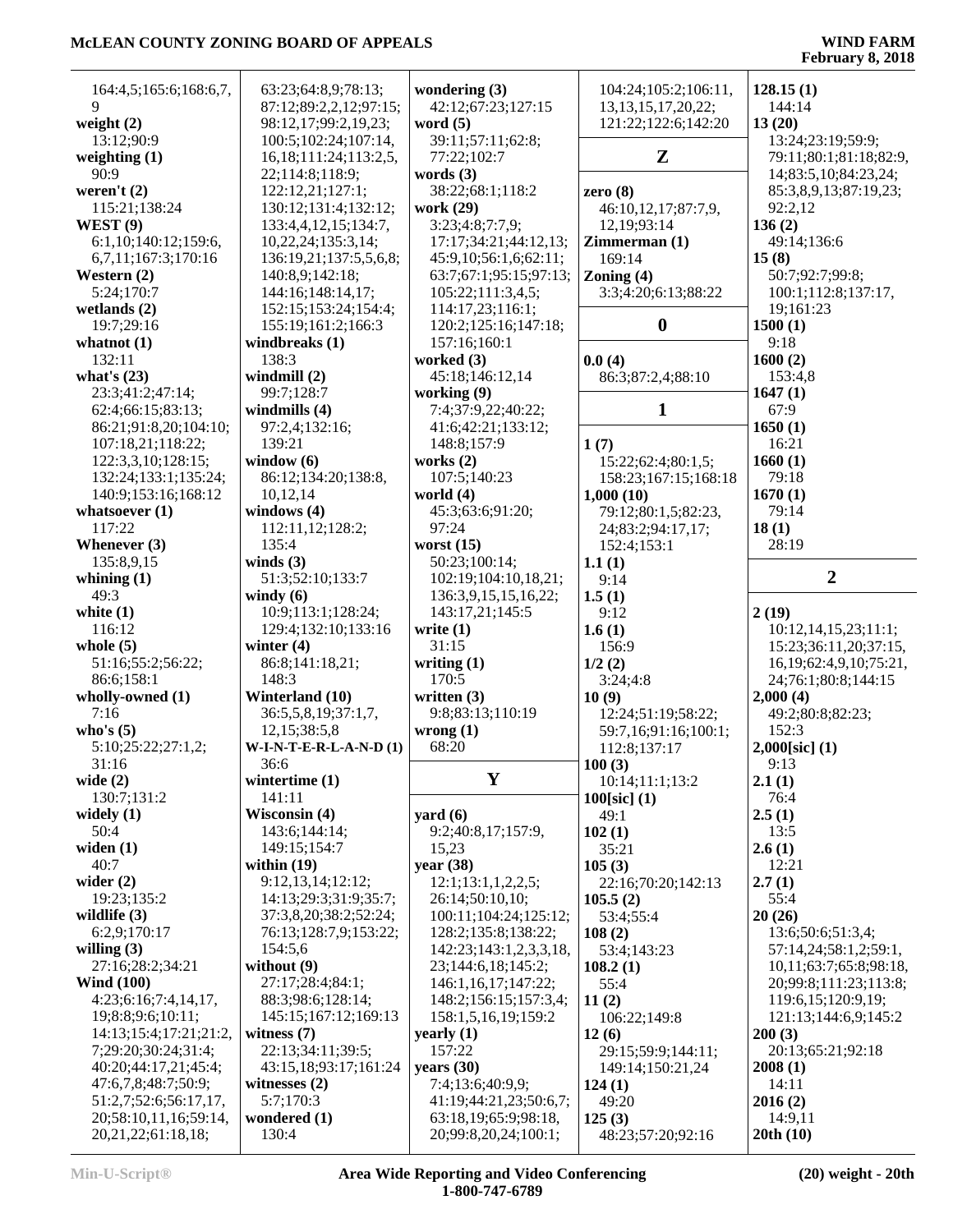164:4,5;165:6;168:6,7, 9
**weight (2)**
13:12;90:9
**weighting (1)**
90:9
**weren't (2)**
115:21;138:24
**WEST (9)**
6:1,10;140:12;159:6, 6,7,11;167:3;170:16
**Western (2)**
5:24;170:7
**wetlands (2)**
19:7;29:16
**whatnot (1)**
132:11
**what's (23)**
23:3;41:2;47:14; 62:4;66:15;83:13; 86:21;91:8,20;104:10; 107:18,21;118:22; 122:3,3,10;128:15; 132:24;133:1;135:24; 140:9;153:16;168:12
**whatsoever (1)**
117:22
**Whenever (3)**
135:8,9,15
**whining (1)**
49:3
**white (1)**
116:12
**whole (5)**
51:16;55:2;56:22; 86:6;158:1
**wholly-owned (1)**
7:16
**who's (5)**
5:10;25:22;27:1,2; 31:16
**wide (2)**
130:7;131:2
**widely (1)**
50:4
**widen (1)**
40:7
**wider (2)**
19:23;135:2
**wildlife (3)**
6:2,9;170:17
**willing (3)**
27:16;28:2;34:21
**Wind (100)**
4:23;6:16;7:4,14,17, 19;8:8;9:6;10:11; 14:13;15:4;17:21;21:2, 7;29:20;30:24;31:4; 40:20;44:17,21;45:4; 47:6,7,8;48:7;50:9; 51:2,7;52:6;56:17,17, 20;58:10,11,16;59:14, 20,21,22;61:18,18; 63:23;64:8,9;78:13; 87:12;89:2,2,12;97:15; 98:12,17;99:2,19,23; 100:5;102:24;107:14, 16,18;111:24;113:2,5, 22;114:8;118:9; 122:12,21;127:1; 130:12;131:4;132:12; 133:4,4,12,15;134:7, 10,22,24;135:3,14; 136:19,21;137:5,5,6,8; 140:8,9;142:18; 144:16;148:14,17; 152:15;153:24;154:4; 155:19;161:2;166:3
**windbreaks (1)**
138:3
**windmill (2)**
99:7;128:7
**windmills (4)**
97:2,4;132:16; 139:21
**window (6)**
86:12;134:20;138:8, 10,12,14
**windows (4)**
112:11,12;128:2; 135:4
**winds (3)**
51:3;52:10;133:7
**windy (6)**
10:9;113:1;128:24; 129:4;132:10;133:16
**winter (4)**
86:8;141:18,21; 148:3
**Winterland (10)**
36:5,5,8,19;37:1,7, 12,15;38:5,8
**W-I-N-T-E-R-L-A-N-D (1)**
36:6
**wintertime (1)**
141:11
**Wisconsin (4)**
143:6;144:14; 149:15;154:7
**within (19)**
9:12,13,14;12:12; 14:13;29:3;31:9;35:7; 37:3,8,20;38:2;52:24; 76:13;128:7,9;153:22; 154:5,6
**without (9)**
27:17;28:4;84:1; 88:3;98:6;128:14; 145:15;167:12;169:13
**witness (7)**
22:13;34:11;39:5; 43:15,18;93:17;161:24
**witnesses (2)**
5:7;170:3
**wondered (1)**
130:4
**wondering (3)**
42:12;67:23;127:15
**word (5)**
39:11;57:11;62:8; 77:22;102:7
**words (3)**
38:22;68:1;118:2
**work (29)**
3:23;4:8;7:7,9; 17:17;34:21;44:12,13; 45:9,10;56:1,6;62:11; 63:7;67:1;95:15;97:13; 105:22;111:3,4,5; 114:17,23;116:1; 120:2;125:16;147:18; 157:16;160:1
**worked (3)**
45:18;146:12,14
**working (9)**
7:4;37:9,22;40:22; 41:6;42:21;133:12; 148:8;157:9
**works (2)**
107:5;140:23
**world (4)**
45:3;63:6;91:20; 97:24
**worst (15)**
50:23;100:14; 102:19;104:10,18,21; 136:3,9,15,15,16,22; 143:17,21;145:5
**write (1)**
31:15
**writing (1)**
170:5
**written (3)**
9:8;83:13;110:19
**wrong (1)**
68:20

## Y

**yard (6)**
9:2;40:8,17;157:9, 15,23
**year (38)**
12:1;13:1,1,2,2,5; 26:14;50:10,10; 100:11;104:24;125:12; 128:2;135:8;138:22; 142:23;143:1,2,3,3,18, 23;144:6,18;145:2; 146:1,16,17;147:22; 148:2;156:15;157:3,4; 158:1,5,16,19;159:2
**yearly (1)**
157:22
**years (30)**
7:4;13:6;40:9,9; 41:19;44:21,23;50:6,7; 63:18,19;65:9;98:18, 20;99:8,20,24;100:1; 104:24;105:2;106:11, 13,13,15,17,20,22; 121:22;122:6;142:20

## Z

**zero (8)**
46:10,12,17;87:7,9, 12,19;93:14
**Zimmerman (1)**
169:14
**Zoning (4)**
3:3;4:20;6:13;88:22

## 0

**0.0 (4)**
86:3;87:2,4;88:10

## 1

**1 (7)**
15:22;62:4;80:1,5; 158:23;167:15;168:18
**1,000 (10)**
79:12;80:1,5;82:23, 24;83:2;94:17,17; 152:4;153:1
**1.1 (1)**
9:14
**1.5 (1)**
9:12
**1.6 (1)**
156:9
**1/2 (2)**
3:24;4:8
**10 (9)**
12:24;51:19;58:22; 59:7,16;91:16;100:1; 112:8;137:17
**100 (3)**
10:14;11:1;13:2
**100[sic] (1)**
49:1
**102 (1)**
35:21
**105 (3)**
22:16;70:20;142:13
**105.5 (2)**
53:4;55:4
**108 (2)**
53:4;143:23
**108.2 (1)**
55:4
**11 (2)**
106:22;149:8
**12 (6)**
29:15;59:9;144:11; 149:14;150:21,24
**124 (1)**
49:20
**125 (3)**
48:23;57:20;92:16
**128.15 (1)**
144:14
**13 (20)**
13:24;23:19;59:9; 79:11;80:1;81:18;82:9, 14;83:5,10;84:23,24; 85:3,8,9,13;87:19,23; 92:2,12
**136 (2)**
49:14;136:6
**15 (8)**
50:7;92:7;99:8; 100:1;112:8;137:17, 19;161:23
**1500 (1)**
9:18
**1600 (2)**
153:4,8
**1647 (1)**
67:9
**1650 (1)**
16:21
**1660 (1)**
79:18
**1670 (1)**
79:14
**18 (1)**
28:19

## 2

**2 (19)**
10:12,14,15,23;11:1; 15:23;36:11,20;37:15, 16,19;62:4,9,10;75:21, 24;76:1;80:8;144:15
**2,000 (4)**
49:2;80:8;82:23; 152:3
**2,000[sic] (1)**
9:13
**2.1 (1)**
76:4
**2.5 (1)**
13:5
**2.6 (1)**
12:21
**2.7 (1)**
55:4
**20 (26)**
13:6;50:6;51:3,4; 57:14,24;58:1,2;59:1, 10,11,16;63:7;65:8;98:18, 20;99:8;111:23;113:8; 119:6,15;120:9,19; 121:13;144:6,9;145:2
**200 (3)**
20:13;65:21;92:18
**2008 (1)**
14:11
**2016 (2)**
14:9,11
**20th (10)**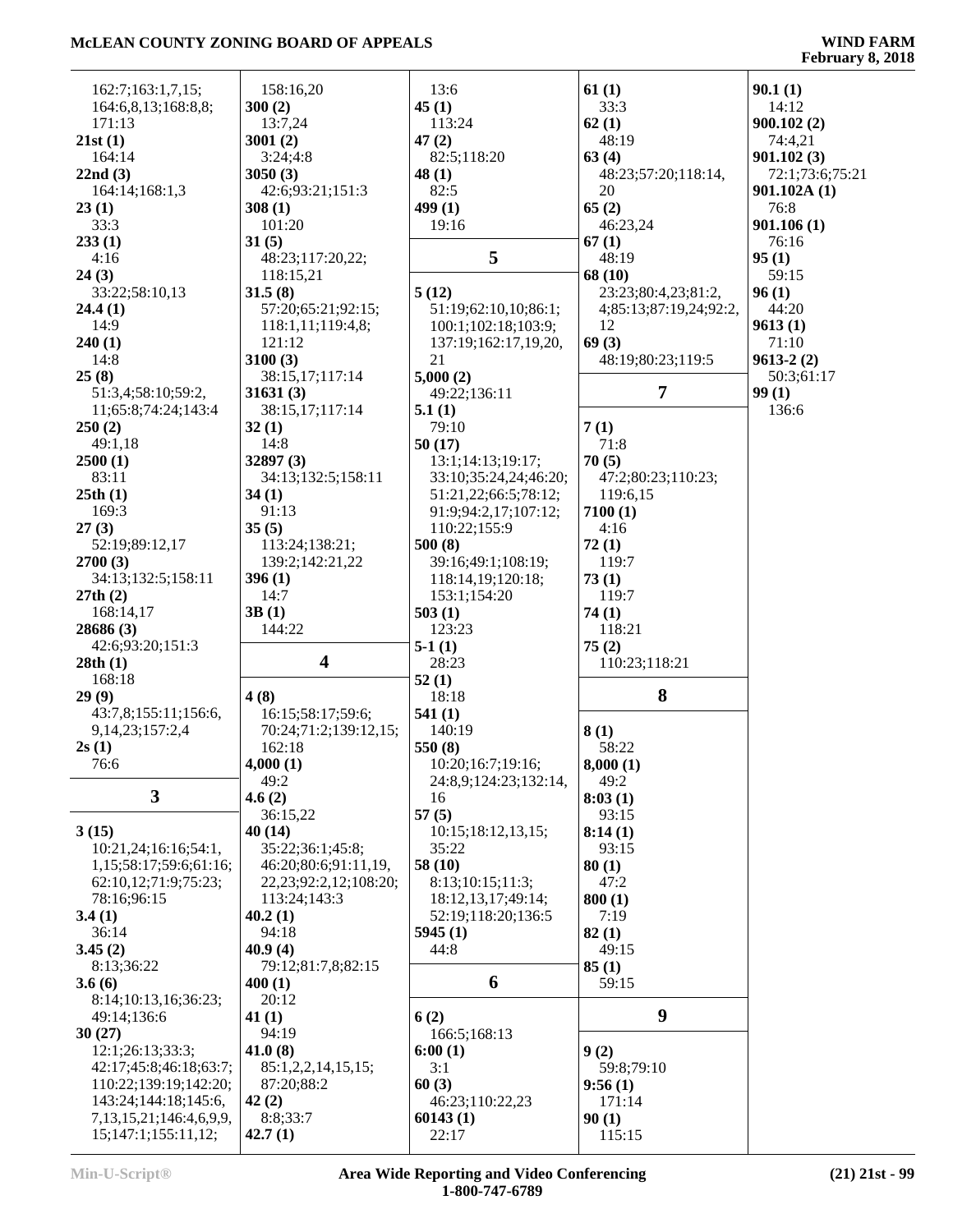162:7;163:1,7,15;
164:6,8,13;168:8,8;
171:13

**21st (1)**
164:14

**22nd (3)**
164:14;168:1,3

**23 (1)**
33:3

**233 (1)**
4:16

**24 (3)**
33:22;58:10,13

**24.4 (1)**
14:9

**240 (1)**
14:8

**25 (8)**
51:3,4;58:10;59:2,
11;65:8;74:24;143:4

**250 (2)**
49:1,18

**2500 (1)**
83:11

**25th (1)**
169:3

**27 (3)**
52:19;89:12,17

**2700 (3)**
34:13;132:5;158:11

**27th (2)**
168:14,17

**28686 (3)**
42:6;93:20;151:3

**28th (1)**
168:18

**29 (9)**
43:7,8;155:11;156:6,
9,14,23;157:2,4

**2s (1)**
76:6

## 3

**3 (15)**
10:21,24;16:16;54:1,
1,15;58:17;59:6;61:16;
62:10,12;71:9;75:23;
78:16;96:15

**3.4 (1)**
36:14

**3.45 (2)**
8:13;36:22

**3.6 (6)**
8:14;10:13,16;36:23;
49:14;136:6

**30 (27)**
12:1;26:13;33:3;
42:17;45:8;46:18;63:7;
110:22;139:19;142:20;
143:24;144:18;145:6,
7,13,15,21;146:4,6,9,9,
15;147:1;155:11,12;
158:16,20

**300 (2)**
13:7,24

**3001 (2)**
3:24;4:8

**3050 (3)**
42:6;93:21;151:3

**308 (1)**
101:20

**31 (5)**
48:23;117:20,22;
118:15,21

**31.5 (8)**
57:20;65:21;92:15;
118:1,11;119:4,8;
121:12

**3100 (3)**
38:15,17;117:14

**31631 (3)**
38:15,17;117:14

**32 (1)**
14:8

**32897 (3)**
34:13;132:5;158:11

**34 (1)**
91:13

**35 (5)**
113:24;138:21;
139:2;142:21,22

**396 (1)**
14:7

**3B (1)**
144:22

## 4

**4 (8)**
16:15;58:17;59:6;
70:24;71:2;139:12,15;
162:18

**4,000 (1)**
49:2

**4.6 (2)**
36:15,22

**40 (14)**
35:22;36:1;45:8;
46:20;80:6;91:11,19,
22,23;92:2,12;108:20;
113:24;143:3

**40.2 (1)**
94:18

**40.9 (4)**
79:12;81:7,8;82:15

**400 (1)**
20:12

**41 (1)**
94:19

**41.0 (8)**
85:1,2,2,14,15,15;
87:20;88:2

**42 (2)**
8:8;33:7

**42.7 (1)**
13:6

**45 (1)**
113:24

**47 (2)**
82:5;118:20

**48 (1)**
82:5

**499 (1)**
19:16

## 5

**5 (12)**
51:19;62:10,10;86:1;
100:1;102:18;103:9;
137:19;162:17,19,20,
21

**5,000 (2)**
49:22;136:11

**5.1 (1)**
79:10

**50 (17)**
13:1;14:13;19:17;
33:10;35:24,24;46:20;
51:21,22;66:5;78:12;
91:9;94:2,17;107:12;
110:22;155:9

**500 (8)**
39:16;49:1;108:19;
118:14,19;120:18;
153:1;154:20

**503 (1)**
123:23

**5-1 (1)**
28:23

**52 (1)**
18:18

**541 (1)**
140:19

**550 (8)**
10:20;16:7;19:16;
24:8,9;124:23;132:14,
16

**57 (5)**
10:15;18:12,13,15;
35:22

**58 (10)**
8:13;10:15;11:3;
18:12,13,17;49:14;
52:19;118:20;136:5

**5945 (1)**
44:8

## 6

**6 (2)**
166:5;168:13

**6:00 (1)**
3:1

**60 (3)**
46:23;110:22,23

**60143 (1)**
22:17

**61 (1)**
33:3

**62 (1)**
48:19

**63 (4)**
48:23;57:20;118:14,
20

**65 (2)**
46:23,24

**67 (1)**
48:19

**68 (10)**
23:23;80:4,23;81:2,
4;85:13;87:19,24;92:2,
12

**69 (3)**
48:19;80:23;119:5

## 7

**7 (1)**
71:8

**70 (5)**
47:2;80:23;110:23;
119:6,15

**7100 (1)**
4:16

**72 (1)**
119:7

**73 (1)**
119:7

**74 (1)**
118:21

**75 (2)**
110:23;118:21

## 8

**8 (1)**
58:22

**8,000 (1)**
49:2

**8:03 (1)**
93:15

**8:14 (1)**
93:15

**80 (1)**
47:2

**800 (1)**
7:19

**82 (1)**
49:15

**85 (1)**
59:15

## 9

**9 (2)**
59:8;79:10

**9:56 (1)**
171:14

**90 (1)**
115:15

**90.1 (1)**
14:12

**900.102 (2)**
74:4,21

**901.102 (3)**
72:1;73:6;75:21

**901.102A (1)**
76:8

**901.106 (1)**
76:16

**95 (1)**
59:15

**96 (1)**
44:20

**9613 (1)**
71:10

**9613-2 (2)**
50:3;61:17

**99 (1)**
136:6